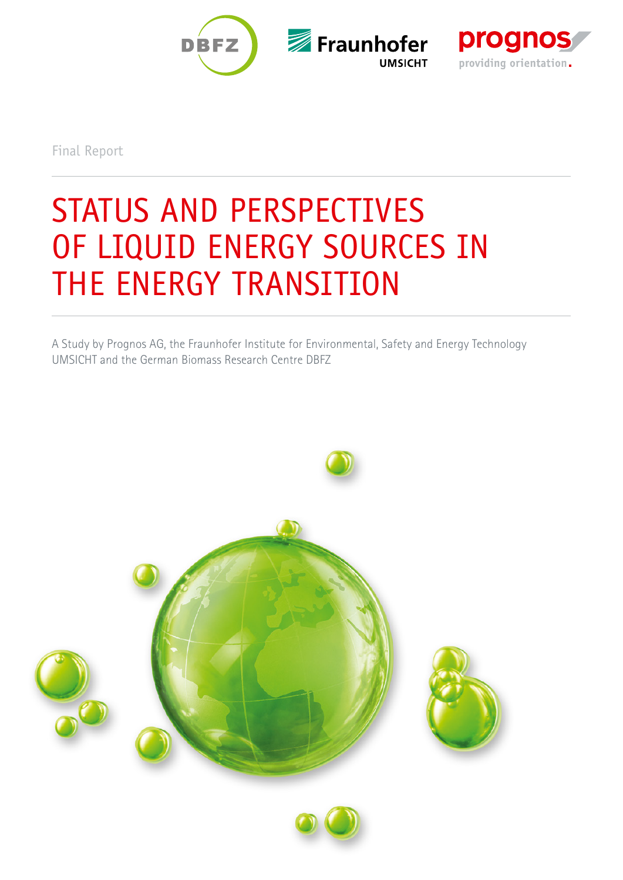Final Report

# STATUS AND PERSPECTIVES OF LIQUID ENERGY SOURCES IN THE ENERGY TRANSITION

A Study by Prognos AG, the Fraunhofer Institute for Environmental, Safety and Energy Technology UMSICHT and the German Biomass Research Centre DBFZ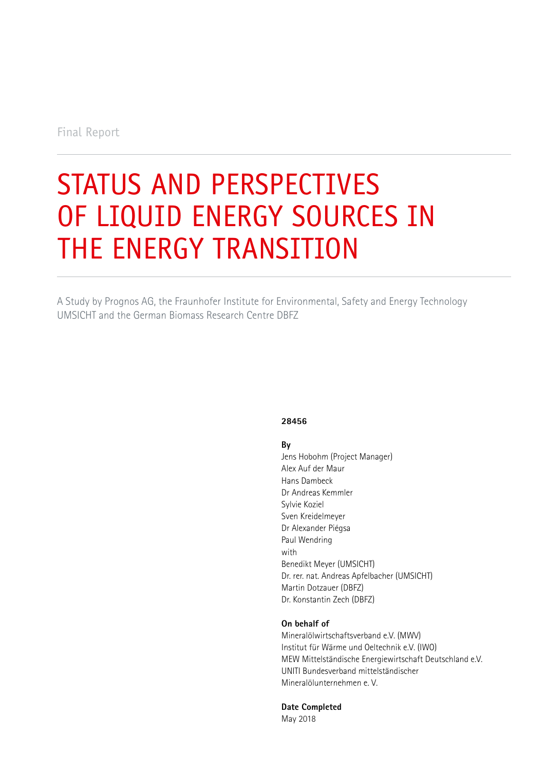Final Report

# STATUS AND PERSPECTIVES OF LIQUID ENERGY SOURCES IN THE ENERGY TRANSITION

A Study by Prognos AG, the Fraunhofer Institute for Environmental, Safety and Energy Technology UMSICHT and the German Biomass Research Centre DBFZ

**28456**

**By**
Jens Hobohm (Project Manager)
Alex Auf der Maur
Hans Dambeck
Dr Andreas Kemmler
Sylvie Koziel
Sven Kreidelmeyer
Dr Alexander Piégsa
Paul Wendring
with
Benedikt Meyer (UMSICHT)
Dr. rer. nat. Andreas Apfelbacher (UMSICHT)
Martin Dotzauer (DBFZ)
Dr. Konstantin Zech (DBFZ)

**On behalf of**
Mineralölwirtschaftsverband e.V. (MWV)
Institut für Wärme und Oeltechnik e.V. (IWO)
MEW Mittelständische Energiewirtschaft Deutschland e.V.
UNITI Bundesverband mittelständischer Mineralölunternehmen e. V.

**Date Completed**
May 2018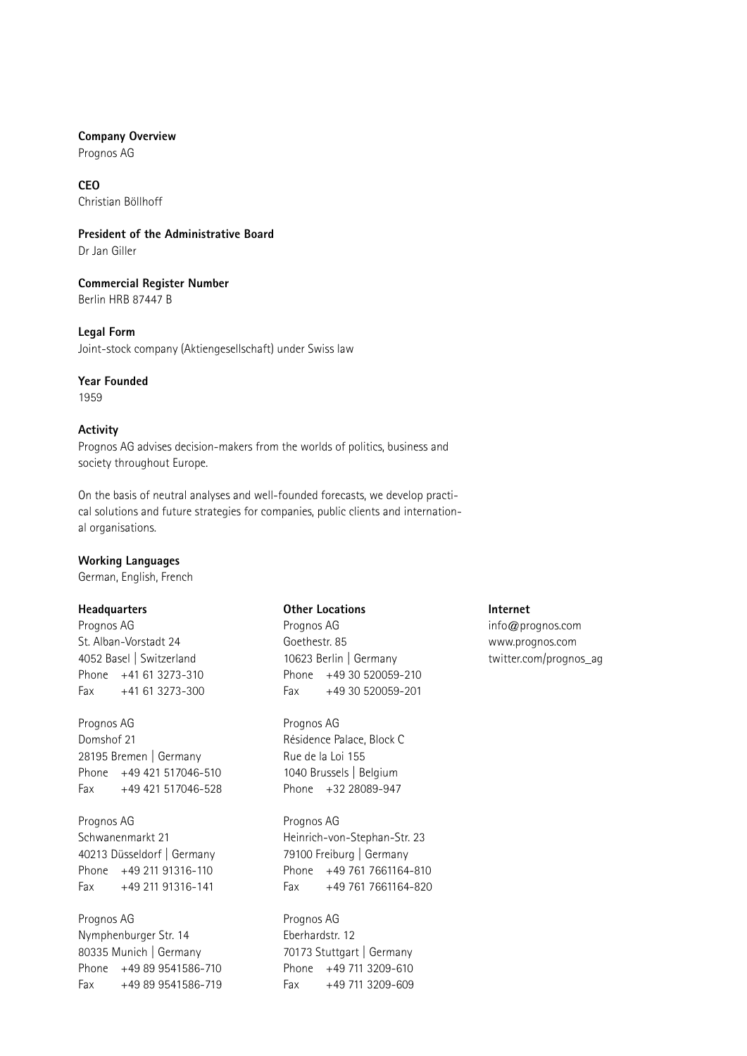**Company Overview**
Prognos AG

**CEO**
Christian Böllhoff

**President of the Administrative Board**
Dr Jan Giller

**Commercial Register Number**
Berlin HRB 87447 B

**Legal Form**
Joint-stock company (Aktiengesellschaft) under Swiss law

**Year Founded**
1959

**Activity**
Prognos AG advises decision-makers from the worlds of politics, business and society throughout Europe.

On the basis of neutral analyses and well-founded forecasts, we develop practical solutions and future strategies for companies, public clients and international organisations.

**Working Languages**
German, English, French

**Headquarters**

Prognos AG
St. Alban-Vorstadt 24
4052 Basel | Switzerland
Phone +41 61 3273-310
Fax +41 61 3273-300

Prognos AG
Domshof 21
28195 Bremen | Germany
Phone +49 421 517046-510
Fax +49 421 517046-528

Prognos AG
Schwanenmarkt 21
40213 Düsseldorf | Germany
Phone +49 211 91316-110
Fax +49 211 91316-141

Prognos AG
Nymphenburger Str. 14
80335 Munich | Germany
Phone +49 89 9541586-710
Fax +49 89 9541586-719

**Other Locations**

Prognos AG
Goethestr. 85
10623 Berlin | Germany
Phone +49 30 520059-210
Fax +49 30 520059-201

Prognos AG
Résidence Palace, Block C
Rue de la Loi 155
1040 Brussels | Belgium
Phone +32 28089-947

Prognos AG
Heinrich-von-Stephan-Str. 23
79100 Freiburg | Germany
Phone +49 761 7661164-810
Fax +49 761 7661164-820

Prognos AG
Eberhardstr. 12
70173 Stuttgart | Germany
Phone +49 711 3209-610
Fax +49 711 3209-609

**Internet**

info@prognos.com
www.prognos.com
twitter.com/prognos_ag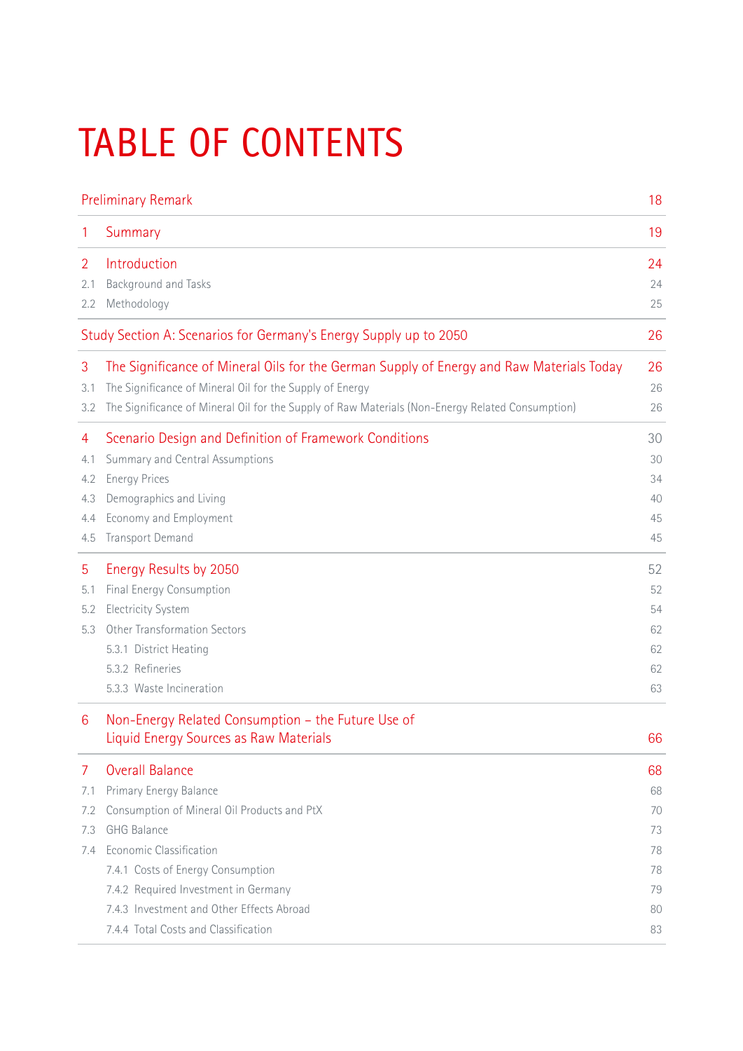# TABLE OF CONTENTS

| | | |
|---|---|---|
| Preliminary Remark | | 18 |
| 1 | Summary | 19 |
| 2 | Introduction | 24 |
| 2.1 | Background and Tasks | 24 |
| 2.2 | Methodology | 25 |
| Study Section A: Scenarios for Germany's Energy Supply up to 2050 | | 26 |
| 3 | The Significance of Mineral Oils for the German Supply of Energy and Raw Materials Today | 26 |
| 3.1 | The Significance of Mineral Oil for the Supply of Energy | 26 |
| 3.2 | The Significance of Mineral Oil for the Supply of Raw Materials (Non-Energy Related Consumption) | 26 |
| 4 | Scenario Design and Definition of Framework Conditions | 30 |
| 4.1 | Summary and Central Assumptions | 30 |
| 4.2 | Energy Prices | 34 |
| 4.3 | Demographics and Living | 40 |
| 4.4 | Economy and Employment | 45 |
| 4.5 | Transport Demand | 45 |
| 5 | Energy Results by 2050 | 52 |
| 5.1 | Final Energy Consumption | 52 |
| 5.2 | Electricity System | 54 |
| 5.3 | Other Transformation Sectors | 62 |
| | 5.3.1 District Heating | 62 |
| | 5.3.2 Refineries | 62 |
| | 5.3.3 Waste Incineration | 63 |
| 6 | Non-Energy Related Consumption – the Future Use of Liquid Energy Sources as Raw Materials | 66 |
| 7 | Overall Balance | 68 |
| 7.1 | Primary Energy Balance | 68 |
| 7.2 | Consumption of Mineral Oil Products and PtX | 70 |
| 7.3 | GHG Balance | 73 |
| 7.4 | Economic Classification | 78 |
| | 7.4.1 Costs of Energy Consumption | 78 |
| | 7.4.2 Required Investment in Germany | 79 |
| | 7.4.3 Investment and Other Effects Abroad | 80 |
| | 7.4.4 Total Costs and Classification | 83 |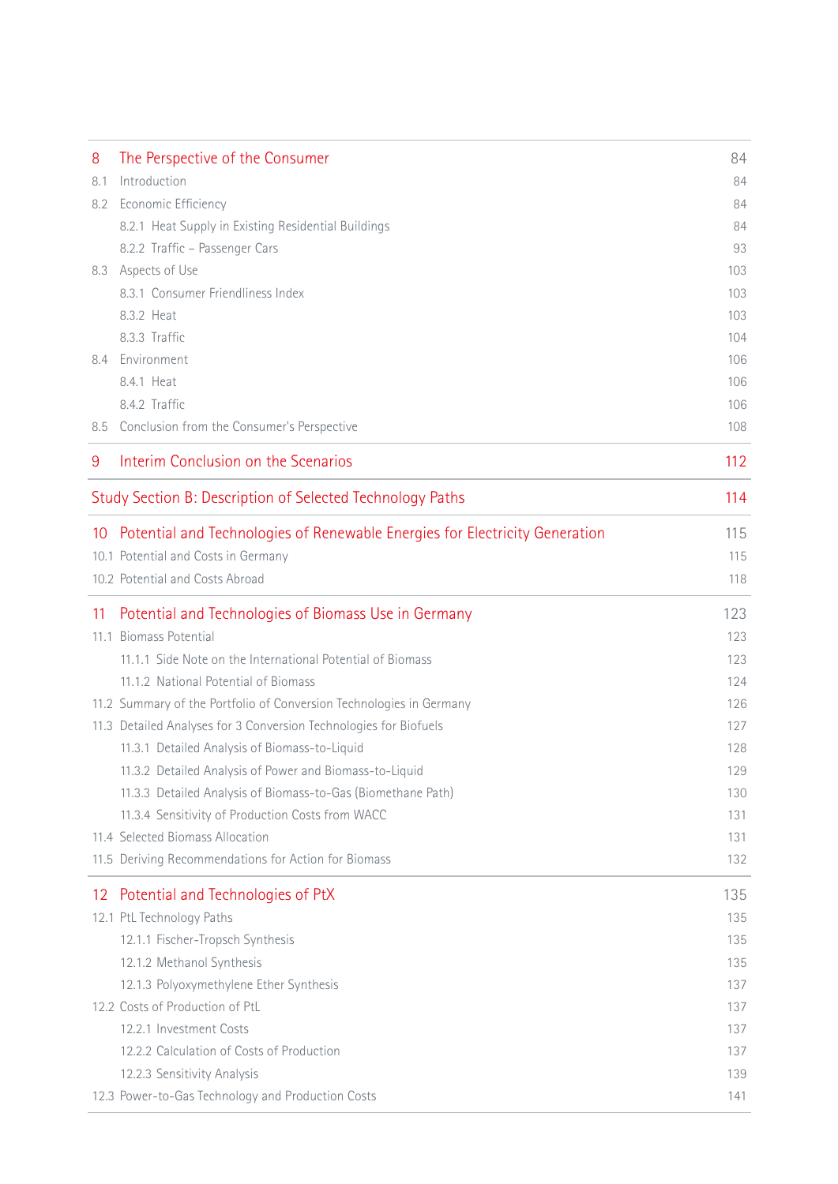| | |
|---|---|
| **8 The Perspective of the Consumer** | **84** |
| 8.1 Introduction | 84 |
| 8.2 Economic Efficiency | 84 |
| 8.2.1 Heat Supply in Existing Residential Buildings | 84 |
| 8.2.2 Traffic – Passenger Cars | 93 |
| 8.3 Aspects of Use | 103 |
| 8.3.1 Consumer Friendliness Index | 103 |
| 8.3.2 Heat | 103 |
| 8.3.3 Traffic | 104 |
| 8.4 Environment | 106 |
| 8.4.1 Heat | 106 |
| 8.4.2 Traffic | 106 |
| 8.5 Conclusion from the Consumer's Perspective | 108 |
| **9 Interim Conclusion on the Scenarios** | **112** |
| **Study Section B: Description of Selected Technology Paths** | **114** |
| **10 Potential and Technologies of Renewable Energies for Electricity Generation** | **115** |
| 10.1 Potential and Costs in Germany | 115 |
| 10.2 Potential and Costs Abroad | 118 |
| **11 Potential and Technologies of Biomass Use in Germany** | **123** |
| 11.1 Biomass Potential | 123 |
| 11.1.1 Side Note on the International Potential of Biomass | 123 |
| 11.1.2 National Potential of Biomass | 124 |
| 11.2 Summary of the Portfolio of Conversion Technologies in Germany | 126 |
| 11.3 Detailed Analyses for 3 Conversion Technologies for Biofuels | 127 |
| 11.3.1 Detailed Analysis of Biomass-to-Liquid | 128 |
| 11.3.2 Detailed Analysis of Power and Biomass-to-Liquid | 129 |
| 11.3.3 Detailed Analysis of Biomass-to-Gas (Biomethane Path) | 130 |
| 11.3.4 Sensitivity of Production Costs from WACC | 131 |
| 11.4 Selected Biomass Allocation | 131 |
| 11.5 Deriving Recommendations for Action for Biomass | 132 |
| **12 Potential and Technologies of PtX** | **135** |
| 12.1 PtL Technology Paths | 135 |
| 12.1.1 Fischer-Tropsch Synthesis | 135 |
| 12.1.2 Methanol Synthesis | 135 |
| 12.1.3 Polyoxymethylene Ether Synthesis | 137 |
| 12.2 Costs of Production of PtL | 137 |
| 12.2.1 Investment Costs | 137 |
| 12.2.2 Calculation of Costs of Production | 137 |
| 12.2.3 Sensitivity Analysis | 139 |
| 12.3 Power-to-Gas Technology and Production Costs | 141 |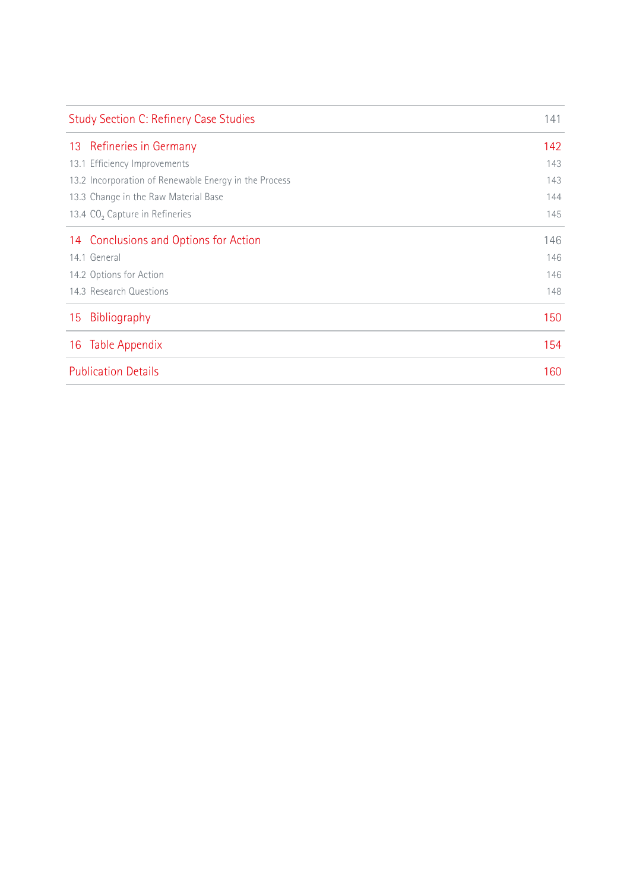| | |
|---|---|
| Study Section C: Refinery Case Studies | 141 |
| 13 Refineries in Germany | 142 |
| 13.1 Efficiency Improvements | 143 |
| 13.2 Incorporation of Renewable Energy in the Process | 143 |
| 13.3 Change in the Raw Material Base | 144 |
| 13.4 $CO_2$ Capture in Refineries | 145 |
| 14 Conclusions and Options for Action | 146 |
| 14.1 General | 146 |
| 14.2 Options for Action | 146 |
| 14.3 Research Questions | 148 |
| 15 Bibliography | 150 |
| 16 Table Appendix | 154 |
| Publication Details | 160 |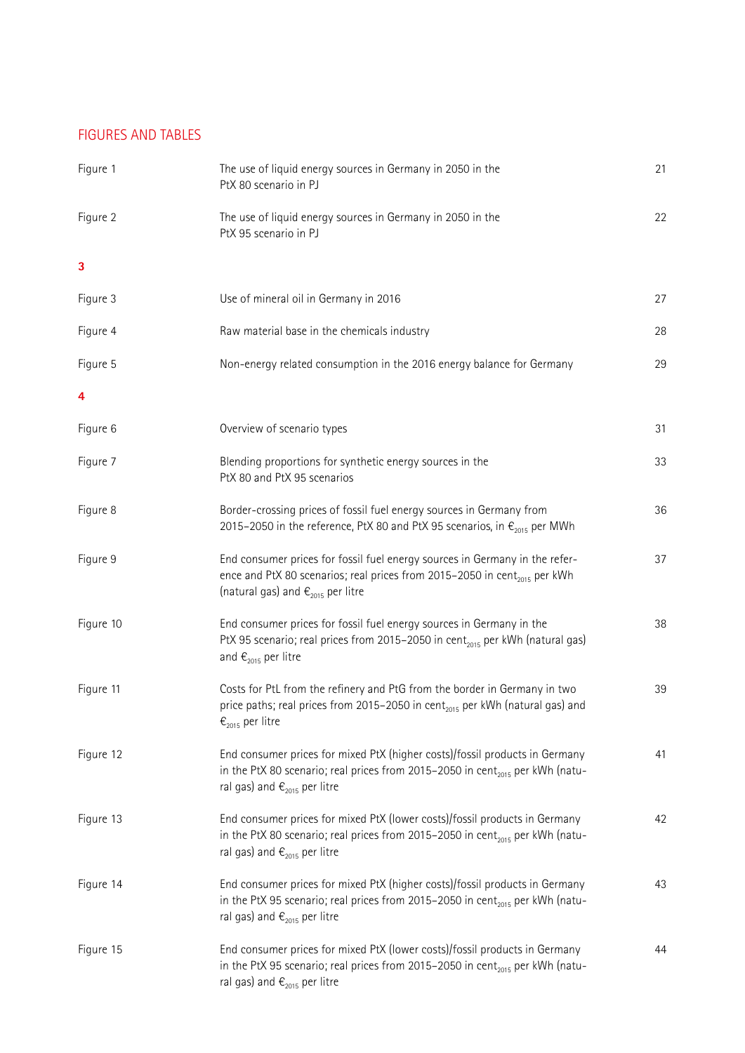## FIGURES AND TABLES

| | | |
|---|---|---|
| Figure 1 | The use of liquid energy sources in Germany in 2050 in the PtX 80 scenario in PJ | 21 |
| Figure 2 | The use of liquid energy sources in Germany in 2050 in the PtX 95 scenario in PJ | 22 |
| **3** | | |
| Figure 3 | Use of mineral oil in Germany in 2016 | 27 |
| Figure 4 | Raw material base in the chemicals industry | 28 |
| Figure 5 | Non-energy related consumption in the 2016 energy balance for Germany | 29 |
| **4** | | |
| Figure 6 | Overview of scenario types | 31 |
| Figure 7 | Blending proportions for synthetic energy sources in the PtX 80 and PtX 95 scenarios | 33 |
| Figure 8 | Border-crossing prices of fossil fuel energy sources in Germany from 2015–2050 in the reference, PtX 80 and PtX 95 scenarios, in $€_{2015}$ per MWh | 36 |
| Figure 9 | End consumer prices for fossil fuel energy sources in Germany in the reference and PtX 80 scenarios; real prices from 2015–2050 in $cent_{2015}$ per kWh (natural gas) and $€_{2015}$ per litre | 37 |
| Figure 10 | End consumer prices for fossil fuel energy sources in Germany in the PtX 95 scenario; real prices from 2015–2050 in $cent_{2015}$ per kWh (natural gas) and $€_{2015}$ per litre | 38 |
| Figure 11 | Costs for PtL from the refinery and PtG from the border in Germany in two price paths; real prices from 2015–2050 in $cent_{2015}$ per kWh (natural gas) and $€_{2015}$ per litre | 39 |
| Figure 12 | End consumer prices for mixed PtX (higher costs)/fossil products in Germany in the PtX 80 scenario; real prices from 2015–2050 in $cent_{2015}$ per kWh (natural gas) and $€_{2015}$ per litre | 41 |
| Figure 13 | End consumer prices for mixed PtX (lower costs)/fossil products in Germany in the PtX 80 scenario; real prices from 2015–2050 in $cent_{2015}$ per kWh (natural gas) and $€_{2015}$ per litre | 42 |
| Figure 14 | End consumer prices for mixed PtX (higher costs)/fossil products in Germany in the PtX 95 scenario; real prices from 2015–2050 in $cent_{2015}$ per kWh (natural gas) and $€_{2015}$ per litre | 43 |
| Figure 15 | End consumer prices for mixed PtX (lower costs)/fossil products in Germany in the PtX 95 scenario; real prices from 2015–2050 in $cent_{2015}$ per kWh (natural gas) and $€_{2015}$ per litre | 44 |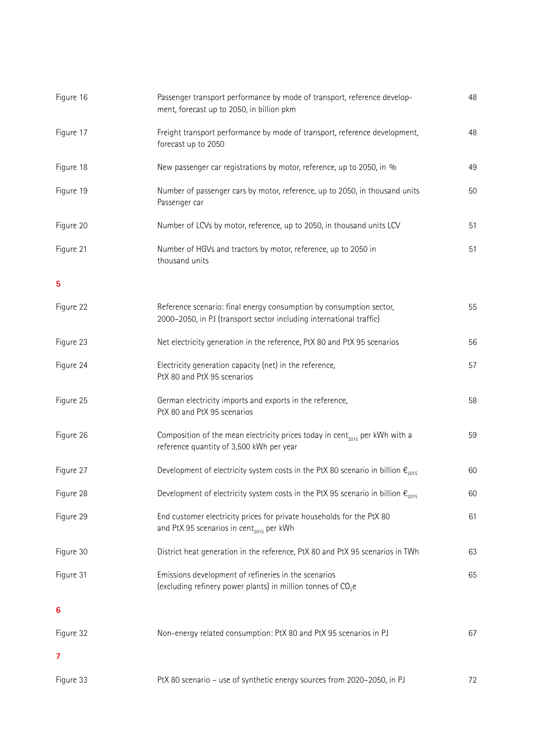| | | |
|---|---|---|
| Figure 16 | Passenger transport performance by mode of transport, reference development, forecast up to 2050, in billion pkm | 48 |
| Figure 17 | Freight transport performance by mode of transport, reference development, forecast up to 2050 | 48 |
| Figure 18 | New passenger car registrations by motor, reference, up to 2050, in % | 49 |
| Figure 19 | Number of passenger cars by motor, reference, up to 2050, in thousand units Passenger car | 50 |
| Figure 20 | Number of LCVs by motor, reference, up to 2050, in thousand units LCV | 51 |
| Figure 21 | Number of HGVs and tractors by motor, reference, up to 2050 in thousand units | 51 |

**5**

| | | |
|---|---|---|
| Figure 22 | Reference scenario: final energy consumption by consumption sector, 2000–2050, in PJ (transport sector including international traffic) | 55 |
| Figure 23 | Net electricity generation in the reference, PtX 80 and PtX 95 scenarios | 56 |
| Figure 24 | Electricity generation capacity (net) in the reference, PtX 80 and PtX 95 scenarios | 57 |
| Figure 25 | German electricity imports and exports in the reference, PtX 80 and PtX 95 scenarios | 58 |
| Figure 26 | Composition of the mean electricity prices today in $cent_{2015}$ per kWh with a reference quantity of 3,500 kWh per year | 59 |
| Figure 27 | Development of electricity system costs in the PtX 80 scenario in billion $€_{2015}$ | 60 |
| Figure 28 | Development of electricity system costs in the PtX 95 scenario in billion $€_{2015}$ | 60 |
| Figure 29 | End customer electricity prices for private households for the PtX 80 and PtX 95 scenarios in $cent_{2015}$ per kWh | 61 |
| Figure 30 | District heat generation in the reference, PtX 80 and PtX 95 scenarios in TWh | 63 |
| Figure 31 | Emissions development of refineries in the scenarios (excluding refinery power plants) in million tonnes of $CO_2e$ | 65 |

**6**

| | | |
|---|---|---|
| Figure 32 | Non-energy related consumption: PtX 80 and PtX 95 scenarios in PJ | 67 |

**7**

| | | |
|---|---|---|
| Figure 33 | PtX 80 scenario – use of synthetic energy sources from 2020–2050, in PJ | 72 |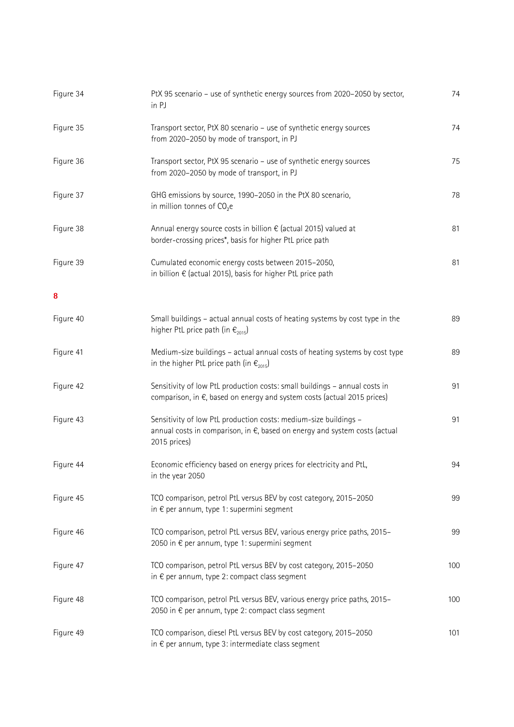| | | |
|---|---|---|
| Figure 34 | PtX 95 scenario – use of synthetic energy sources from 2020–2050 by sector, in PJ | 74 |
| Figure 35 | Transport sector, PtX 80 scenario – use of synthetic energy sources from 2020–2050 by mode of transport, in PJ | 74 |
| Figure 36 | Transport sector, PtX 95 scenario – use of synthetic energy sources from 2020–2050 by mode of transport, in PJ | 75 |
| Figure 37 | GHG emissions by source, 1990–2050 in the PtX 80 scenario, in million tonnes of $CO_2e$ | 78 |
| Figure 38 | Annual energy source costs in billion € (actual 2015) valued at border-crossing prices*, basis for higher PtL price path | 81 |
| Figure 39 | Cumulated economic energy costs between 2015–2050, in billion € (actual 2015), basis for higher PtL price path | 81 |

**8**

| | | |
|---|---|---|
| Figure 40 | Small buildings – actual annual costs of heating systems by cost type in the higher PtL price path (in $€_{2015}$) | 89 |
| Figure 41 | Medium-size buildings – actual annual costs of heating systems by cost type in the higher PtL price path (in $€_{2015}$) | 89 |
| Figure 42 | Sensitivity of low PtL production costs: small buildings – annual costs in comparison, in €, based on energy and system costs (actual 2015 prices) | 91 |
| Figure 43 | Sensitivity of low PtL production costs: medium-size buildings – annual costs in comparison, in €, based on energy and system costs (actual 2015 prices) | 91 |
| Figure 44 | Economic efficiency based on energy prices for electricity and PtL, in the year 2050 | 94 |
| Figure 45 | TCO comparison, petrol PtL versus BEV by cost category, 2015–2050 in € per annum, type 1: supermini segment | 99 |
| Figure 46 | TCO comparison, petrol PtL versus BEV, various energy price paths, 2015–2050 in € per annum, type 1: supermini segment | 99 |
| Figure 47 | TCO comparison, petrol PtL versus BEV by cost category, 2015–2050 in € per annum, type 2: compact class segment | 100 |
| Figure 48 | TCO comparison, petrol PtL versus BEV, various energy price paths, 2015–2050 in € per annum, type 2: compact class segment | 100 |
| Figure 49 | TCO comparison, diesel PtL versus BEV by cost category, 2015–2050 in € per annum, type 3: intermediate class segment | 101 |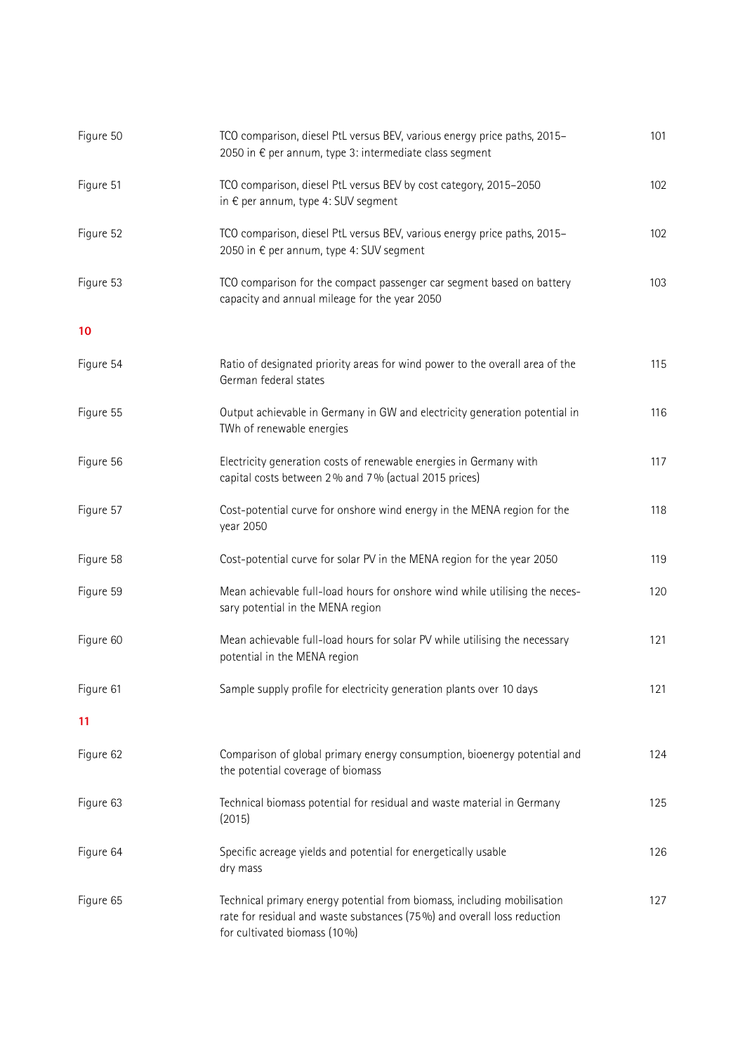| | | |
|---|---|---|
| Figure 50 | TCO comparison, diesel PtL versus BEV, various energy price paths, 2015–2050 in € per annum, type 3: intermediate class segment | 101 |
| Figure 51 | TCO comparison, diesel PtL versus BEV by cost category, 2015–2050 in € per annum, type 4: SUV segment | 102 |
| Figure 52 | TCO comparison, diesel PtL versus BEV, various energy price paths, 2015–2050 in € per annum, type 4: SUV segment | 102 |
| Figure 53 | TCO comparison for the compact passenger car segment based on battery capacity and annual mileage for the year 2050 | 103 |

**10**

| | | |
|---|---|---|
| Figure 54 | Ratio of designated priority areas for wind power to the overall area of the German federal states | 115 |
| Figure 55 | Output achievable in Germany in GW and electricity generation potential in TWh of renewable energies | 116 |
| Figure 56 | Electricity generation costs of renewable energies in Germany with capital costs between 2 % and 7 % (actual 2015 prices) | 117 |
| Figure 57 | Cost-potential curve for onshore wind energy in the MENA region for the year 2050 | 118 |
| Figure 58 | Cost-potential curve for solar PV in the MENA region for the year 2050 | 119 |
| Figure 59 | Mean achievable full-load hours for onshore wind while utilising the necessary potential in the MENA region | 120 |
| Figure 60 | Mean achievable full-load hours for solar PV while utilising the necessary potential in the MENA region | 121 |
| Figure 61 | Sample supply profile for electricity generation plants over 10 days | 121 |

**11**

| | | |
|---|---|---|
| Figure 62 | Comparison of global primary energy consumption, bioenergy potential and the potential coverage of biomass | 124 |
| Figure 63 | Technical biomass potential for residual and waste material in Germany (2015) | 125 |
| Figure 64 | Specific acreage yields and potential for energetically usable dry mass | 126 |
| Figure 65 | Technical primary energy potential from biomass, including mobilisation rate for residual and waste substances (75 %) and overall loss reduction for cultivated biomass (10 %) | 127 |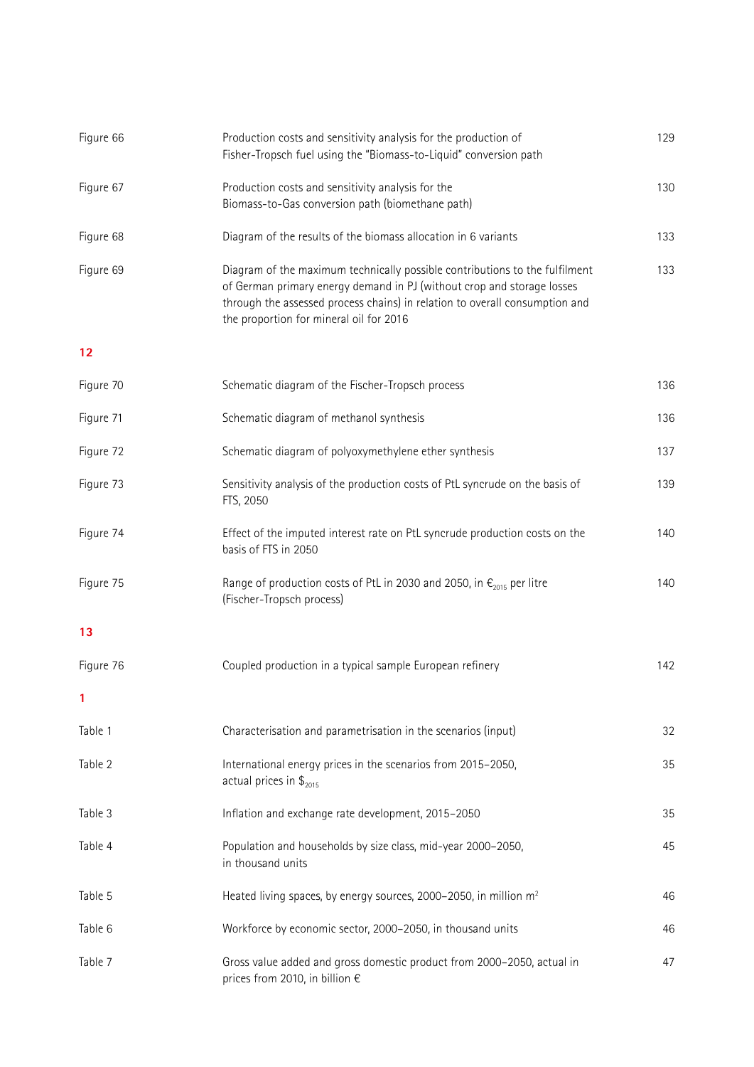| | | |
|---|---|---|
| Figure 66 | Production costs and sensitivity analysis for the production of Fisher-Tropsch fuel using the "Biomass-to-Liquid" conversion path | 129 |
| Figure 67 | Production costs and sensitivity analysis for the Biomass-to-Gas conversion path (biomethane path) | 130 |
| Figure 68 | Diagram of the results of the biomass allocation in 6 variants | 133 |
| Figure 69 | Diagram of the maximum technically possible contributions to the fulfilment of German primary energy demand in PJ (without crop and storage losses through the assessed process chains) in relation to overall consumption and the proportion for mineral oil for 2016 | 133 |

**12**

| | | |
|---|---|---|
| Figure 70 | Schematic diagram of the Fischer-Tropsch process | 136 |
| Figure 71 | Schematic diagram of methanol synthesis | 136 |
| Figure 72 | Schematic diagram of polyoxymethylene ether synthesis | 137 |
| Figure 73 | Sensitivity analysis of the production costs of PtL syncrude on the basis of FTS, 2050 | 139 |
| Figure 74 | Effect of the imputed interest rate on PtL syncrude production costs on the basis of FTS in 2050 | 140 |
| Figure 75 | Range of production costs of PtL in 2030 and 2050, in $€_{2015}$ per litre (Fischer-Tropsch process) | 140 |

**13**

| | | |
|---|---|---|
| Figure 76 | Coupled production in a typical sample European refinery | 142 |

**1**

| | | |
|---|---|---|
| Table 1 | Characterisation and parametrisation in the scenarios (input) | 32 |
| Table 2 | International energy prices in the scenarios from 2015–2050, actual prices in $\$_{2015}$ | 35 |
| Table 3 | Inflation and exchange rate development, 2015–2050 | 35 |
| Table 4 | Population and households by size class, mid-year 2000–2050, in thousand units | 45 |
| Table 5 | Heated living spaces, by energy sources, 2000–2050, in million $m^2$ | 46 |
| Table 6 | Workforce by economic sector, 2000–2050, in thousand units | 46 |
| Table 7 | Gross value added and gross domestic product from 2000–2050, actual in prices from 2010, in billion € | 47 |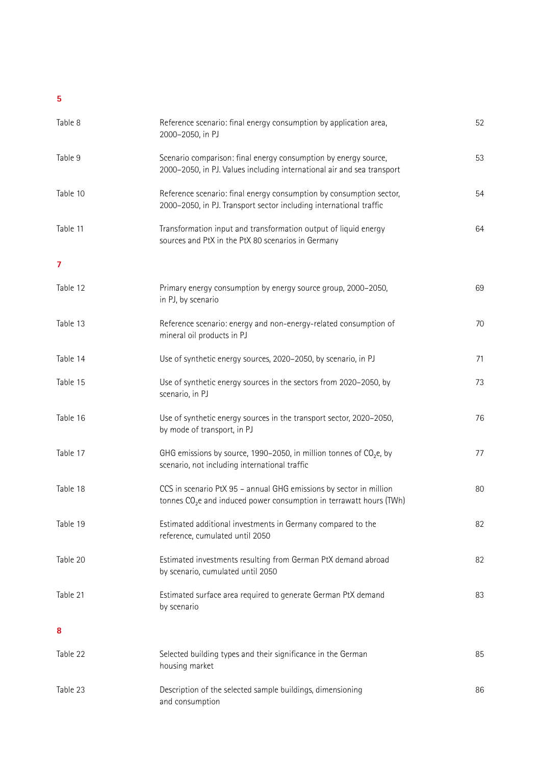**5**

| | | |
|---|---|---|
| Table 8 | Reference scenario: final energy consumption by application area, 2000–2050, in PJ | 52 |
| Table 9 | Scenario comparison: final energy consumption by energy source, 2000–2050, in PJ. Values including international air and sea transport | 53 |
| Table 10 | Reference scenario: final energy consumption by consumption sector, 2000–2050, in PJ. Transport sector including international traffic | 54 |
| Table 11 | Transformation input and transformation output of liquid energy sources and PtX in the PtX 80 scenarios in Germany | 64 |

**7**

| | | |
|---|---|---|
| Table 12 | Primary energy consumption by energy source group, 2000–2050, in PJ, by scenario | 69 |
| Table 13 | Reference scenario: energy and non-energy-related consumption of mineral oil products in PJ | 70 |
| Table 14 | Use of synthetic energy sources, 2020–2050, by scenario, in PJ | 71 |
| Table 15 | Use of synthetic energy sources in the sectors from 2020–2050, by scenario, in PJ | 73 |
| Table 16 | Use of synthetic energy sources in the transport sector, 2020–2050, by mode of transport, in PJ | 76 |
| Table 17 | GHG emissions by source, 1990–2050, in million tonnes of $CO_2$e, by scenario, not including international traffic | 77 |
| Table 18 | CCS in scenario PtX 95 – annual GHG emissions by sector in million tonnes $CO_2$e and induced power consumption in terrawatt hours (TWh) | 80 |
| Table 19 | Estimated additional investments in Germany compared to the reference, cumulated until 2050 | 82 |
| Table 20 | Estimated investments resulting from German PtX demand abroad by scenario, cumulated until 2050 | 82 |
| Table 21 | Estimated surface area required to generate German PtX demand by scenario | 83 |

**8**

| | | |
|---|---|---|
| Table 22 | Selected building types and their significance in the German housing market | 85 |
| Table 23 | Description of the selected sample buildings, dimensioning and consumption | 86 |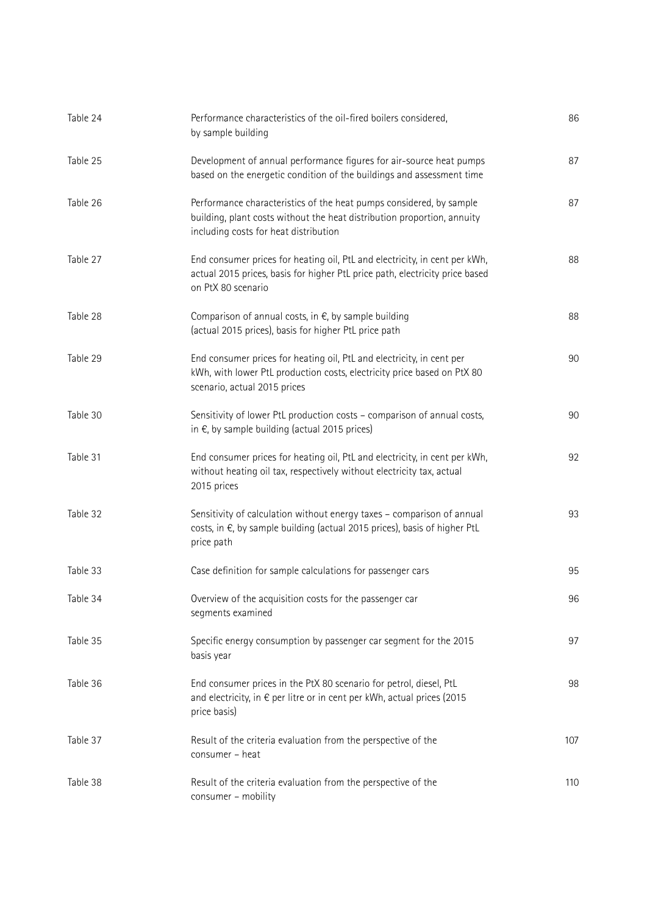| | | |
|---|---|---|
| Table 24 | Performance characteristics of the oil-fired boilers considered, by sample building | 86 |
| Table 25 | Development of annual performance figures for air-source heat pumps based on the energetic condition of the buildings and assessment time | 87 |
| Table 26 | Performance characteristics of the heat pumps considered, by sample building, plant costs without the heat distribution proportion, annuity including costs for heat distribution | 87 |
| Table 27 | End consumer prices for heating oil, PtL and electricity, in cent per kWh, actual 2015 prices, basis for higher PtL price path, electricity price based on PtX 80 scenario | 88 |
| Table 28 | Comparison of annual costs, in €, by sample building (actual 2015 prices), basis for higher PtL price path | 88 |
| Table 29 | End consumer prices for heating oil, PtL and electricity, in cent per kWh, with lower PtL production costs, electricity price based on PtX 80 scenario, actual 2015 prices | 90 |
| Table 30 | Sensitivity of lower PtL production costs – comparison of annual costs, in €, by sample building (actual 2015 prices) | 90 |
| Table 31 | End consumer prices for heating oil, PtL and electricity, in cent per kWh, without heating oil tax, respectively without electricity tax, actual 2015 prices | 92 |
| Table 32 | Sensitivity of calculation without energy taxes – comparison of annual costs, in €, by sample building (actual 2015 prices), basis of higher PtL price path | 93 |
| Table 33 | Case definition for sample calculations for passenger cars | 95 |
| Table 34 | Overview of the acquisition costs for the passenger car segments examined | 96 |
| Table 35 | Specific energy consumption by passenger car segment for the 2015 basis year | 97 |
| Table 36 | End consumer prices in the PtX 80 scenario for petrol, diesel, PtL and electricity, in € per litre or in cent per kWh, actual prices (2015 price basis) | 98 |
| Table 37 | Result of the criteria evaluation from the perspective of the consumer – heat | 107 |
| Table 38 | Result of the criteria evaluation from the perspective of the consumer – mobility | 110 |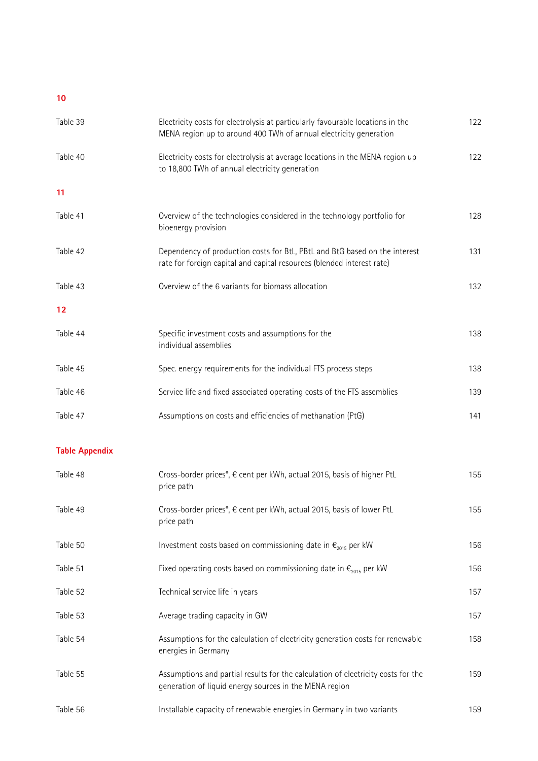**10**

| | | |
|---|---|---|
| Table 39 | Electricity costs for electrolysis at particularly favourable locations in the MENA region up to around 400 TWh of annual electricity generation | 122 |
| Table 40 | Electricity costs for electrolysis at average locations in the MENA region up to 18,800 TWh of annual electricity generation | 122 |

**11**

| | | |
|---|---|---|
| Table 41 | Overview of the technologies considered in the technology portfolio for bioenergy provision | 128 |
| Table 42 | Dependency of production costs for BtL, PBtL and BtG based on the interest rate for foreign capital and capital resources (blended interest rate) | 131 |
| Table 43 | Overview of the 6 variants for biomass allocation | 132 |

**12**

| | | |
|---|---|---|
| Table 44 | Specific investment costs and assumptions for the individual assemblies | 138 |
| Table 45 | Spec. energy requirements for the individual FTS process steps | 138 |
| Table 46 | Service life and fixed associated operating costs of the FTS assemblies | 139 |
| Table 47 | Assumptions on costs and efficiencies of methanation (PtG) | 141 |

**Table Appendix**

| | | |
|---|---|---|
| Table 48 | Cross-border prices*, € cent per kWh, actual 2015, basis of higher PtL price path | 155 |
| Table 49 | Cross-border prices*, € cent per kWh, actual 2015, basis of lower PtL price path | 155 |
| Table 50 | Investment costs based on commissioning date in $€_{2015}$ per kW | 156 |
| Table 51 | Fixed operating costs based on commissioning date in $€_{2015}$ per kW | 156 |
| Table 52 | Technical service life in years | 157 |
| Table 53 | Average trading capacity in GW | 157 |
| Table 54 | Assumptions for the calculation of electricity generation costs for renewable energies in Germany | 158 |
| Table 55 | Assumptions and partial results for the calculation of electricity costs for the generation of liquid energy sources in the MENA region | 159 |
| Table 56 | Installable capacity of renewable energies in Germany in two variants | 159 |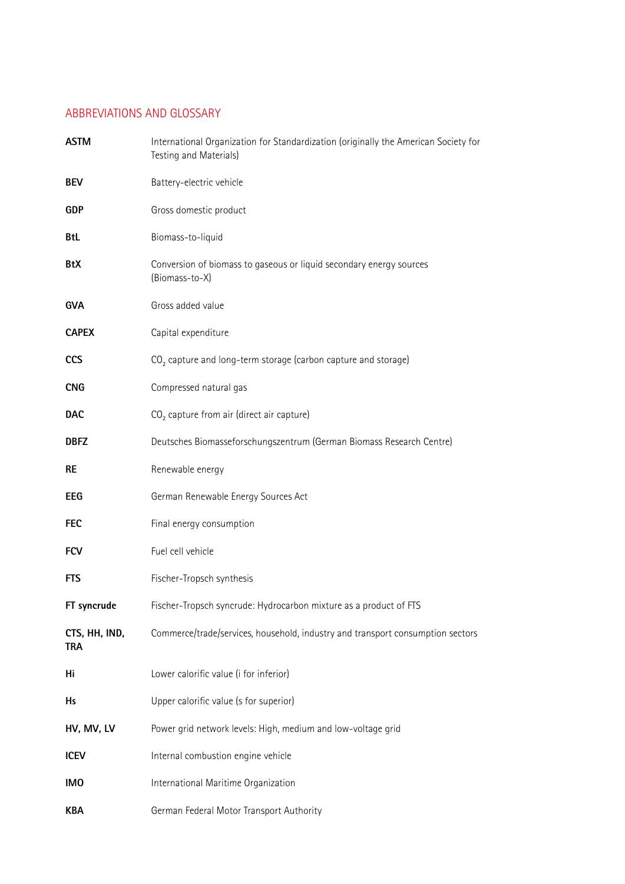## ABBREVIATIONS AND GLOSSARY

| | |
|---|---|
| **ASTM** | International Organization for Standardization (originally the American Society for Testing and Materials) |
| **BEV** | Battery-electric vehicle |
| **GDP** | Gross domestic product |
| **BtL** | Biomass-to-liquid |
| **BtX** | Conversion of biomass to gaseous or liquid secondary energy sources (Biomass-to-X) |
| **GVA** | Gross added value |
| **CAPEX** | Capital expenditure |
| **CCS** | $CO_2$ capture and long-term storage (carbon capture and storage) |
| **CNG** | Compressed natural gas |
| **DAC** | $CO_2$ capture from air (direct air capture) |
| **DBFZ** | Deutsches Biomasseforschungszentrum (German Biomass Research Centre) |
| **RE** | Renewable energy |
| **EEG** | German Renewable Energy Sources Act |
| **FEC** | Final energy consumption |
| **FCV** | Fuel cell vehicle |
| **FTS** | Fischer-Tropsch synthesis |
| **FT syncrude** | Fischer-Tropsch syncrude: Hydrocarbon mixture as a product of FTS |
| **CTS, HH, IND, TRA** | Commerce/trade/services, household, industry and transport consumption sectors |
| **Hi** | Lower calorific value (i for inferior) |
| **Hs** | Upper calorific value (s for superior) |
| **HV, MV, LV** | Power grid network levels: High, medium and low-voltage grid |
| **ICEV** | Internal combustion engine vehicle |
| **IMO** | International Maritime Organization |
| **KBA** | German Federal Motor Transport Authority |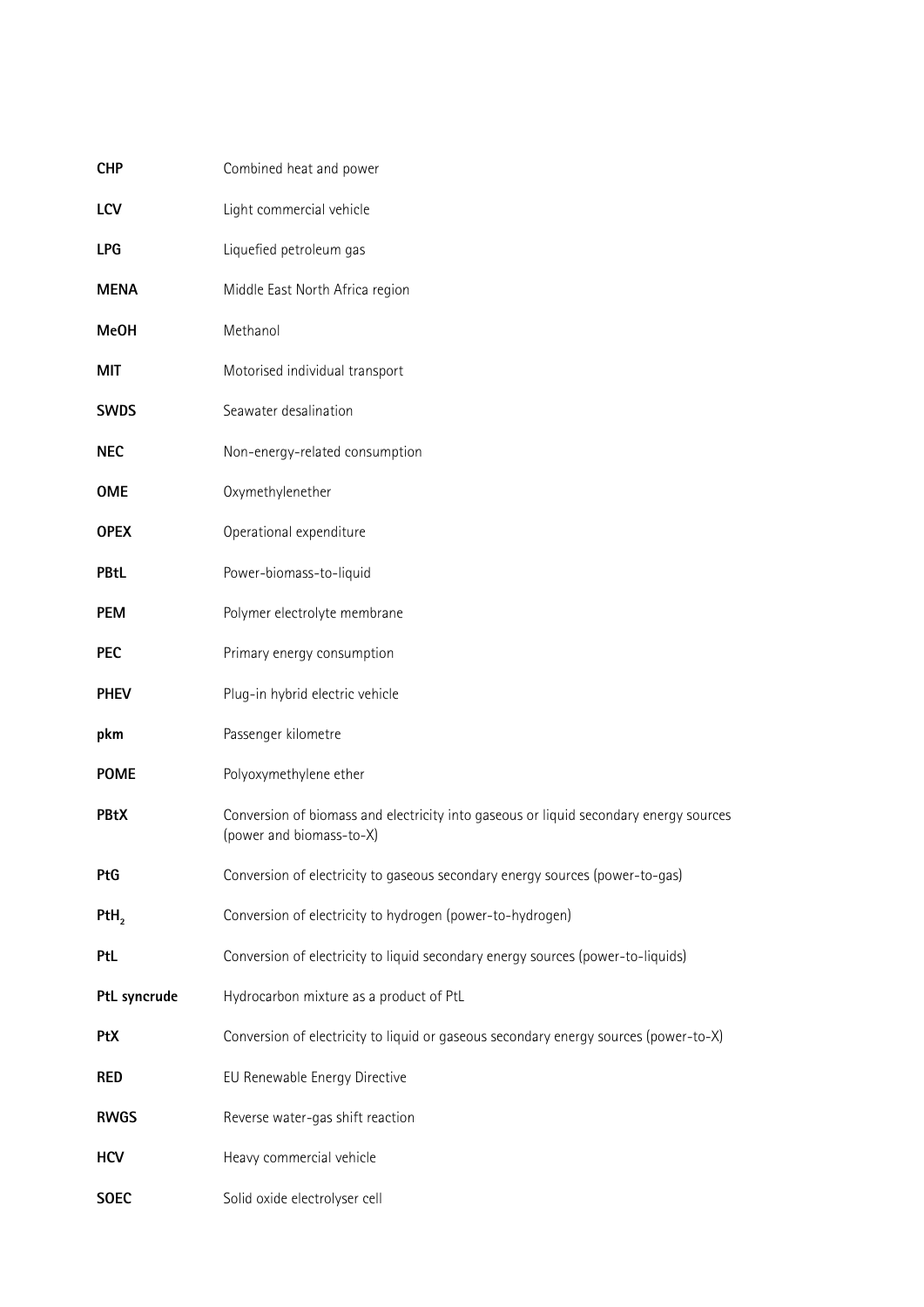| | |
|---|---|
| **CHP** | Combined heat and power |
| **LCV** | Light commercial vehicle |
| **LPG** | Liquefied petroleum gas |
| **MENA** | Middle East North Africa region |
| **MeOH** | Methanol |
| **MIT** | Motorised individual transport |
| **SWDS** | Seawater desalination |
| **NEC** | Non-energy-related consumption |
| **OME** | Oxymethylenether |
| **OPEX** | Operational expenditure |
| **PBtL** | Power-biomass-to-liquid |
| **PEM** | Polymer electrolyte membrane |
| **PEC** | Primary energy consumption |
| **PHEV** | Plug-in hybrid electric vehicle |
| **pkm** | Passenger kilometre |
| **POME** | Polyoxymethylene ether |
| **PBtX** | Conversion of biomass and electricity into gaseous or liquid secondary energy sources (power and biomass-to-X) |
| **PtG** | Conversion of electricity to gaseous secondary energy sources (power-to-gas) |
| **PtH$_2$** | Conversion of electricity to hydrogen (power-to-hydrogen) |
| **PtL** | Conversion of electricity to liquid secondary energy sources (power-to-liquids) |
| **PtL syncrude** | Hydrocarbon mixture as a product of PtL |
| **PtX** | Conversion of electricity to liquid or gaseous secondary energy sources (power-to-X) |
| **RED** | EU Renewable Energy Directive |
| **RWGS** | Reverse water-gas shift reaction |
| **HCV** | Heavy commercial vehicle |
| **SOEC** | Solid oxide electrolyser cell |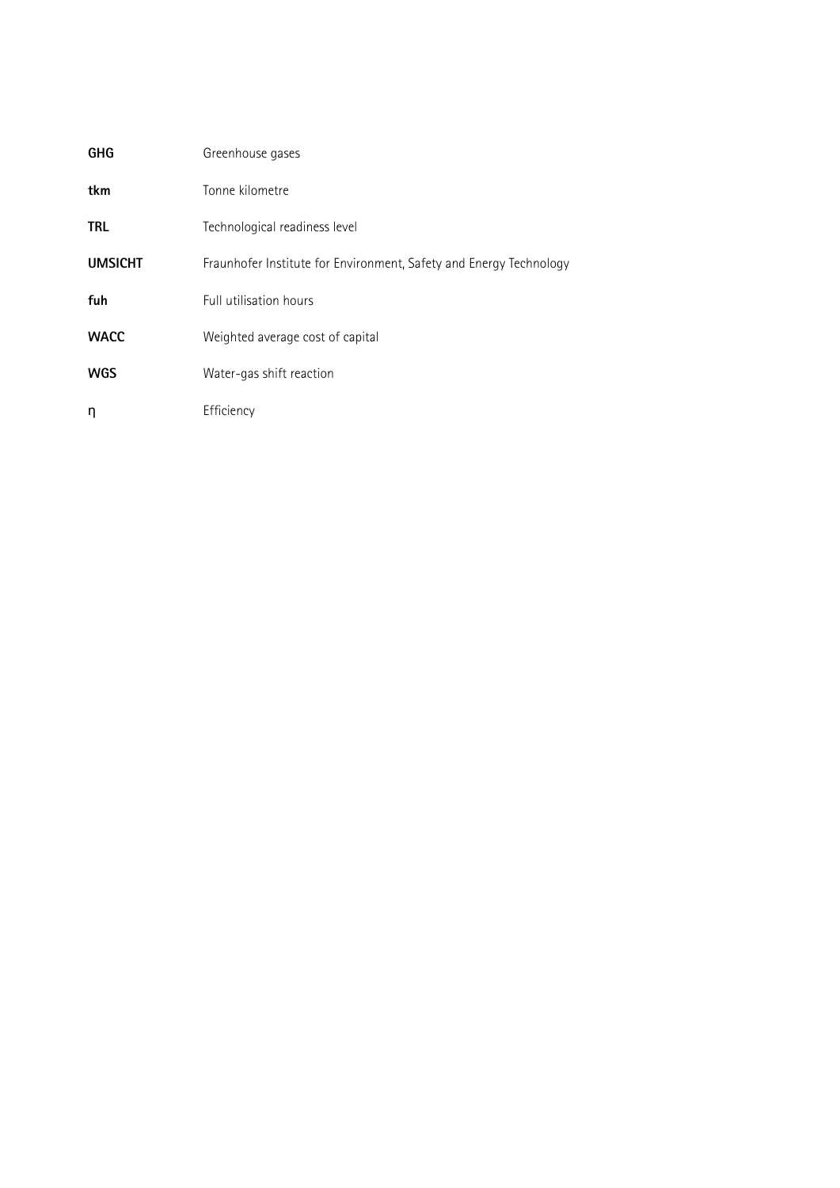| | |
|---|---|
| **GHG** | Greenhouse gases |
| **tkm** | Tonne kilometre |
| **TRL** | Technological readiness level |
| **UMSICHT** | Fraunhofer Institute for Environment, Safety and Energy Technology |
| **fuh** | Full utilisation hours |
| **WACC** | Weighted average cost of capital |
| **WGS** | Water-gas shift reaction |
| $\eta$ | Efficiency |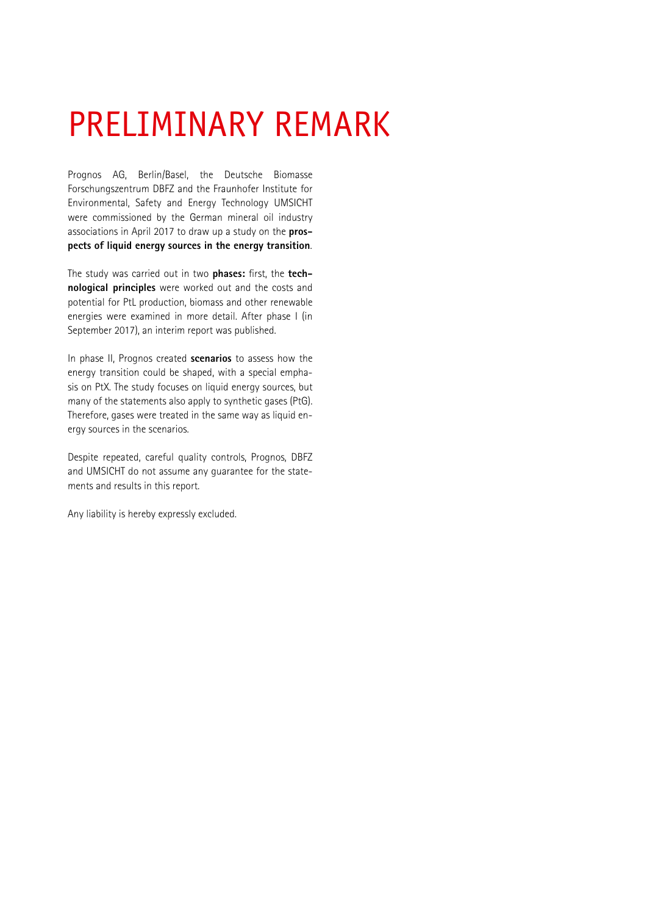# PRELIMINARY REMARK

Prognos AG, Berlin/Basel, the Deutsche Biomasse Forschungszentrum DBFZ and the Fraunhofer Institute for Environmental, Safety and Energy Technology UMSICHT were commissioned by the German mineral oil industry associations in April 2017 to draw up a study on the **prospects of liquid energy sources in the energy transition**.

The study was carried out in two **phases:** first, the **technological principles** were worked out and the costs and potential for PtL production, biomass and other renewable energies were examined in more detail. After phase I (in September 2017), an interim report was published.

In phase II, Prognos created **scenarios** to assess how the energy transition could be shaped, with a special emphasis on PtX. The study focuses on liquid energy sources, but many of the statements also apply to synthetic gases (PtG). Therefore, gases were treated in the same way as liquid energy sources in the scenarios.

Despite repeated, careful quality controls, Prognos, DBFZ and UMSICHT do not assume any guarantee for the statements and results in this report.

Any liability is hereby expressly excluded.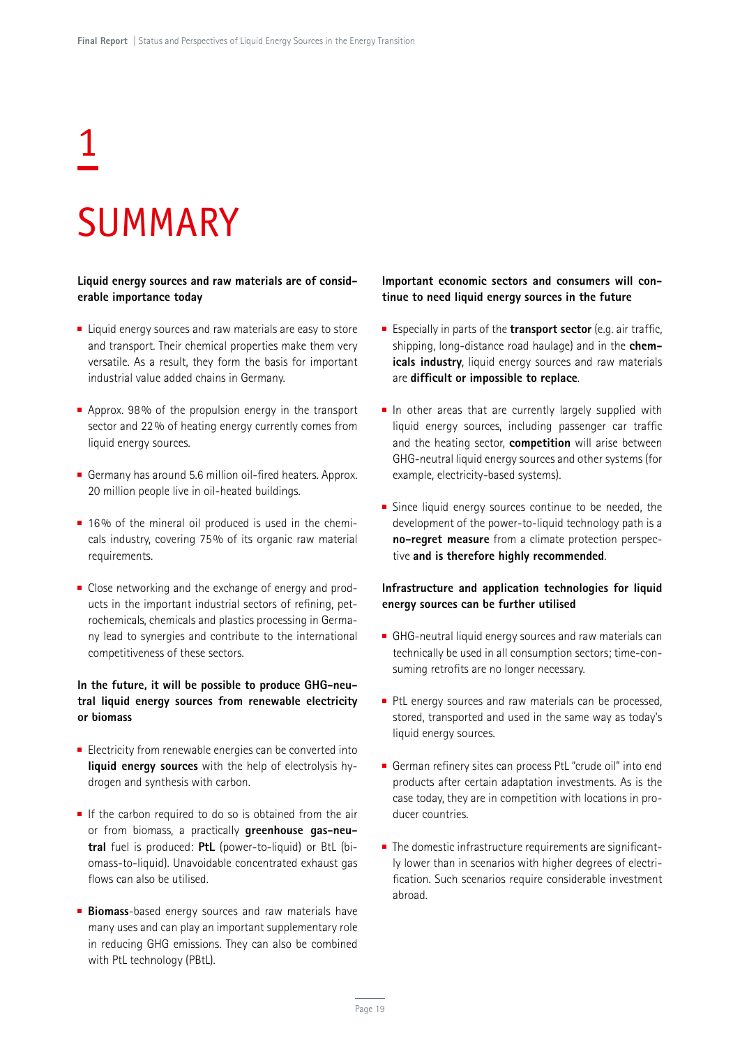# 1

# SUMMARY

**Liquid energy sources and raw materials are of considerable importance today**

- Liquid energy sources and raw materials are easy to store and transport. Their chemical properties make them very versatile. As a result, they form the basis for important industrial value added chains in Germany.
- Approx. 98% of the propulsion energy in the transport sector and 22% of heating energy currently comes from liquid energy sources.
- Germany has around 5.6 million oil-fired heaters. Approx. 20 million people live in oil-heated buildings.
- 16% of the mineral oil produced is used in the chemicals industry, covering 75% of its organic raw material requirements.
- Close networking and the exchange of energy and products in the important industrial sectors of refining, petrochemicals, chemicals and plastics processing in Germany lead to synergies and contribute to the international competitiveness of these sectors.

**In the future, it will be possible to produce GHG-neutral liquid energy sources from renewable electricity or biomass**

- Electricity from renewable energies can be converted into **liquid energy sources** with the help of electrolysis hydrogen and synthesis with carbon.
- If the carbon required to do so is obtained from the air or from biomass, a practically **greenhouse gas-neutral** fuel is produced: **PtL** (power-to-liquid) or BtL (biomass-to-liquid). Unavoidable concentrated exhaust gas flows can also be utilised.
- **Biomass**-based energy sources and raw materials have many uses and can play an important supplementary role in reducing GHG emissions. They can also be combined with PtL technology (PBtL).

**Important economic sectors and consumers will continue to need liquid energy sources in the future**

- Especially in parts of the **transport sector** (e.g. air traffic, shipping, long-distance road haulage) and in the **chemicals industry**, liquid energy sources and raw materials are **difficult or impossible to replace**.
- In other areas that are currently largely supplied with liquid energy sources, including passenger car traffic and the heating sector, **competition** will arise between GHG-neutral liquid energy sources and other systems (for example, electricity-based systems).
- Since liquid energy sources continue to be needed, the development of the power-to-liquid technology path is a **no-regret measure** from a climate protection perspective **and is therefore highly recommended**.

**Infrastructure and application technologies for liquid energy sources can be further utilised**

- GHG-neutral liquid energy sources and raw materials can technically be used in all consumption sectors; time-consuming retrofits are no longer necessary.
- PtL energy sources and raw materials can be processed, stored, transported and used in the same way as today's liquid energy sources.
- German refinery sites can process PtL "crude oil" into end products after certain adaptation investments. As is the case today, they are in competition with locations in producer countries.
- The domestic infrastructure requirements are significantly lower than in scenarios with higher degrees of electrification. Such scenarios require considerable investment abroad.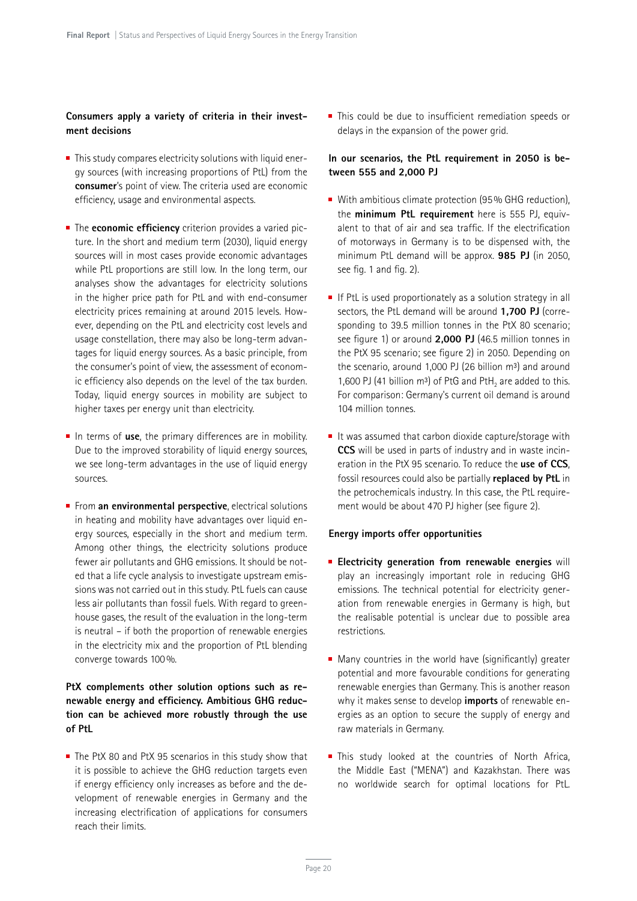**Consumers apply a variety of criteria in their investment decisions**

- This study compares electricity solutions with liquid energy sources (with increasing proportions of PtL) from the **consumer**'s point of view. The criteria used are economic efficiency, usage and environmental aspects.
- The **economic efficiency** criterion provides a varied picture. In the short and medium term (2030), liquid energy sources will in most cases provide economic advantages while PtL proportions are still low. In the long term, our analyses show the advantages for electricity solutions in the higher price path for PtL and with end-consumer electricity prices remaining at around 2015 levels. However, depending on the PtL and electricity cost levels and usage constellation, there may also be long-term advantages for liquid energy sources. As a basic principle, from the consumer's point of view, the assessment of economic efficiency also depends on the level of the tax burden. Today, liquid energy sources in mobility are subject to higher taxes per energy unit than electricity.
- In terms of **use**, the primary differences are in mobility. Due to the improved storability of liquid energy sources, we see long-term advantages in the use of liquid energy sources.
- From **an environmental perspective**, electrical solutions in heating and mobility have advantages over liquid energy sources, especially in the short and medium term. Among other things, the electricity solutions produce fewer air pollutants and GHG emissions. It should be noted that a life cycle analysis to investigate upstream emissions was not carried out in this study. PtL fuels can cause less air pollutants than fossil fuels. With regard to greenhouse gases, the result of the evaluation in the long-term is neutral – if both the proportion of renewable energies in the electricity mix and the proportion of PtL blending converge towards 100 %.

**PtX complements other solution options such as renewable energy and efficiency. Ambitious GHG reduction can be achieved more robustly through the use of PtL**

- The PtX 80 and PtX 95 scenarios in this study show that it is possible to achieve the GHG reduction targets even if energy efficiency only increases as before and the development of renewable energies in Germany and the increasing electrification of applications for consumers reach their limits.
- This could be due to insufficient remediation speeds or delays in the expansion of the power grid.

**In our scenarios, the PtL requirement in 2050 is between 555 and 2,000 PJ**

- With ambitious climate protection (95 % GHG reduction), the **minimum PtL requirement** here is 555 PJ, equivalent to that of air and sea traffic. If the electrification of motorways in Germany is to be dispensed with, the minimum PtL demand will be approx. **985 PJ** (in 2050, see fig. 1 and fig. 2).
- If PtL is used proportionately as a solution strategy in all sectors, the PtL demand will be around **1,700 PJ** (corresponding to 39.5 million tonnes in the PtX 80 scenario; see figure 1) or around **2,000 PJ** (46.5 million tonnes in the PtX 95 scenario; see figure 2) in 2050. Depending on the scenario, around 1,000 PJ (26 billion m³) and around 1,600 PJ (41 billion m³) of PtG and $PtH_2$ are added to this. For comparison: Germany's current oil demand is around 104 million tonnes.
- It was assumed that carbon dioxide capture/storage with **CCS** will be used in parts of industry and in waste incineration in the PtX 95 scenario. To reduce the **use of CCS**, fossil resources could also be partially **replaced by PtL** in the petrochemicals industry. In this case, the PtL requirement would be about 470 PJ higher (see figure 2).

**Energy imports offer opportunities**

- **Electricity generation from renewable energies** will play an increasingly important role in reducing GHG emissions. The technical potential for electricity generation from renewable energies in Germany is high, but the realisable potential is unclear due to possible area restrictions.
- Many countries in the world have (significantly) greater potential and more favourable conditions for generating renewable energies than Germany. This is another reason why it makes sense to develop **imports** of renewable energies as an option to secure the supply of energy and raw materials in Germany.
- This study looked at the countries of North Africa, the Middle East ("MENA") and Kazakhstan. There was no worldwide search for optimal locations for PtL.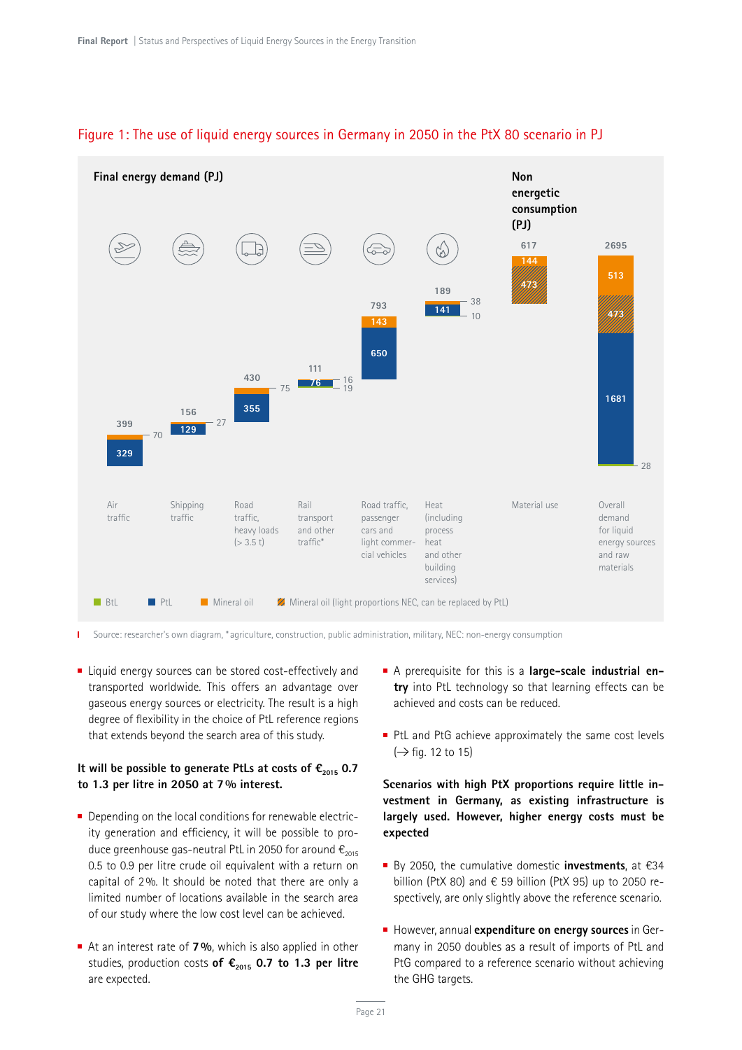Figure 1: The use of liquid energy sources in Germany in 2050 in the PtX 80 scenario in PJ

Final energy demand (PJ)

Non energetic consumption (PJ)

| Category | Total | PtL | Mineral oil | Mineral oil (light proportions NEC, can be replaced by PtL) | BtL |
|---|---|---|---|---|---|
| Air traffic | 399 | 329 | 70 | | |
| Shipping traffic | 156 | 129 | 27 | | |
| Road traffic, heavy loads (> 3.5 t) | 430 | 355 | 75 | | |
| Rail transport and other traffic* | 111 | 76 | 16 | | 19 |
| Road traffic, passenger cars and light commercial vehicles | 793 | 650 | 143 | | |
| Heat (including process heat and other building services) | 189 | 141 | 38 | | 10 |
| Material use | 617 | | 144 | 473 | |
| Overall demand for liquid energy sources and raw materials | 2695 | 1681 | 513 | 473 | 28 |

Source: researcher's own diagram, *agriculture, construction, public administration, military, NEC: non-energy consumption

- Liquid energy sources can be stored cost-effectively and transported worldwide. This offers an advantage over gaseous energy sources or electricity. The result is a high degree of flexibility in the choice of PtL reference regions that extends beyond the search area of this study.

**It will be possible to generate PtLs at costs of €$_{2015}$ 0.7 to 1.3 per litre in 2050 at 7 % interest.**

- Depending on the local conditions for renewable electricity generation and efficiency, it will be possible to produce greenhouse gas-neutral PtL in 2050 for around €$_{2015}$ 0.5 to 0.9 per litre crude oil equivalent with a return on capital of 2 %. It should be noted that there are only a limited number of locations available in the search area of our study where the low cost level can be achieved.

- At an interest rate of **7 %**, which is also applied in other studies, production costs **of €$_{2015}$ 0.7 to 1.3 per litre** are expected.

- A prerequisite for this is a **large-scale industrial entry** into PtL technology so that learning effects can be achieved and costs can be reduced.

- PtL and PtG achieve approximately the same cost levels (→ fig. 12 to 15)

**Scenarios with high PtX proportions require little investment in Germany, as existing infrastructure is largely used. However, higher energy costs must be expected**

- By 2050, the cumulative domestic **investments**, at €34 billion (PtX 80) and € 59 billion (PtX 95) up to 2050 respectively, are only slightly above the reference scenario.

- However, annual **expenditure on energy sources** in Germany in 2050 doubles as a result of imports of PtL and PtG compared to a reference scenario without achieving the GHG targets.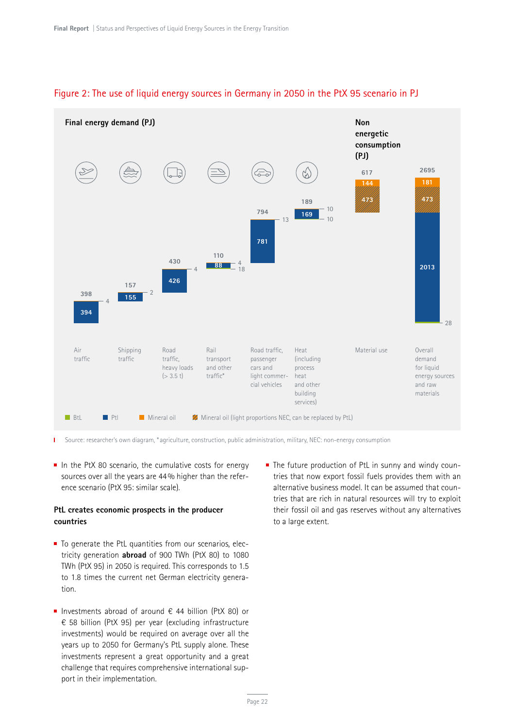## Figure 2: The use of liquid energy sources in Germany in 2050 in the PtX 95 scenario in PJ

**Final energy demand (PJ)**

**Non energetic consumption (PJ)**

| Category | Total | PtL | Mineral oil | Mineral oil (light proportions NEC, can be replaced by PtL) | BtL |
|---|---|---|---|---|---|
| Air traffic | 398 | 394 | 4 | | |
| Shipping traffic | 157 | 155 | 2 | | |
| Road traffic, heavy loads (> 3.5 t) | 430 | 426 | 4 | | |
| Rail transport and other traffic* | 110 | 88 | 4 | | 18 |
| Road traffic, passenger cars and light commercial vehicles | 794 | 781 | 13 | | |
| Heat (including process heat and other building services) | 189 | 169 | 10 | | 10 |
| Material use | 617 | | 144 | 473 | |
| Overall demand for liquid energy sources and raw materials | 2695 | 2013 | 181 | 473 | 28 |

Source: researcher's own diagram, *agriculture, construction, public administration, military, NEC: non-energy consumption

- In the PtX 80 scenario, the cumulative costs for energy sources over all the years are 44 % higher than the reference scenario (PtX 95: similar scale).

### PtL creates economic prospects in the producer countries

- To generate the PtL quantities from our scenarios, electricity generation **abroad** of 900 TWh (PtX 80) to 1080 TWh (PtX 95) in 2050 is required. This corresponds to 1.5 to 1.8 times the current net German electricity generation.
- Investments abroad of around € 44 billion (PtX 80) or € 58 billion (PtX 95) per year (excluding infrastructure investments) would be required on average over all the years up to 2050 for Germany's PtL supply alone. These investments represent a great opportunity and a great challenge that requires comprehensive international support in their implementation.
- The future production of PtL in sunny and windy countries that now export fossil fuels provides them with an alternative business model. It can be assumed that countries that are rich in natural resources will try to exploit their fossil oil and gas reserves without any alternatives to a large extent.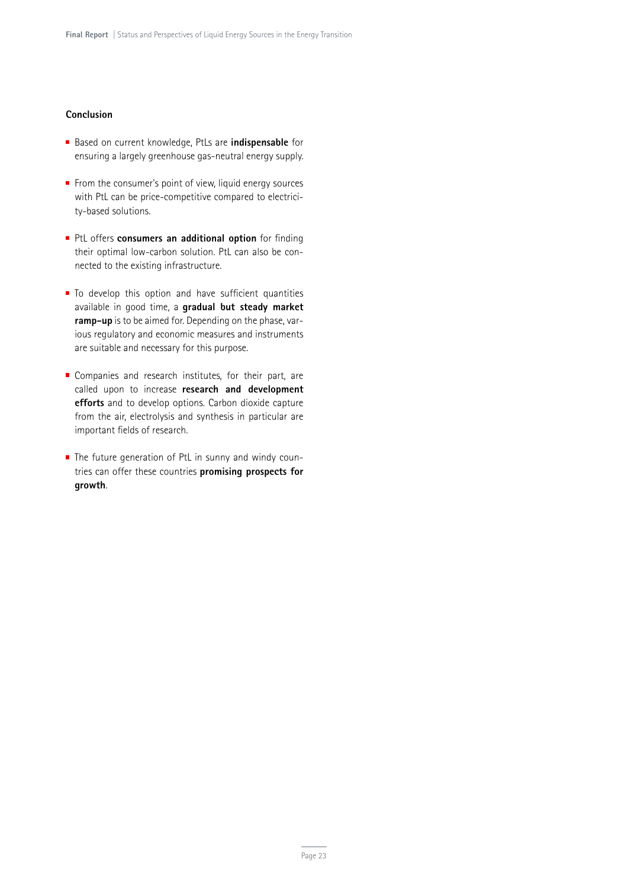### Conclusion

- Based on current knowledge, PtLs are **indispensable** for ensuring a largely greenhouse gas-neutral energy supply.
- From the consumer's point of view, liquid energy sources with PtL can be price-competitive compared to electricity-based solutions.
- PtL offers **consumers an additional option** for finding their optimal low-carbon solution. PtL can also be connected to the existing infrastructure.
- To develop this option and have sufficient quantities available in good time, a **gradual but steady market ramp-up** is to be aimed for. Depending on the phase, various regulatory and economic measures and instruments are suitable and necessary for this purpose.
- Companies and research institutes, for their part, are called upon to increase **research and development efforts** and to develop options. Carbon dioxide capture from the air, electrolysis and synthesis in particular are important fields of research.
- The future generation of PtL in sunny and windy countries can offer these countries **promising prospects for growth**.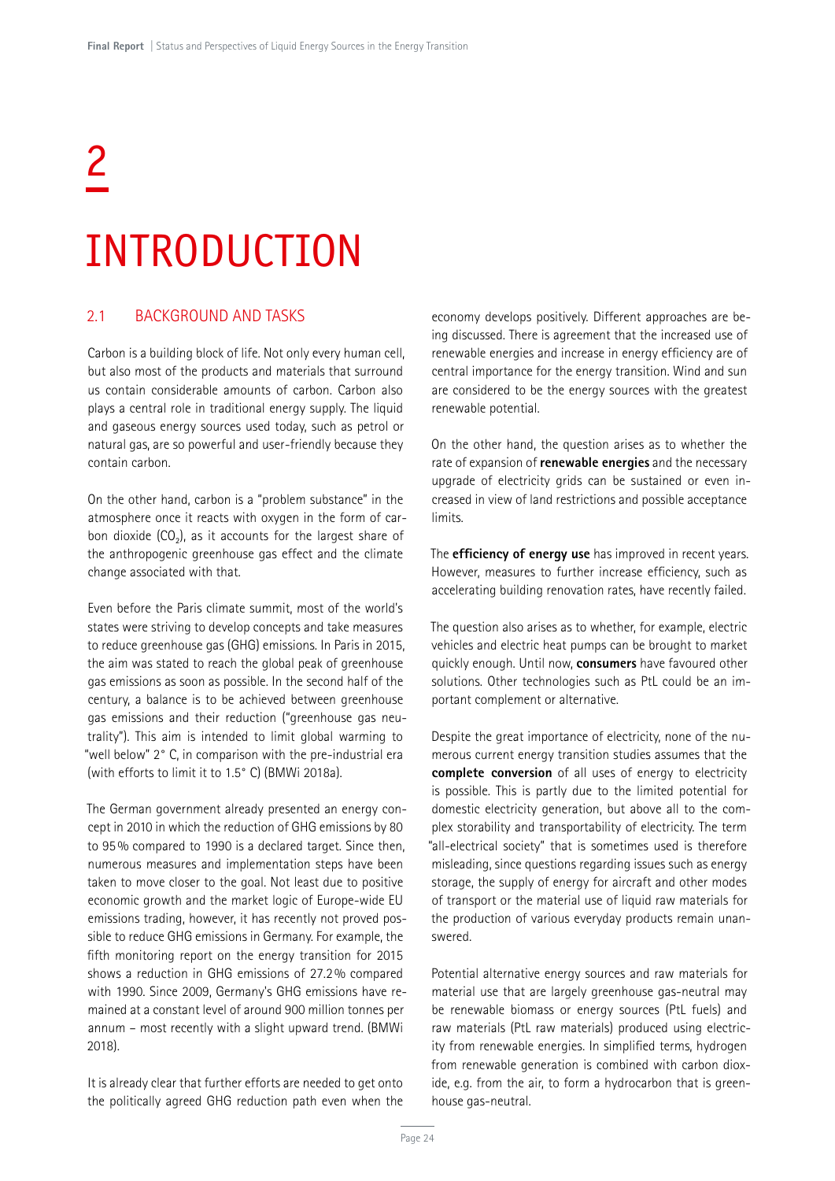# 2

# INTRODUCTION

## 2.1 BACKGROUND AND TASKS

Carbon is a building block of life. Not only every human cell, but also most of the products and materials that surround us contain considerable amounts of carbon. Carbon also plays a central role in traditional energy supply. The liquid and gaseous energy sources used today, such as petrol or natural gas, are so powerful and user-friendly because they contain carbon.

On the other hand, carbon is a "problem substance" in the atmosphere once it reacts with oxygen in the form of carbon dioxide ($CO_2$), as it accounts for the largest share of the anthropogenic greenhouse gas effect and the climate change associated with that.

Even before the Paris climate summit, most of the world's states were striving to develop concepts and take measures to reduce greenhouse gas (GHG) emissions. In Paris in 2015, the aim was stated to reach the global peak of greenhouse gas emissions as soon as possible. In the second half of the century, a balance is to be achieved between greenhouse gas emissions and their reduction ("greenhouse gas neutrality"). This aim is intended to limit global warming to "well below" 2° C, in comparison with the pre-industrial era (with efforts to limit it to 1.5° C) (BMWi 2018a).

The German government already presented an energy concept in 2010 in which the reduction of GHG emissions by 80 to 95% compared to 1990 is a declared target. Since then, numerous measures and implementation steps have been taken to move closer to the goal. Not least due to positive economic growth and the market logic of Europe-wide EU emissions trading, however, it has recently not proved possible to reduce GHG emissions in Germany. For example, the fifth monitoring report on the energy transition for 2015 shows a reduction in GHG emissions of 27.2% compared with 1990. Since 2009, Germany's GHG emissions have remained at a constant level of around 900 million tonnes per annum – most recently with a slight upward trend. (BMWi 2018).

It is already clear that further efforts are needed to get onto the politically agreed GHG reduction path even when the economy develops positively. Different approaches are being discussed. There is agreement that the increased use of renewable energies and increase in energy efficiency are of central importance for the energy transition. Wind and sun are considered to be the energy sources with the greatest renewable potential.

On the other hand, the question arises as to whether the rate of expansion of **renewable energies** and the necessary upgrade of electricity grids can be sustained or even increased in view of land restrictions and possible acceptance limits.

The **efficiency of energy use** has improved in recent years. However, measures to further increase efficiency, such as accelerating building renovation rates, have recently failed.

The question also arises as to whether, for example, electric vehicles and electric heat pumps can be brought to market quickly enough. Until now, **consumers** have favoured other solutions. Other technologies such as PtL could be an important complement or alternative.

Despite the great importance of electricity, none of the numerous current energy transition studies assumes that the **complete conversion** of all uses of energy to electricity is possible. This is partly due to the limited potential for domestic electricity generation, but above all to the complex storability and transportability of electricity. The term "all-electrical society" that is sometimes used is therefore misleading, since questions regarding issues such as energy storage, the supply of energy for aircraft and other modes of transport or the material use of liquid raw materials for the production of various everyday products remain unanswered.

Potential alternative energy sources and raw materials for material use that are largely greenhouse gas-neutral may be renewable biomass or energy sources (PtL fuels) and raw materials (PtL raw materials) produced using electricity from renewable energies. In simplified terms, hydrogen from renewable generation is combined with carbon dioxide, e.g. from the air, to form a hydrocarbon that is greenhouse gas-neutral.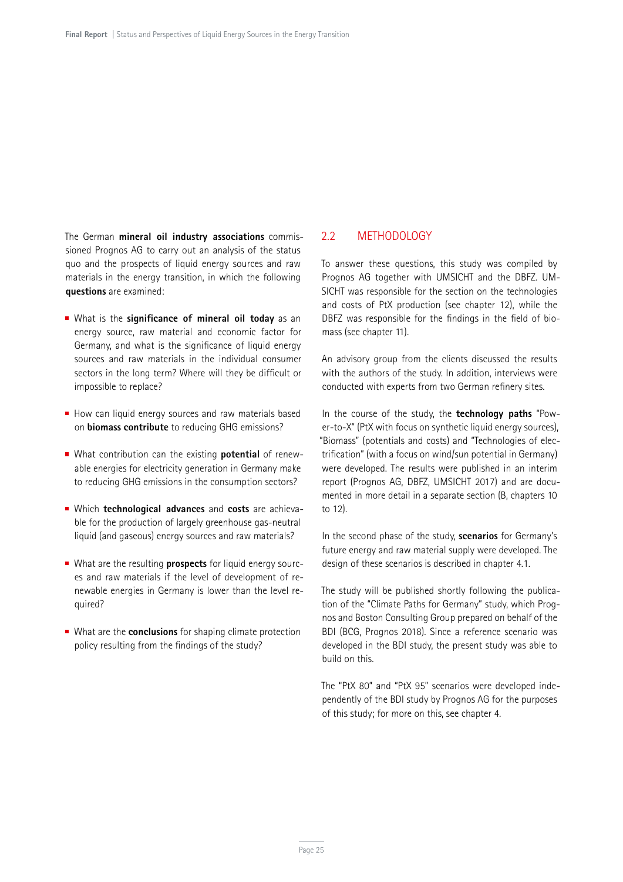The German **mineral oil industry associations** commissioned Prognos AG to carry out an analysis of the status quo and the prospects of liquid energy sources and raw materials in the energy transition, in which the following **questions** are examined:

- What is the **significance of mineral oil today** as an energy source, raw material and economic factor for Germany, and what is the significance of liquid energy sources and raw materials in the individual consumer sectors in the long term? Where will they be difficult or impossible to replace?
- How can liquid energy sources and raw materials based on **biomass contribute** to reducing GHG emissions?
- What contribution can the existing **potential** of renewable energies for electricity generation in Germany make to reducing GHG emissions in the consumption sectors?
- Which **technological advances** and **costs** are achievable for the production of largely greenhouse gas-neutral liquid (and gaseous) energy sources and raw materials?
- What are the resulting **prospects** for liquid energy sources and raw materials if the level of development of renewable energies in Germany is lower than the level required?
- What are the **conclusions** for shaping climate protection policy resulting from the findings of the study?

## 2.2 METHODOLOGY

To answer these questions, this study was compiled by Prognos AG together with UMSICHT and the DBFZ. UMSICHT was responsible for the section on the technologies and costs of PtX production (see chapter 12), while the DBFZ was responsible for the findings in the field of biomass (see chapter 11).

An advisory group from the clients discussed the results with the authors of the study. In addition, interviews were conducted with experts from two German refinery sites.

In the course of the study, the **technology paths** "Power-to-X" (PtX with focus on synthetic liquid energy sources), "Biomass" (potentials and costs) and "Technologies of electrification" (with a focus on wind/sun potential in Germany) were developed. The results were published in an interim report (Prognos AG, DBFZ, UMSICHT 2017) and are documented in more detail in a separate section (B, chapters 10 to 12).

In the second phase of the study, **scenarios** for Germany's future energy and raw material supply were developed. The design of these scenarios is described in chapter 4.1.

The study will be published shortly following the publication of the "Climate Paths for Germany" study, which Prognos and Boston Consulting Group prepared on behalf of the BDI (BCG, Prognos 2018). Since a reference scenario was developed in the BDI study, the present study was able to build on this.

The "PtX 80" and "PtX 95" scenarios were developed independently of the BDI study by Prognos AG for the purposes of this study; for more on this, see chapter 4.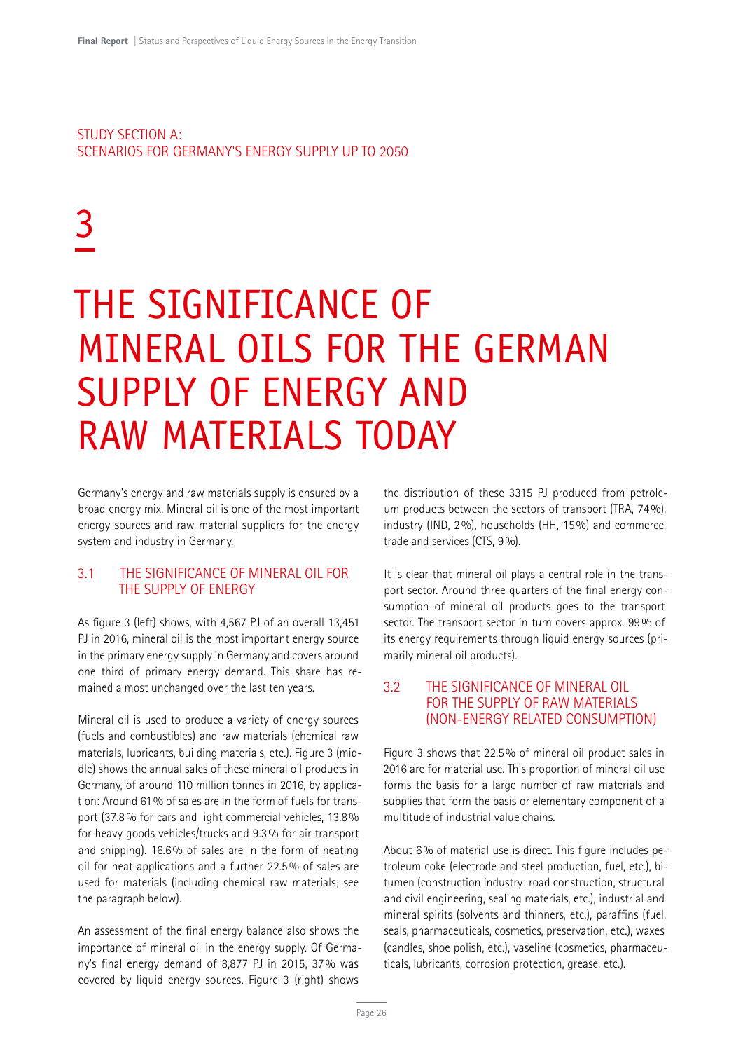STUDY SECTION A:
SCENARIOS FOR GERMANY'S ENERGY SUPPLY UP TO 2050

# 3

# THE SIGNIFICANCE OF MINERAL OILS FOR THE GERMAN SUPPLY OF ENERGY AND RAW MATERIALS TODAY

Germany's energy and raw materials supply is ensured by a broad energy mix. Mineral oil is one of the most important energy sources and raw material suppliers for the energy system and industry in Germany.

## 3.1 THE SIGNIFICANCE OF MINERAL OIL FOR THE SUPPLY OF ENERGY

As figure 3 (left) shows, with 4,567 PJ of an overall 13,451 PJ in 2016, mineral oil is the most important energy source in the primary energy supply in Germany and covers around one third of primary energy demand. This share has remained almost unchanged over the last ten years.

Mineral oil is used to produce a variety of energy sources (fuels and combustibles) and raw materials (chemical raw materials, lubricants, building materials, etc.). Figure 3 (middle) shows the annual sales of these mineral oil products in Germany, of around 110 million tonnes in 2016, by application: Around 61% of sales are in the form of fuels for transport (37.8% for cars and light commercial vehicles, 13.8% for heavy goods vehicles/trucks and 9.3% for air transport and shipping). 16.6% of sales are in the form of heating oil for heat applications and a further 22.5% of sales are used for materials (including chemical raw materials; see the paragraph below).

An assessment of the final energy balance also shows the importance of mineral oil in the energy supply. Of Germany's final energy demand of 8,877 PJ in 2015, 37% was covered by liquid energy sources. Figure 3 (right) shows the distribution of these 3315 PJ produced from petroleum products between the sectors of transport (TRA, 74%), industry (IND, 2%), households (HH, 15%) and commerce, trade and services (CTS, 9%).

It is clear that mineral oil plays a central role in the transport sector. Around three quarters of the final energy consumption of mineral oil products goes to the transport sector. The transport sector in turn covers approx. 99% of its energy requirements through liquid energy sources (primarily mineral oil products).

## 3.2 THE SIGNIFICANCE OF MINERAL OIL FOR THE SUPPLY OF RAW MATERIALS (NON-ENERGY RELATED CONSUMPTION)

Figure 3 shows that 22.5% of mineral oil product sales in 2016 are for material use. This proportion of mineral oil use forms the basis for a large number of raw materials and supplies that form the basis or elementary component of a multitude of industrial value chains.

About 6% of material use is direct. This figure includes petroleum coke (electrode and steel production, fuel, etc.), bitumen (construction industry: road construction, structural and civil engineering, sealing materials, etc.), industrial and mineral spirits (solvents and thinners, etc.), paraffins (fuel, seals, pharmaceuticals, cosmetics, preservation, etc.), waxes (candles, shoe polish, etc.), vaseline (cosmetics, pharmaceuticals, lubricants, corrosion protection, grease, etc.).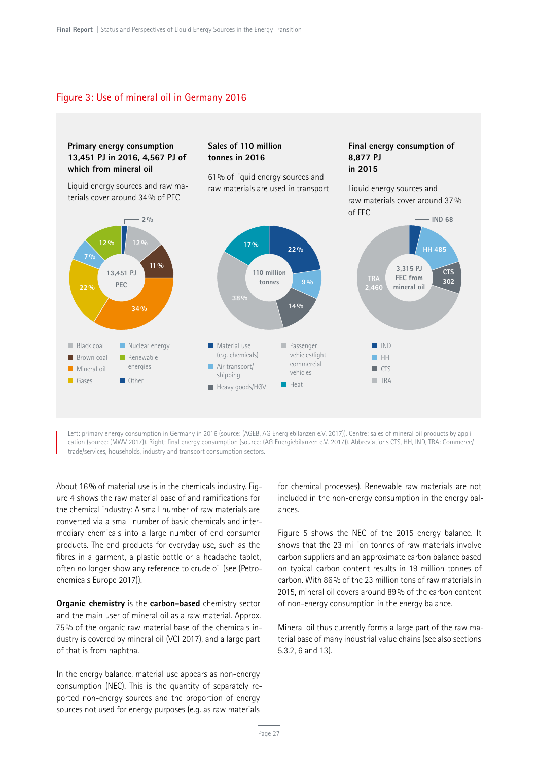## Figure 3: Use of mineral oil in Germany 2016

**Primary energy consumption 13,451 PJ in 2016, 4,567 PJ of which from mineral oil**

Liquid energy sources and raw materials cover around 34 % of PEC

13,451 PJ PEC

- Black coal: 12 %
- Brown coal: 11 %
- Mineral oil: 34 %
- Gases: 22 %
- Nuclear energy: 7 %
- Renewable energies: 12 %
- Other: 2 %

**Sales of 110 million tonnes in 2016**

61 % of liquid energy sources and raw materials are used in transport

110 million tonnes

- Material use (e.g. chemicals): 22 %
- Air transport/shipping: 9 %
- Heavy goods/HGV: 14 %
- Passenger vehicles/light commercial vehicles: 38 %
- Heat: 17 %

**Final energy consumption of 8,877 PJ in 2015**

Liquid energy sources and raw materials cover around 37 % of FEC

3,315 PJ FEC from mineral oil

- IND: 68
- HH: 485
- CTS: 302
- TRA: 2,460

Left: primary energy consumption in Germany in 2016 (source: (AGEB, AG Energiebilanzen e.V. 2017)). Centre: sales of mineral oil products by application (source: (MWV 2017)). Right: final energy consumption (source: (AG Energiebilanzen e.V. 2017)). Abbreviations CTS, HH, IND, TRA: Commerce/trade/services, households, industry and transport consumption sectors.

About 16 % of material use is in the chemicals industry. Figure 4 shows the raw material base of and ramifications for the chemical industry: A small number of raw materials are converted via a small number of basic chemicals and intermediary chemicals into a large number of end consumer products. The end products for everyday use, such as the fibres in a garment, a plastic bottle or a headache tablet, often no longer show any reference to crude oil (see (Petrochemicals Europe 2017)).

**Organic chemistry** is the **carbon-based** chemistry sector and the main user of mineral oil as a raw material. Approx. 75 % of the organic raw material base of the chemicals industry is covered by mineral oil (VCI 2017), and a large part of that is from naphtha.

In the energy balance, material use appears as non-energy consumption (NEC). This is the quantity of separately reported non-energy sources and the proportion of energy sources not used for energy purposes (e.g. as raw materials for chemical processes). Renewable raw materials are not included in the non-energy consumption in the energy balances.

Figure 5 shows the NEC of the 2015 energy balance. It shows that the 23 million tonnes of raw materials involve carbon suppliers and an approximate carbon balance based on typical carbon content results in 19 million tonnes of carbon. With 86 % of the 23 million tons of raw materials in 2015, mineral oil covers around 89 % of the carbon content of non-energy consumption in the energy balance.

Mineral oil thus currently forms a large part of the raw material base of many industrial value chains (see also sections 5.3.2, 6 and 13).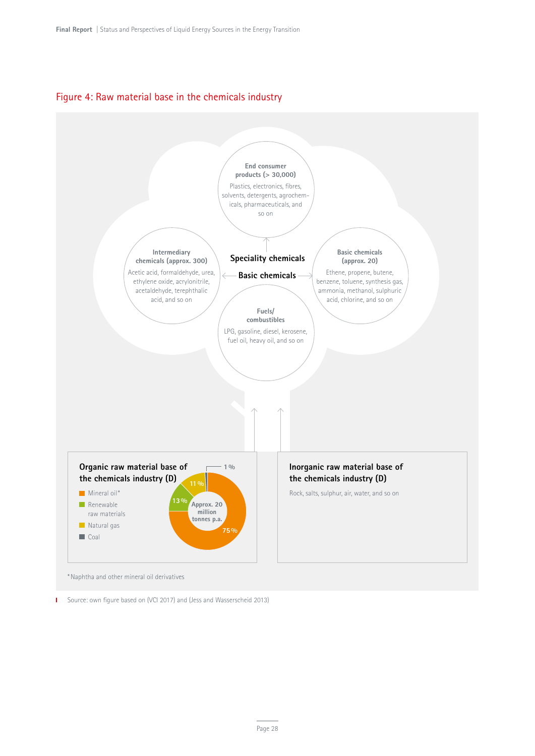## Figure 4: Raw material base in the chemicals industry

**End consumer products (> 30,000)**
Plastics, electronics, fibres, solvents, detergents, agrochemicals, pharmaceuticals, and so on

**Speciality chemicals**

**Intermediary chemicals (approx. 300)**
Acetic acid, formaldehyde, urea, ethylene oxide, acrylonitrile, acetaldehyde, terephthalic acid, and so on

**Basic chemicals**

**Basic chemicals (approx. 20)**
Ethene, propene, butene, benzene, toluene, synthesis gas, ammonia, methanol, sulphuric acid, chlorine, and so on

**Fuels/ combustibles**
LPG, gasoline, diesel, kerosene, fuel oil, heavy oil, and so on

**Organic raw material base of the chemicals industry (D)**

Approx. 20 million tonnes p.a.

- Mineral oil* – 75 %
- Renewable raw materials – 13 %
- Natural gas – 11 %
- Coal – 1 %

**Inorganic raw material base of the chemicals industry (D)**

Rock, salts, sulphur, air, water, and so on

*Naphtha and other mineral oil derivatives

Source: own figure based on (VCI 2017) and (Jess and Wasserscheid 2013)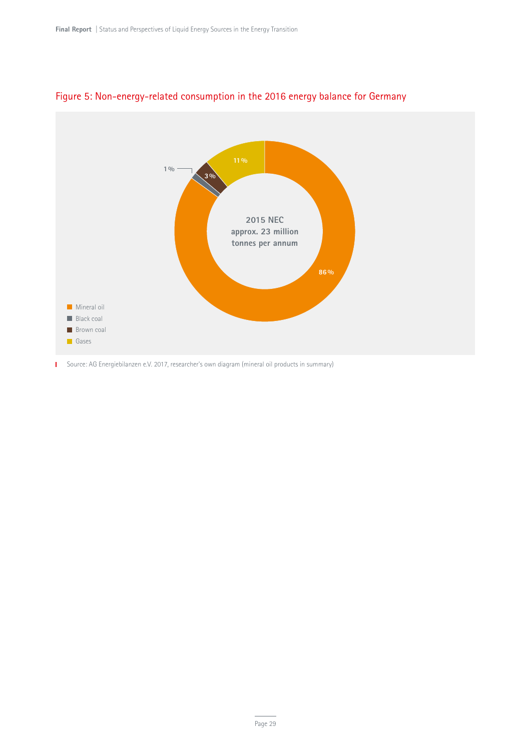## Figure 5: Non-energy-related consumption in the 2016 energy balance for Germany

2015 NEC approx. 23 million tonnes per annum

- Mineral oil: 86 %
- Black coal: 1 %
- Brown coal: 3 %
- Gases: 11 %

Source: AG Energiebilanzen e.V. 2017, researcher's own diagram (mineral oil products in summary)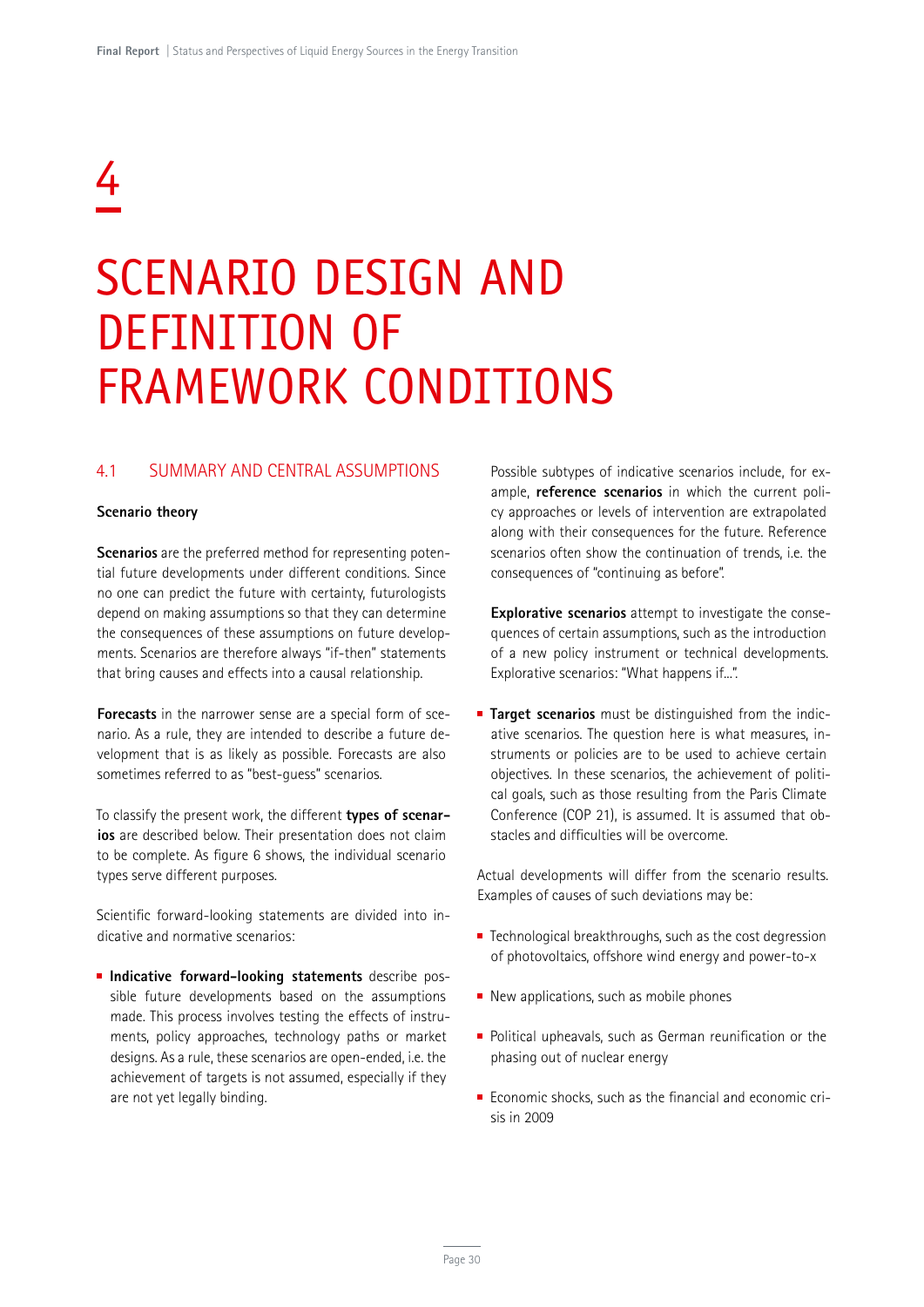# 4

# SCENARIO DESIGN AND DEFINITION OF FRAMEWORK CONDITIONS

## 4.1 SUMMARY AND CENTRAL ASSUMPTIONS

**Scenario theory**

**Scenarios** are the preferred method for representing potential future developments under different conditions. Since no one can predict the future with certainty, futurologists depend on making assumptions so that they can determine the consequences of these assumptions on future developments. Scenarios are therefore always "if-then" statements that bring causes and effects into a causal relationship.

**Forecasts** in the narrower sense are a special form of scenario. As a rule, they are intended to describe a future development that is as likely as possible. Forecasts are also sometimes referred to as "best-guess" scenarios.

To classify the present work, the different **types of scenarios** are described below. Their presentation does not claim to be complete. As figure 6 shows, the individual scenario types serve different purposes.

Scientific forward-looking statements are divided into indicative and normative scenarios:

- **Indicative forward-looking statements** describe possible future developments based on the assumptions made. This process involves testing the effects of instruments, policy approaches, technology paths or market designs. As a rule, these scenarios are open-ended, i.e. the achievement of targets is not assumed, especially if they are not yet legally binding.

  Possible subtypes of indicative scenarios include, for example, **reference scenarios** in which the current policy approaches or levels of intervention are extrapolated along with their consequences for the future. Reference scenarios often show the continuation of trends, i.e. the consequences of "continuing as before".

  **Explorative scenarios** attempt to investigate the consequences of certain assumptions, such as the introduction of a new policy instrument or technical developments. Explorative scenarios: "What happens if…".

- **Target scenarios** must be distinguished from the indicative scenarios. The question here is what measures, instruments or policies are to be used to achieve certain objectives. In these scenarios, the achievement of political goals, such as those resulting from the Paris Climate Conference (COP 21), is assumed. It is assumed that obstacles and difficulties will be overcome.

Actual developments will differ from the scenario results. Examples of causes of such deviations may be:

- Technological breakthroughs, such as the cost degression of photovoltaics, offshore wind energy and power-to-x
- New applications, such as mobile phones
- Political upheavals, such as German reunification or the phasing out of nuclear energy
- Economic shocks, such as the financial and economic crisis in 2009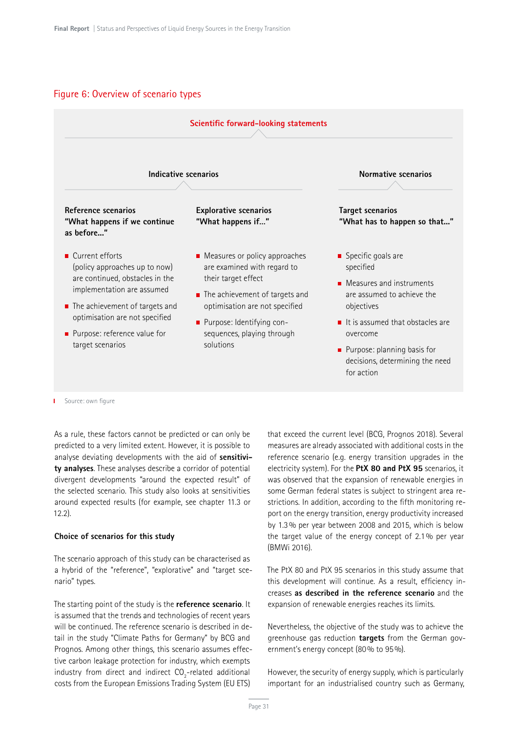Figure 6: Overview of scenario types

**Scientific forward-looking statements**

**Indicative scenarios**

**Reference scenarios**
**"What happens if we continue as before..."**

- Current efforts (policy approaches up to now) are continued, obstacles in the implementation are assumed
- The achievement of targets and optimisation are not specified
- Purpose: reference value for target scenarios

**Explorative scenarios**
**"What happens if..."**

- Measures or policy approaches are examined with regard to their target effect
- The achievement of targets and optimisation are not specified
- Purpose: Identifying consequences, playing through solutions

**Normative scenarios**

**Target scenarios**
**"What has to happen so that..."**

- Specific goals are specified
- Measures and instruments are assumed to achieve the objectives
- It is assumed that obstacles are overcome
- Purpose: planning basis for decisions, determining the need for action

Source: own figure

As a rule, these factors cannot be predicted or can only be predicted to a very limited extent. However, it is possible to analyse deviating developments with the aid of **sensitivity analyses**. These analyses describe a corridor of potential divergent developments "around the expected result" of the selected scenario. This study also looks at sensitivities around expected results (for example, see chapter 11.3 or 12.2).

### Choice of scenarios for this study

The scenario approach of this study can be characterised as a hybrid of the "reference", "explorative" and "target scenario" types.

The starting point of the study is the **reference scenario**. It is assumed that the trends and technologies of recent years will be continued. The reference scenario is described in detail in the study "Climate Paths for Germany" by BCG and Prognos. Among other things, this scenario assumes effective carbon leakage protection for industry, which exempts industry from direct and indirect $CO_2$-related additional costs from the European Emissions Trading System (EU ETS) that exceed the current level (BCG, Prognos 2018). Several measures are already associated with additional costs in the reference scenario (e.g. energy transition upgrades in the electricity system). For the **PtX 80 and PtX 95** scenarios, it was observed that the expansion of renewable energies in some German federal states is subject to stringent area restrictions. In addition, according to the fifth monitoring report on the energy transition, energy productivity increased by 1.3 % per year between 2008 and 2015, which is below the target value of the energy concept of 2.1 % per year (BMWi 2016).

The PtX 80 and PtX 95 scenarios in this study assume that this development will continue. As a result, efficiency increases **as described in the reference scenario** and the expansion of renewable energies reaches its limits.

Nevertheless, the objective of the study was to achieve the greenhouse gas reduction **targets** from the German government's energy concept (80 % to 95 %).

However, the security of energy supply, which is particularly important for an industrialised country such as Germany,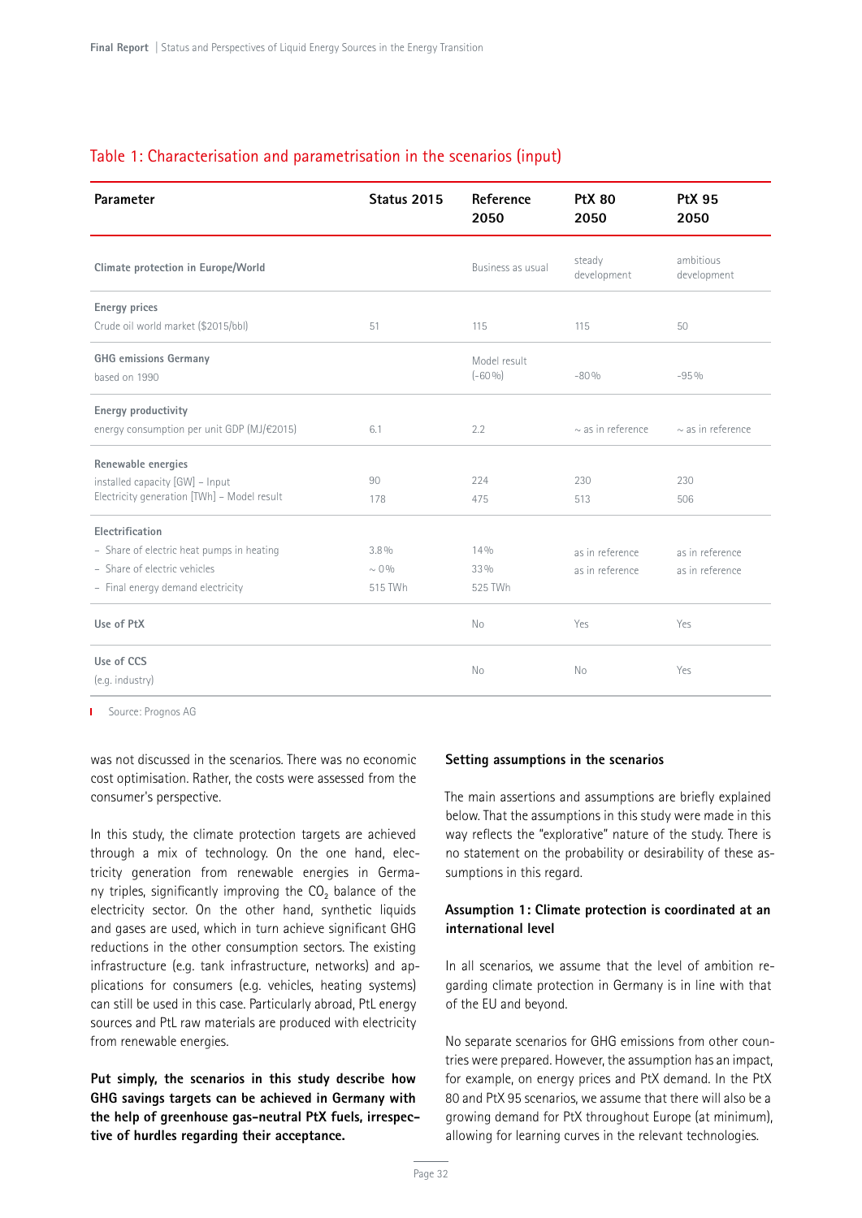## Table 1: Characterisation and parametrisation in the scenarios (input)

| Parameter | Status 2015 | Reference 2050 | PtX 80 2050 | PtX 95 2050 |
|---|---|---|---|---|
| **Climate protection in Europe/World** | | Business as usual | steady development | ambitious development |
| **Energy prices**<br>Crude oil world market ($2015/bbl) | 51 | 115 | 115 | 50 |
| **GHG emissions Germany**<br>based on 1990 | | Model result (-60 %) | -80 % | -95 % |
| **Energy productivity**<br>energy consumption per unit GDP (MJ/€2015) | 6.1 | 2.2 | ~ as in reference | ~ as in reference |
| **Renewable energies**<br>installed capacity [GW] – Input<br>Electricity generation [TWh] – Model result | 90<br>178 | 224<br>475 | 230<br>513 | 230<br>506 |
| **Electrification**<br>– Share of electric heat pumps in heating<br>– Share of electric vehicles<br>– Final energy demand electricity | 3.8 %<br>~ 0 %<br>515 TWh | 14 %<br>33 %<br>525 TWh | as in reference<br>as in reference | as in reference<br>as in reference |
| **Use of PtX** | | No | Yes | Yes |
| **Use of CCS**<br>(e.g. industry) | | No | No | Yes |

Source: Prognos AG

was not discussed in the scenarios. There was no economic cost optimisation. Rather, the costs were assessed from the consumer's perspective.

In this study, the climate protection targets are achieved through a mix of technology. On the one hand, electricity generation from renewable energies in Germany triples, significantly improving the $CO_2$ balance of the electricity sector. On the other hand, synthetic liquids and gases are used, which in turn achieve significant GHG reductions in the other consumption sectors. The existing infrastructure (e.g. tank infrastructure, networks) and applications for consumers (e.g. vehicles, heating systems) can still be used in this case. Particularly abroad, PtL energy sources and PtL raw materials are produced with electricity from renewable energies.

**Put simply, the scenarios in this study describe how GHG savings targets can be achieved in Germany with the help of greenhouse gas-neutral PtX fuels, irrespective of hurdles regarding their acceptance.**

### Setting assumptions in the scenarios

The main assertions and assumptions are briefly explained below. That the assumptions in this study were made in this way reflects the "explorative" nature of the study. There is no statement on the probability or desirability of these assumptions in this regard.

### Assumption 1: Climate protection is coordinated at an international level

In all scenarios, we assume that the level of ambition regarding climate protection in Germany is in line with that of the EU and beyond.

No separate scenarios for GHG emissions from other countries were prepared. However, the assumption has an impact, for example, on energy prices and PtX demand. In the PtX 80 and PtX 95 scenarios, we assume that there will also be a growing demand for PtX throughout Europe (at minimum), allowing for learning curves in the relevant technologies.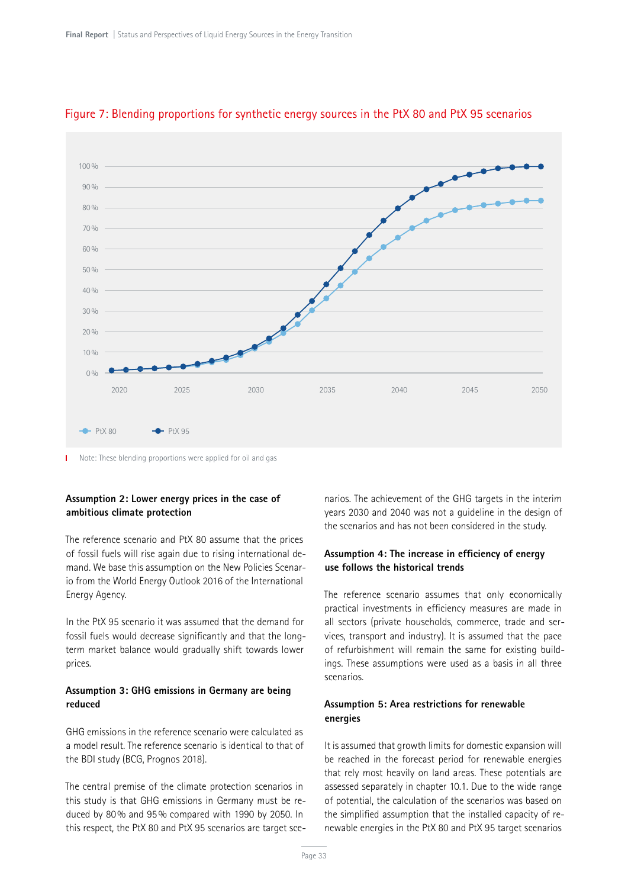## Figure 7: Blending proportions for synthetic energy sources in the PtX 80 and PtX 95 scenarios

Note: These blending proportions were applied for oil and gas

**Assumption 2: Lower energy prices in the case of ambitious climate protection**

The reference scenario and PtX 80 assume that the prices of fossil fuels will rise again due to rising international demand. We base this assumption on the New Policies Scenario from the World Energy Outlook 2016 of the International Energy Agency.

In the PtX 95 scenario it was assumed that the demand for fossil fuels would decrease significantly and that the long-term market balance would gradually shift towards lower prices.

**Assumption 3: GHG emissions in Germany are being reduced**

GHG emissions in the reference scenario were calculated as a model result. The reference scenario is identical to that of the BDI study (BCG, Prognos 2018).

The central premise of the climate protection scenarios in this study is that GHG emissions in Germany must be reduced by 80% and 95% compared with 1990 by 2050. In this respect, the PtX 80 and PtX 95 scenarios are target scenarios. The achievement of the GHG targets in the interim years 2030 and 2040 was not a guideline in the design of the scenarios and has not been considered in the study.

**Assumption 4: The increase in efficiency of energy use follows the historical trends**

The reference scenario assumes that only economically practical investments in efficiency measures are made in all sectors (private households, commerce, trade and services, transport and industry). It is assumed that the pace of refurbishment will remain the same for existing buildings. These assumptions were used as a basis in all three scenarios.

**Assumption 5: Area restrictions for renewable energies**

It is assumed that growth limits for domestic expansion will be reached in the forecast period for renewable energies that rely most heavily on land areas. These potentials are assessed separately in chapter 10.1. Due to the wide range of potential, the calculation of the scenarios was based on the simplified assumption that the installed capacity of renewable energies in the PtX 80 and PtX 95 target scenarios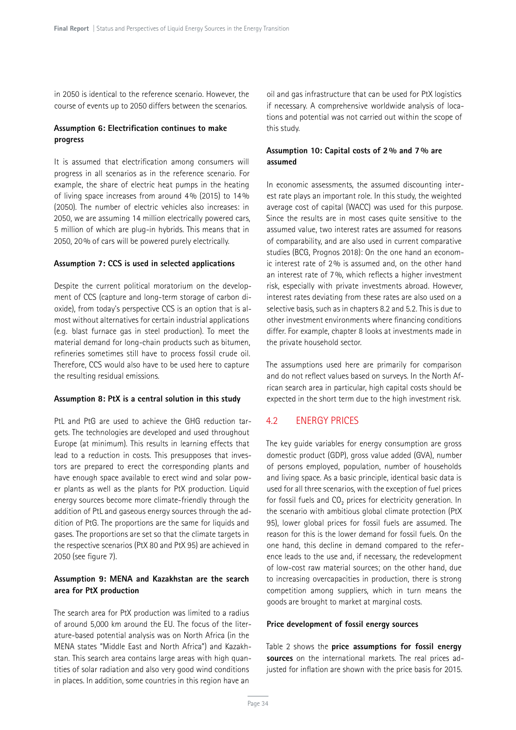in 2050 is identical to the reference scenario. However, the course of events up to 2050 differs between the scenarios.

#### Assumption 6: Electrification continues to make progress

It is assumed that electrification among consumers will progress in all scenarios as in the reference scenario. For example, the share of electric heat pumps in the heating of living space increases from around 4% (2015) to 14% (2050). The number of electric vehicles also increases: in 2050, we are assuming 14 million electrically powered cars, 5 million of which are plug-in hybrids. This means that in 2050, 20% of cars will be powered purely electrically.

#### Assumption 7: CCS is used in selected applications

Despite the current political moratorium on the development of CCS (capture and long-term storage of carbon dioxide), from today's perspective CCS is an option that is almost without alternatives for certain industrial applications (e.g. blast furnace gas in steel production). To meet the material demand for long-chain products such as bitumen, refineries sometimes still have to process fossil crude oil. Therefore, CCS would also have to be used here to capture the resulting residual emissions.

#### Assumption 8: PtX is a central solution in this study

PtL and PtG are used to achieve the GHG reduction targets. The technologies are developed and used throughout Europe (at minimum). This results in learning effects that lead to a reduction in costs. This presupposes that investors are prepared to erect the corresponding plants and have enough space available to erect wind and solar power plants as well as the plants for PtX production. Liquid energy sources become more climate-friendly through the addition of PtL and gaseous energy sources through the addition of PtG. The proportions are the same for liquids and gases. The proportions are set so that the climate targets in the respective scenarios (PtX 80 and PtX 95) are achieved in 2050 (see figure 7).

#### Assumption 9: MENA and Kazakhstan are the search area for PtX production

The search area for PtX production was limited to a radius of around 5,000 km around the EU. The focus of the literature-based potential analysis was on North Africa (in the MENA states "Middle East and North Africa") and Kazakhstan. This search area contains large areas with high quantities of solar radiation and also very good wind conditions in places. In addition, some countries in this region have an oil and gas infrastructure that can be used for PtX logistics if necessary. A comprehensive worldwide analysis of locations and potential was not carried out within the scope of this study.

#### Assumption 10: Capital costs of 2% and 7% are assumed

In economic assessments, the assumed discounting interest rate plays an important role. In this study, the weighted average cost of capital (WACC) was used for this purpose. Since the results are in most cases quite sensitive to the assumed value, two interest rates are assumed for reasons of comparability, and are also used in current comparative studies (BCG, Prognos 2018): On the one hand an economic interest rate of 2% is assumed and, on the other hand an interest rate of 7%, which reflects a higher investment risk, especially with private investments abroad. However, interest rates deviating from these rates are also used on a selective basis, such as in chapters 8.2 and 5.2. This is due to other investment environments where financing conditions differ. For example, chapter 8 looks at investments made in the private household sector.

The assumptions used here are primarily for comparison and do not reflect values based on surveys. In the North African search area in particular, high capital costs should be expected in the short term due to the high investment risk.

## 4.2 ENERGY PRICES

The key guide variables for energy consumption are gross domestic product (GDP), gross value added (GVA), number of persons employed, population, number of households and living space. As a basic principle, identical basic data is used for all three scenarios, with the exception of fuel prices for fossil fuels and $CO_2$ prices for electricity generation. In the scenario with ambitious global climate protection (PtX 95), lower global prices for fossil fuels are assumed. The reason for this is the lower demand for fossil fuels. On the one hand, this decline in demand compared to the reference leads to the use and, if necessary, the redevelopment of low-cost raw material sources; on the other hand, due to increasing overcapacities in production, there is strong competition among suppliers, which in turn means the goods are brought to market at marginal costs.

#### Price development of fossil energy sources

Table 2 shows the **price assumptions for fossil energy sources** on the international markets. The real prices adjusted for inflation are shown with the price basis for 2015.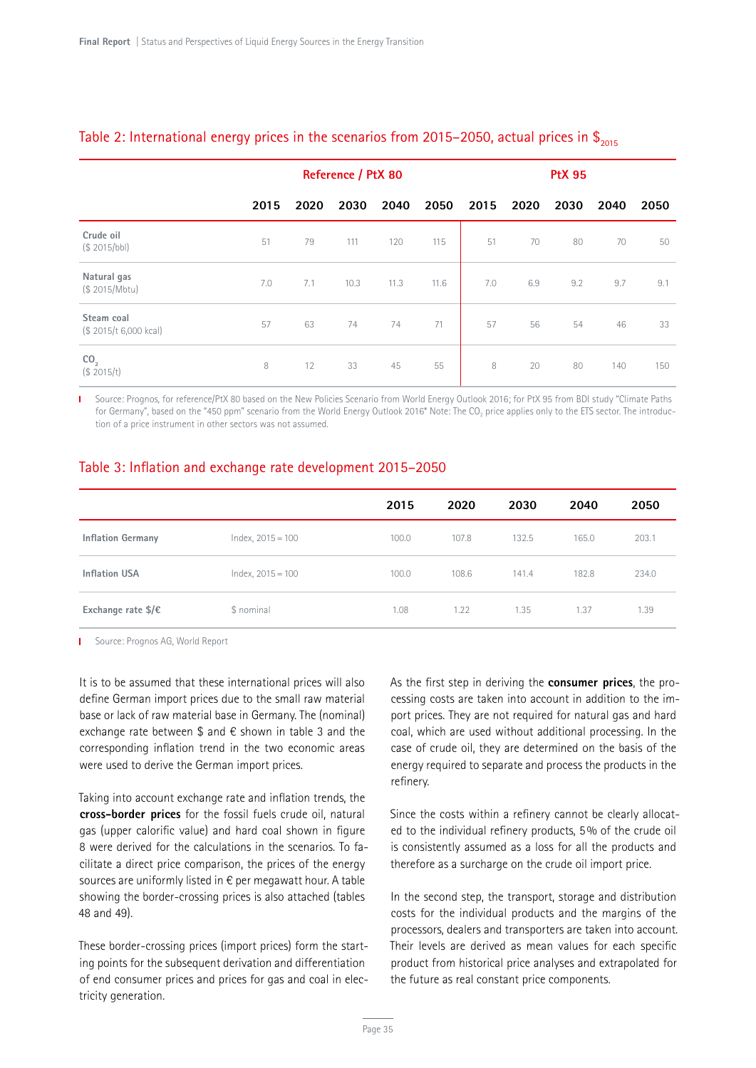## Table 2: International energy prices in the scenarios from 2015–2050, actual prices in $$_{2015}$

| | Reference / PtX 80 | | | | | PtX 95 | | | | |
|---|---|---|---|---|---|---|---|---|---|---|
| | 2015 | 2020 | 2030 | 2040 | 2050 | 2015 | 2020 | 2030 | 2040 | 2050 |
| Crude oil ($ 2015/bbl) | 51 | 79 | 111 | 120 | 115 | 51 | 70 | 80 | 70 | 50 |
| Natural gas ($ 2015/Mbtu) | 7.0 | 7.1 | 10.3 | 11.3 | 11.6 | 7.0 | 6.9 | 9.2 | 9.7 | 9.1 |
| Steam coal ($ 2015/t 6,000 kcal) | 57 | 63 | 74 | 74 | 71 | 57 | 56 | 54 | 46 | 33 |
| $CO_2$ ($ 2015/t) | 8 | 12 | 33 | 45 | 55 | 8 | 20 | 80 | 140 | 150 |

Source: Prognos, for reference/PtX 80 based on the New Policies Scenario from World Energy Outlook 2016; for PtX 95 from BDI study "Climate Paths for Germany", based on the "450 ppm" scenario from the World Energy Outlook 2016" Note: The $CO_2$ price applies only to the ETS sector. The introduction of a price instrument in other sectors was not assumed.

## Table 3: Inflation and exchange rate development 2015–2050

| | | 2015 | 2020 | 2030 | 2040 | 2050 |
|---|---|---|---|---|---|---|
| **Inflation Germany** | Index, 2015 = 100 | 100.0 | 107.8 | 132.5 | 165.0 | 203.1 |
| **Inflation USA** | Index, 2015 = 100 | 100.0 | 108.6 | 141.4 | 182.8 | 234.0 |
| **Exchange rate $/€** | $ nominal | 1.08 | 1.22 | 1.35 | 1.37 | 1.39 |

Source: Prognos AG, World Report

It is to be assumed that these international prices will also define German import prices due to the small raw material base or lack of raw material base in Germany. The (nominal) exchange rate between $ and € shown in table 3 and the corresponding inflation trend in the two economic areas were used to derive the German import prices.

Taking into account exchange rate and inflation trends, the **cross-border prices** for the fossil fuels crude oil, natural gas (upper calorific value) and hard coal shown in figure 8 were derived for the calculations in the scenarios. To facilitate a direct price comparison, the prices of the energy sources are uniformly listed in € per megawatt hour. A table showing the border-crossing prices is also attached (tables 48 and 49).

These border-crossing prices (import prices) form the starting points for the subsequent derivation and differentiation of end consumer prices and prices for gas and coal in electricity generation.

As the first step in deriving the **consumer prices**, the processing costs are taken into account in addition to the import prices. They are not required for natural gas and hard coal, which are used without additional processing. In the case of crude oil, they are determined on the basis of the energy required to separate and process the products in the refinery.

Since the costs within a refinery cannot be clearly allocated to the individual refinery products, 5% of the crude oil is consistently assumed as a loss for all the products and therefore as a surcharge on the crude oil import price.

In the second step, the transport, storage and distribution costs for the individual products and the margins of the processors, dealers and transporters are taken into account. Their levels are derived as mean values for each specific product from historical price analyses and extrapolated for the future as real constant price components.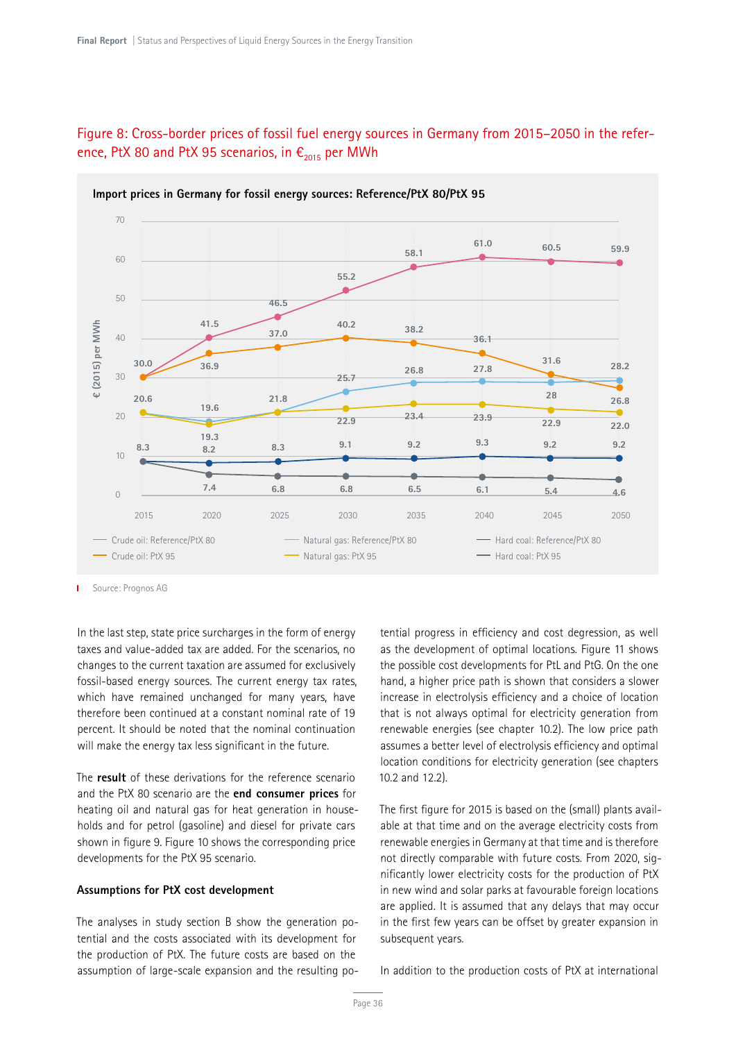Figure 8: Cross-border prices of fossil fuel energy sources in Germany from 2015–2050 in the reference, PtX 80 and PtX 95 scenarios, in $€_{2015}$ per MWh

**Import prices in Germany for fossil energy sources: Reference/PtX 80/PtX 95**

€ (2015) per MWh

| | 2015 | 2020 | 2025 | 2030 | 2035 | 2040 | 2045 | 2050 |
|---|---|---|---|---|---|---|---|---|
| Crude oil: Reference/PtX 80 | 30.0 | 41.5 | 46.5 | 55.2 | 58.1 | 61.0 | 60.5 | 59.9 |
| Crude oil: PtX 95 | 30.0 | 36.9 | 37.0 | 40.2 | 38.2 | 36.1 | 31.6 | 26.8 |
| Natural gas: Reference/PtX 80 | 20.6 | 19.6 | 21.8 | 25.7 | 26.8 | 27.8 | 28 | 28.2 |
| Natural gas: PtX 95 | 20.6 | 19.3 | 21.8 | 22.9 | 23.4 | 23.9 | 22.9 | 22.0 |
| Hard coal: Reference/PtX 80 | 8.3 | 8.2 | 8.3 | 9.1 | 9.2 | 9.3 | 9.2 | 9.2 |
| Hard coal: PtX 95 | 8.3 | 7.4 | 6.8 | 6.8 | 6.5 | 6.1 | 5.4 | 4.6 |

Source: Prognos AG

In the last step, state price surcharges in the form of energy taxes and value-added tax are added. For the scenarios, no changes to the current taxation are assumed for exclusively fossil-based energy sources. The current energy tax rates, which have remained unchanged for many years, have therefore been continued at a constant nominal rate of 19 percent. It should be noted that the nominal continuation will make the energy tax less significant in the future.

The **result** of these derivations for the reference scenario and the PtX 80 scenario are the **end consumer prices** for heating oil and natural gas for heat generation in households and for petrol (gasoline) and diesel for private cars shown in figure 9. Figure 10 shows the corresponding price developments for the PtX 95 scenario.

**Assumptions for PtX cost development**

The analyses in study section B show the generation potential and the costs associated with its development for the production of PtX. The future costs are based on the assumption of large-scale expansion and the resulting potential progress in efficiency and cost degression, as well as the development of optimal locations. Figure 11 shows the possible cost developments for PtL and PtG. On the one hand, a higher price path is shown that considers a slower increase in electrolysis efficiency and a choice of location that is not always optimal for electricity generation from renewable energies (see chapter 10.2). The low price path assumes a better level of electrolysis efficiency and optimal location conditions for electricity generation (see chapters 10.2 and 12.2).

The first figure for 2015 is based on the (small) plants available at that time and on the average electricity costs from renewable energies in Germany at that time and is therefore not directly comparable with future costs. From 2020, significantly lower electricity costs for the production of PtX in new wind and solar parks at favourable foreign locations are applied. It is assumed that any delays that may occur in the first few years can be offset by greater expansion in subsequent years.

In addition to the production costs of PtX at international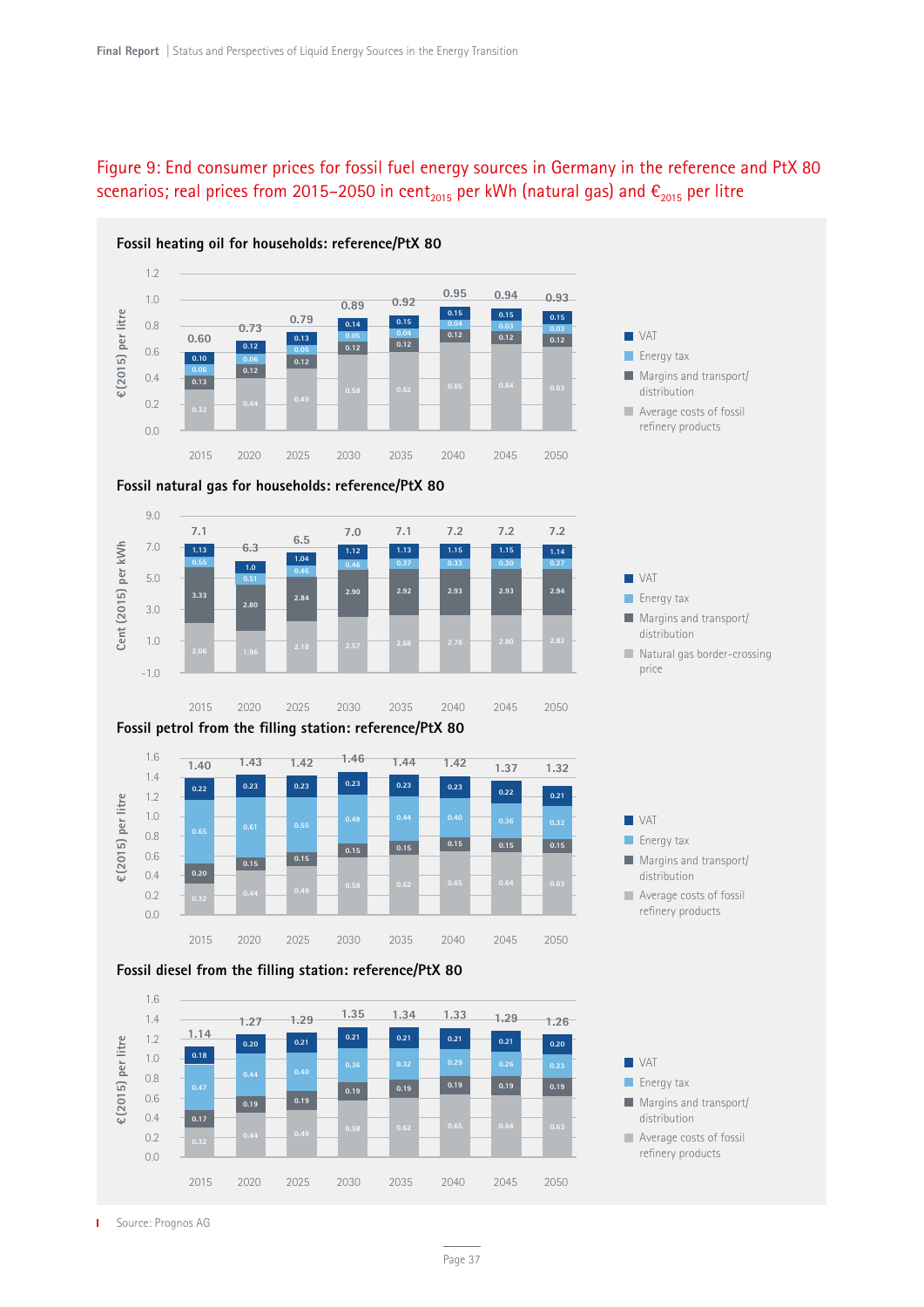Figure 9: End consumer prices for fossil fuel energy sources in Germany in the reference and PtX 80 scenarios; real prices from 2015–2050 in $cent_{2015}$ per kWh (natural gas) and $€_{2015}$ per litre

**Fossil heating oil for households: reference/PtX 80**

€(2015) per litre

| | 2015 | 2020 | 2025 | 2030 | 2035 | 2040 | 2045 | 2050 |
|---|---|---|---|---|---|---|---|---|
| VAT | 0.10 | 0.12 | 0.13 | 0.14 | 0.15 | 0.15 | 0.15 | 0.15 |
| Energy tax | 0.06 | 0.06 | 0.05 | 0.05 | 0.04 | 0.04 | 0.03 | 0.03 |
| Margins and transport/distribution | 0.13 | 0.12 | 0.12 | 0.12 | 0.12 | 0.12 | 0.12 | 0.12 |
| Average costs of fossil refinery products | 0.32 | 0.44 | 0.49 | 0.58 | 0.62 | 0.65 | 0.64 | 0.63 |
| Total | 0.60 | 0.73 | 0.79 | 0.89 | 0.92 | 0.95 | 0.94 | 0.93 |

**Fossil natural gas for households: reference/PtX 80**

Cent (2015) per kWh

| | 2015 | 2020 | 2025 | 2030 | 2035 | 2040 | 2045 | 2050 |
|---|---|---|---|---|---|---|---|---|
| VAT | 1.13 | 1.0 | 1.04 | 1.12 | 1.13 | 1.15 | 1.15 | 1.14 |
| Energy tax | 0.55 | 0.51 | 0.46 | 0.46 | 0.37 | 0.33 | 0.30 | 0.27 |
| Margins and transport/distribution | 3.33 | 2.80 | 2.84 | 2.90 | 2.92 | 2.93 | 2.93 | 2.94 |
| Natural gas border-crossing price | 2.06 | 1.96 | 2.18 | 2.57 | 2.68 | 2.78 | 2.80 | 2.82 |
| Total | 7.1 | 6.3 | 6.5 | 7.0 | 7.1 | 7.2 | 7.2 | 7.2 |

**Fossil petrol from the filling station: reference/PtX 80**

€(2015) per litre

| | 2015 | 2020 | 2025 | 2030 | 2035 | 2040 | 2045 | 2050 |
|---|---|---|---|---|---|---|---|---|
| VAT | 0.22 | 0.23 | 0.23 | 0.23 | 0.23 | 0.23 | 0.22 | 0.21 |
| Energy tax | 0.65 | 0.61 | 0.55 | 0.49 | 0.44 | 0.40 | 0.36 | 0.32 |
| Margins and transport/distribution | 0.20 | 0.15 | 0.15 | 0.15 | 0.15 | 0.15 | 0.15 | 0.15 |
| Average costs of fossil refinery products | 0.32 | 0.44 | 0.49 | 0.58 | 0.62 | 0.65 | 0.64 | 0.63 |
| Total | 1.40 | 1.43 | 1.42 | 1.46 | 1.44 | 1.42 | 1.37 | 1.32 |

**Fossil diesel from the filling station: reference/PtX 80**

€(2015) per litre

| | 2015 | 2020 | 2025 | 2030 | 2035 | 2040 | 2045 | 2050 |
|---|---|---|---|---|---|---|---|---|
| VAT | 0.18 | 0.20 | 0.21 | 0.21 | 0.21 | 0.21 | 0.21 | 0.20 |
| Energy tax | 0.47 | 0.44 | 0.40 | 0.36 | 0.32 | 0.29 | 0.26 | 0.23 |
| Margins and transport/distribution | 0.17 | 0.19 | 0.19 | 0.19 | 0.19 | 0.19 | 0.19 | 0.19 |
| Average costs of fossil refinery products | 0.32 | 0.44 | 0.49 | 0.58 | 0.62 | 0.65 | 0.64 | 0.63 |
| Total | 1.14 | 1.27 | 1.29 | 1.35 | 1.34 | 1.33 | 1.29 | 1.26 |

Source: Prognos AG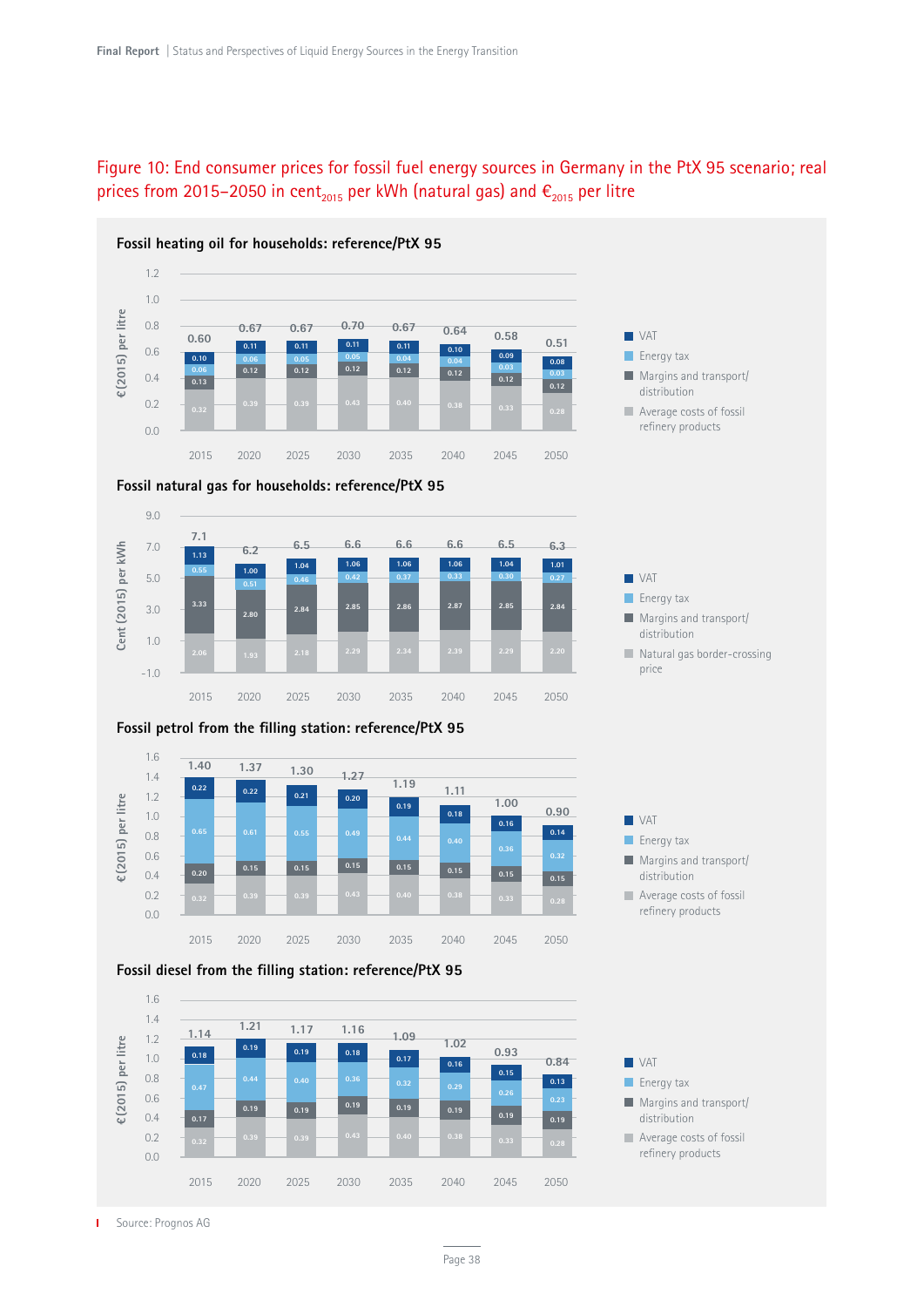Figure 10: End consumer prices for fossil fuel energy sources in Germany in the PtX 95 scenario; real prices from 2015–2050 in $cent_{2015}$ per kWh (natural gas) and $€_{2015}$ per litre

**Fossil heating oil for households: reference/PtX 95** (€(2015) per litre)

| | 2015 | 2020 | 2025 | 2030 | 2035 | 2040 | 2045 | 2050 |
|---|---|---|---|---|---|---|---|---|
| Total | 0.60 | 0.67 | 0.67 | 0.70 | 0.67 | 0.64 | 0.58 | 0.51 |
| VAT | 0.10 | 0.11 | 0.11 | 0.11 | 0.11 | 0.10 | 0.09 | 0.08 |
| Energy tax | 0.06 | 0.06 | 0.05 | 0.05 | 0.04 | 0.04 | 0.03 | 0.03 |
| Margins and transport/distribution | 0.13 | 0.12 | 0.12 | 0.12 | 0.12 | 0.12 | 0.12 | 0.12 |
| Average costs of fossil refinery products | 0.32 | 0.39 | 0.39 | 0.43 | 0.40 | 0.38 | 0.33 | 0.28 |

**Fossil natural gas for households: reference/PtX 95** (Cent (2015) per kWh)

| | 2015 | 2020 | 2025 | 2030 | 2035 | 2040 | 2045 | 2050 |
|---|---|---|---|---|---|---|---|---|
| Total | 7.1 | 6.2 | 6.5 | 6.6 | 6.6 | 6.6 | 6.5 | 6.3 |
| VAT | 1.13 | 1.00 | 1.04 | 1.06 | 1.06 | 1.06 | 1.04 | 1.01 |
| Energy tax | 0.55 | 0.51 | 0.46 | 0.42 | 0.37 | 0.33 | 0.30 | 0.27 |
| Margins and transport/distribution | 3.33 | 2.80 | 2.84 | 2.85 | 2.86 | 2.87 | 2.85 | 2.84 |
| Natural gas border-crossing price | 2.06 | 1.93 | 2.18 | 2.29 | 2.34 | 2.39 | 2.29 | 2.20 |

**Fossil petrol from the filling station: reference/PtX 95** (€(2015) per litre)

| | 2015 | 2020 | 2025 | 2030 | 2035 | 2040 | 2045 | 2050 |
|---|---|---|---|---|---|---|---|---|
| Total | 1.40 | 1.37 | 1.30 | 1.27 | 1.19 | 1.11 | 1.00 | 0.90 |
| VAT | 0.22 | 0.22 | 0.21 | 0.20 | 0.19 | 0.18 | 0.16 | 0.14 |
| Energy tax | 0.65 | 0.61 | 0.55 | 0.49 | 0.44 | 0.40 | 0.36 | 0.32 |
| Margins and transport/distribution | 0.20 | 0.15 | 0.15 | 0.15 | 0.15 | 0.15 | 0.15 | 0.15 |
| Average costs of fossil refinery products | 0.32 | 0.39 | 0.39 | 0.43 | 0.40 | 0.38 | 0.33 | 0.28 |

**Fossil diesel from the filling station: reference/PtX 95** (€(2015) per litre)

| | 2015 | 2020 | 2025 | 2030 | 2035 | 2040 | 2045 | 2050 |
|---|---|---|---|---|---|---|---|---|
| Total | 1.14 | 1.21 | 1.17 | 1.16 | 1.09 | 1.02 | 0.93 | 0.84 |
| VAT | 0.18 | 0.19 | 0.19 | 0.18 | 0.17 | 0.16 | 0.15 | 0.13 |
| Energy tax | 0.47 | 0.44 | 0.40 | 0.36 | 0.32 | 0.29 | 0.26 | 0.23 |
| Margins and transport/distribution | 0.17 | 0.19 | 0.19 | 0.19 | 0.19 | 0.19 | 0.19 | 0.19 |
| Average costs of fossil refinery products | 0.32 | 0.39 | 0.39 | 0.43 | 0.40 | 0.38 | 0.33 | 0.28 |

Source: Prognos AG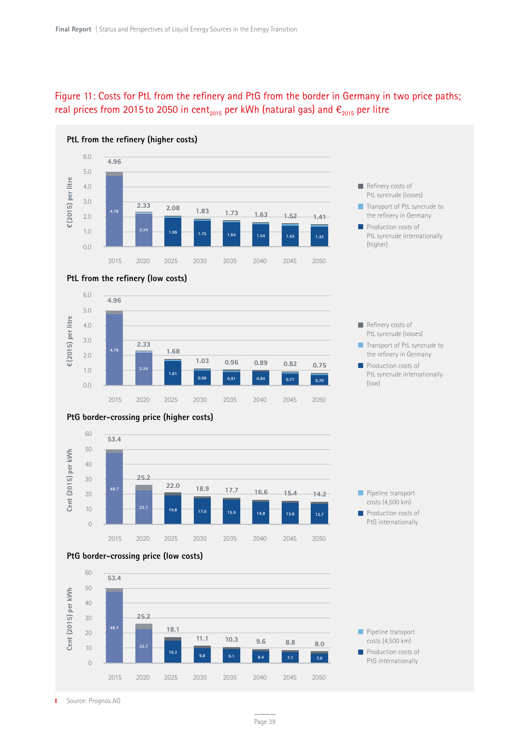**Figure 11: Costs for PtL from the refinery and PtG from the border in Germany in two price paths; real prices from 2015 to 2050 in $cent_{2015}$ per kWh (natural gas) and $€_{2015}$ per litre**

**PtL from the refinery (higher costs)**

€(2015) per litre

| | 2015 | 2020 | 2025 | 2030 | 2035 | 2040 | 2045 | 2050 |
|---|---|---|---|---|---|---|---|---|
| Total | 4.96 | 2.33 | 2.08 | 1.83 | 1.73 | 1.63 | 1.52 | 1.41 |
| Production costs of PtL syncrude internationally (higher) | 4.78 | 2.24 | 1.99 | 1.75 | 1.64 | 1.54 | 1.43 | 1.33 |

Legend: Refinery costs of PtL syncrude (losses); Transport of PtL syncrude to the refinery in Germany; Production costs of PtL syncrude internationally (higher)

**PtL from the refinery (low costs)**

€(2015) per litre

| | 2015 | 2020 | 2025 | 2030 | 2035 | 2040 | 2045 | 2050 |
|---|---|---|---|---|---|---|---|---|
| Total | 4.96 | 2.33 | 1.68 | 1.03 | 0.96 | 0.89 | 0.82 | 0.75 |
| Production costs of PtL syncrude internationally (low) | 4.78 | 2.24 | 1.61 | 0.98 | 0.91 | 0.84 | 0.77 | 0.70 |

Legend: Refinery costs of PtL syncrude (losses); Transport of PtL syncrude to the refinery in Germany; Production costs of PtL syncrude internationally (low)

**PtG border-crossing price (higher costs)**

Cent (2015) per kWh

| | 2015 | 2020 | 2025 | 2030 | 2035 | 2040 | 2045 | 2050 |
|---|---|---|---|---|---|---|---|---|
| Total | 53.4 | 25.2 | 22.0 | 18.9 | 17.7 | 16.6 | 15.4 | 14.2 |
| Production costs of PtG internationally | 48.7 | 22.7 | 19.8 | 17.0 | 15.9 | 14.8 | 13.8 | 12.7 |

Legend: Pipeline transport costs (4,500 km); Production costs of PtG internationally

**PtG border-crossing price (low costs)**

Cent (2015) per kWh

| | 2015 | 2020 | 2025 | 2030 | 2035 | 2040 | 2045 | 2050 |
|---|---|---|---|---|---|---|---|---|
| Total | 53.4 | 25.2 | 18.1 | 11.1 | 10.3 | 9.6 | 8.8 | 8.0 |
| Production costs of PtG internationally | 48.7 | 22.7 | 16.3 | 9.8 | 9.1 | 8.4 | 7.7 | 7.0 |

Legend: Pipeline transport costs (4,500 km); Production costs of PtG internationally

Source: Prognos AG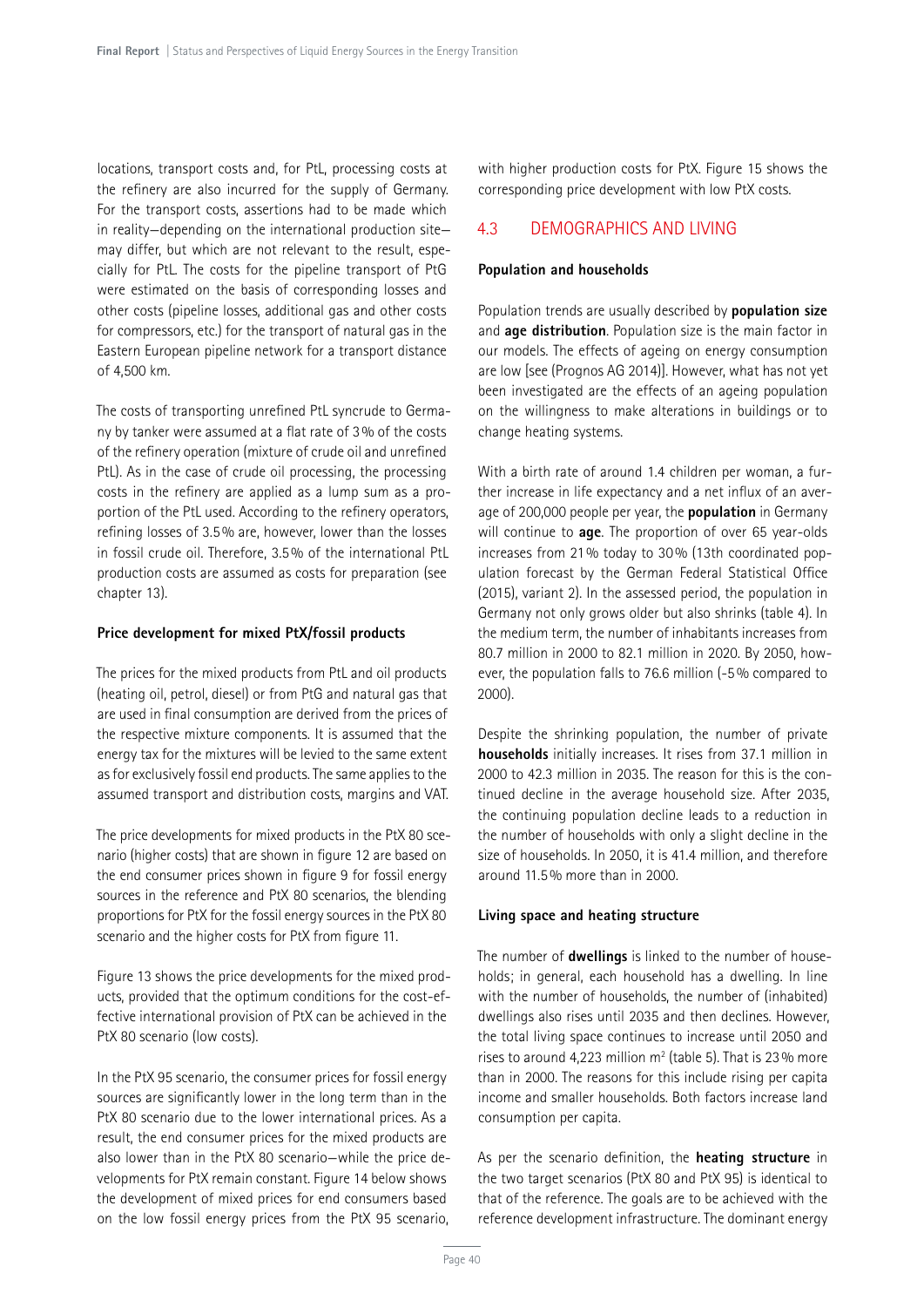locations, transport costs and, for PtL, processing costs at the refinery are also incurred for the supply of Germany. For the transport costs, assertions had to be made which in reality—depending on the international production site—may differ, but which are not relevant to the result, especially for PtL. The costs for the pipeline transport of PtG were estimated on the basis of corresponding losses and other costs (pipeline losses, additional gas and other costs for compressors, etc.) for the transport of natural gas in the Eastern European pipeline network for a transport distance of 4,500 km.

The costs of transporting unrefined PtL syncrude to Germany by tanker were assumed at a flat rate of 3% of the costs of the refinery operation (mixture of crude oil and unrefined PtL). As in the case of crude oil processing, the processing costs in the refinery are applied as a lump sum as a proportion of the PtL used. According to the refinery operators, refining losses of 3.5% are, however, lower than the losses in fossil crude oil. Therefore, 3.5% of the international PtL production costs are assumed as costs for preparation (see chapter 13).

**Price development for mixed PtX/fossil products**

The prices for the mixed products from PtL and oil products (heating oil, petrol, diesel) or from PtG and natural gas that are used in final consumption are derived from the prices of the respective mixture components. It is assumed that the energy tax for the mixtures will be levied to the same extent as for exclusively fossil end products. The same applies to the assumed transport and distribution costs, margins and VAT.

The price developments for mixed products in the PtX 80 scenario (higher costs) that are shown in figure 12 are based on the end consumer prices shown in figure 9 for fossil energy sources in the reference and PtX 80 scenarios, the blending proportions for PtX for the fossil energy sources in the PtX 80 scenario and the higher costs for PtX from figure 11.

Figure 13 shows the price developments for the mixed products, provided that the optimum conditions for the cost-effective international provision of PtX can be achieved in the PtX 80 scenario (low costs).

In the PtX 95 scenario, the consumer prices for fossil energy sources are significantly lower in the long term than in the PtX 80 scenario due to the lower international prices. As a result, the end consumer prices for the mixed products are also lower than in the PtX 80 scenario—while the price developments for PtX remain constant. Figure 14 below shows the development of mixed prices for end consumers based on the low fossil energy prices from the PtX 95 scenario, with higher production costs for PtX. Figure 15 shows the corresponding price development with low PtX costs.

## 4.3 DEMOGRAPHICS AND LIVING

**Population and households**

Population trends are usually described by **population size** and **age distribution**. Population size is the main factor in our models. The effects of ageing on energy consumption are low [see (Prognos AG 2014)]. However, what has not yet been investigated are the effects of an ageing population on the willingness to make alterations in buildings or to change heating systems.

With a birth rate of around 1.4 children per woman, a further increase in life expectancy and a net influx of an average of 200,000 people per year, the **population** in Germany will continue to **age**. The proportion of over 65 year-olds increases from 21% today to 30% (13th coordinated population forecast by the German Federal Statistical Office (2015), variant 2). In the assessed period, the population in Germany not only grows older but also shrinks (table 4). In the medium term, the number of inhabitants increases from 80.7 million in 2000 to 82.1 million in 2020. By 2050, however, the population falls to 76.6 million (-5% compared to 2000).

Despite the shrinking population, the number of private **households** initially increases. It rises from 37.1 million in 2000 to 42.3 million in 2035. The reason for this is the continued decline in the average household size. After 2035, the continuing population decline leads to a reduction in the number of households with only a slight decline in the size of households. In 2050, it is 41.4 million, and therefore around 11.5% more than in 2000.

**Living space and heating structure**

The number of **dwellings** is linked to the number of households; in general, each household has a dwelling. In line with the number of households, the number of (inhabited) dwellings also rises until 2035 and then declines. However, the total living space continues to increase until 2050 and rises to around 4,223 million m² (table 5). That is 23% more than in 2000. The reasons for this include rising per capita income and smaller households. Both factors increase land consumption per capita.

As per the scenario definition, the **heating structure** in the two target scenarios (PtX 80 and PtX 95) is identical to that of the reference. The goals are to be achieved with the reference development infrastructure. The dominant energy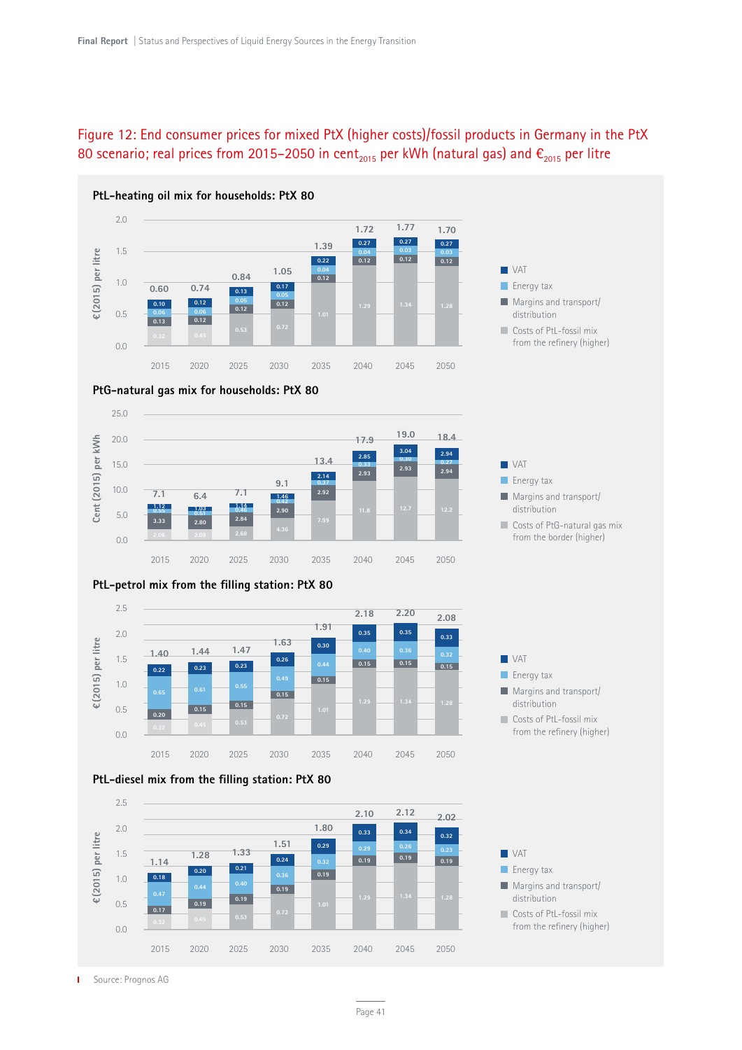Figure 12: End consumer prices for mixed PtX (higher costs)/fossil products in Germany in the PtX 80 scenario; real prices from 2015–2050 in cent$_{2015}$ per kWh (natural gas) and €$_{2015}$ per litre

**PtL-heating oil mix for households: PtX 80**

€(2015) per litre

| | 2015 | 2020 | 2025 | 2030 | 2035 | 2040 | 2045 | 2050 |
|---|---|---|---|---|---|---|---|---|
| VAT | 0.10 | 0.12 | 0.13 | 0.17 | 0.22 | 0.27 | 0.27 | 0.27 |
| Energy tax | 0.06 | 0.06 | 0.05 | 0.05 | 0.04 | 0.04 | 0.03 | 0.03 |
| Margins and transport/distribution | 0.13 | 0.12 | 0.12 | 0.12 | 0.12 | 0.12 | 0.12 | 0.12 |
| Costs of PtL-fossil mix from the refinery (higher) | 0.32 | 0.45 | 0.53 | 0.72 | 1.01 | 1.29 | 1.34 | 1.28 |
| Total | 0.60 | 0.74 | 0.84 | 1.05 | 1.39 | 1.72 | 1.77 | 1.70 |

**PtG-natural gas mix for households: PtX 80**

Cent (2015) per kWh

| | 2015 | 2020 | 2025 | 2030 | 2035 | 2040 | 2045 | 2050 |
|---|---|---|---|---|---|---|---|---|
| VAT | 1.12 | 1.03 | 1.14 | 1.46 | 2.14 | 2.85 | 3.04 | 2.94 |
| Energy tax | 0.55 | 0.51 | 0.46 | 0.42 | 0.37 | 0.33 | 0.30 | 0.27 |
| Margins and transport/distribution | 3.33 | 2.80 | 2.84 | 2.90 | 2.92 | 2.93 | 2.93 | 2.94 |
| Costs of PtG-natural gas mix from the border (higher) | 2.06 | 2.08 | 2.68 | 4.36 | 7.99 | 11.8 | 12.7 | 12.2 |
| Total | 7.1 | 6.4 | 7.1 | 9.1 | 13.4 | 17.9 | 19.0 | 18.4 |

**PtL-petrol mix from the filling station: PtX 80**

€(2015) per litre

| | 2015 | 2020 | 2025 | 2030 | 2035 | 2040 | 2045 | 2050 |
|---|---|---|---|---|---|---|---|---|
| VAT | 0.22 | 0.23 | 0.23 | 0.26 | 0.30 | 0.35 | 0.35 | 0.33 |
| Energy tax | 0.65 | 0.61 | 0.55 | 0.49 | 0.44 | 0.40 | 0.36 | 0.32 |
| Margins and transport/distribution | 0.20 | 0.15 | 0.15 | 0.15 | 0.15 | 0.15 | 0.15 | 0.15 |
| Costs of PtL-fossil mix from the refinery (higher) | 0.32 | 0.45 | 0.53 | 0.72 | 1.01 | 1.29 | 1.34 | 1.28 |
| Total | 1.40 | 1.44 | 1.47 | 1.63 | 1.91 | 2.18 | 2.20 | 2.08 |

**PtL-diesel mix from the filling station: PtX 80**

€(2015) per litre

| | 2015 | 2020 | 2025 | 2030 | 2035 | 2040 | 2045 | 2050 |
|---|---|---|---|---|---|---|---|---|
| VAT | 0.18 | 0.20 | 0.21 | 0.24 | 0.29 | 0.33 | 0.34 | 0.32 |
| Energy tax | 0.47 | 0.44 | 0.40 | 0.36 | 0.32 | 0.29 | 0.26 | 0.23 |
| Margins and transport/distribution | 0.17 | 0.19 | 0.19 | 0.19 | 0.19 | 0.19 | 0.19 | 0.19 |
| Costs of PtL-fossil mix from the refinery (higher) | 0.32 | 0.45 | 0.53 | 0.72 | 1.01 | 1.29 | 1.34 | 1.28 |
| Total | 1.14 | 1.28 | 1.33 | 1.51 | 1.80 | 2.10 | 2.12 | 2.02 |

Source: Prognos AG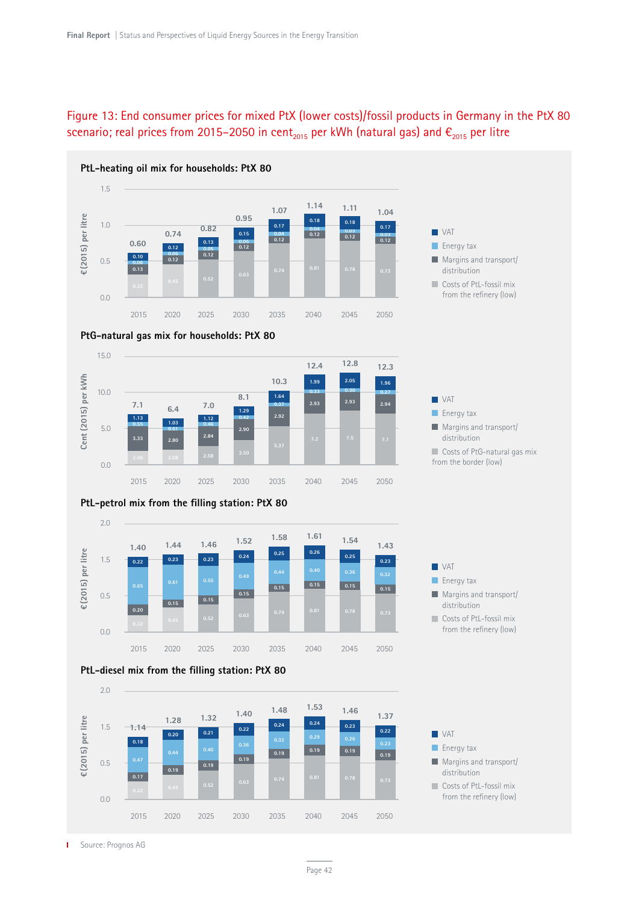**Figure 13: End consumer prices for mixed PtX (lower costs)/fossil products in Germany in the PtX 80 scenario; real prices from 2015–2050 in cent$_{2015}$ per kWh (natural gas) and €$_{2015}$ per litre**

### PtL-heating oil mix for households: PtX 80

€(2015) per litre

| | 2015 | 2020 | 2025 | 2030 | 2035 | 2040 | 2045 | 2050 |
|---|---|---|---|---|---|---|---|---|
| VAT | 0.10 | 0.12 | 0.13 | 0.15 | 0.17 | 0.18 | 0.18 | 0.17 |
| Energy tax | 0.06 | 0.06 | 0.05 | 0.05 | 0.04 | 0.04 | 0.03 | 0.03 |
| Margins and transport/distribution | 0.13 | 0.12 | 0.12 | 0.12 | 0.12 | 0.12 | 0.12 | 0.12 |
| Costs of PtL-fossil mix from the refinery (low) | 0.32 | 0.45 | 0.52 | 0.63 | 0.74 | 0.81 | 0.78 | 0.73 |
| **Total** | 0.60 | 0.74 | 0.82 | 0.95 | 1.07 | 1.14 | 1.11 | 1.04 |

### PtG-natural gas mix for households: PtX 80

Cent (2015) per kWh

| | 2015 | 2020 | 2025 | 2030 | 2035 | 2040 | 2045 | 2050 |
|---|---|---|---|---|---|---|---|---|
| VAT | 1.13 | 1.03 | 1.12 | 1.29 | 1.64 | 1.99 | 2.05 | 1.96 |
| Energy tax | 0.55 | 0.51 | 0.46 | 0.42 | 0.37 | 0.33 | 0.30 | 0.27 |
| Margins and transport/distribution | 3.33 | 2.80 | 2.84 | 2.90 | 2.92 | 2.93 | 2.93 | 2.94 |
| Costs of PtG-natural gas mix from the border (low) | 2.06 | 2.08 | 2.58 | 3.50 | 5.37 | 7.2 | 7.5 | 7.1 |
| **Total** | 7.1 | 6.4 | 7.0 | 8.1 | 10.3 | 12.4 | 12.8 | 12.3 |

### PtL-petrol mix from the filling station: PtX 80

€(2015) per litre

| | 2015 | 2020 | 2025 | 2030 | 2035 | 2040 | 2045 | 2050 |
|---|---|---|---|---|---|---|---|---|
| VAT | 0.22 | 0.23 | 0.23 | 0.24 | 0.25 | 0.26 | 0.25 | 0.23 |
| Energy tax | 0.65 | 0.61 | 0.55 | 0.49 | 0.44 | 0.40 | 0.36 | 0.32 |
| Margins and transport/distribution | 0.20 | 0.15 | 0.15 | 0.15 | 0.15 | 0.15 | 0.15 | 0.15 |
| Costs of PtL-fossil mix from the refinery (low) | 0.32 | 0.45 | 0.52 | 0.63 | 0.74 | 0.81 | 0.78 | 0.73 |
| **Total** | 1.40 | 1.44 | 1.46 | 1.52 | 1.58 | 1.61 | 1.54 | 1.43 |

### PtL-diesel mix from the filling station: PtX 80

€(2015) per litre

| | 2015 | 2020 | 2025 | 2030 | 2035 | 2040 | 2045 | 2050 |
|---|---|---|---|---|---|---|---|---|
| VAT | 0.18 | 0.20 | 0.21 | 0.22 | 0.24 | 0.24 | 0.23 | 0.22 |
| Energy tax | 0.47 | 0.44 | 0.40 | 0.36 | 0.32 | 0.29 | 0.26 | 0.23 |
| Margins and transport/distribution | 0.17 | 0.19 | 0.19 | 0.19 | 0.19 | 0.19 | 0.19 | 0.19 |
| Costs of PtL-fossil mix from the refinery (low) | 0.32 | 0.45 | 0.52 | 0.63 | 0.74 | 0.81 | 0.78 | 0.73 |
| **Total** | 1.14 | 1.28 | 1.32 | 1.40 | 1.48 | 1.53 | 1.46 | 1.37 |

Source: Prognos AG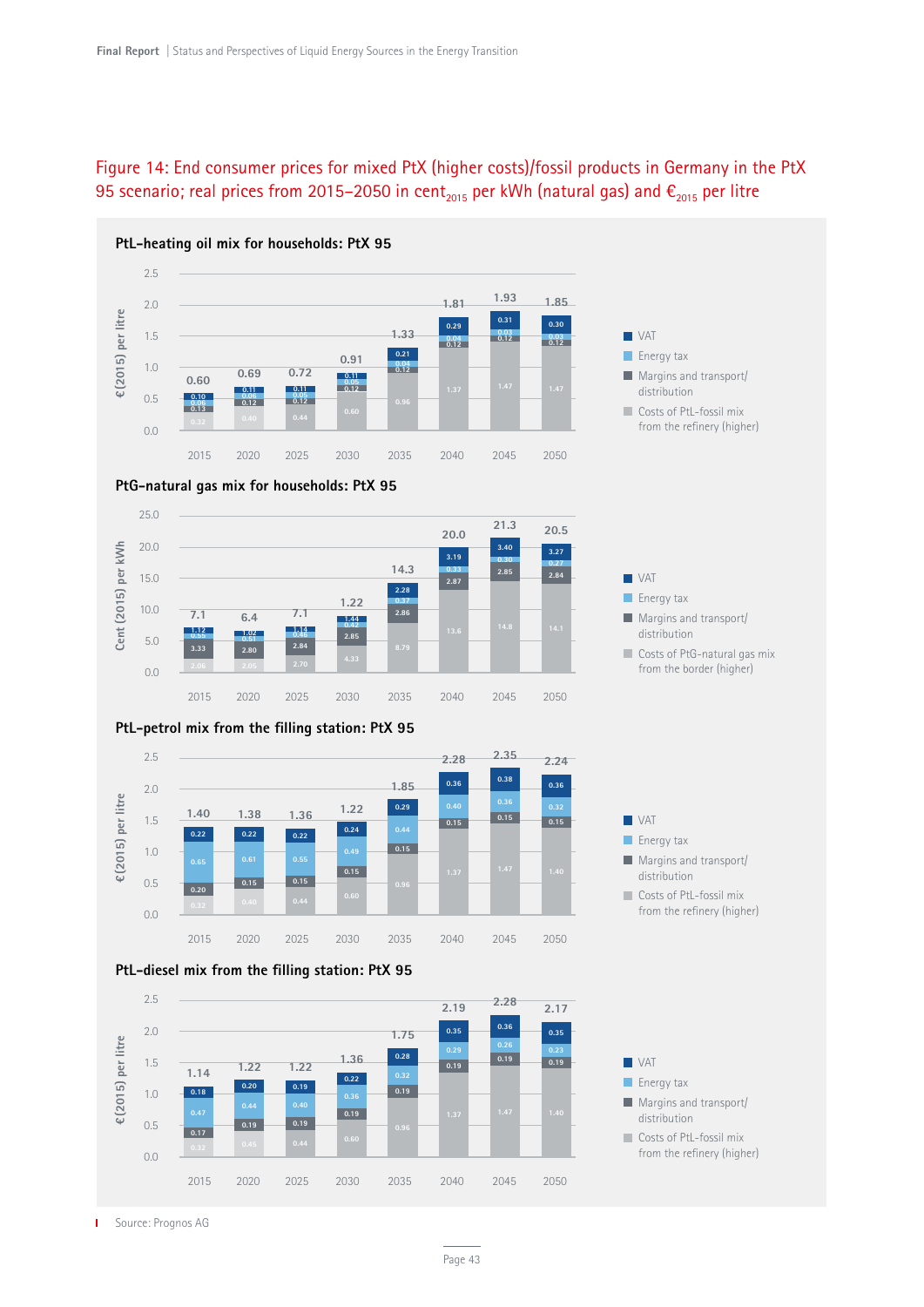Figure 14: End consumer prices for mixed PtX (higher costs)/fossil products in Germany in the PtX 95 scenario; real prices from 2015–2050 in cent$_{2015}$ per kWh (natural gas) and €$_{2015}$ per litre

**PtL-heating oil mix for households: PtX 95** (€(2015) per litre)

| | 2015 | 2020 | 2025 | 2030 | 2035 | 2040 | 2045 | 2050 |
|---|---|---|---|---|---|---|---|---|
| VAT | 0.10 | 0.11 | 0.11 | 0.11 | 0.21 | 0.29 | 0.31 | 0.30 |
| Energy tax | 0.06 | 0.06 | 0.06 | 0.05 | 0.04 | 0.04 | 0.03 | 0.03 |
| Margins and transport/distribution | 0.13 | 0.12 | 0.12 | 0.12 | 0.12 | 0.12 | 0.12 | 0.12 |
| Costs of PtL-fossil mix from the refinery (higher) | 0.32 | 0.40 | 0.44 | 0.60 | 0.96 | 1.37 | 1.47 | 1.47 |
| Total | 0.60 | 0.69 | 0.72 | 0.91 | 1.33 | 1.81 | 1.93 | 1.85 |

**PtG-natural gas mix for households: PtX 95** (Cent (2015) per kWh)

| | 2015 | 2020 | 2025 | 2030 | 2035 | 2040 | 2045 | 2050 |
|---|---|---|---|---|---|---|---|---|
| VAT | 1.12 | 1.02 | 1.14 | 1.44 | 2.28 | 3.19 | 3.40 | 3.27 |
| Energy tax | 0.55 | 0.51 | 0.46 | 0.42 | 0.37 | 0.33 | 0.30 | 0.27 |
| Margins and transport/distribution | 3.33 | 2.80 | 2.84 | 2.85 | 2.86 | 2.87 | 2.85 | 2.84 |
| Costs of PtG-natural gas mix from the border (higher) | 2.06 | 2.05 | 2.70 | 4.33 | 8.79 | 13.6 | 14.8 | 14.1 |
| Total | 7.1 | 6.4 | 7.1 | 1.22 | 14.3 | 20.0 | 21.3 | 20.5 |

**PtL-petrol mix from the filling station: PtX 95** (€(2015) per litre)

| | 2015 | 2020 | 2025 | 2030 | 2035 | 2040 | 2045 | 2050 |
|---|---|---|---|---|---|---|---|---|
| VAT | 0.22 | 0.22 | 0.22 | 0.24 | 0.29 | 0.36 | 0.38 | 0.36 |
| Energy tax | 0.65 | 0.61 | 0.55 | 0.49 | 0.44 | 0.40 | 0.36 | 0.32 |
| Margins and transport/distribution | 0.20 | 0.15 | 0.15 | 0.15 | 0.15 | 0.15 | 0.15 | 0.15 |
| Costs of PtL-fossil mix from the refinery (higher) | 0.32 | 0.40 | 0.44 | 0.60 | 0.96 | 1.37 | 1.47 | 1.40 |
| Total | 1.40 | 1.38 | 1.36 | 1.22 | 1.85 | 2.28 | 2.35 | 2.24 |

**PtL-diesel mix from the filling station: PtX 95** (€(2015) per litre)

| | 2015 | 2020 | 2025 | 2030 | 2035 | 2040 | 2045 | 2050 |
|---|---|---|---|---|---|---|---|---|
| VAT | 0.18 | 0.20 | 0.19 | 0.22 | 0.28 | 0.35 | 0.36 | 0.35 |
| Energy tax | 0.47 | 0.44 | 0.40 | 0.36 | 0.32 | 0.29 | 0.26 | 0.23 |
| Margins and transport/distribution | 0.17 | 0.19 | 0.19 | 0.19 | 0.19 | 0.19 | 0.19 | 0.19 |
| Costs of PtL-fossil mix from the refinery (higher) | 0.32 | 0.45 | 0.44 | 0.60 | 0.96 | 1.37 | 1.47 | 1.40 |
| Total | 1.14 | 1.22 | 1.22 | 1.36 | 1.75 | 2.19 | 2.28 | 2.17 |

Source: Prognos AG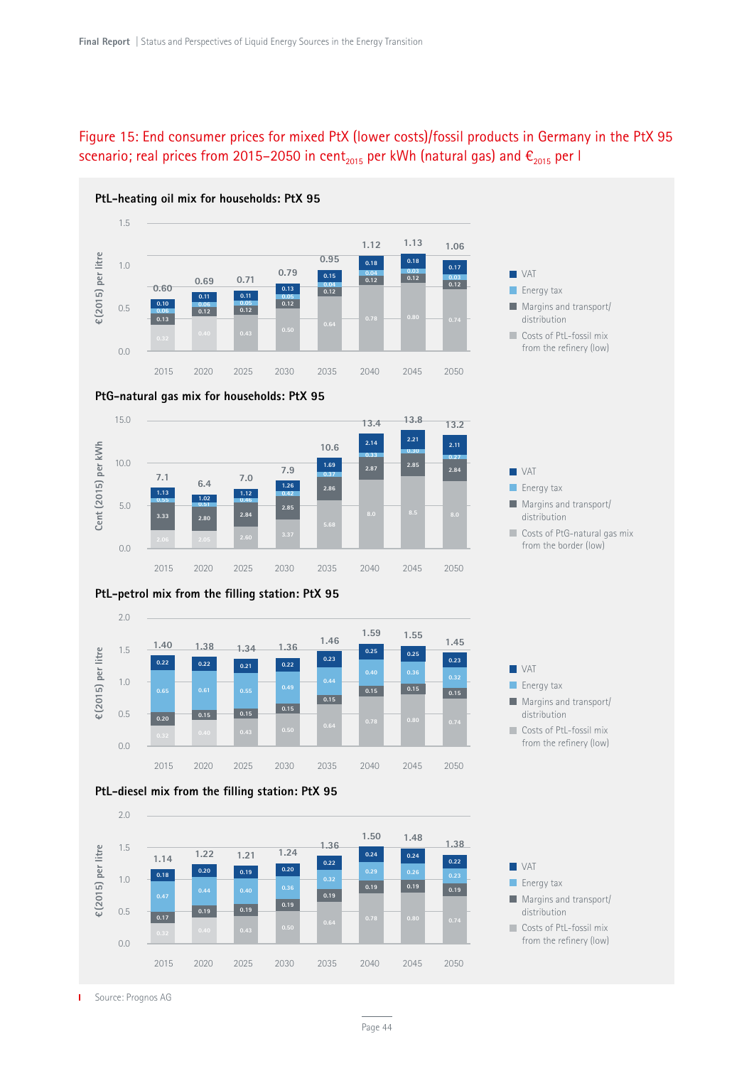Figure 15: End consumer prices for mixed PtX (lower costs)/fossil products in Germany in the PtX 95 scenario; real prices from 2015–2050 in cent$_{2015}$ per kWh (natural gas) and €$_{2015}$ per l

**PtL-heating oil mix for households: PtX 95**

€(2015) per litre

| | 2015 | 2020 | 2025 | 2030 | 2035 | 2040 | 2045 | 2050 |
|---|---|---|---|---|---|---|---|---|
| VAT | 0.10 | 0.11 | 0.11 | 0.13 | 0.15 | 0.18 | 0.18 | 0.17 |
| Energy tax | 0.06 | 0.06 | 0.05 | 0.05 | 0.04 | 0.04 | 0.03 | 0.03 |
| Margins and transport/distribution | 0.13 | 0.12 | 0.12 | 0.12 | 0.12 | 0.12 | 0.12 | 0.12 |
| Costs of PtL-fossil mix from the refinery (low) | 0.32 | 0.40 | 0.43 | 0.50 | 0.64 | 0.78 | 0.80 | 0.74 |
| Total | 0.60 | 0.69 | 0.71 | 0.79 | 0.95 | 1.12 | 1.13 | 1.06 |

**PtG-natural gas mix for households: PtX 95**

Cent (2015) per kWh

| | 2015 | 2020 | 2025 | 2030 | 2035 | 2040 | 2045 | 2050 |
|---|---|---|---|---|---|---|---|---|
| VAT | 1.13 | 1.02 | 1.12 | 1.26 | 1.69 | 2.14 | 2.21 | 2.11 |
| Energy tax | 0.55 | 0.51 | 0.46 | 0.42 | 0.37 | 0.33 | 0.30 | 0.27 |
| Margins and transport/distribution | 3.33 | 2.80 | 2.84 | 2.85 | 2.86 | 2.87 | 2.85 | 2.84 |
| Costs of PtG-natural gas mix from the border (low) | 2.06 | 2.05 | 2.60 | 3.37 | 5.68 | 8.0 | 8.5 | 8.0 |
| Total | 7.1 | 6.4 | 7.0 | 7.9 | 10.6 | 13.4 | 13.8 | 13.2 |

**PtL-petrol mix from the filling station: PtX 95**

€(2015) per litre

| | 2015 | 2020 | 2025 | 2030 | 2035 | 2040 | 2045 | 2050 |
|---|---|---|---|---|---|---|---|---|
| VAT | 0.22 | 0.22 | 0.21 | 0.22 | 0.23 | 0.25 | 0.25 | 0.23 |
| Energy tax | 0.65 | 0.61 | 0.55 | 0.49 | 0.44 | 0.40 | 0.36 | 0.32 |
| Margins and transport/distribution | 0.20 | 0.15 | 0.15 | 0.15 | 0.15 | 0.15 | 0.15 | 0.15 |
| Costs of PtL-fossil mix from the refinery (low) | 0.32 | 0.40 | 0.43 | 0.50 | 0.64 | 0.78 | 0.80 | 0.74 |
| Total | 1.40 | 1.38 | 1.34 | 1.36 | 1.46 | 1.59 | 1.55 | 1.45 |

**PtL-diesel mix from the filling station: PtX 95**

€(2015) per litre

| | 2015 | 2020 | 2025 | 2030 | 2035 | 2040 | 2045 | 2050 |
|---|---|---|---|---|---|---|---|---|
| VAT | 0.18 | 0.20 | 0.19 | 0.20 | 0.22 | 0.24 | 0.24 | 0.22 |
| Energy tax | 0.47 | 0.44 | 0.40 | 0.36 | 0.32 | 0.29 | 0.26 | 0.23 |
| Margins and transport/distribution | 0.17 | 0.19 | 0.19 | 0.19 | 0.19 | 0.19 | 0.19 | 0.19 |
| Costs of PtL-fossil mix from the refinery (low) | 0.32 | 0.40 | 0.43 | 0.50 | 0.64 | 0.78 | 0.80 | 0.74 |
| Total | 1.14 | 1.22 | 1.21 | 1.24 | 1.36 | 1.50 | 1.48 | 1.38 |

Source: Prognos AG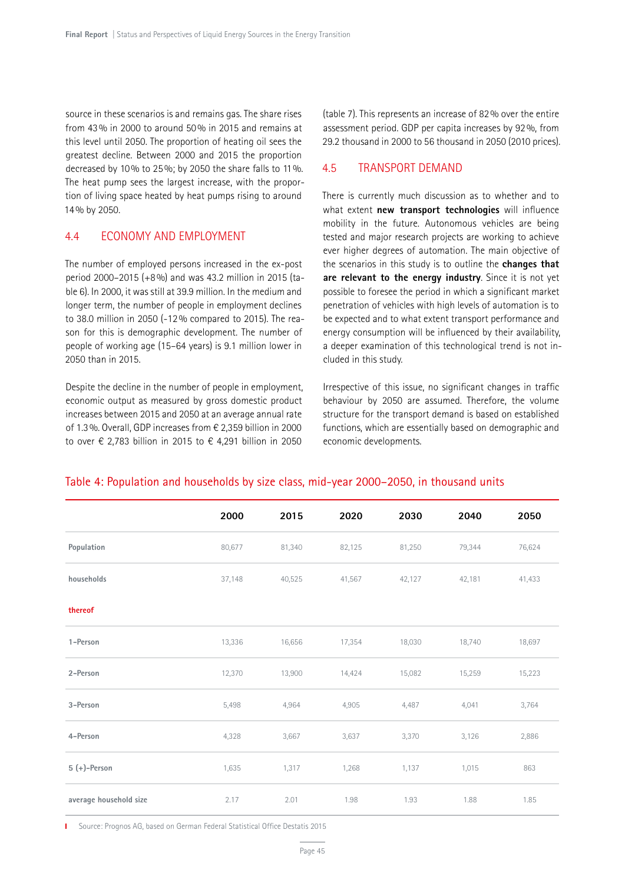source in these scenarios is and remains gas. The share rises from 43 % in 2000 to around 50 % in 2015 and remains at this level until 2050. The proportion of heating oil sees the greatest decline. Between 2000 and 2015 the proportion decreased by 10 % to 25 %; by 2050 the share falls to 11 %. The heat pump sees the largest increase, with the proportion of living space heated by heat pumps rising to around 14 % by 2050.

## 4.4 ECONOMY AND EMPLOYMENT

The number of employed persons increased in the ex-post period 2000–2015 (+8 %) and was 43.2 million in 2015 (table 6). In 2000, it was still at 39.9 million. In the medium and longer term, the number of people in employment declines to 38.0 million in 2050 (-12 % compared to 2015). The reason for this is demographic development. The number of people of working age (15–64 years) is 9.1 million lower in 2050 than in 2015.

Despite the decline in the number of people in employment, economic output as measured by gross domestic product increases between 2015 and 2050 at an average annual rate of 1.3 %. Overall, GDP increases from € 2,359 billion in 2000 to over € 2,783 billion in 2015 to € 4,291 billion in 2050 (table 7). This represents an increase of 82 % over the entire assessment period. GDP per capita increases by 92 %, from 29.2 thousand in 2000 to 56 thousand in 2050 (2010 prices).

## 4.5 TRANSPORT DEMAND

There is currently much discussion as to whether and to what extent **new transport technologies** will influence mobility in the future. Autonomous vehicles are being tested and major research projects are working to achieve ever higher degrees of automation. The main objective of the scenarios in this study is to outline the **changes that are relevant to the energy industry**. Since it is not yet possible to foresee the period in which a significant market penetration of vehicles with high levels of automation is to be expected and to what extent transport performance and energy consumption will be influenced by their availability, a deeper examination of this technological trend is not included in this study.

Irrespective of this issue, no significant changes in traffic behaviour by 2050 are assumed. Therefore, the volume structure for the transport demand is based on established functions, which are essentially based on demographic and economic developments.

Table 4: Population and households by size class, mid-year 2000–2050, in thousand units

| | 2000 | 2015 | 2020 | 2030 | 2040 | 2050 |
|---|---|---|---|---|---|---|
| Population | 80,677 | 81,340 | 82,125 | 81,250 | 79,344 | 76,624 |
| households | 37,148 | 40,525 | 41,567 | 42,127 | 42,181 | 41,433 |
| thereof | | | | | | |
| 1-Person | 13,336 | 16,656 | 17,354 | 18,030 | 18,740 | 18,697 |
| 2-Person | 12,370 | 13,900 | 14,424 | 15,082 | 15,259 | 15,223 |
| 3-Person | 5,498 | 4,964 | 4,905 | 4,487 | 4,041 | 3,764 |
| 4-Person | 4,328 | 3,667 | 3,637 | 3,370 | 3,126 | 2,886 |
| 5 (+)-Person | 1,635 | 1,317 | 1,268 | 1,137 | 1,015 | 863 |
| average household size | 2.17 | 2.01 | 1.98 | 1.93 | 1.88 | 1.85 |

Source: Prognos AG, based on German Federal Statistical Office Destatis 2015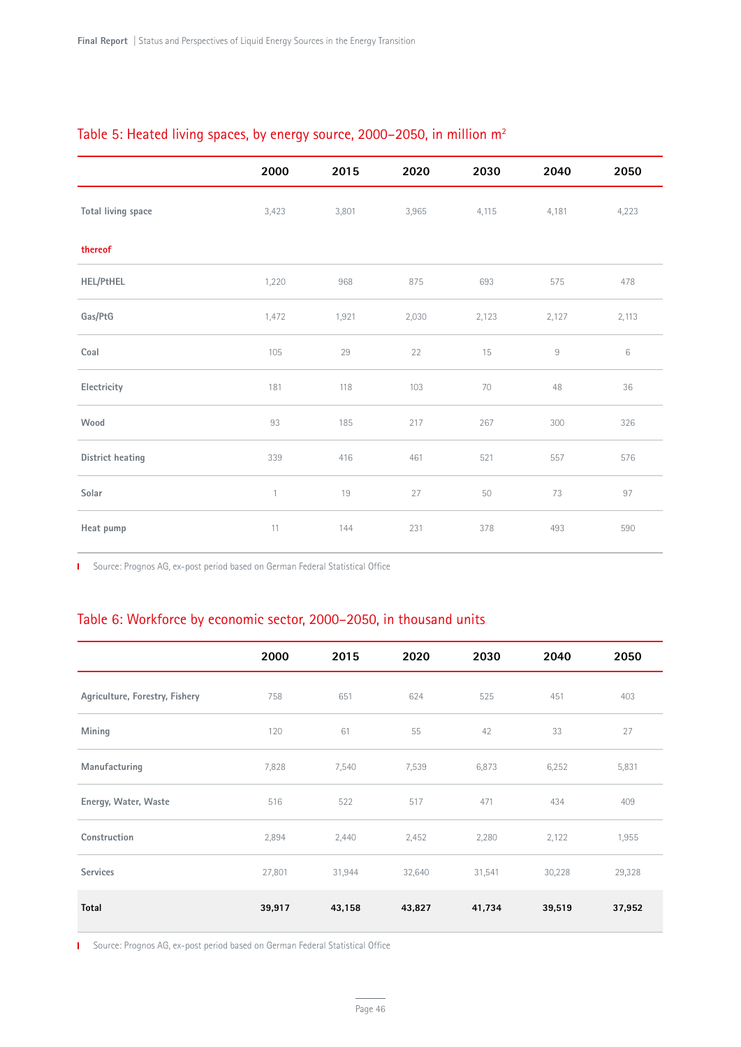## Table 5: Heated living spaces, by energy source, 2000–2050, in million m²

| | 2000 | 2015 | 2020 | 2030 | 2040 | 2050 |
|---|---|---|---|---|---|---|
| Total living space | 3,423 | 3,801 | 3,965 | 4,115 | 4,181 | 4,223 |
| thereof | | | | | | |
| HEL/PtHEL | 1,220 | 968 | 875 | 693 | 575 | 478 |
| Gas/PtG | 1,472 | 1,921 | 2,030 | 2,123 | 2,127 | 2,113 |
| Coal | 105 | 29 | 22 | 15 | 9 | 6 |
| Electricity | 181 | 118 | 103 | 70 | 48 | 36 |
| Wood | 93 | 185 | 217 | 267 | 300 | 326 |
| District heating | 339 | 416 | 461 | 521 | 557 | 576 |
| Solar | 1 | 19 | 27 | 50 | 73 | 97 |
| Heat pump | 11 | 144 | 231 | 378 | 493 | 590 |

Source: Prognos AG, ex-post period based on German Federal Statistical Office

## Table 6: Workforce by economic sector, 2000–2050, in thousand units

| | 2000 | 2015 | 2020 | 2030 | 2040 | 2050 |
|---|---|---|---|---|---|---|
| Agriculture, Forestry, Fishery | 758 | 651 | 624 | 525 | 451 | 403 |
| Mining | 120 | 61 | 55 | 42 | 33 | 27 |
| Manufacturing | 7,828 | 7,540 | 7,539 | 6,873 | 6,252 | 5,831 |
| Energy, Water, Waste | 516 | 522 | 517 | 471 | 434 | 409 |
| Construction | 2,894 | 2,440 | 2,452 | 2,280 | 2,122 | 1,955 |
| Services | 27,801 | 31,944 | 32,640 | 31,541 | 30,228 | 29,328 |
| **Total** | **39,917** | **43,158** | **43,827** | **41,734** | **39,519** | **37,952** |

Source: Prognos AG, ex-post period based on German Federal Statistical Office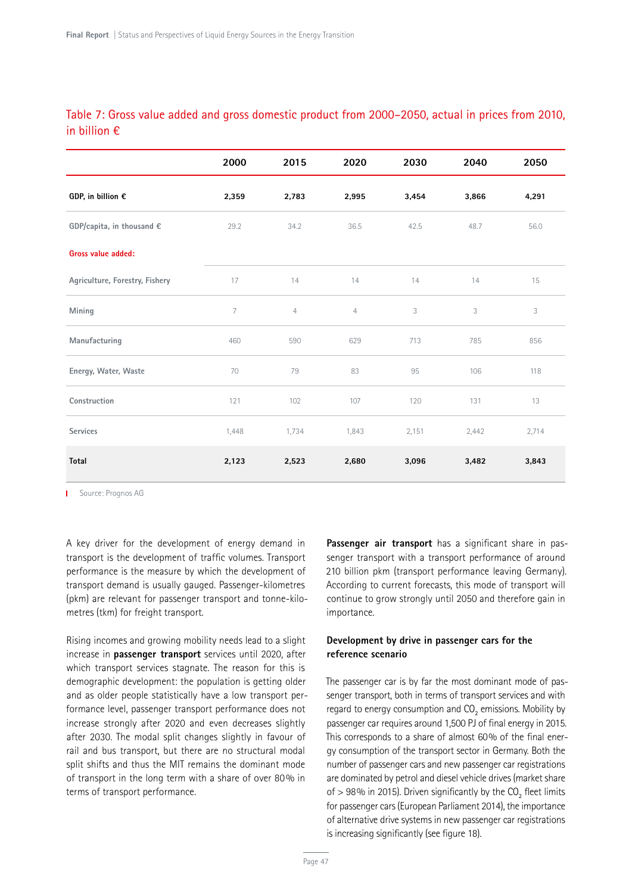## Table 7: Gross value added and gross domestic product from 2000–2050, actual in prices from 2010, in billion €

| | 2000 | 2015 | 2020 | 2030 | 2040 | 2050 |
|---|---|---|---|---|---|---|
| **GDP, in billion €** | **2,359** | **2,783** | **2,995** | **3,454** | **3,866** | **4,291** |
| GDP/capita, in thousand € | 29.2 | 34.2 | 36.5 | 42.5 | 48.7 | 56.0 |
| **Gross value added:** | | | | | | |
| Agriculture, Forestry, Fishery | 17 | 14 | 14 | 14 | 14 | 15 |
| Mining | 7 | 4 | 4 | 3 | 3 | 3 |
| Manufacturing | 460 | 590 | 629 | 713 | 785 | 856 |
| Energy, Water, Waste | 70 | 79 | 83 | 95 | 106 | 118 |
| Construction | 121 | 102 | 107 | 120 | 131 | 13 |
| Services | 1,448 | 1,734 | 1,843 | 2,151 | 2,442 | 2,714 |
| **Total** | **2,123** | **2,523** | **2,680** | **3,096** | **3,482** | **3,843** |

Source: Prognos AG

A key driver for the development of energy demand in transport is the development of traffic volumes. Transport performance is the measure by which the development of transport demand is usually gauged. Passenger-kilometres (pkm) are relevant for passenger transport and tonne-kilometres (tkm) for freight transport.

Rising incomes and growing mobility needs lead to a slight increase in **passenger transport** services until 2020, after which transport services stagnate. The reason for this is demographic development: the population is getting older and as older people statistically have a low transport performance level, passenger transport performance does not increase strongly after 2020 and even decreases slightly after 2030. The modal split changes slightly in favour of rail and bus transport, but there are no structural modal split shifts and thus the MIT remains the dominant mode of transport in the long term with a share of over 80% in terms of transport performance.

**Passenger air transport** has a significant share in passenger transport with a transport performance of around 210 billion pkm (transport performance leaving Germany). According to current forecasts, this mode of transport will continue to grow strongly until 2050 and therefore gain in importance.

### Development by drive in passenger cars for the reference scenario

The passenger car is by far the most dominant mode of passenger transport, both in terms of transport services and with regard to energy consumption and $CO_2$ emissions. Mobility by passenger car requires around 1,500 PJ of final energy in 2015. This corresponds to a share of almost 60% of the final energy consumption of the transport sector in Germany. Both the number of passenger cars and new passenger car registrations are dominated by petrol and diesel vehicle drives (market share of > 98% in 2015). Driven significantly by the $CO_2$ fleet limits for passenger cars (European Parliament 2014), the importance of alternative drive systems in new passenger car registrations is increasing significantly (see figure 18).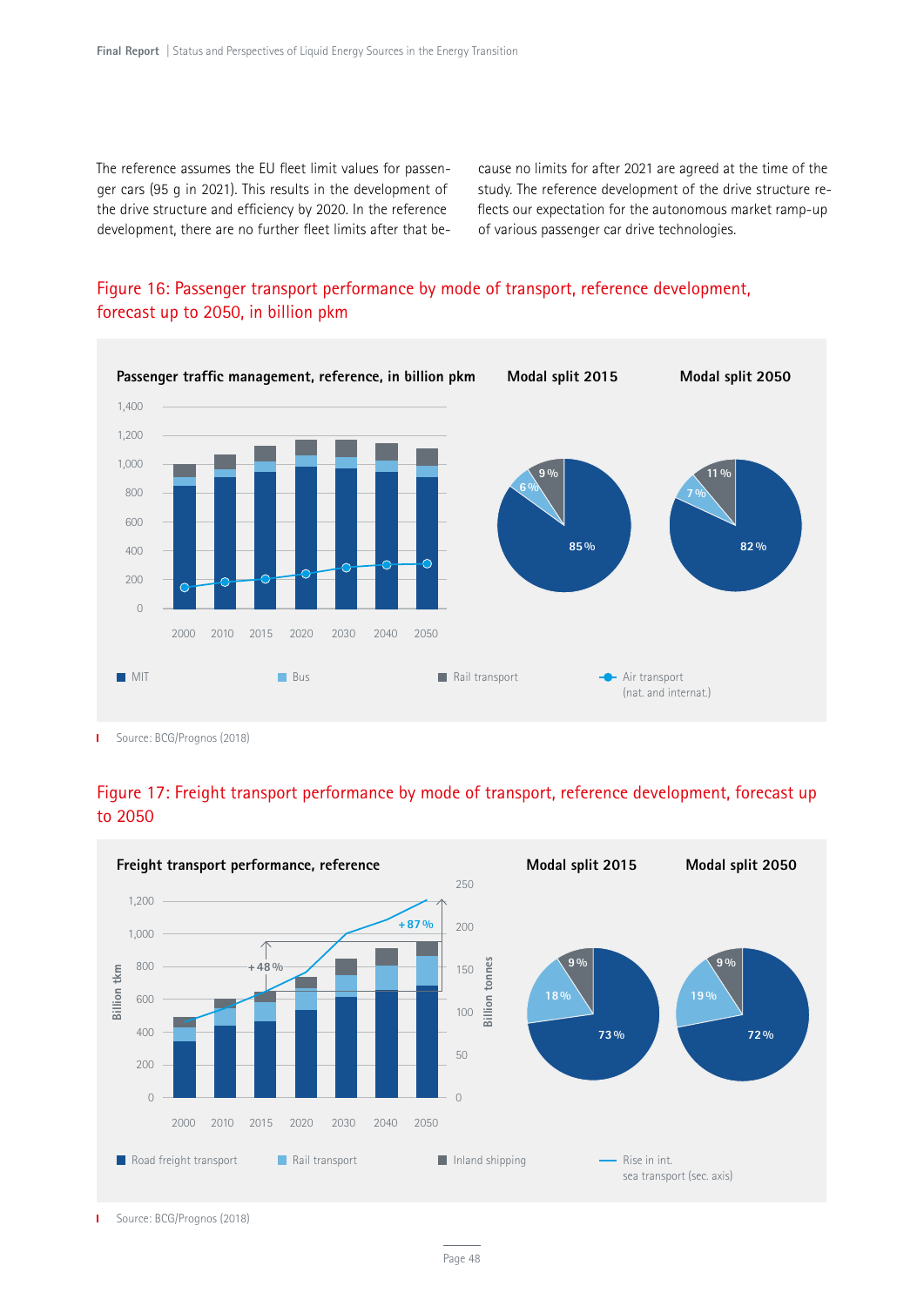The reference assumes the EU fleet limit values for passenger cars (95 g in 2021). This results in the development of the drive structure and efficiency by 2020. In the reference development, there are no further fleet limits after that because no limits for after 2021 are agreed at the time of the study. The reference development of the drive structure reflects our expectation for the autonomous market ramp-up of various passenger car drive technologies.

## Figure 16: Passenger transport performance by mode of transport, reference development, forecast up to 2050, in billion pkm

**Passenger traffic management, reference, in billion pkm**

**Modal split 2015**: 85 %, 6 %, 9 %

**Modal split 2050**: 82 %, 7 %, 11 %

MIT | Bus | Rail transport | Air transport (nat. and internat.)

Source: BCG/Prognos (2018)

## Figure 17: Freight transport performance by mode of transport, reference development, forecast up to 2050

**Freight transport performance, reference**

+48 % | +87 %

**Modal split 2015**: 73 %, 18 %, 9 %

**Modal split 2050**: 72 %, 19 %, 9 %

Road freight transport | Rail transport | Inland shipping | Rise in int. sea transport (sec. axis)

Source: BCG/Prognos (2018)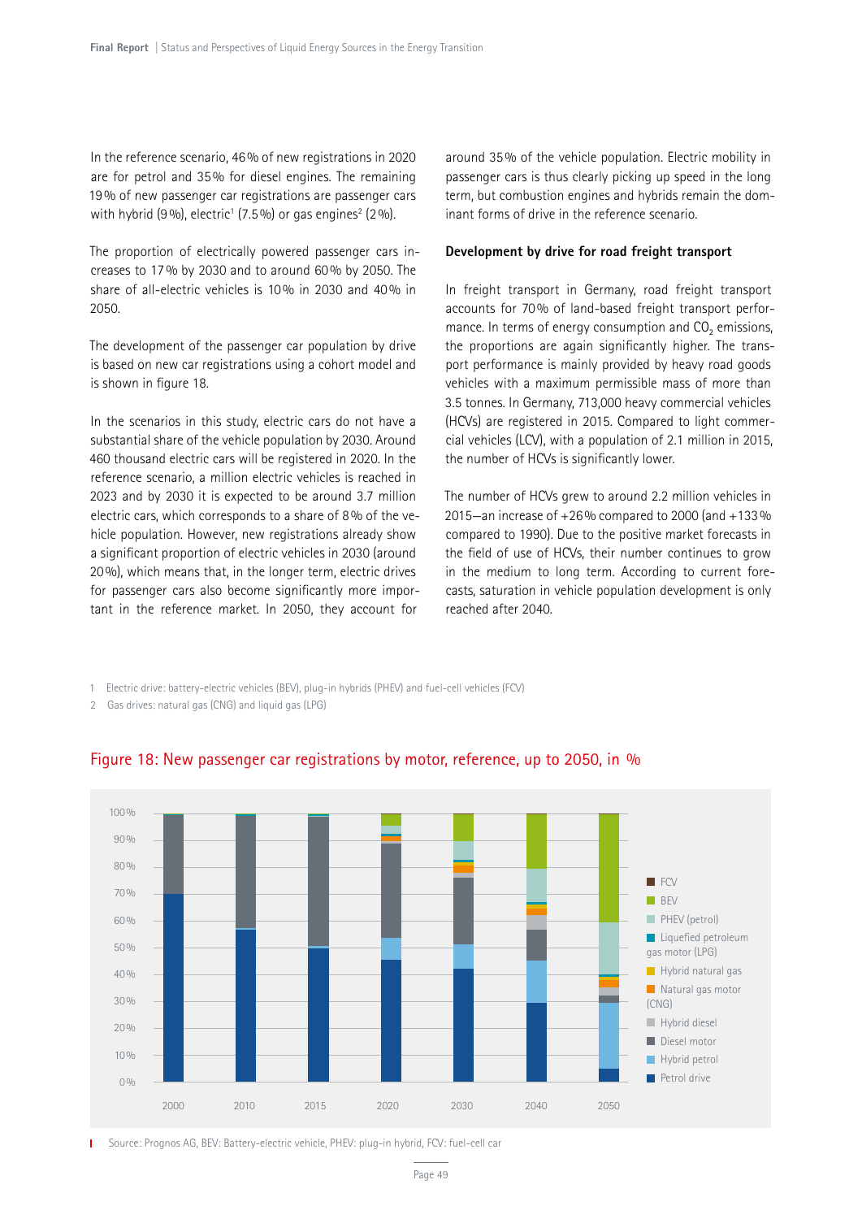In the reference scenario, 46 % of new registrations in 2020 are for petrol and 35 % for diesel engines. The remaining 19 % of new passenger car registrations are passenger cars with hybrid (9 %), electric[1] (7.5 %) or gas engines[2] (2 %).

The proportion of electrically powered passenger cars increases to 17 % by 2030 and to around 60 % by 2050. The share of all-electric vehicles is 10 % in 2030 and 40 % in 2050.

The development of the passenger car population by drive is based on new car registrations using a cohort model and is shown in figure 18.

In the scenarios in this study, electric cars do not have a substantial share of the vehicle population by 2030. Around 460 thousand electric cars will be registered in 2020. In the reference scenario, a million electric vehicles is reached in 2023 and by 2030 it is expected to be around 3.7 million electric cars, which corresponds to a share of 8 % of the vehicle population. However, new registrations already show a significant proportion of electric vehicles in 2030 (around 20 %), which means that, in the longer term, electric drives for passenger cars also become significantly more important in the reference market. In 2050, they account for around 35 % of the vehicle population. Electric mobility in passenger cars is thus clearly picking up speed in the long term, but combustion engines and hybrids remain the dominant forms of drive in the reference scenario.

**Development by drive for road freight transport**

In freight transport in Germany, road freight transport accounts for 70 % of land-based freight transport performance. In terms of energy consumption and $CO_2$ emissions, the proportions are again significantly higher. The transport performance is mainly provided by heavy road goods vehicles with a maximum permissible mass of more than 3.5 tonnes. In Germany, 713,000 heavy commercial vehicles (HCVs) are registered in 2015. Compared to light commercial vehicles (LCV), with a population of 2.1 million in 2015, the number of HCVs is significantly lower.

The number of HCVs grew to around 2.2 million vehicles in 2015—an increase of +26 % compared to 2000 (and +133 % compared to 1990). Due to the positive market forecasts in the field of use of HCVs, their number continues to grow in the medium to long term. According to current forecasts, saturation in vehicle population development is only reached after 2040.

1 Electric drive: battery-electric vehicles (BEV), plug-in hybrids (PHEV) and fuel-cell vehicles (FCV)

2 Gas drives: natural gas (CNG) and liquid gas (LPG)

## Figure 18: New passenger car registrations by motor, reference, up to 2050, in %

Source: Prognos AG, BEV: Battery-electric vehicle, PHEV: plug-in hybrid, FCV: fuel-cell car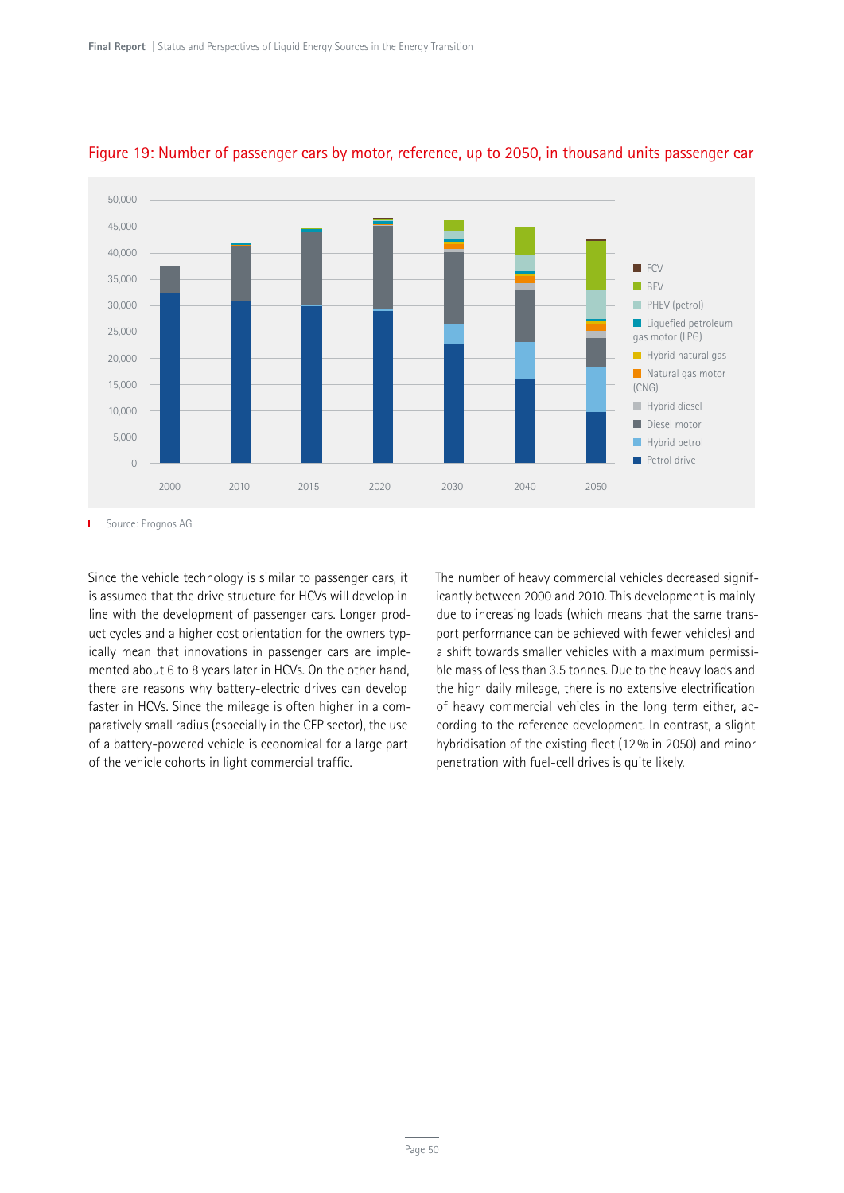Figure 19: Number of passenger cars by motor, reference, up to 2050, in thousand units passenger car

Source: Prognos AG

Since the vehicle technology is similar to passenger cars, it is assumed that the drive structure for HCVs will develop in line with the development of passenger cars. Longer product cycles and a higher cost orientation for the owners typically mean that innovations in passenger cars are implemented about 6 to 8 years later in HCVs. On the other hand, there are reasons why battery-electric drives can develop faster in HCVs. Since the mileage is often higher in a comparatively small radius (especially in the CEP sector), the use of a battery-powered vehicle is economical for a large part of the vehicle cohorts in light commercial traffic.

The number of heavy commercial vehicles decreased significantly between 2000 and 2010. This development is mainly due to increasing loads (which means that the same transport performance can be achieved with fewer vehicles) and a shift towards smaller vehicles with a maximum permissible mass of less than 3.5 tonnes. Due to the heavy loads and the high daily mileage, there is no extensive electrification of heavy commercial vehicles in the long term either, according to the reference development. In contrast, a slight hybridisation of the existing fleet (12 % in 2050) and minor penetration with fuel-cell drives is quite likely.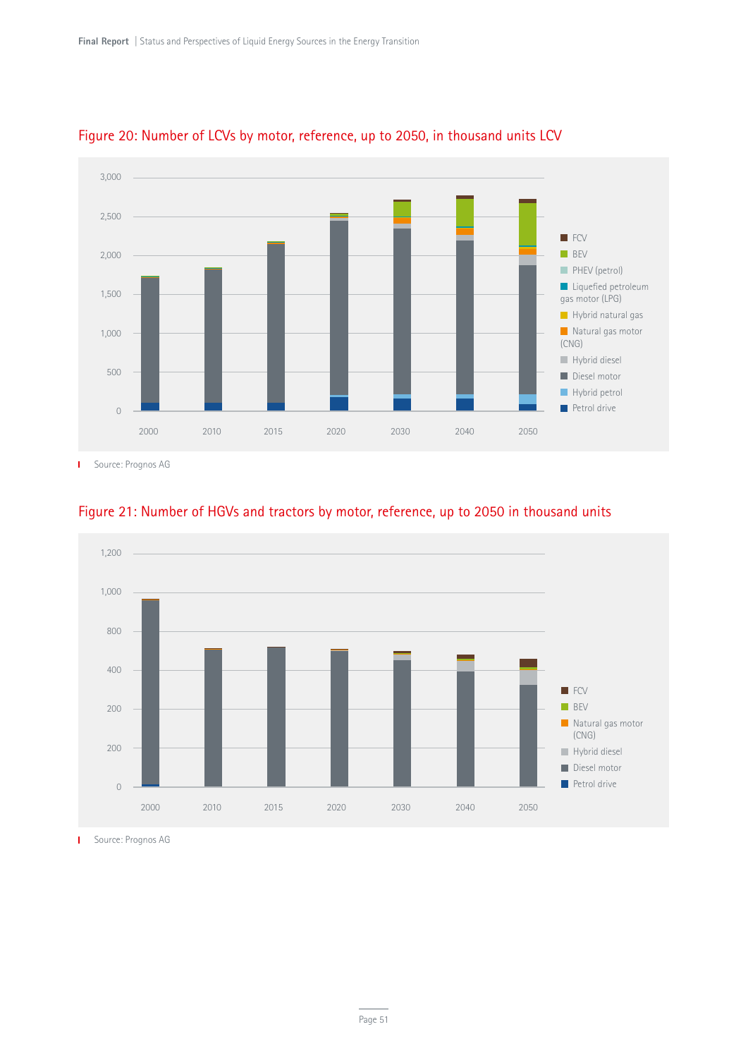## Figure 20: Number of LCVs by motor, reference, up to 2050, in thousand units LCV

Source: Prognos AG

## Figure 21: Number of HGVs and tractors by motor, reference, up to 2050 in thousand units

Source: Prognos AG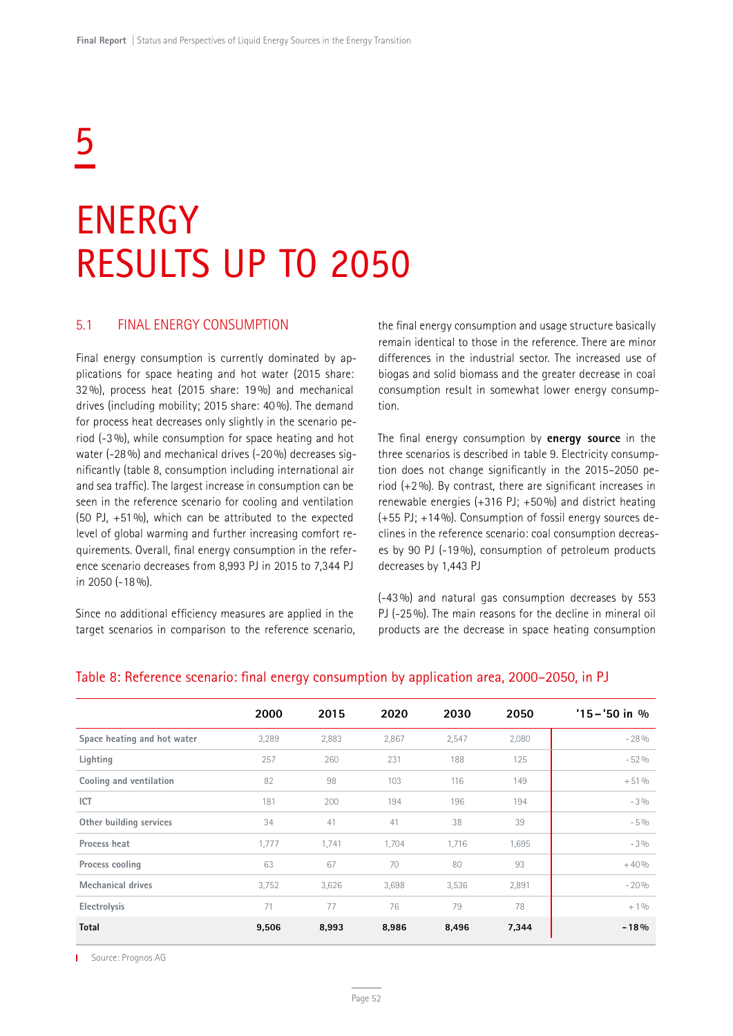# 5

# ENERGY RESULTS UP TO 2050

## 5.1 FINAL ENERGY CONSUMPTION

Final energy consumption is currently dominated by applications for space heating and hot water (2015 share: 32 %), process heat (2015 share: 19 %) and mechanical drives (including mobility; 2015 share: 40 %). The demand for process heat decreases only slightly in the scenario period (-3 %), while consumption for space heating and hot water (-28 %) and mechanical drives (-20 %) decreases significantly (table 8, consumption including international air and sea traffic). The largest increase in consumption can be seen in the reference scenario for cooling and ventilation (50 PJ, +51 %), which can be attributed to the expected level of global warming and further increasing comfort requirements. Overall, final energy consumption in the reference scenario decreases from 8,993 PJ in 2015 to 7,344 PJ in 2050 (-18 %).

Since no additional efficiency measures are applied in the target scenarios in comparison to the reference scenario, the final energy consumption and usage structure basically remain identical to those in the reference. There are minor differences in the industrial sector. The increased use of biogas and solid biomass and the greater decrease in coal consumption result in somewhat lower energy consumption.

The final energy consumption by **energy source** in the three scenarios is described in table 9. Electricity consumption does not change significantly in the 2015–2050 period (+2 %). By contrast, there are significant increases in renewable energies (+316 PJ; +50 %) and district heating (+55 PJ; +14 %). Consumption of fossil energy sources declines in the reference scenario: coal consumption decreases by 90 PJ (-19 %), consumption of petroleum products decreases by 1,443 PJ (-43 %) and natural gas consumption decreases by 553 PJ (-25 %). The main reasons for the decline in mineral oil products are the decrease in space heating consumption

Table 8: Reference scenario: final energy consumption by application area, 2000–2050, in PJ

| | 2000 | 2015 | 2020 | 2030 | 2050 | '15 – '50 in % |
|---|---|---|---|---|---|---|
| Space heating and hot water | 3,289 | 2,883 | 2,867 | 2,547 | 2,080 | - 28 % |
| Lighting | 257 | 260 | 231 | 188 | 125 | - 52 % |
| Cooling and ventilation | 82 | 98 | 103 | 116 | 149 | + 51 % |
| ICT | 181 | 200 | 194 | 196 | 194 | - 3 % |
| Other building services | 34 | 41 | 41 | 38 | 39 | - 5 % |
| Process heat | 1,777 | 1,741 | 1,704 | 1,716 | 1,695 | - 3 % |
| Process cooling | 63 | 67 | 70 | 80 | 93 | + 40 % |
| Mechanical drives | 3,752 | 3,626 | 3,698 | 3,536 | 2,891 | - 20 % |
| Electrolysis | 71 | 77 | 76 | 79 | 78 | + 1 % |
| **Total** | **9,506** | **8,993** | **8,986** | **8,496** | **7,344** | **- 18 %** |

Source: Prognos AG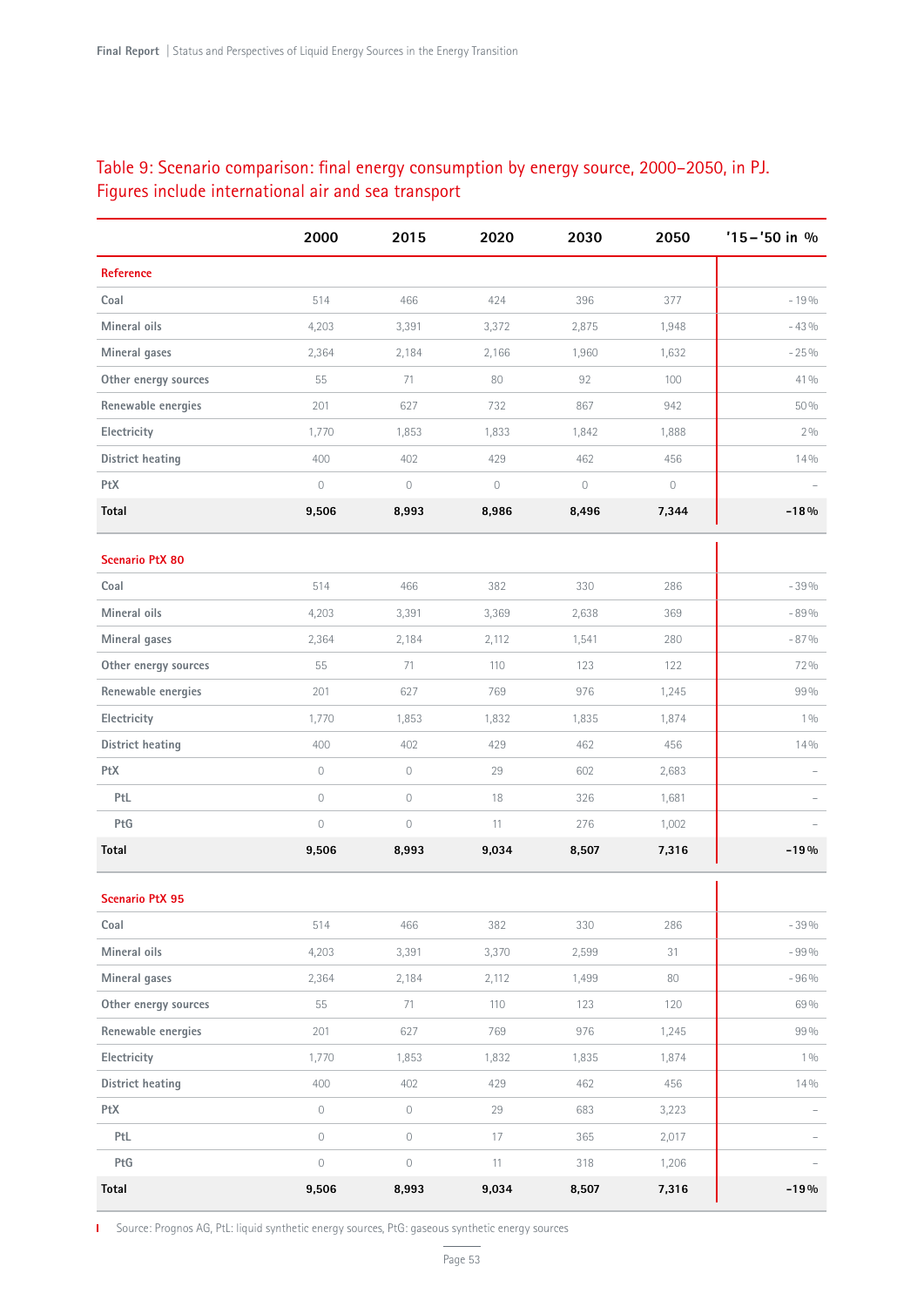Table 9: Scenario comparison: final energy consumption by energy source, 2000–2050, in PJ. Figures include international air and sea transport

| | 2000 | 2015 | 2020 | 2030 | 2050 | '15–'50 in % |
|---|---|---|---|---|---|---|
| **Reference** | | | | | | |
| Coal | 514 | 466 | 424 | 396 | 377 | -19% |
| Mineral oils | 4,203 | 3,391 | 3,372 | 2,875 | 1,948 | -43% |
| Mineral gases | 2,364 | 2,184 | 2,166 | 1,960 | 1,632 | -25% |
| Other energy sources | 55 | 71 | 80 | 92 | 100 | 41% |
| Renewable energies | 201 | 627 | 732 | 867 | 942 | 50% |
| Electricity | 1,770 | 1,853 | 1,833 | 1,842 | 1,888 | 2% |
| District heating | 400 | 402 | 429 | 462 | 456 | 14% |
| PtX | 0 | 0 | 0 | 0 | 0 | – |
| **Total** | **9,506** | **8,993** | **8,986** | **8,496** | **7,344** | **-18%** |
| **Scenario PtX 80** | | | | | | |
| Coal | 514 | 466 | 382 | 330 | 286 | -39% |
| Mineral oils | 4,203 | 3,391 | 3,369 | 2,638 | 369 | -89% |
| Mineral gases | 2,364 | 2,184 | 2,112 | 1,541 | 280 | -87% |
| Other energy sources | 55 | 71 | 110 | 123 | 122 | 72% |
| Renewable energies | 201 | 627 | 769 | 976 | 1,245 | 99% |
| Electricity | 1,770 | 1,853 | 1,832 | 1,835 | 1,874 | 1% |
| District heating | 400 | 402 | 429 | 462 | 456 | 14% |
| PtX | 0 | 0 | 29 | 602 | 2,683 | – |
| PtL | 0 | 0 | 18 | 326 | 1,681 | – |
| PtG | 0 | 0 | 11 | 276 | 1,002 | – |
| **Total** | **9,506** | **8,993** | **9,034** | **8,507** | **7,316** | **-19%** |
| **Scenario PtX 95** | | | | | | |
| Coal | 514 | 466 | 382 | 330 | 286 | -39% |
| Mineral oils | 4,203 | 3,391 | 3,370 | 2,599 | 31 | -99% |
| Mineral gases | 2,364 | 2,184 | 2,112 | 1,499 | 80 | -96% |
| Other energy sources | 55 | 71 | 110 | 123 | 120 | 69% |
| Renewable energies | 201 | 627 | 769 | 976 | 1,245 | 99% |
| Electricity | 1,770 | 1,853 | 1,832 | 1,835 | 1,874 | 1% |
| District heating | 400 | 402 | 429 | 462 | 456 | 14% |
| PtX | 0 | 0 | 29 | 683 | 3,223 | – |
| PtL | 0 | 0 | 17 | 365 | 2,017 | – |
| PtG | 0 | 0 | 11 | 318 | 1,206 | – |
| **Total** | **9,506** | **8,993** | **9,034** | **8,507** | **7,316** | **-19%** |

Source: Prognos AG, PtL: liquid synthetic energy sources, PtG: gaseous synthetic energy sources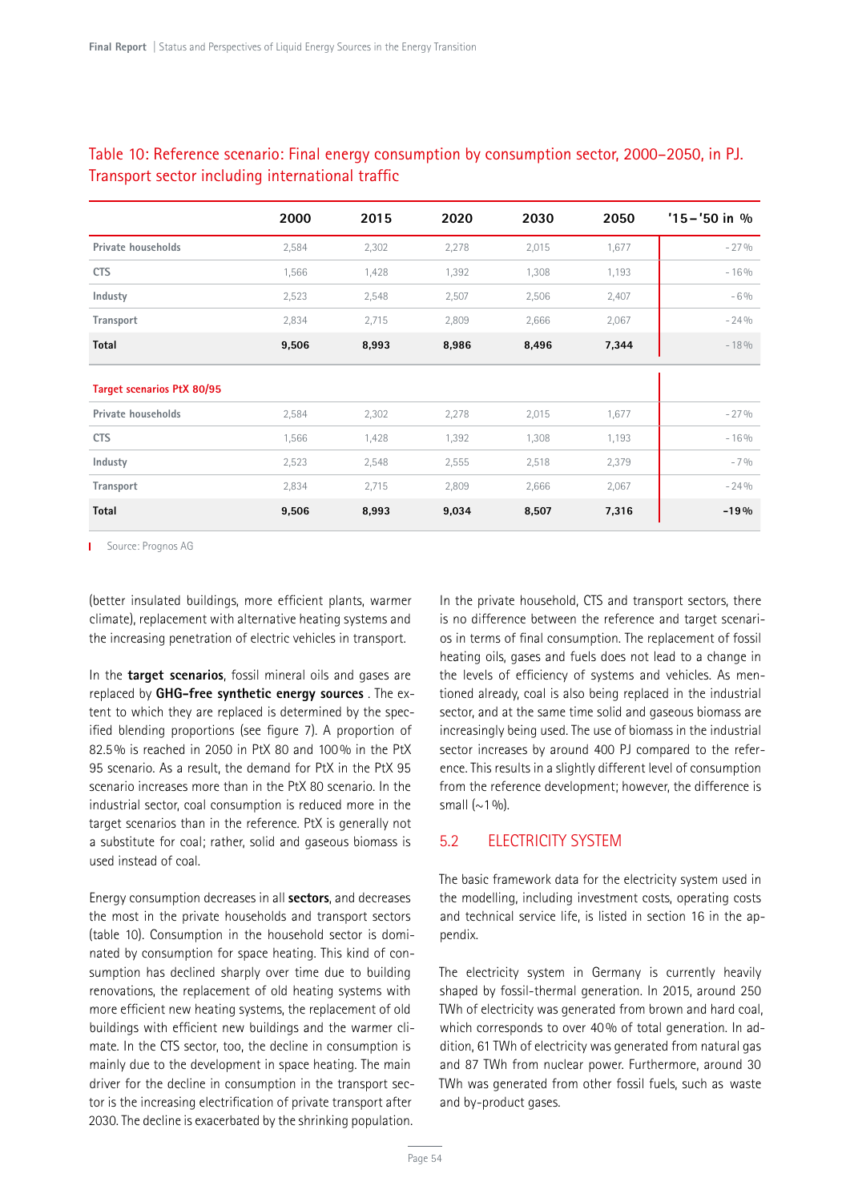Table 10: Reference scenario: Final energy consumption by consumption sector, 2000–2050, in PJ. Transport sector including international traffic

| | 2000 | 2015 | 2020 | 2030 | 2050 | '15–'50 in % |
|---|---|---|---|---|---|---|
| Private households | 2,584 | 2,302 | 2,278 | 2,015 | 1,677 | -27% |
| CTS | 1,566 | 1,428 | 1,392 | 1,308 | 1,193 | -16% |
| Industy | 2,523 | 2,548 | 2,507 | 2,506 | 2,407 | -6% |
| Transport | 2,834 | 2,715 | 2,809 | 2,666 | 2,067 | -24% |
| **Total** | **9,506** | **8,993** | **8,986** | **8,496** | **7,344** | -18% |
| **Target scenarios PtX 80/95** | | | | | | |
| Private households | 2,584 | 2,302 | 2,278 | 2,015 | 1,677 | -27% |
| CTS | 1,566 | 1,428 | 1,392 | 1,308 | 1,193 | -16% |
| Industy | 2,523 | 2,548 | 2,555 | 2,518 | 2,379 | -7% |
| Transport | 2,834 | 2,715 | 2,809 | 2,666 | 2,067 | -24% |
| **Total** | **9,506** | **8,993** | **9,034** | **8,507** | **7,316** | **-19%** |

Source: Prognos AG

(better insulated buildings, more efficient plants, warmer climate), replacement with alternative heating systems and the increasing penetration of electric vehicles in transport.

In the **target scenarios**, fossil mineral oils and gases are replaced by **GHG-free synthetic energy sources** . The extent to which they are replaced is determined by the specified blending proportions (see figure 7). A proportion of 82.5% is reached in 2050 in PtX 80 and 100% in the PtX 95 scenario. As a result, the demand for PtX in the PtX 95 scenario increases more than in the PtX 80 scenario. In the industrial sector, coal consumption is reduced more in the target scenarios than in the reference. PtX is generally not a substitute for coal; rather, solid and gaseous biomass is used instead of coal.

Energy consumption decreases in all **sectors**, and decreases the most in the private households and transport sectors (table 10). Consumption in the household sector is dominated by consumption for space heating. This kind of consumption has declined sharply over time due to building renovations, the replacement of old heating systems with more efficient new heating systems, the replacement of old buildings with efficient new buildings and the warmer climate. In the CTS sector, too, the decline in consumption is mainly due to the development in space heating. The main driver for the decline in consumption in the transport sector is the increasing electrification of private transport after 2030. The decline is exacerbated by the shrinking population.

In the private household, CTS and transport sectors, there is no difference between the reference and target scenarios in terms of final consumption. The replacement of fossil heating oils, gases and fuels does not lead to a change in the levels of efficiency of systems and vehicles. As mentioned already, coal is also being replaced in the industrial sector, and at the same time solid and gaseous biomass are increasingly being used. The use of biomass in the industrial sector increases by around 400 PJ compared to the reference. This results in a slightly different level of consumption from the reference development; however, the difference is small (~1%).

## 5.2 ELECTRICITY SYSTEM

The basic framework data for the electricity system used in the modelling, including investment costs, operating costs and technical service life, is listed in section 16 in the appendix.

The electricity system in Germany is currently heavily shaped by fossil-thermal generation. In 2015, around 250 TWh of electricity was generated from brown and hard coal, which corresponds to over 40% of total generation. In addition, 61 TWh of electricity was generated from natural gas and 87 TWh from nuclear power. Furthermore, around 30 TWh was generated from other fossil fuels, such as waste and by-product gases.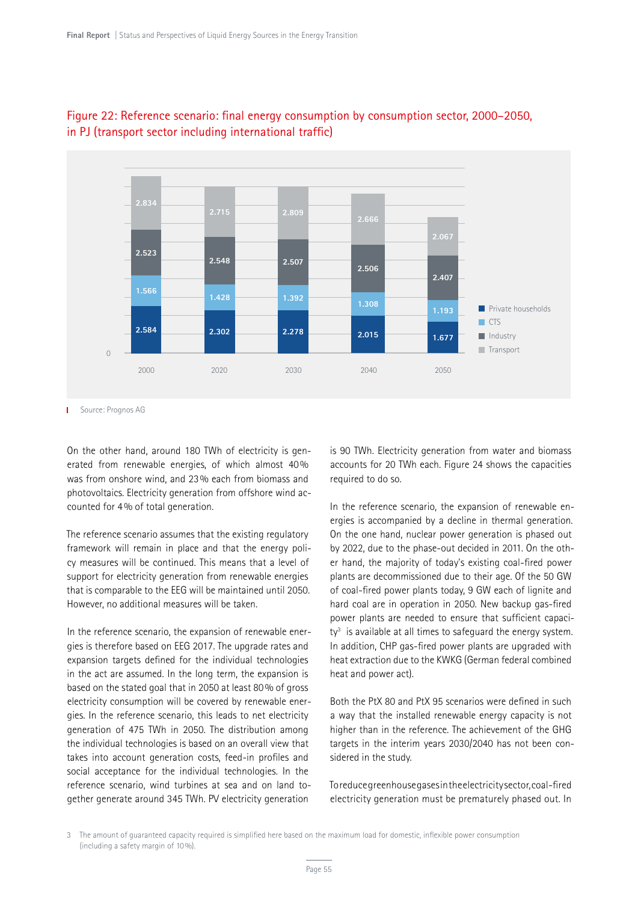## Figure 22: Reference scenario: final energy consumption by consumption sector, 2000–2050, in PJ (transport sector including international traffic)

| | 2000 | 2020 | 2030 | 2040 | 2050 |
|---|---|---|---|---|---|
| Transport | 2.834 | 2.715 | 2.809 | 2.666 | 2.067 |
| Industry | 2.523 | 2.548 | 2.507 | 2.506 | 2.407 |
| CTS | 1.566 | 1.428 | 1.392 | 1.308 | 1.193 |
| Private households | 2.584 | 2.302 | 2.278 | 2.015 | 1.677 |

Source: Prognos AG

On the other hand, around 180 TWh of electricity is generated from renewable energies, of which almost 40% was from onshore wind, and 23% each from biomass and photovoltaics. Electricity generation from offshore wind accounted for 4% of total generation.

The reference scenario assumes that the existing regulatory framework will remain in place and that the energy policy measures will be continued. This means that a level of support for electricity generation from renewable energies that is comparable to the EEG will be maintained until 2050. However, no additional measures will be taken.

In the reference scenario, the expansion of renewable energies is therefore based on EEG 2017. The upgrade rates and expansion targets defined for the individual technologies in the act are assumed. In the long term, the expansion is based on the stated goal that in 2050 at least 80% of gross electricity consumption will be covered by renewable energies. In the reference scenario, this leads to net electricity generation of 475 TWh in 2050. The distribution among the individual technologies is based on an overall view that takes into account generation costs, feed-in profiles and social acceptance for the individual technologies. In the reference scenario, wind turbines at sea and on land together generate around 345 TWh. PV electricity generation is 90 TWh. Electricity generation from water and biomass accounts for 20 TWh each. Figure 24 shows the capacities required to do so.

In the reference scenario, the expansion of renewable energies is accompanied by a decline in thermal generation. On the one hand, nuclear power generation is phased out by 2022, due to the phase-out decided in 2011. On the other hand, the majority of today's existing coal-fired power plants are decommissioned due to their age. Of the 50 GW of coal-fired power plants today, 9 GW each of lignite and hard coal are in operation in 2050. New backup gas-fired power plants are needed to ensure that sufficient capacity[3] is available at all times to safeguard the energy system. In addition, CHP gas-fired power plants are upgraded with heat extraction due to the KWKG (German federal combined heat and power act).

Both the PtX 80 and PtX 95 scenarios were defined in such a way that the installed renewable energy capacity is not higher than in the reference. The achievement of the GHG targets in the interim years 2030/2040 has not been considered in the study.

To reduce greenhouse gases in the electricity sector, coal-fired electricity generation must be prematurely phased out. In

3 The amount of guaranteed capacity required is simplified here based on the maximum load for domestic, inflexible power consumption (including a safety margin of 10%).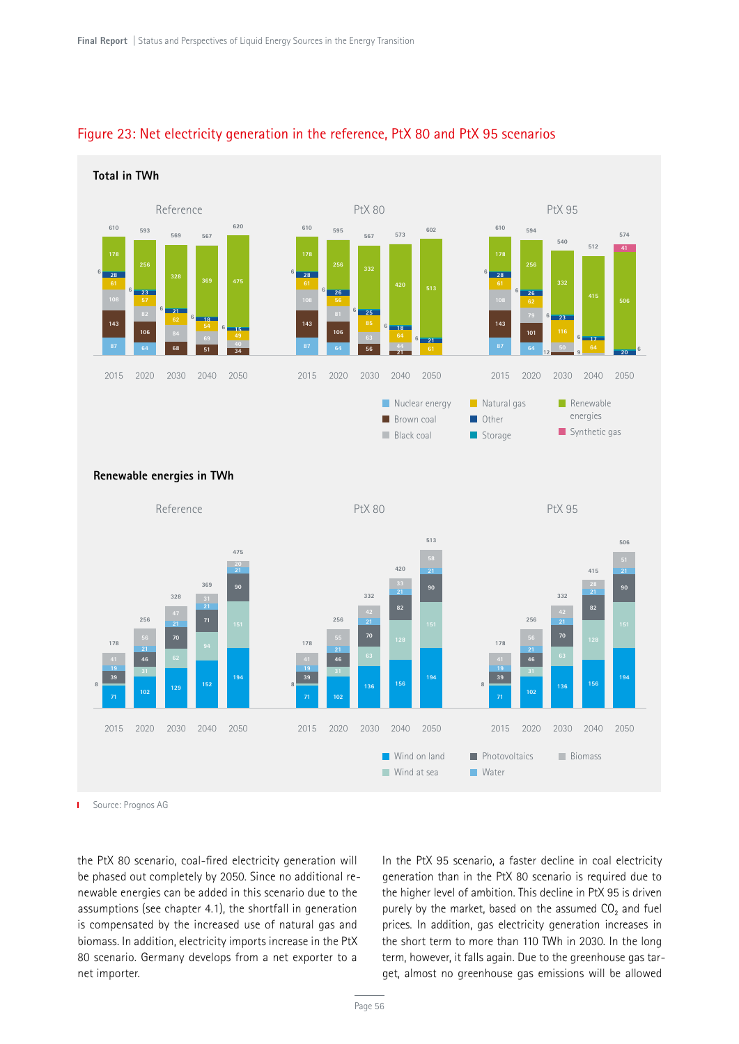## Figure 23: Net electricity generation in the reference, PtX 80 and PtX 95 scenarios

**Total in TWh**

| Scenario | Year | Nuclear energy | Brown coal | Black coal | Natural gas | Other | Storage | Renewable energies | Synthetic gas | Total |
|---|---|---|---|---|---|---|---|---|---|---|
| Reference | 2015 | 87 | 143 | 108 | 61 | 28 | 6 | 178 | | 610 |
| Reference | 2020 | 64 | 106 | 82 | 57 | 23 | 6 | 256 | | 593 |
| Reference | 2030 | | 68 | 84 | 62 | 21 | 6 | 328 | | 569 |
| Reference | 2040 | | 51 | 69 | 54 | 18 | 6 | 369 | | 567 |
| Reference | 2050 | | 34 | 40 | 49 | 15 | 6 | 475 | | 620 |
| PtX 80 | 2015 | 87 | 143 | 108 | 61 | 28 | 6 | 178 | | 610 |
| PtX 80 | 2020 | 64 | 106 | 81 | 56 | 26 | 6 | 256 | | 595 |
| PtX 80 | 2030 | | 56 | 63 | 85 | 25 | 6 | 332 | | 567 |
| PtX 80 | 2040 | | 21 | 44 | 64 | 18 | 6 | 420 | | 573 |
| PtX 80 | 2050 | | | | 61 | 21 | 6 | 513 | | 602 |
| PtX 95 | 2015 | 87 | 143 | 108 | 61 | 28 | 6 | 178 | | 610 |
| PtX 95 | 2020 | 64 | 101 | 79 | 62 | 26 | 6 | 256 | | 594 |
| PtX 95 | 2030 | | 12 | 50 | 116 | 23 | 6 | 332 | | 540 |
| PtX 95 | 2040 | | | 9 | 64 | 17 | 6 | 415 | | 512 |
| PtX 95 | 2050 | | | | | 20 | 6 | 506 | 41 | 574 |

**Renewable energies in TWh**

| Scenario | Year | Wind on land | Wind at sea | Photovoltaics | Water | Biomass | Total |
|---|---|---|---|---|---|---|---|
| Reference | 2015 | 71 | 8 | 39 | 19 | 41 | 178 |
| Reference | 2020 | 102 | 31 | 46 | 21 | 56 | 256 |
| Reference | 2030 | 129 | 62 | 70 | 21 | 47 | 328 |
| Reference | 2040 | 152 | 94 | 71 | 21 | 31 | 369 |
| Reference | 2050 | 194 | 151 | 90 | 21 | 20 | 475 |
| PtX 80 | 2015 | 71 | 8 | 39 | 19 | 41 | 178 |
| PtX 80 | 2020 | 102 | 31 | 46 | 21 | 55 | 256 |
| PtX 80 | 2030 | 136 | 63 | 70 | 21 | 42 | 332 |
| PtX 80 | 2040 | 156 | 128 | 82 | 21 | 33 | 420 |
| PtX 80 | 2050 | 194 | 151 | 90 | 21 | 58 | 513 |
| PtX 95 | 2015 | 71 | 8 | 39 | 19 | 41 | 178 |
| PtX 95 | 2020 | 102 | 31 | 46 | 21 | 56 | 256 |
| PtX 95 | 2030 | 136 | 63 | 70 | 21 | 42 | 332 |
| PtX 95 | 2040 | 156 | 128 | 82 | 21 | 28 | 415 |
| PtX 95 | 2050 | 194 | 151 | 90 | 21 | 51 | 506 |

Source: Prognos AG

the PtX 80 scenario, coal-fired electricity generation will be phased out completely by 2050. Since no additional renewable energies can be added in this scenario due to the assumptions (see chapter 4.1), the shortfall in generation is compensated by the increased use of natural gas and biomass. In addition, electricity imports increase in the PtX 80 scenario. Germany develops from a net exporter to a net importer.

In the PtX 95 scenario, a faster decline in coal electricity generation than in the PtX 80 scenario is required due to the higher level of ambition. This decline in PtX 95 is driven purely by the market, based on the assumed $CO_2$ and fuel prices. In addition, gas electricity generation increases in the short term to more than 110 TWh in 2030. In the long term, however, it falls again. Due to the greenhouse gas target, almost no greenhouse gas emissions will be allowed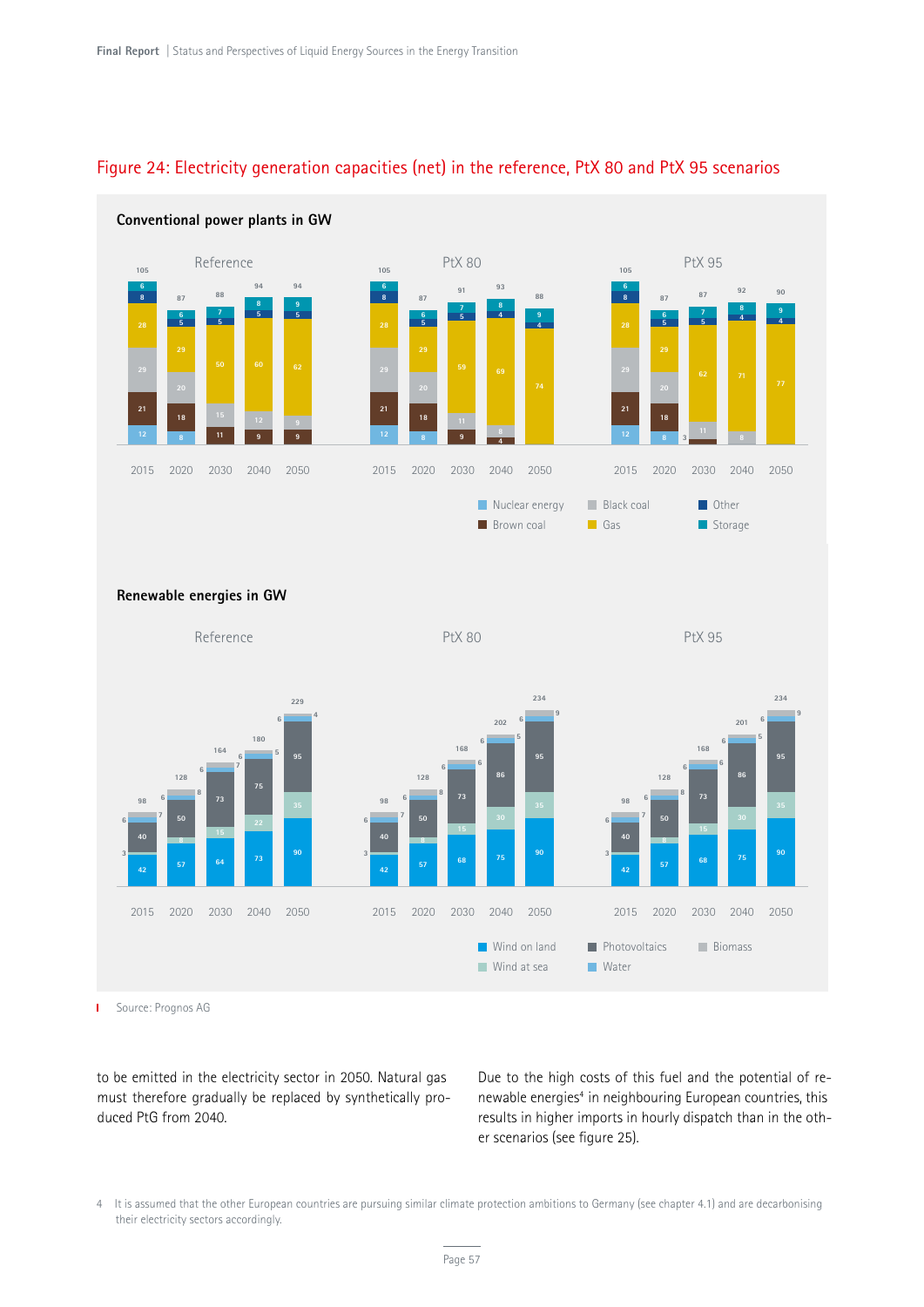Figure 24: Electricity generation capacities (net) in the reference, PtX 80 and PtX 95 scenarios

Source: Prognos AG

to be emitted in the electricity sector in 2050. Natural gas must therefore gradually be replaced by synthetically produced PtG from 2040.

Due to the high costs of this fuel and the potential of renewable energies[4] in neighbouring European countries, this results in higher imports in hourly dispatch than in the other scenarios (see figure 25).

4 It is assumed that the other European countries are pursuing similar climate protection ambitions to Germany (see chapter 4.1) and are decarbonising their electricity sectors accordingly.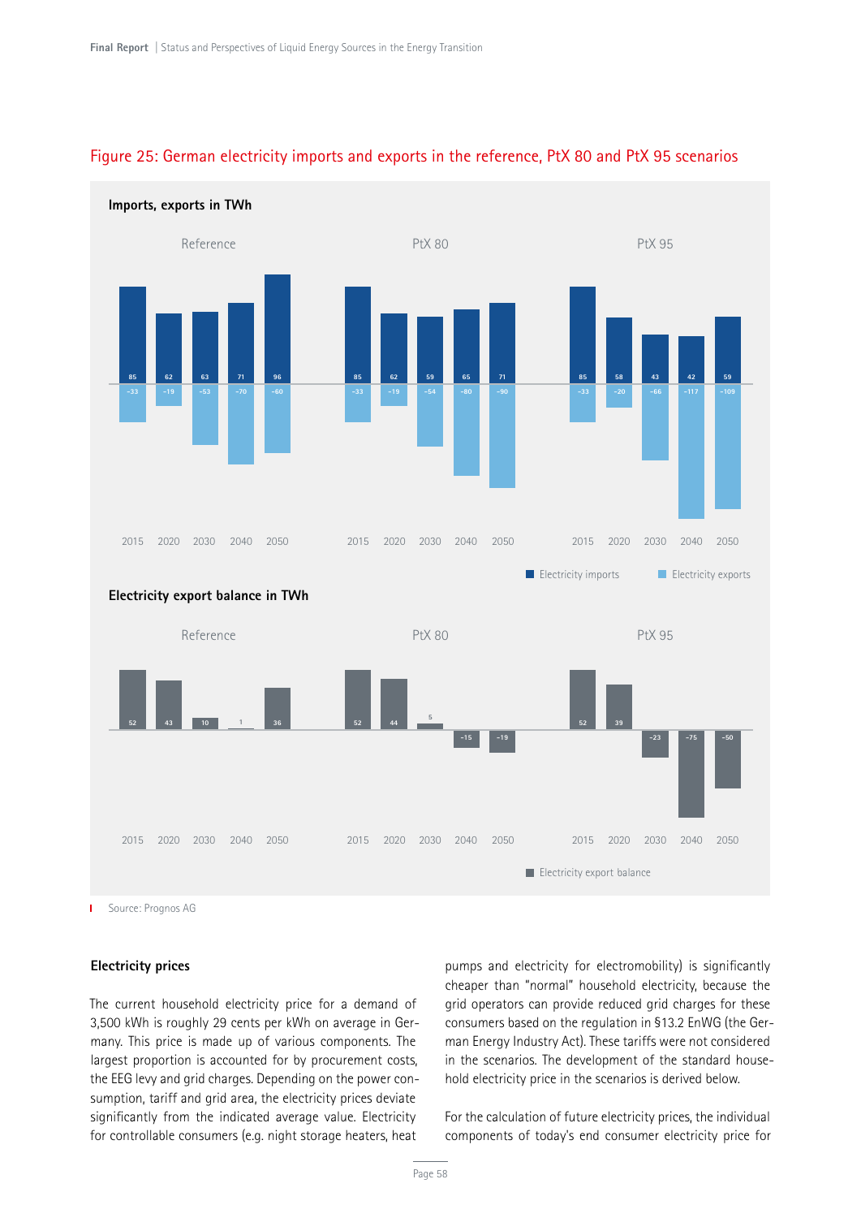## Figure 25: German electricity imports and exports in the reference, PtX 80 and PtX 95 scenarios

**Imports, exports in TWh**

| Scenario | Year | Electricity imports | Electricity exports |
|---|---|---|---|
| Reference | 2015 | 85 | -33 |
| Reference | 2020 | 62 | -19 |
| Reference | 2030 | 63 | -53 |
| Reference | 2040 | 71 | -70 |
| Reference | 2050 | 96 | -60 |
| PtX 80 | 2015 | 85 | -33 |
| PtX 80 | 2020 | 62 | -19 |
| PtX 80 | 2030 | 59 | -54 |
| PtX 80 | 2040 | 65 | -80 |
| PtX 80 | 2050 | 71 | -90 |
| PtX 95 | 2015 | 85 | -33 |
| PtX 95 | 2020 | 58 | -20 |
| PtX 95 | 2030 | 43 | -66 |
| PtX 95 | 2040 | 42 | -117 |
| PtX 95 | 2050 | 59 | -109 |

**Electricity export balance in TWh**

| Scenario | 2015 | 2020 | 2030 | 2040 | 2050 |
|---|---|---|---|---|---|
| Reference | 52 | 43 | 10 | 1 | 36 |
| PtX 80 | 52 | 44 | 5 | -15 | -19 |
| PtX 95 | 52 | 39 | -23 | -75 | -50 |

Source: Prognos AG

### Electricity prices

The current household electricity price for a demand of 3,500 kWh is roughly 29 cents per kWh on average in Germany. This price is made up of various components. The largest proportion is accounted for by procurement costs, the EEG levy and grid charges. Depending on the power consumption, tariff and grid area, the electricity prices deviate significantly from the indicated average value. Electricity for controllable consumers (e.g. night storage heaters, heat pumps and electricity for electromobility) is significantly cheaper than "normal" household electricity, because the grid operators can provide reduced grid charges for these consumers based on the regulation in §13.2 EnWG (the German Energy Industry Act). These tariffs were not considered in the scenarios. The development of the standard household electricity price in the scenarios is derived below.

For the calculation of future electricity prices, the individual components of today's end consumer electricity price for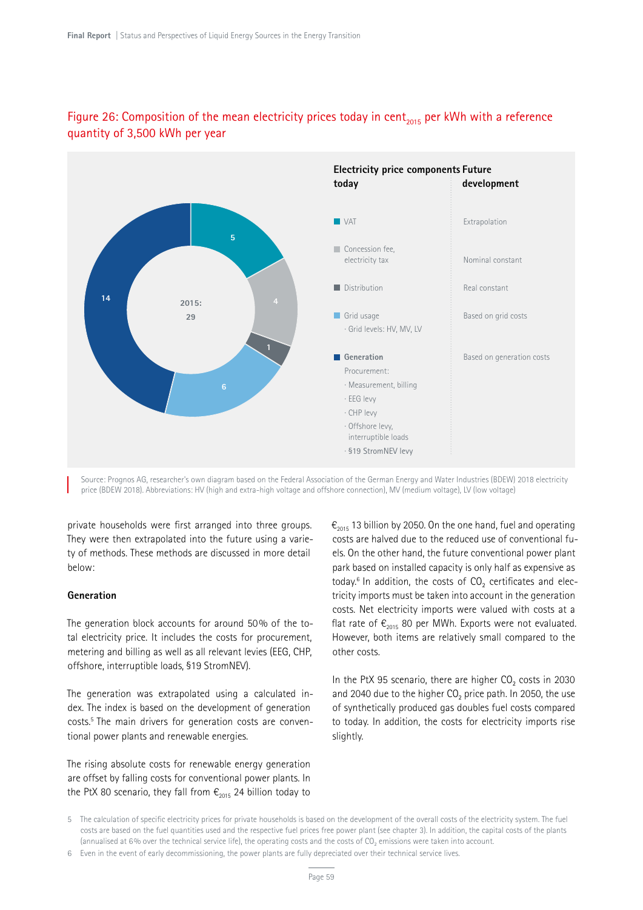## Figure 26: Composition of the mean electricity prices today in cent$_{2015}$ per kWh with a reference quantity of 3,500 kWh per year

| Electricity price components today | Value (2015: 29) | Future development |
|---|---|---|
| VAT | 5 | Extrapolation |
| Concession fee, electricity tax | 4 | Nominal constant |
| Distribution | 1 | Real constant |
| Grid usage<br>· Grid levels: HV, MV, LV | 6 | Based on grid costs |
| **Generation**<br>Procurement:<br>· Measurement, billing<br>· EEG levy<br>· CHP levy<br>· Offshore levy, interruptible loads<br>· §19 StromNEV levy | 14 | Based on generation costs |

Source: Prognos AG, researcher's own diagram based on the Federal Association of the German Energy and Water Industries (BDEW) 2018 electricity price (BDEW 2018). Abbreviations: HV (high and extra-high voltage and offshore connection), MV (medium voltage), LV (low voltage)

private households were first arranged into three groups. They were then extrapolated into the future using a variety of methods. These methods are discussed in more detail below:

### Generation

The generation block accounts for around 50 % of the total electricity price. It includes the costs for procurement, metering and billing as well as all relevant levies (EEG, CHP, offshore, interruptible loads, §19 StromNEV).

The generation was extrapolated using a calculated index. The index is based on the development of generation costs.[5] The main drivers for generation costs are conventional power plants and renewable energies.

The rising absolute costs for renewable energy generation are offset by falling costs for conventional power plants. In the PtX 80 scenario, they fall from €$_{2015}$ 24 billion today to €$_{2015}$ 13 billion by 2050. On the one hand, fuel and operating costs are halved due to the reduced use of conventional fuels. On the other hand, the future conventional power plant park based on installed capacity is only half as expensive as today.[6] In addition, the costs of $CO_2$ certificates and electricity imports must be taken into account in the generation costs. Net electricity imports were valued with costs at a flat rate of €$_{2015}$ 80 per MWh. Exports were not evaluated. However, both items are relatively small compared to the other costs.

In the PtX 95 scenario, there are higher $CO_2$ costs in 2030 and 2040 due to the higher $CO_2$ price path. In 2050, the use of synthetically produced gas doubles fuel costs compared to today. In addition, the costs for electricity imports rise slightly.

5 The calculation of specific electricity prices for private households is based on the development of the overall costs of the electricity system. The fuel costs are based on the fuel quantities used and the respective fuel prices free power plant (see chapter 3). In addition, the capital costs of the plants (annualised at 6 % over the technical service life), the operating costs and the costs of $CO_2$ emissions were taken into account.

6 Even in the event of early decommissioning, the power plants are fully depreciated over their technical service lives.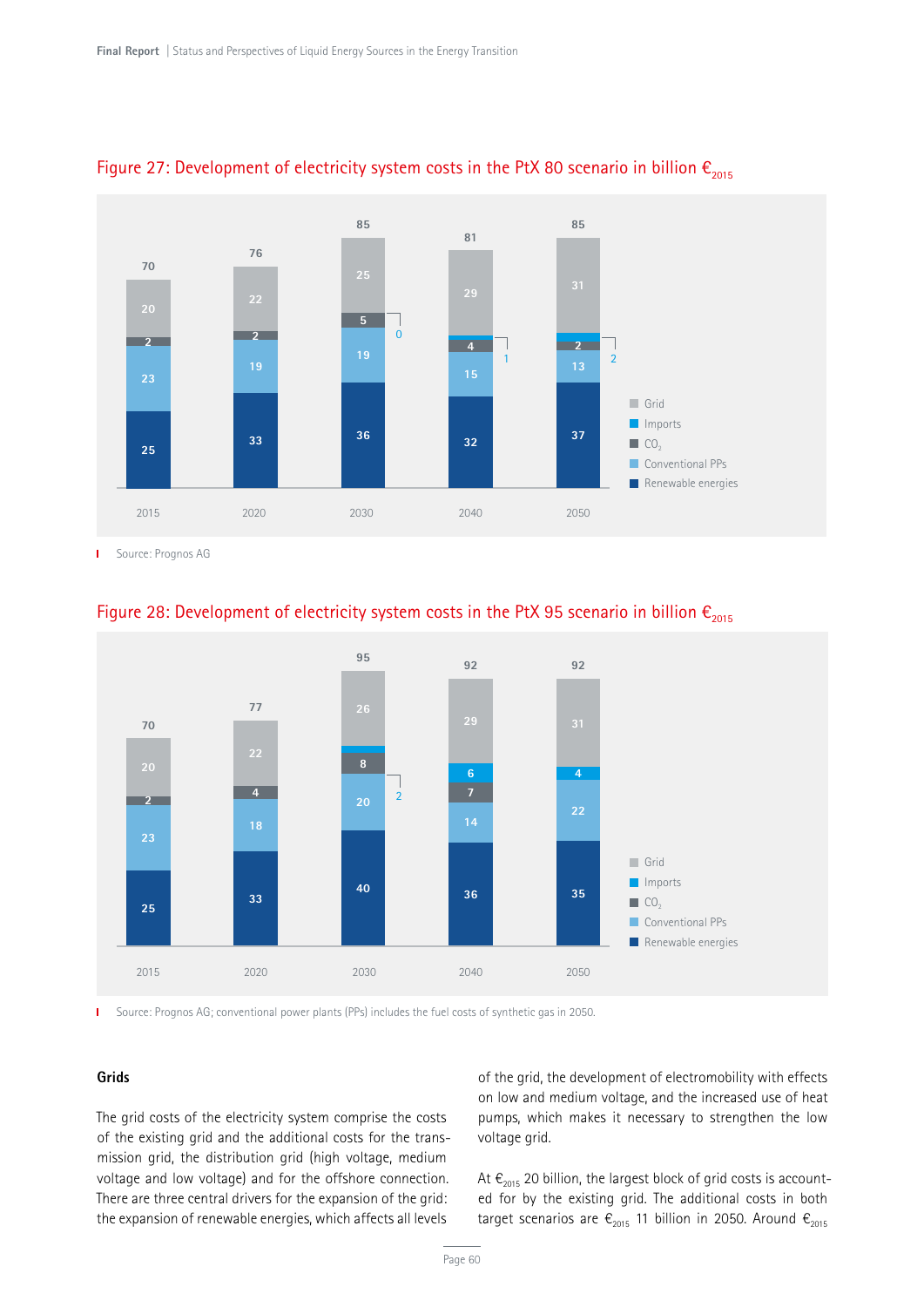Figure 27: Development of electricity system costs in the PtX 80 scenario in billion $€_{2015}$

| | 2015 | 2020 | 2030 | 2040 | 2050 |
|---|---|---|---|---|---|
| Renewable energies | 25 | 33 | 36 | 32 | 37 |
| Conventional PPs | 23 | 19 | 19 | 15 | 13 |
| $CO_2$ | 2 | 2 | 5 | 4 | 2 |
| Imports | | | 0 | 1 | 2 |
| Grid | 20 | 22 | 25 | 29 | 31 |
| Total | 70 | 76 | 85 | 81 | 85 |

Source: Prognos AG

Figure 28: Development of electricity system costs in the PtX 95 scenario in billion $€_{2015}$

| | 2015 | 2020 | 2030 | 2040 | 2050 |
|---|---|---|---|---|---|
| Renewable energies | 25 | 33 | 40 | 36 | 35 |
| Conventional PPs | 23 | 18 | 20 | 14 | 22 |
| $CO_2$ | 2 | 4 | 8 | 7 | |
| Imports | | | 2 | 6 | 4 |
| Grid | 20 | 22 | 26 | 29 | 31 |
| Total | 70 | 77 | 95 | 92 | 92 |

Source: Prognos AG; conventional power plants (PPs) includes the fuel costs of synthetic gas in 2050.

### Grids

The grid costs of the electricity system comprise the costs of the existing grid and the additional costs for the transmission grid, the distribution grid (high voltage, medium voltage and low voltage) and for the offshore connection. There are three central drivers for the expansion of the grid: the expansion of renewable energies, which affects all levels of the grid, the development of electromobility with effects on low and medium voltage, and the increased use of heat pumps, which makes it necessary to strengthen the low voltage grid.

At $€_{2015}$ 20 billion, the largest block of grid costs is accounted for by the existing grid. The additional costs in both target scenarios are $€_{2015}$ 11 billion in 2050. Around $€_{2015}$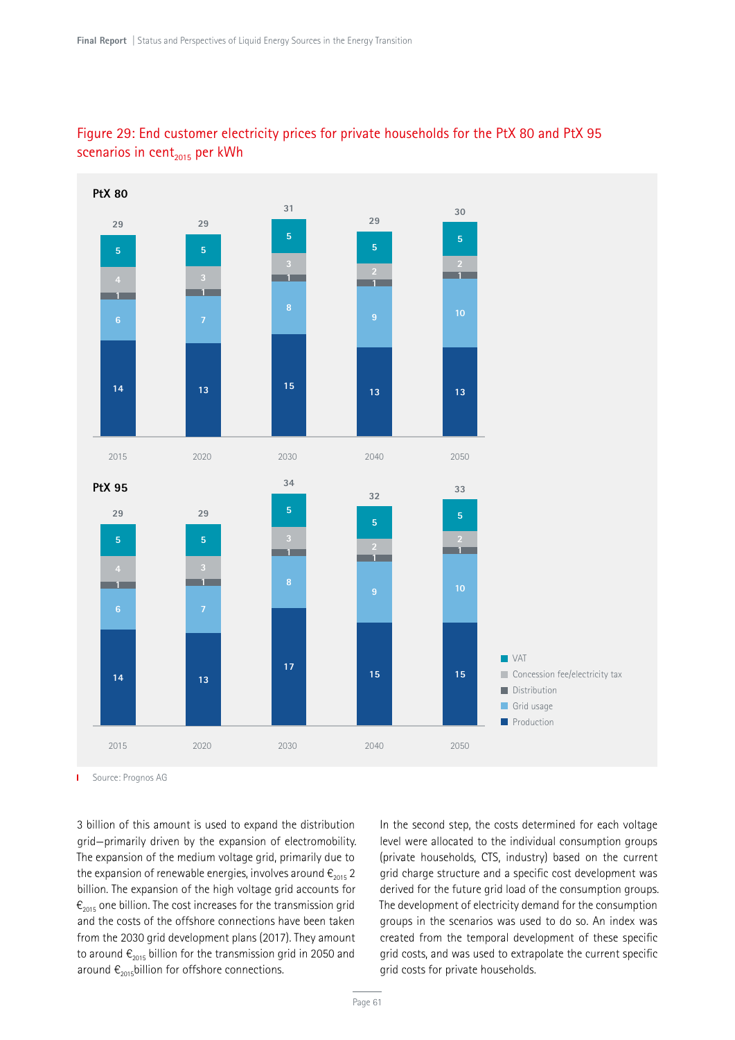## Figure 29: End customer electricity prices for private households for the PtX 80 and PtX 95 scenarios in cent$_{2015}$ per kWh

**PtX 80**

| | 2015 | 2020 | 2030 | 2040 | 2050 |
|---|---|---|---|---|---|
| VAT | 5 | 5 | 5 | 5 | 5 |
| Concession fee/electricity tax | 4 | 3 | 3 | 2 | 2 |
| Distribution | 1 | 1 | 1 | 1 | 1 |
| Grid usage | 6 | 7 | 8 | 9 | 10 |
| Production | 14 | 13 | 15 | 13 | 13 |
| Total | 29 | 29 | 31 | 29 | 30 |

**PtX 95**

| | 2015 | 2020 | 2030 | 2040 | 2050 |
|---|---|---|---|---|---|
| VAT | 5 | 5 | 5 | 5 | 5 |
| Concession fee/electricity tax | 4 | 3 | 3 | 2 | 2 |
| Distribution | 1 | 1 | 1 | 1 | 1 |
| Grid usage | 6 | 7 | 8 | 9 | 10 |
| Production | 14 | 13 | 17 | 15 | 15 |
| Total | 29 | 29 | 34 | 32 | 33 |

Source: Prognos AG

3 billion of this amount is used to expand the distribution grid—primarily driven by the expansion of electromobility. The expansion of the medium voltage grid, primarily due to the expansion of renewable energies, involves around €$_{2015}$ 2 billion. The expansion of the high voltage grid accounts for €$_{2015}$ one billion. The cost increases for the transmission grid and the costs of the offshore connections have been taken from the 2030 grid development plans (2017). They amount to around €$_{2015}$ billion for the transmission grid in 2050 and around €$_{2015}$billion for offshore connections.

In the second step, the costs determined for each voltage level were allocated to the individual consumption groups (private households, CTS, industry) based on the current grid charge structure and a specific cost development was derived for the future grid load of the consumption groups. The development of electricity demand for the consumption groups in the scenarios was used to do so. An index was created from the temporal development of these specific grid costs, and was used to extrapolate the current specific grid costs for private households.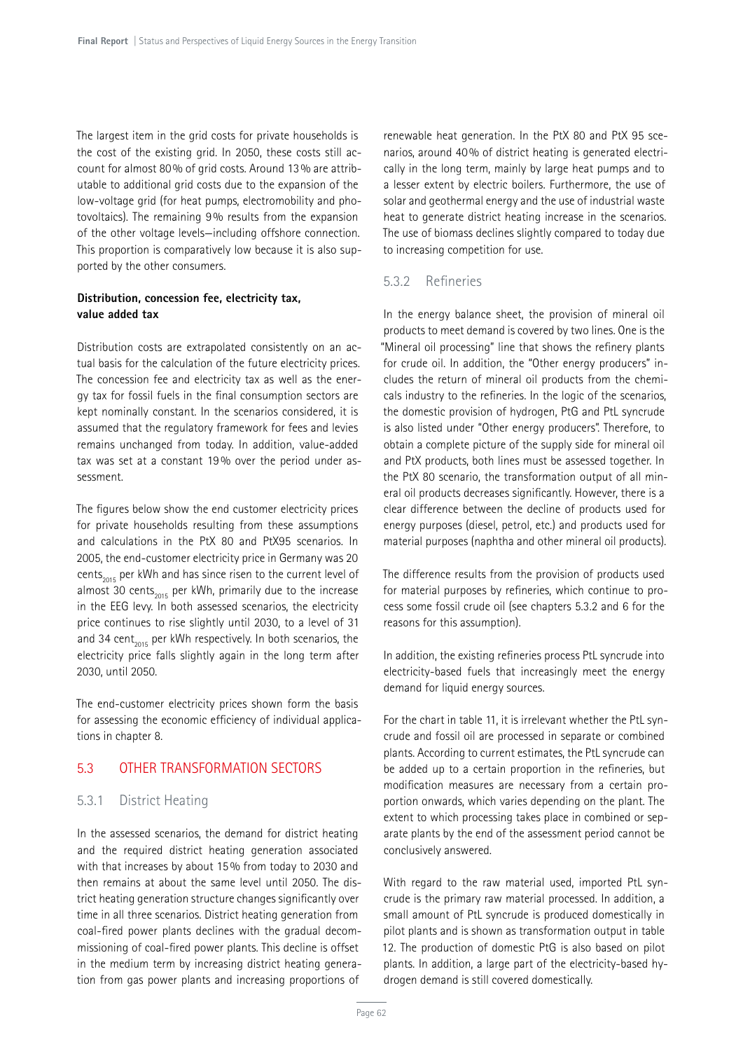The largest item in the grid costs for private households is the cost of the existing grid. In 2050, these costs still account for almost 80 % of grid costs. Around 13 % are attributable to additional grid costs due to the expansion of the low-voltage grid (for heat pumps, electromobility and photovoltaics). The remaining 9 % results from the expansion of the other voltage levels—including offshore connection. This proportion is comparatively low because it is also supported by the other consumers.

**Distribution, concession fee, electricity tax, value added tax**

Distribution costs are extrapolated consistently on an actual basis for the calculation of the future electricity prices. The concession fee and electricity tax as well as the energy tax for fossil fuels in the final consumption sectors are kept nominally constant. In the scenarios considered, it is assumed that the regulatory framework for fees and levies remains unchanged from today. In addition, value-added tax was set at a constant 19 % over the period under assessment.

The figures below show the end customer electricity prices for private households resulting from these assumptions and calculations in the PtX 80 and PtX95 scenarios. In 2005, the end-customer electricity price in Germany was 20 $cents_{2015}$ per kWh and has since risen to the current level of almost 30 $cents_{2015}$ per kWh, primarily due to the increase in the EEG levy. In both assessed scenarios, the electricity price continues to rise slightly until 2030, to a level of 31 and 34 $cent_{2015}$ per kWh respectively. In both scenarios, the electricity price falls slightly again in the long term after 2030, until 2050.

The end-customer electricity prices shown form the basis for assessing the economic efficiency of individual applications in chapter 8.

## 5.3 OTHER TRANSFORMATION SECTORS

### 5.3.1 District Heating

In the assessed scenarios, the demand for district heating and the required district heating generation associated with that increases by about 15 % from today to 2030 and then remains at about the same level until 2050. The district heating generation structure changes significantly over time in all three scenarios. District heating generation from coal-fired power plants declines with the gradual decommissioning of coal-fired power plants. This decline is offset in the medium term by increasing district heating generation from gas power plants and increasing proportions of renewable heat generation. In the PtX 80 and PtX 95 scenarios, around 40 % of district heating is generated electrically in the long term, mainly by large heat pumps and to a lesser extent by electric boilers. Furthermore, the use of solar and geothermal energy and the use of industrial waste heat to generate district heating increase in the scenarios. The use of biomass declines slightly compared to today due to increasing competition for use.

### 5.3.2 Refineries

In the energy balance sheet, the provision of mineral oil products to meet demand is covered by two lines. One is the "Mineral oil processing" line that shows the refinery plants for crude oil. In addition, the "Other energy producers" includes the return of mineral oil products from the chemicals industry to the refineries. In the logic of the scenarios, the domestic provision of hydrogen, PtG and PtL syncrude is also listed under "Other energy producers". Therefore, to obtain a complete picture of the supply side for mineral oil and PtX products, both lines must be assessed together. In the PtX 80 scenario, the transformation output of all mineral oil products decreases significantly. However, there is a clear difference between the decline of products used for energy purposes (diesel, petrol, etc.) and products used for material purposes (naphtha and other mineral oil products).

The difference results from the provision of products used for material purposes by refineries, which continue to process some fossil crude oil (see chapters 5.3.2 and 6 for the reasons for this assumption).

In addition, the existing refineries process PtL syncrude into electricity-based fuels that increasingly meet the energy demand for liquid energy sources.

For the chart in table 11, it is irrelevant whether the PtL syncrude and fossil oil are processed in separate or combined plants. According to current estimates, the PtL syncrude can be added up to a certain proportion in the refineries, but modification measures are necessary from a certain proportion onwards, which varies depending on the plant. The extent to which processing takes place in combined or separate plants by the end of the assessment period cannot be conclusively answered.

With regard to the raw material used, imported PtL syncrude is the primary raw material processed. In addition, a small amount of PtL syncrude is produced domestically in pilot plants and is shown as transformation output in table 12. The production of domestic PtG is also based on pilot plants. In addition, a large part of the electricity-based hydrogen demand is still covered domestically.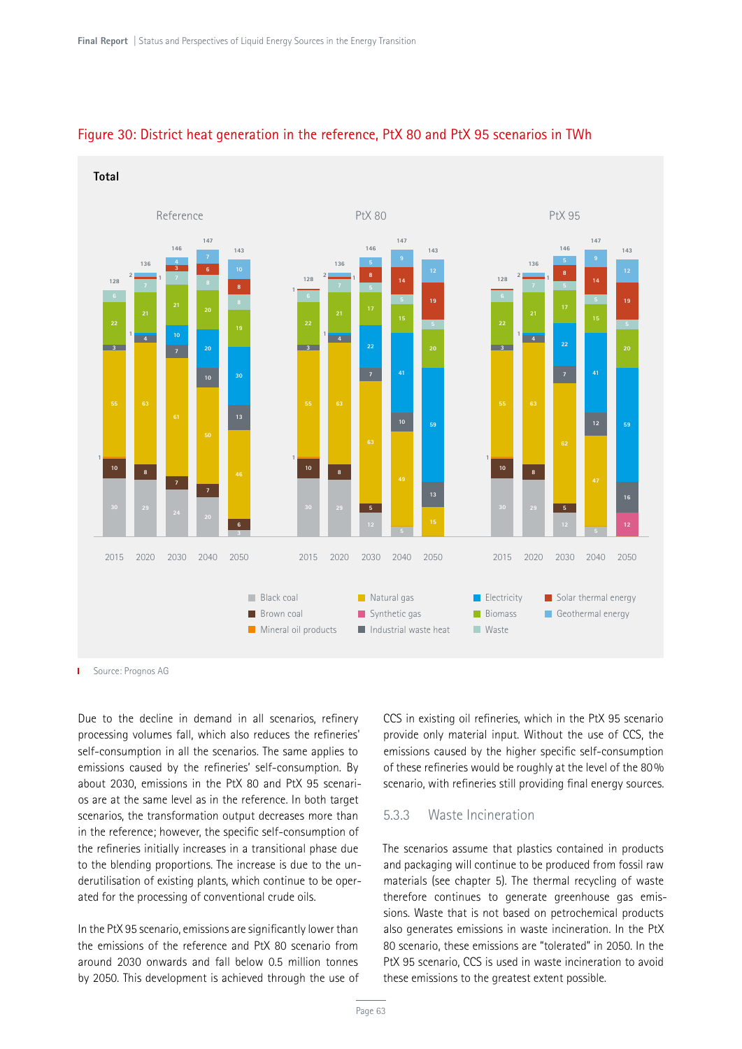## Figure 30: District heat generation in the reference, PtX 80 and PtX 95 scenarios in TWh

**Total**

| Scenario | Year | Black coal | Brown coal | Mineral oil products | Natural gas | Industrial waste heat | Electricity | Biomass | Waste | Solar thermal energy | Geothermal energy | Synthetic gas | Total |
|---|---|---|---|---|---|---|---|---|---|---|---|---|---|
| Reference | 2015 | 30 | 10 | 1 | 55 | 3 | | 22 | 6 | | | | 128 |
| Reference | 2020 | 29 | 8 | | 63 | 4 | 1 | 21 | 7 | | 2 | | 136 |
| Reference | 2030 | 24 | 7 | | 61 | 7 | 10 | 21 | 7 | 3 | 4 | | 146 |
| Reference | 2040 | 20 | 7 | | 50 | 10 | 20 | 20 | 8 | 6 | 7 | | 147 |
| Reference | 2050 | 3 | 6 | | 46 | 13 | 30 | 19 | 8 | 8 | 10 | | 143 |
| PtX 80 | 2015 | 30 | 10 | 1 | 55 | 3 | | 22 | 6 | 1 | | | 128 |
| PtX 80 | 2020 | 29 | 8 | | 63 | 4 | 1 | 21 | 7 | 2 | 1 | | 136 |
| PtX 80 | 2030 | 12 | 5 | | 63 | 7 | 22 | 17 | 5 | 8 | 5 | | 146 |
| PtX 80 | 2040 | 5 | | | 49 | 10 | 41 | 15 | 5 | 14 | 9 | | 147 |
| PtX 80 | 2050 | | | | 15 | 13 | 59 | 20 | 5 | 19 | 12 | | 143 |
| PtX 95 | 2015 | 30 | 10 | 1 | 55 | 3 | | 22 | 6 | | | | 128 |
| PtX 95 | 2020 | 29 | 8 | | 63 | 4 | 1 | 21 | 7 | 2 | 1 | | 136 |
| PtX 95 | 2030 | 12 | 5 | | 62 | 7 | 22 | 17 | 5 | 8 | 5 | | 146 |
| PtX 95 | 2040 | 5 | | | 47 | 12 | 41 | 15 | 5 | 14 | 9 | | 147 |
| PtX 95 | 2050 | | | | | 16 | 59 | 20 | 5 | 19 | 12 | 12 | 143 |

Source: Prognos AG

Due to the decline in demand in all scenarios, refinery processing volumes fall, which also reduces the refineries' self-consumption in all the scenarios. The same applies to emissions caused by the refineries' self-consumption. By about 2030, emissions in the PtX 80 and PtX 95 scenarios are at the same level as in the reference. In both target scenarios, the transformation output decreases more than in the reference; however, the specific self-consumption of the refineries initially increases in a transitional phase due to the blending proportions. The increase is due to the underutilisation of existing plants, which continue to be operated for the processing of conventional crude oils.

In the PtX 95 scenario, emissions are significantly lower than the emissions of the reference and PtX 80 scenario from around 2030 onwards and fall below 0.5 million tonnes by 2050. This development is achieved through the use of CCS in existing oil refineries, which in the PtX 95 scenario provide only material input. Without the use of CCS, the emissions caused by the higher specific self-consumption of these refineries would be roughly at the level of the 80% scenario, with refineries still providing final energy sources.

### 5.3.3 Waste Incineration

The scenarios assume that plastics contained in products and packaging will continue to be produced from fossil raw materials (see chapter 5). The thermal recycling of waste therefore continues to generate greenhouse gas emissions. Waste that is not based on petrochemical products also generates emissions in waste incineration. In the PtX 80 scenario, these emissions are "tolerated" in 2050. In the PtX 95 scenario, CCS is used in waste incineration to avoid these emissions to the greatest extent possible.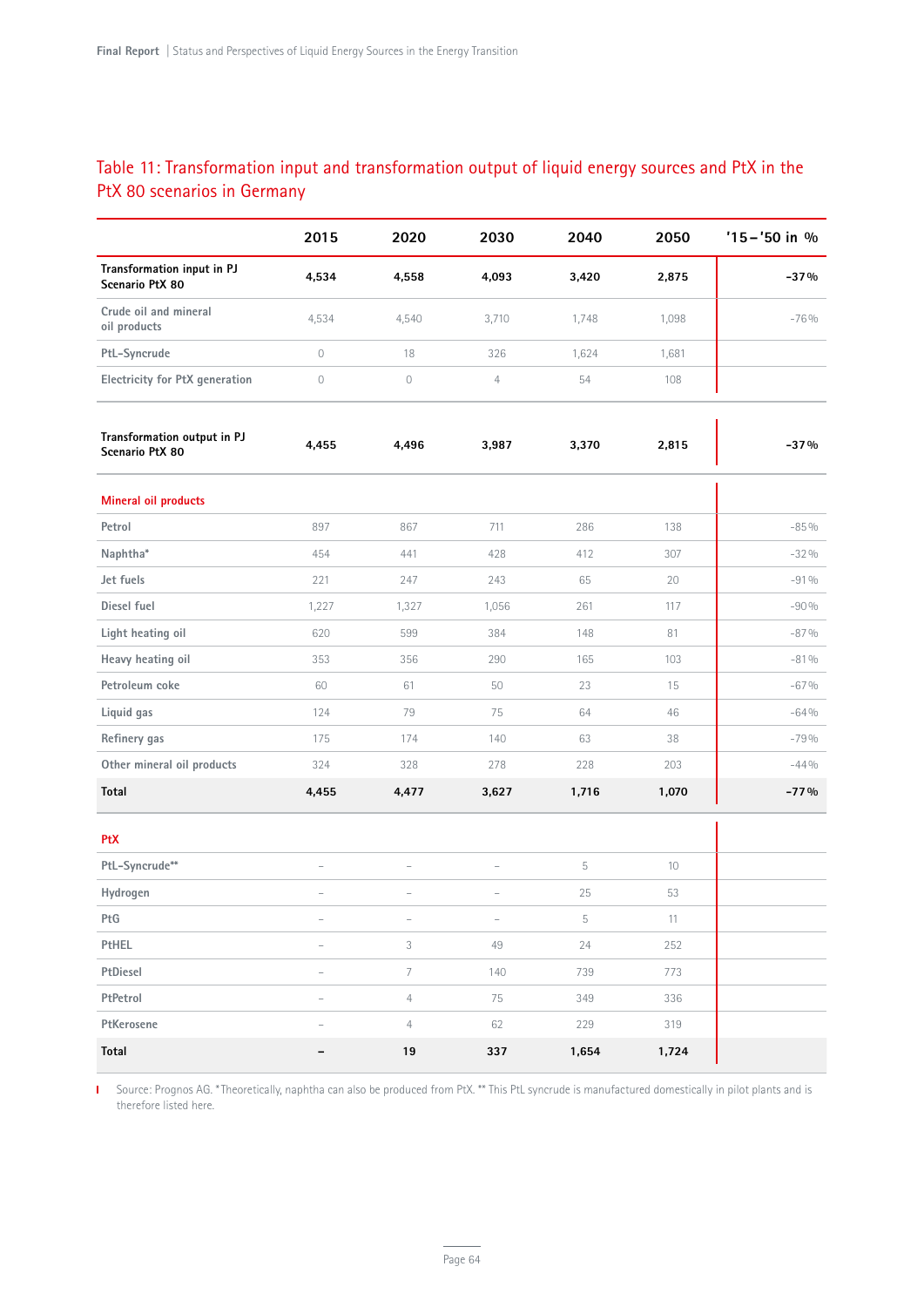Table 11: Transformation input and transformation output of liquid energy sources and PtX in the PtX 80 scenarios in Germany

| | 2015 | 2020 | 2030 | 2040 | 2050 | '15–'50 in % |
|---|---|---|---|---|---|---|
| **Transformation input in PJ Scenario PtX 80** | **4,534** | **4,558** | **4,093** | **3,420** | **2,875** | **-37 %** |
| Crude oil and mineral oil products | 4,534 | 4,540 | 3,710 | 1,748 | 1,098 | -76 % |
| PtL-Syncrude | 0 | 18 | 326 | 1,624 | 1,681 | |
| Electricity for PtX generation | 0 | 0 | 4 | 54 | 108 | |
| **Transformation output in PJ Scenario PtX 80** | **4,455** | **4,496** | **3,987** | **3,370** | **2,815** | **-37 %** |
| **Mineral oil products** | | | | | | |
| Petrol | 897 | 867 | 711 | 286 | 138 | -85 % |
| Naphtha* | 454 | 441 | 428 | 412 | 307 | -32 % |
| Jet fuels | 221 | 247 | 243 | 65 | 20 | -91 % |
| Diesel fuel | 1,227 | 1,327 | 1,056 | 261 | 117 | -90 % |
| Light heating oil | 620 | 599 | 384 | 148 | 81 | -87 % |
| Heavy heating oil | 353 | 356 | 290 | 165 | 103 | -81 % |
| Petroleum coke | 60 | 61 | 50 | 23 | 15 | -67 % |
| Liquid gas | 124 | 79 | 75 | 64 | 46 | -64 % |
| Refinery gas | 175 | 174 | 140 | 63 | 38 | -79 % |
| Other mineral oil products | 324 | 328 | 278 | 228 | 203 | -44 % |
| **Total** | **4,455** | **4,477** | **3,627** | **1,716** | **1,070** | **-77 %** |
| **PtX** | | | | | | |
| PtL-Syncrude** | – | – | – | 5 | 10 | |
| Hydrogen | – | – | – | 25 | 53 | |
| PtG | – | – | – | 5 | 11 | |
| PtHEL | – | 3 | 49 | 24 | 252 | |
| PtDiesel | – | 7 | 140 | 739 | 773 | |
| PtPetrol | – | 4 | 75 | 349 | 336 | |
| PtKerosene | – | 4 | 62 | 229 | 319 | |
| **Total** | **–** | **19** | **337** | **1,654** | **1,724** | |

Source: Prognos AG. *Theoretically, naphtha can also be produced from PtX. ** This PtL syncrude is manufactured domestically in pilot plants and is therefore listed here.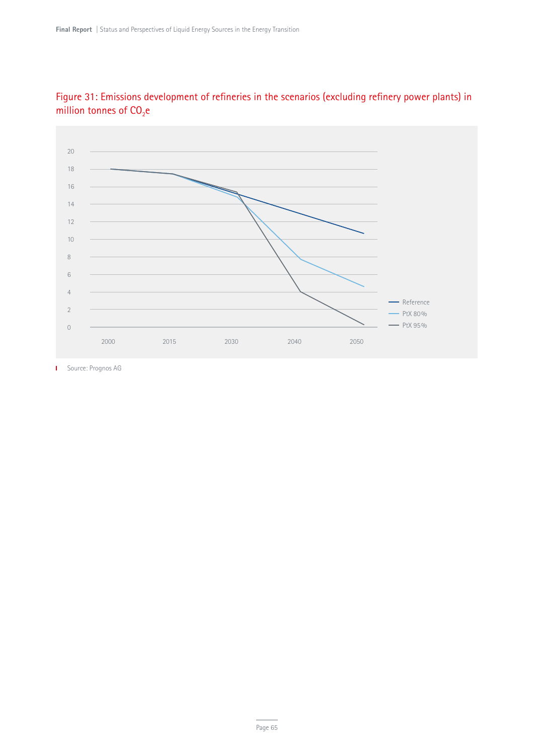Figure 31: Emissions development of refineries in the scenarios (excluding refinery power plants) in million tonnes of $CO_2e$

Source: Prognos AG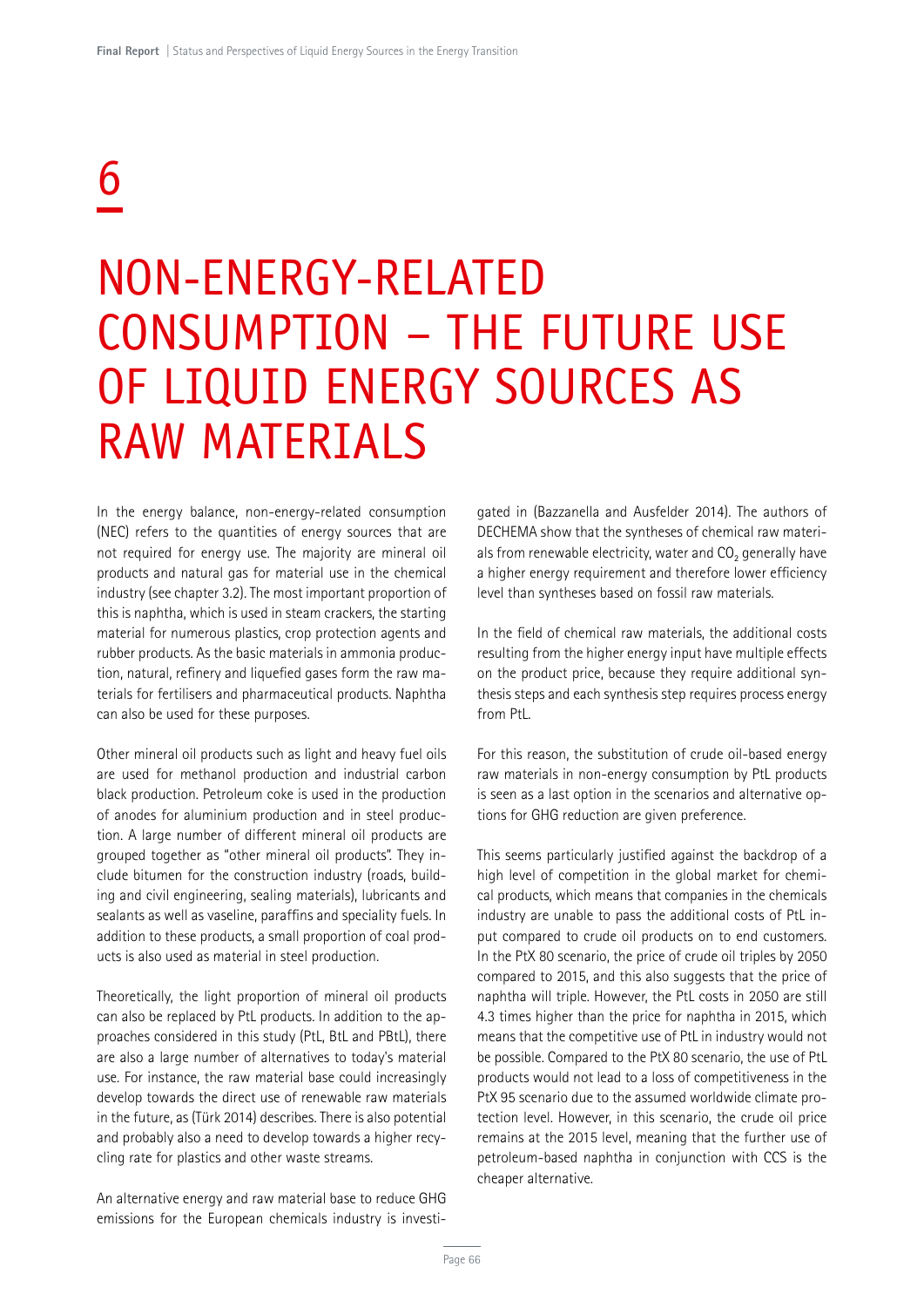# 6

# NON-ENERGY-RELATED CONSUMPTION – THE FUTURE USE OF LIQUID ENERGY SOURCES AS RAW MATERIALS

In the energy balance, non-energy-related consumption (NEC) refers to the quantities of energy sources that are not required for energy use. The majority are mineral oil products and natural gas for material use in the chemical industry (see chapter 3.2). The most important proportion of this is naphtha, which is used in steam crackers, the starting material for numerous plastics, crop protection agents and rubber products. As the basic materials in ammonia production, natural, refinery and liquefied gases form the raw materials for fertilisers and pharmaceutical products. Naphtha can also be used for these purposes.

Other mineral oil products such as light and heavy fuel oils are used for methanol production and industrial carbon black production. Petroleum coke is used in the production of anodes for aluminium production and in steel production. A large number of different mineral oil products are grouped together as "other mineral oil products". They include bitumen for the construction industry (roads, building and civil engineering, sealing materials), lubricants and sealants as well as vaseline, paraffins and speciality fuels. In addition to these products, a small proportion of coal products is also used as material in steel production.

Theoretically, the light proportion of mineral oil products can also be replaced by PtL products. In addition to the approaches considered in this study (PtL, BtL and PBtL), there are also a large number of alternatives to today's material use. For instance, the raw material base could increasingly develop towards the direct use of renewable raw materials in the future, as (Türk 2014) describes. There is also potential and probably also a need to develop towards a higher recycling rate for plastics and other waste streams.

An alternative energy and raw material base to reduce GHG emissions for the European chemicals industry is investigated in (Bazzanella and Ausfelder 2014). The authors of DECHEMA show that the syntheses of chemical raw materials from renewable electricity, water and $CO_2$ generally have a higher energy requirement and therefore lower efficiency level than syntheses based on fossil raw materials.

In the field of chemical raw materials, the additional costs resulting from the higher energy input have multiple effects on the product price, because they require additional synthesis steps and each synthesis step requires process energy from PtL.

For this reason, the substitution of crude oil-based energy raw materials in non-energy consumption by PtL products is seen as a last option in the scenarios and alternative options for GHG reduction are given preference.

This seems particularly justified against the backdrop of a high level of competition in the global market for chemical products, which means that companies in the chemicals industry are unable to pass the additional costs of PtL input compared to crude oil products on to end customers. In the PtX 80 scenario, the price of crude oil triples by 2050 compared to 2015, and this also suggests that the price of naphtha will triple. However, the PtL costs in 2050 are still 4.3 times higher than the price for naphtha in 2015, which means that the competitive use of PtL in industry would not be possible. Compared to the PtX 80 scenario, the use of PtL products would not lead to a loss of competitiveness in the PtX 95 scenario due to the assumed worldwide climate protection level. However, in this scenario, the crude oil price remains at the 2015 level, meaning that the further use of petroleum-based naphtha in conjunction with CCS is the cheaper alternative.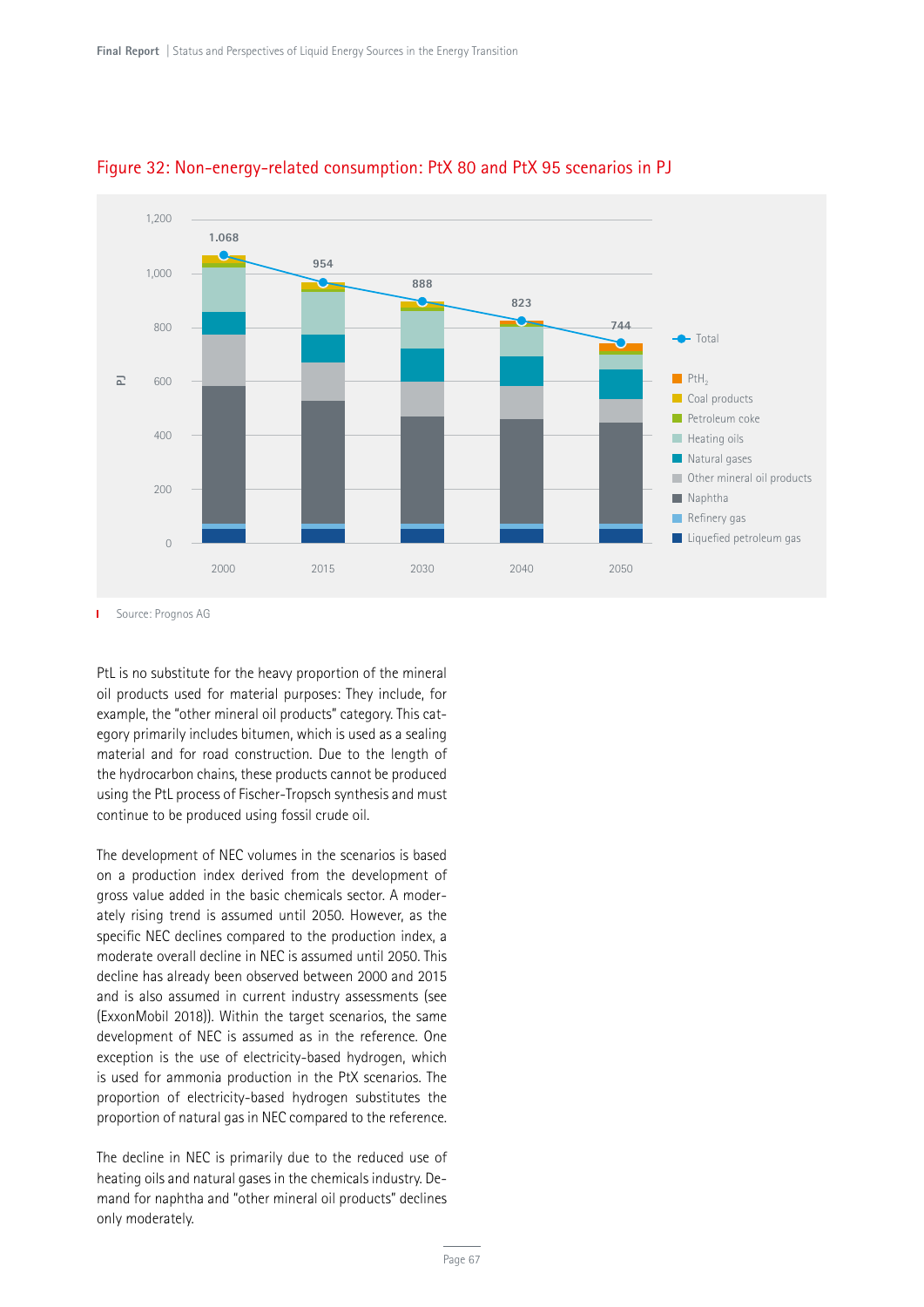## Figure 32: Non-energy-related consumption: PtX 80 and PtX 95 scenarios in PJ

Source: Prognos AG

PtL is no substitute for the heavy proportion of the mineral oil products used for material purposes: They include, for example, the "other mineral oil products" category. This category primarily includes bitumen, which is used as a sealing material and for road construction. Due to the length of the hydrocarbon chains, these products cannot be produced using the PtL process of Fischer-Tropsch synthesis and must continue to be produced using fossil crude oil.

The development of NEC volumes in the scenarios is based on a production index derived from the development of gross value added in the basic chemicals sector. A moderately rising trend is assumed until 2050. However, as the specific NEC declines compared to the production index, a moderate overall decline in NEC is assumed until 2050. This decline has already been observed between 2000 and 2015 and is also assumed in current industry assessments (see (ExxonMobil 2018)). Within the target scenarios, the same development of NEC is assumed as in the reference. One exception is the use of electricity-based hydrogen, which is used for ammonia production in the PtX scenarios. The proportion of electricity-based hydrogen substitutes the proportion of natural gas in NEC compared to the reference.

The decline in NEC is primarily due to the reduced use of heating oils and natural gases in the chemicals industry. Demand for naphtha and "other mineral oil products" declines only moderately.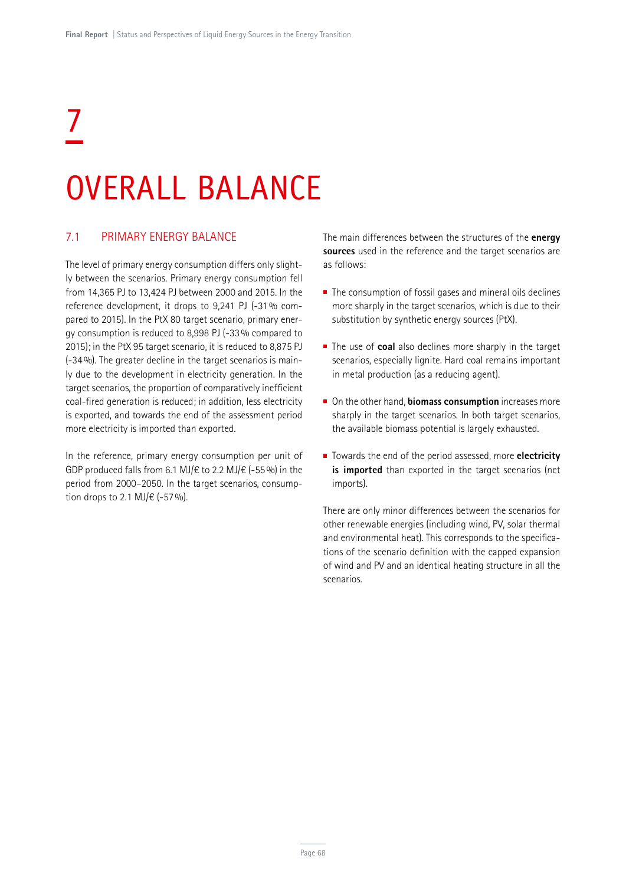# 7

# OVERALL BALANCE

## 7.1 PRIMARY ENERGY BALANCE

The level of primary energy consumption differs only slightly between the scenarios. Primary energy consumption fell from 14,365 PJ to 13,424 PJ between 2000 and 2015. In the reference development, it drops to 9,241 PJ (-31% compared to 2015). In the PtX 80 target scenario, primary energy consumption is reduced to 8,998 PJ (-33% compared to 2015); in the PtX 95 target scenario, it is reduced to 8,875 PJ (-34%). The greater decline in the target scenarios is mainly due to the development in electricity generation. In the target scenarios, the proportion of comparatively inefficient coal-fired generation is reduced; in addition, less electricity is exported, and towards the end of the assessment period more electricity is imported than exported.

In the reference, primary energy consumption per unit of GDP produced falls from 6.1 MJ/€ to 2.2 MJ/€ (-55%) in the period from 2000–2050. In the target scenarios, consumption drops to 2.1 MJ/€ (-57%).

The main differences between the structures of the **energy sources** used in the reference and the target scenarios are as follows:

- The consumption of fossil gases and mineral oils declines more sharply in the target scenarios, which is due to their substitution by synthetic energy sources (PtX).
- The use of **coal** also declines more sharply in the target scenarios, especially lignite. Hard coal remains important in metal production (as a reducing agent).
- On the other hand, **biomass consumption** increases more sharply in the target scenarios. In both target scenarios, the available biomass potential is largely exhausted.
- Towards the end of the period assessed, more **electricity is imported** than exported in the target scenarios (net imports).

There are only minor differences between the scenarios for other renewable energies (including wind, PV, solar thermal and environmental heat). This corresponds to the specifications of the scenario definition with the capped expansion of wind and PV and an identical heating structure in all the scenarios.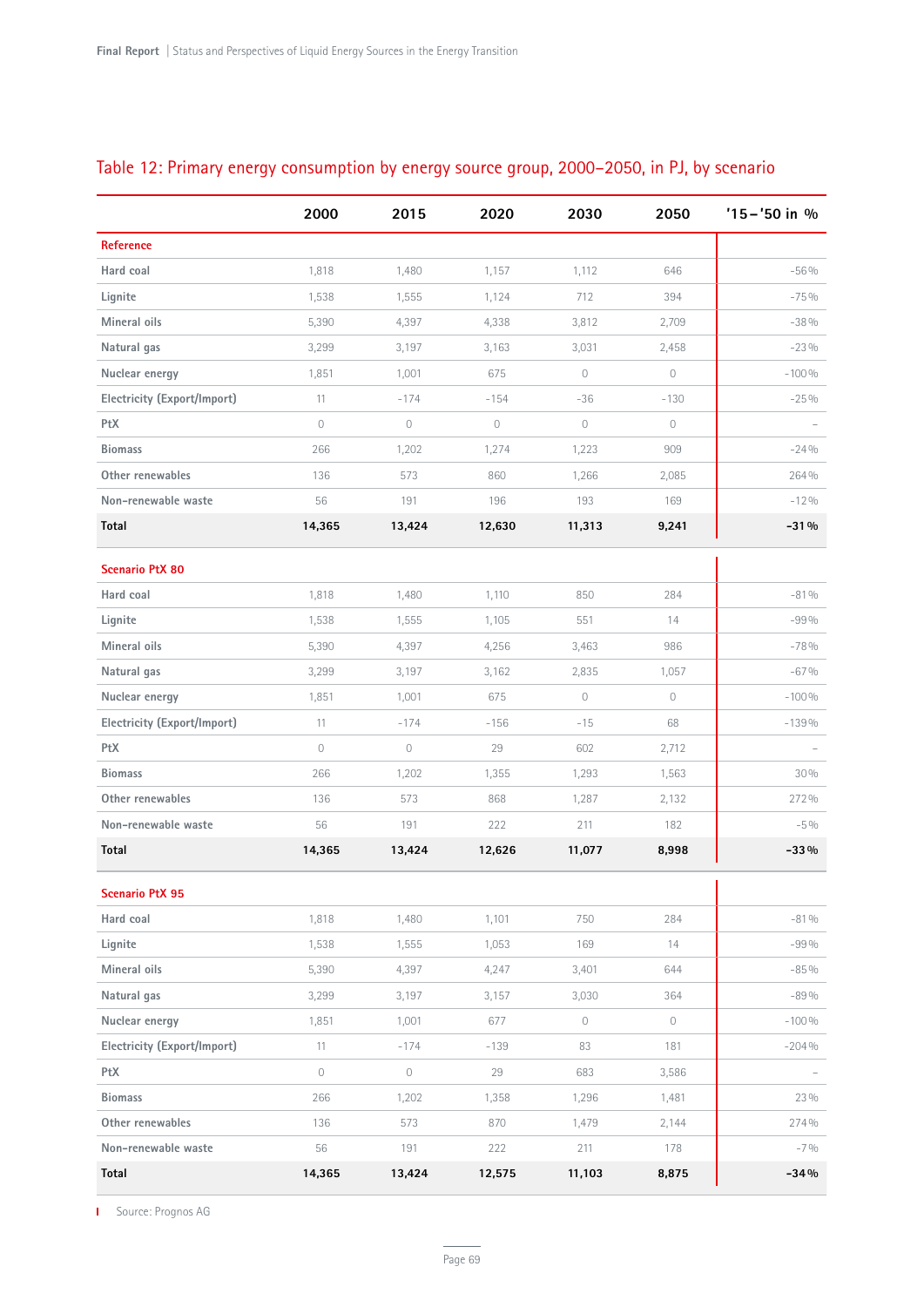## Table 12: Primary energy consumption by energy source group, 2000–2050, in PJ, by scenario

| | 2000 | 2015 | 2020 | 2030 | 2050 | '15–'50 in % |
|---|---|---|---|---|---|---|
| **Reference** | | | | | | |
| Hard coal | 1,818 | 1,480 | 1,157 | 1,112 | 646 | -56 % |
| Lignite | 1,538 | 1,555 | 1,124 | 712 | 394 | -75 % |
| Mineral oils | 5,390 | 4,397 | 4,338 | 3,812 | 2,709 | -38 % |
| Natural gas | 3,299 | 3,197 | 3,163 | 3,031 | 2,458 | -23 % |
| Nuclear energy | 1,851 | 1,001 | 675 | 0 | 0 | -100 % |
| Electricity (Export/Import) | 11 | -174 | -154 | -36 | -130 | -25 % |
| PtX | 0 | 0 | 0 | 0 | 0 | – |
| Biomass | 266 | 1,202 | 1,274 | 1,223 | 909 | -24 % |
| Other renewables | 136 | 573 | 860 | 1,266 | 2,085 | 264 % |
| Non-renewable waste | 56 | 191 | 196 | 193 | 169 | -12 % |
| **Total** | **14,365** | **13,424** | **12,630** | **11,313** | **9,241** | **-31 %** |
| **Scenario PtX 80** | | | | | | |
| Hard coal | 1,818 | 1,480 | 1,110 | 850 | 284 | -81 % |
| Lignite | 1,538 | 1,555 | 1,105 | 551 | 14 | -99 % |
| Mineral oils | 5,390 | 4,397 | 4,256 | 3,463 | 986 | -78 % |
| Natural gas | 3,299 | 3,197 | 3,162 | 2,835 | 1,057 | -67 % |
| Nuclear energy | 1,851 | 1,001 | 675 | 0 | 0 | -100 % |
| Electricity (Export/Import) | 11 | -174 | -156 | -15 | 68 | -139 % |
| PtX | 0 | 0 | 29 | 602 | 2,712 | – |
| Biomass | 266 | 1,202 | 1,355 | 1,293 | 1,563 | 30 % |
| Other renewables | 136 | 573 | 868 | 1,287 | 2,132 | 272 % |
| Non-renewable waste | 56 | 191 | 222 | 211 | 182 | -5 % |
| **Total** | **14,365** | **13,424** | **12,626** | **11,077** | **8,998** | **-33 %** |
| **Scenario PtX 95** | | | | | | |
| Hard coal | 1,818 | 1,480 | 1,101 | 750 | 284 | -81 % |
| Lignite | 1,538 | 1,555 | 1,053 | 169 | 14 | -99 % |
| Mineral oils | 5,390 | 4,397 | 4,247 | 3,401 | 644 | -85 % |
| Natural gas | 3,299 | 3,197 | 3,157 | 3,030 | 364 | -89 % |
| Nuclear energy | 1,851 | 1,001 | 677 | 0 | 0 | -100 % |
| Electricity (Export/Import) | 11 | -174 | -139 | 83 | 181 | -204 % |
| PtX | 0 | 0 | 29 | 683 | 3,586 | – |
| Biomass | 266 | 1,202 | 1,358 | 1,296 | 1,481 | 23 % |
| Other renewables | 136 | 573 | 870 | 1,479 | 2,144 | 274 % |
| Non-renewable waste | 56 | 191 | 222 | 211 | 178 | -7 % |
| **Total** | **14,365** | **13,424** | **12,575** | **11,103** | **8,875** | **-34 %** |

Source: Prognos AG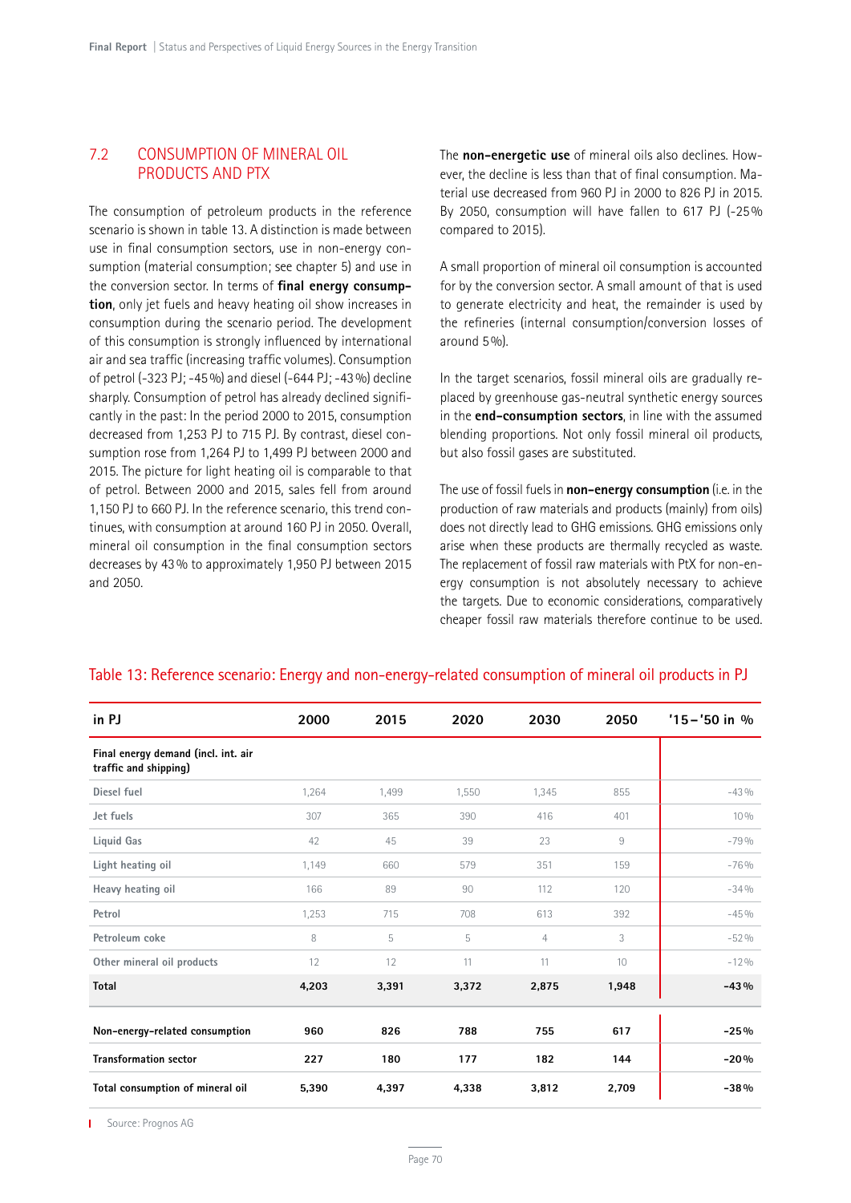## 7.2 CONSUMPTION OF MINERAL OIL PRODUCTS AND PTX

The consumption of petroleum products in the reference scenario is shown in table 13. A distinction is made between use in final consumption sectors, use in non-energy consumption (material consumption; see chapter 5) and use in the conversion sector. In terms of **final energy consumption**, only jet fuels and heavy heating oil show increases in consumption during the scenario period. The development of this consumption is strongly influenced by international air and sea traffic (increasing traffic volumes). Consumption of petrol (-323 PJ; -45 %) and diesel (-644 PJ; -43 %) decline sharply. Consumption of petrol has already declined significantly in the past: In the period 2000 to 2015, consumption decreased from 1,253 PJ to 715 PJ. By contrast, diesel consumption rose from 1,264 PJ to 1,499 PJ between 2000 and 2015. The picture for light heating oil is comparable to that of petrol. Between 2000 and 2015, sales fell from around 1,150 PJ to 660 PJ. In the reference scenario, this trend continues, with consumption at around 160 PJ in 2050. Overall, mineral oil consumption in the final consumption sectors decreases by 43 % to approximately 1,950 PJ between 2015 and 2050.

The **non-energetic use** of mineral oils also declines. However, the decline is less than that of final consumption. Material use decreased from 960 PJ in 2000 to 826 PJ in 2015. By 2050, consumption will have fallen to 617 PJ (-25 % compared to 2015).

A small proportion of mineral oil consumption is accounted for by the conversion sector. A small amount of that is used to generate electricity and heat, the remainder is used by the refineries (internal consumption/conversion losses of around 5 %).

In the target scenarios, fossil mineral oils are gradually replaced by greenhouse gas-neutral synthetic energy sources in the **end-consumption sectors**, in line with the assumed blending proportions. Not only fossil mineral oil products, but also fossil gases are substituted.

The use of fossil fuels in **non-energy consumption** (i.e. in the production of raw materials and products (mainly) from oils) does not directly lead to GHG emissions. GHG emissions only arise when these products are thermally recycled as waste. The replacement of fossil raw materials with PtX for non-energy consumption is not absolutely necessary to achieve the targets. Due to economic considerations, comparatively cheaper fossil raw materials therefore continue to be used.

Table 13: Reference scenario: Energy and non-energy-related consumption of mineral oil products in PJ

| in PJ | 2000 | 2015 | 2020 | 2030 | 2050 | '15–'50 in % |
|---|---|---|---|---|---|---|
| **Final energy demand (incl. int. air traffic and shipping)** | | | | | | |
| Diesel fuel | 1,264 | 1,499 | 1,550 | 1,345 | 855 | -43 % |
| Jet fuels | 307 | 365 | 390 | 416 | 401 | 10 % |
| Liquid Gas | 42 | 45 | 39 | 23 | 9 | -79 % |
| Light heating oil | 1,149 | 660 | 579 | 351 | 159 | -76 % |
| Heavy heating oil | 166 | 89 | 90 | 112 | 120 | -34 % |
| Petrol | 1,253 | 715 | 708 | 613 | 392 | -45 % |
| Petroleum coke | 8 | 5 | 5 | 4 | 3 | -52 % |
| Other mineral oil products | 12 | 12 | 11 | 11 | 10 | -12 % |
| **Total** | **4,203** | **3,391** | **3,372** | **2,875** | **1,948** | **-43 %** |
| **Non-energy-related consumption** | **960** | **826** | **788** | **755** | **617** | **-25 %** |
| **Transformation sector** | **227** | **180** | **177** | **182** | **144** | **-20 %** |
| **Total consumption of mineral oil** | **5,390** | **4,397** | **4,338** | **3,812** | **2,709** | **-38 %** |

Source: Prognos AG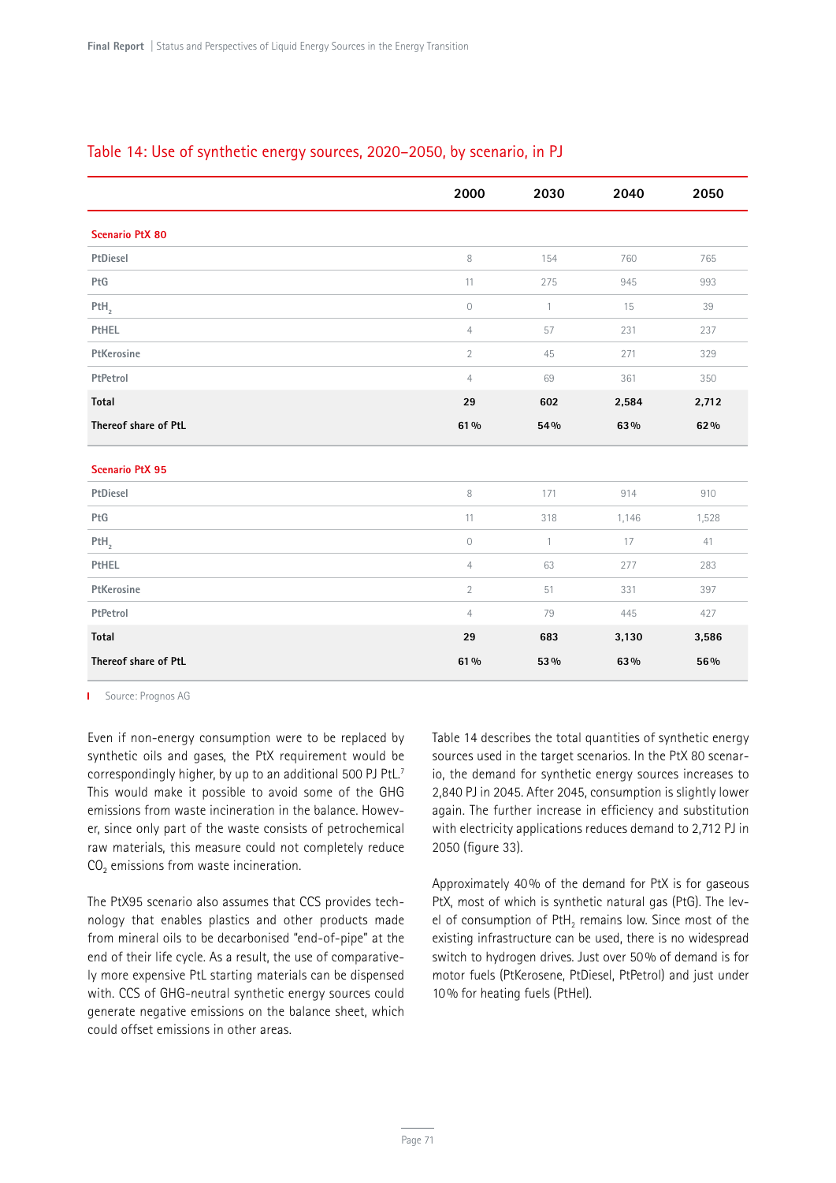## Table 14: Use of synthetic energy sources, 2020–2050, by scenario, in PJ

| | 2000 | 2030 | 2040 | 2050 |
|---|---|---|---|---|
| **Scenario PtX 80** | | | | |
| PtDiesel | 8 | 154 | 760 | 765 |
| PtG | 11 | 275 | 945 | 993 |
| $PtH_2$ | 0 | 1 | 15 | 39 |
| PtHEL | 4 | 57 | 231 | 237 |
| PtKerosine | 2 | 45 | 271 | 329 |
| PtPetrol | 4 | 69 | 361 | 350 |
| **Total** | **29** | **602** | **2,584** | **2,712** |
| **Thereof share of PtL** | **61 %** | **54 %** | **63 %** | **62 %** |
| **Scenario PtX 95** | | | | |
| PtDiesel | 8 | 171 | 914 | 910 |
| PtG | 11 | 318 | 1,146 | 1,528 |
| $PtH_2$ | 0 | 1 | 17 | 41 |
| PtHEL | 4 | 63 | 277 | 283 |
| PtKerosine | 2 | 51 | 331 | 397 |
| PtPetrol | 4 | 79 | 445 | 427 |
| **Total** | **29** | **683** | **3,130** | **3,586** |
| **Thereof share of PtL** | **61 %** | **53 %** | **63 %** | **56 %** |

Source: Prognos AG

Even if non-energy consumption were to be replaced by synthetic oils and gases, the PtX requirement would be correspondingly higher, by up to an additional 500 PJ PtL.[7] This would make it possible to avoid some of the GHG emissions from waste incineration in the balance. However, since only part of the waste consists of petrochemical raw materials, this measure could not completely reduce $CO_2$ emissions from waste incineration.

The PtX95 scenario also assumes that CCS provides technology that enables plastics and other products made from mineral oils to be decarbonised "end-of-pipe" at the end of their life cycle. As a result, the use of comparatively more expensive PtL starting materials can be dispensed with. CCS of GHG-neutral synthetic energy sources could generate negative emissions on the balance sheet, which could offset emissions in other areas.

Table 14 describes the total quantities of synthetic energy sources used in the target scenarios. In the PtX 80 scenario, the demand for synthetic energy sources increases to 2,840 PJ in 2045. After 2045, consumption is slightly lower again. The further increase in efficiency and substitution with electricity applications reduces demand to 2,712 PJ in 2050 (figure 33).

Approximately 40 % of the demand for PtX is for gaseous PtX, most of which is synthetic natural gas (PtG). The level of consumption of $PtH_2$ remains low. Since most of the existing infrastructure can be used, there is no widespread switch to hydrogen drives. Just over 50 % of demand is for motor fuels (PtKerosene, PtDiesel, PtPetrol) and just under 10 % for heating fuels (PtHel).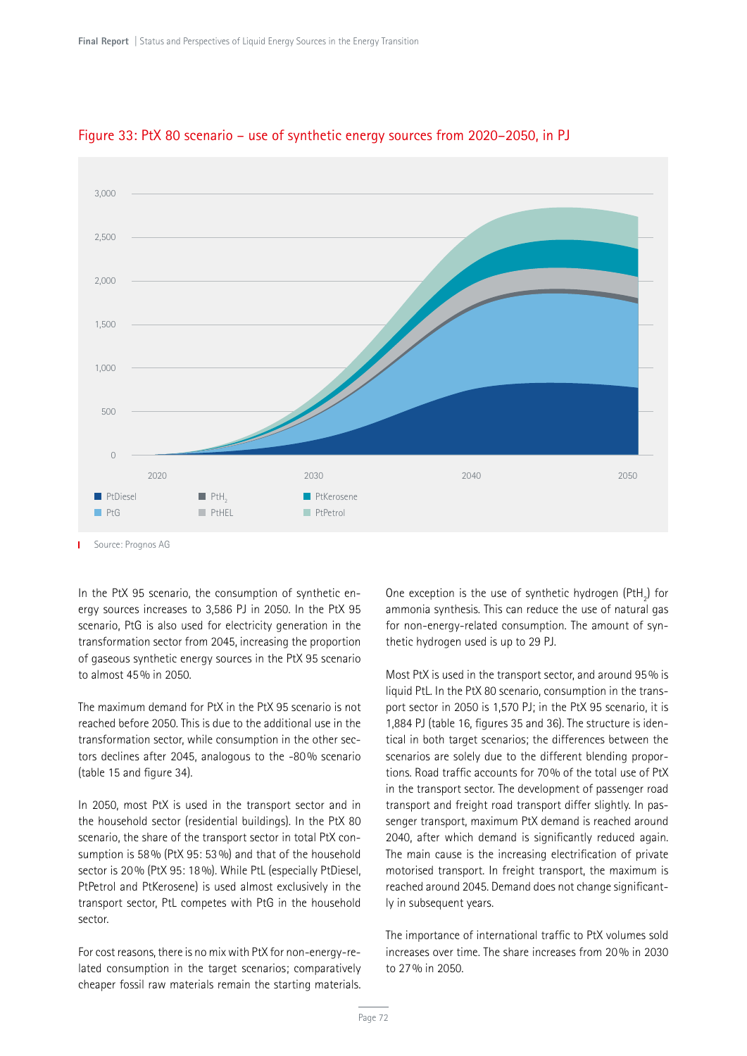Figure 33: PtX 80 scenario – use of synthetic energy sources from 2020–2050, in PJ

Source: Prognos AG

In the PtX 95 scenario, the consumption of synthetic energy sources increases to 3,586 PJ in 2050. In the PtX 95 scenario, PtG is also used for electricity generation in the transformation sector from 2045, increasing the proportion of gaseous synthetic energy sources in the PtX 95 scenario to almost 45 % in 2050.

The maximum demand for PtX in the PtX 95 scenario is not reached before 2050. This is due to the additional use in the transformation sector, while consumption in the other sectors declines after 2045, analogous to the -80 % scenario (table 15 and figure 34).

In 2050, most PtX is used in the transport sector and in the household sector (residential buildings). In the PtX 80 scenario, the share of the transport sector in total PtX consumption is 58 % (PtX 95: 53 %) and that of the household sector is 20 % (PtX 95: 18 %). While PtL (especially PtDiesel, PtPetrol and PtKerosene) is used almost exclusively in the transport sector, PtL competes with PtG in the household sector.

For cost reasons, there is no mix with PtX for non-energy-related consumption in the target scenarios; comparatively cheaper fossil raw materials remain the starting materials.

One exception is the use of synthetic hydrogen ($PtH_2$) for ammonia synthesis. This can reduce the use of natural gas for non-energy-related consumption. The amount of synthetic hydrogen used is up to 29 PJ.

Most PtX is used in the transport sector, and around 95 % is liquid PtL. In the PtX 80 scenario, consumption in the transport sector in 2050 is 1,570 PJ; in the PtX 95 scenario, it is 1,884 PJ (table 16, figures 35 and 36). The structure is identical in both target scenarios; the differences between the scenarios are solely due to the different blending proportions. Road traffic accounts for 70 % of the total use of PtX in the transport sector. The development of passenger road transport and freight road transport differ slightly. In passenger transport, maximum PtX demand is reached around 2040, after which demand is significantly reduced again. The main cause is the increasing electrification of private motorised transport. In freight transport, the maximum is reached around 2045. Demand does not change significantly in subsequent years.

The importance of international traffic to PtX volumes sold increases over time. The share increases from 20 % in 2030 to 27 % in 2050.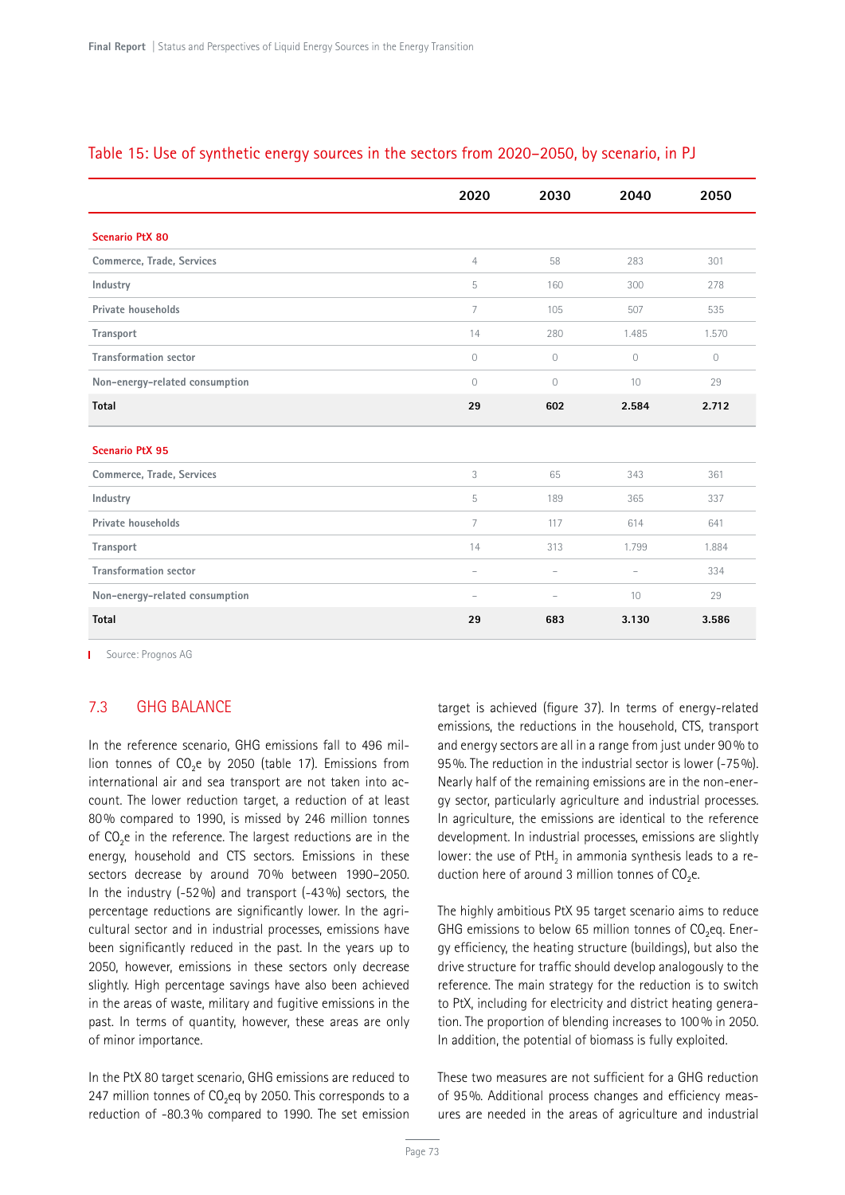Table 15: Use of synthetic energy sources in the sectors from 2020–2050, by scenario, in PJ

| | 2020 | 2030 | 2040 | 2050 |
|---|---|---|---|---|
| **Scenario PtX 80** | | | | |
| Commerce, Trade, Services | 4 | 58 | 283 | 301 |
| Industry | 5 | 160 | 300 | 278 |
| Private households | 7 | 105 | 507 | 535 |
| Transport | 14 | 280 | 1.485 | 1.570 |
| Transformation sector | 0 | 0 | 0 | 0 |
| Non-energy-related consumption | 0 | 0 | 10 | 29 |
| **Total** | **29** | **602** | **2.584** | **2.712** |
| **Scenario PtX 95** | | | | |
| Commerce, Trade, Services | 3 | 65 | 343 | 361 |
| Industry | 5 | 189 | 365 | 337 |
| Private households | 7 | 117 | 614 | 641 |
| Transport | 14 | 313 | 1.799 | 1.884 |
| Transformation sector | – | – | – | 334 |
| Non-energy-related consumption | – | – | 10 | 29 |
| **Total** | **29** | **683** | **3.130** | **3.586** |

Source: Prognos AG

## 7.3 GHG BALANCE

In the reference scenario, GHG emissions fall to 496 million tonnes of $CO_2e$ by 2050 (table 17). Emissions from international air and sea transport are not taken into account. The lower reduction target, a reduction of at least 80% compared to 1990, is missed by 246 million tonnes of $CO_2e$ in the reference. The largest reductions are in the energy, household and CTS sectors. Emissions in these sectors decrease by around 70% between 1990–2050. In the industry (-52%) and transport (-43%) sectors, the percentage reductions are significantly lower. In the agricultural sector and in industrial processes, emissions have been significantly reduced in the past. In the years up to 2050, however, emissions in these sectors only decrease slightly. High percentage savings have also been achieved in the areas of waste, military and fugitive emissions in the past. In terms of quantity, however, these areas are only of minor importance.

In the PtX 80 target scenario, GHG emissions are reduced to 247 million tonnes of $CO_2eq$ by 2050. This corresponds to a reduction of -80.3% compared to 1990. The set emission target is achieved (figure 37). In terms of energy-related emissions, the reductions in the household, CTS, transport and energy sectors are all in a range from just under 90% to 95%. The reduction in the industrial sector is lower (-75%). Nearly half of the remaining emissions are in the non-energy sector, particularly agriculture and industrial processes. In agriculture, the emissions are identical to the reference development. In industrial processes, emissions are slightly lower: the use of $PtH_2$ in ammonia synthesis leads to a reduction here of around 3 million tonnes of $CO_2e$.

The highly ambitious PtX 95 target scenario aims to reduce GHG emissions to below 65 million tonnes of $CO_2eq$. Energy efficiency, the heating structure (buildings), but also the drive structure for traffic should develop analogously to the reference. The main strategy for the reduction is to switch to PtX, including for electricity and district heating generation. The proportion of blending increases to 100% in 2050. In addition, the potential of biomass is fully exploited.

These two measures are not sufficient for a GHG reduction of 95%. Additional process changes and efficiency measures are needed in the areas of agriculture and industrial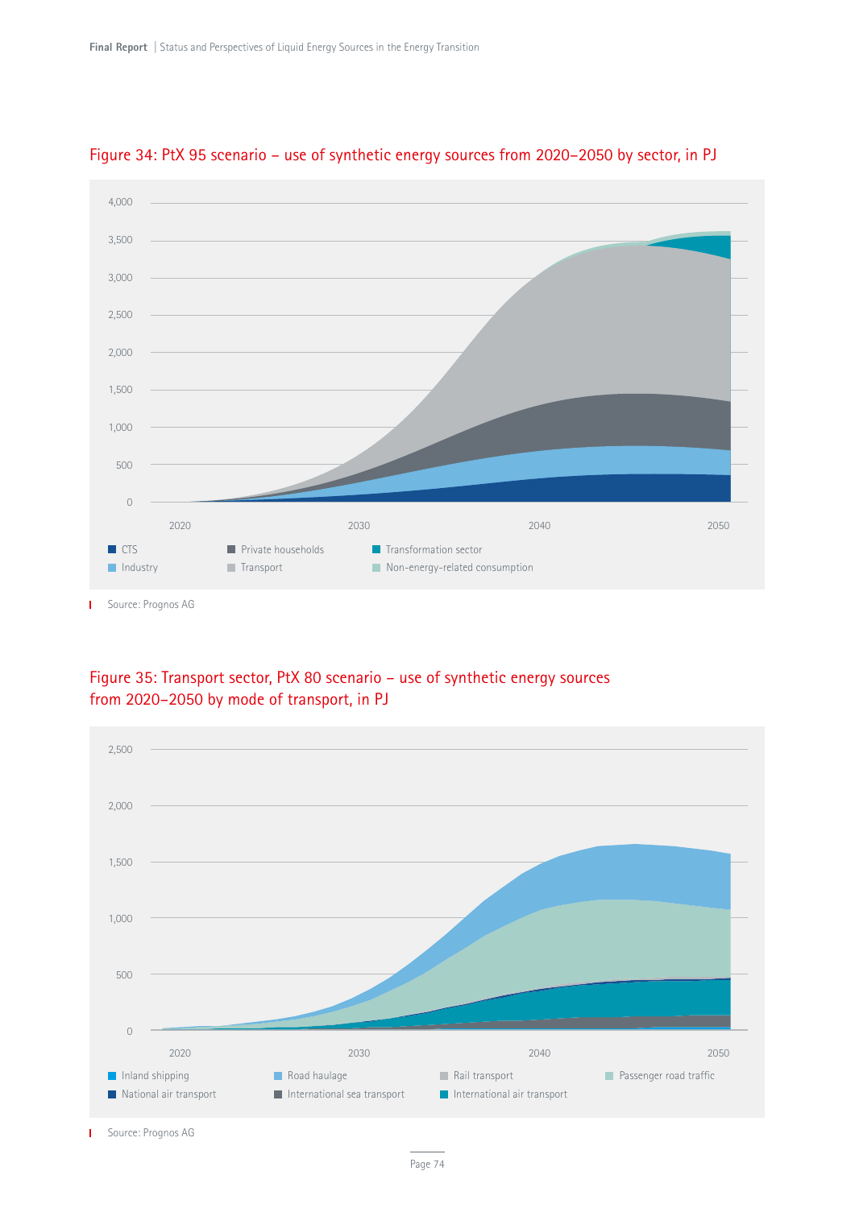Figure 34: PtX 95 scenario – use of synthetic energy sources from 2020–2050 by sector, in PJ

Source: Prognos AG

Figure 35: Transport sector, PtX 80 scenario – use of synthetic energy sources from 2020–2050 by mode of transport, in PJ

Source: Prognos AG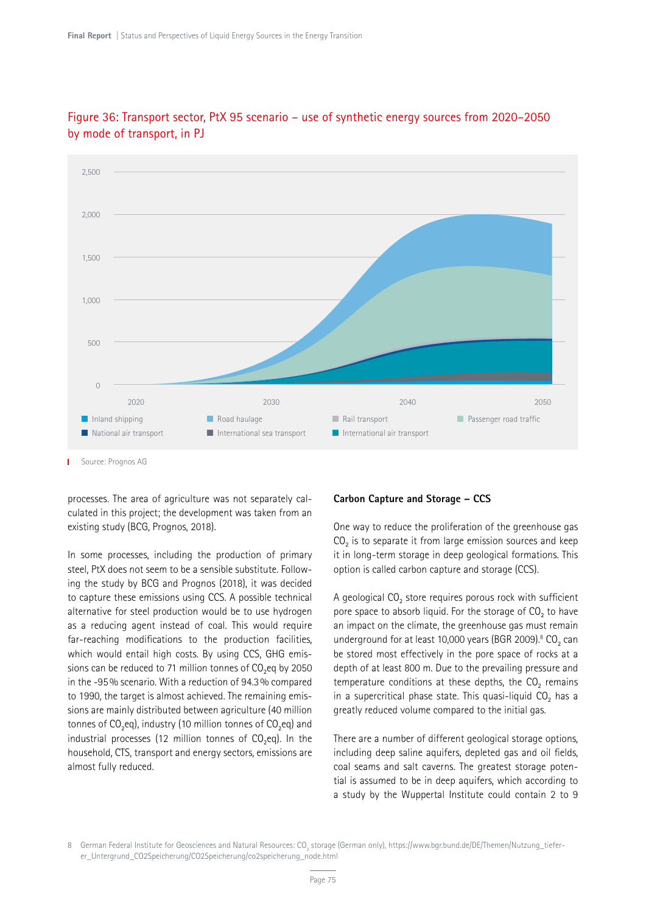## Figure 36: Transport sector, PtX 95 scenario – use of synthetic energy sources from 2020–2050 by mode of transport, in PJ

Source: Prognos AG

processes. The area of agriculture was not separately calculated in this project; the development was taken from an existing study (BCG, Prognos, 2018).

In some processes, including the production of primary steel, PtX does not seem to be a sensible substitute. Following the study by BCG and Prognos (2018), it was decided to capture these emissions using CCS. A possible technical alternative for steel production would be to use hydrogen as a reducing agent instead of coal. This would require far-reaching modifications to the production facilities, which would entail high costs. By using CCS, GHG emissions can be reduced to 71 million tonnes of $CO_2$eq by 2050 in the -95 % scenario. With a reduction of 94.3 % compared to 1990, the target is almost achieved. The remaining emissions are mainly distributed between agriculture (40 million tonnes of $CO_2$eq), industry (10 million tonnes of $CO_2$eq) and industrial processes (12 million tonnes of $CO_2$eq). In the household, CTS, transport and energy sectors, emissions are almost fully reduced.

### Carbon Capture and Storage – CCS

One way to reduce the proliferation of the greenhouse gas $CO_2$ is to separate it from large emission sources and keep it in long-term storage in deep geological formations. This option is called carbon capture and storage (CCS).

A geological $CO_2$ store requires porous rock with sufficient pore space to absorb liquid. For the storage of $CO_2$ to have an impact on the climate, the greenhouse gas must remain underground for at least 10,000 years (BGR 2009).[8] $CO_2$ can be stored most effectively in the pore space of rocks at a depth of at least 800 m. Due to the prevailing pressure and temperature conditions at these depths, the $CO_2$ remains in a supercritical phase state. This quasi-liquid $CO_2$ has a greatly reduced volume compared to the initial gas.

There are a number of different geological storage options, including deep saline aquifers, depleted gas and oil fields, coal seams and salt caverns. The greatest storage potential is assumed to be in deep aquifers, which according to a study by the Wuppertal Institute could contain 2 to 9

[8] German Federal Institute for Geosciences and Natural Resources: $CO_2$ storage (German only), https://www.bgr.bund.de/DE/Themen/Nutzung_tiefer-er_Untergrund_CO2Speicherung/CO2Speicherung/co2speicherung_node.html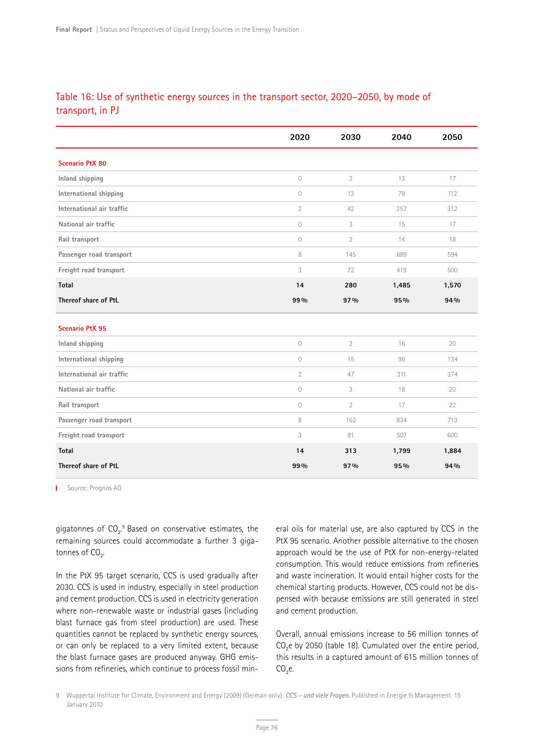## Table 16: Use of synthetic energy sources in the transport sector, 2020–2050, by mode of transport, in PJ

| | 2020 | 2030 | 2040 | 2050 |
|---|---|---|---|---|
| **Scenario PtX 80** | | | | |
| Inland shipping | 0 | 2 | 13 | 17 |
| International shipping | 0 | 13 | 79 | 112 |
| International air traffic | 2 | 42 | 257 | 312 |
| National air traffic | 0 | 3 | 15 | 17 |
| Rail transport | 0 | 2 | 14 | 18 |
| Passenger road transport | 8 | 145 | 689 | 594 |
| Freight road transport | 3 | 72 | 419 | 500 |
| **Total** | **14** | **280** | **1,485** | **1,570** |
| **Thereof share of PtL** | **99 %** | **97 %** | **95 %** | **94 %** |
| **Scenario PtX 95** | | | | |
| Inland shipping | 0 | 2 | 16 | 20 |
| International shipping | 0 | 15 | 96 | 134 |
| International air traffic | 2 | 47 | 311 | 374 |
| National air traffic | 0 | 3 | 18 | 20 |
| Rail transport | 0 | 2 | 17 | 22 |
| Passenger road transport | 8 | 162 | 834 | 713 |
| Freight road transport | 3 | 81 | 507 | 600 |
| **Total** | **14** | **313** | **1,799** | **1,884** |
| **Thereof share of PtL** | **99 %** | **97 %** | **95 %** | **94 %** |

Source: Prognos AG

gigatonnes of $CO_2$.[9] Based on conservative estimates, the remaining sources could accommodate a further 3 gigatonnes of $CO_2$.

In the PtX 95 target scenario, CCS is used gradually after 2030. CCS is used in industry, especially in steel production and cement production. CCS is used in electricity generation where non-renewable waste or industrial gases (including blast furnace gas from steel production) are used. These quantities cannot be replaced by synthetic energy sources, or can only be replaced to a very limited extent, because the blast furnace gases are produced anyway. GHG emissions from refineries, which continue to process fossil mineral oils for material use, are also captured by CCS in the PtX 95 scenario. Another possible alternative to the chosen approach would be the use of PtX for non-energy-related consumption. This would reduce emissions from refineries and waste incineration. It would entail higher costs for the chemical starting products. However, CCS could not be dispensed with because emissions are still generated in steel and cement production.

Overall, annual emissions increase to 56 million tonnes of $CO_2e$ by 2050 (table 18). Cumulated over the entire period, this results in a captured amount of 615 million tonnes of $CO_2e$.

9 Wuppertal Institute for Climate, Environment and Energy (2009) (German only): *CCS – und viele Fragen.* Published in Energie & Management. 15 January 2010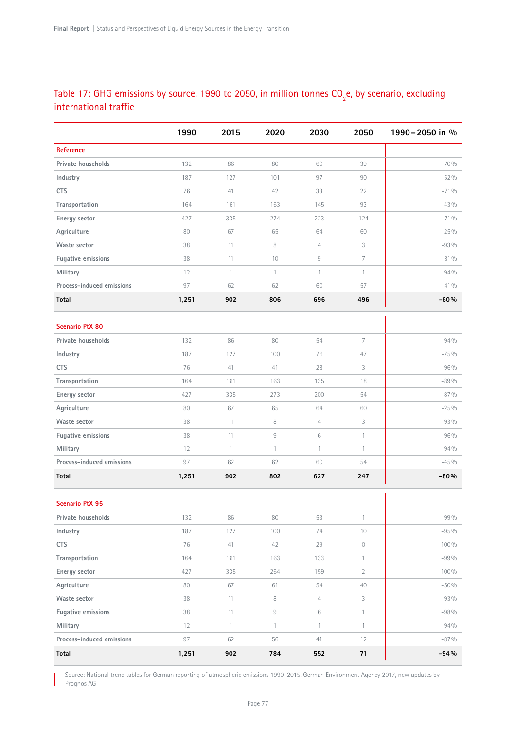## Table 17: GHG emissions by source, 1990 to 2050, in million tonnes $CO_2e$, by scenario, excluding international traffic

| | 1990 | 2015 | 2020 | 2030 | 2050 | 1990 – 2050 in % |
|---|---|---|---|---|---|---|
| **Reference** | | | | | | |
| **Private households** | 132 | 86 | 80 | 60 | 39 | -70 % |
| **Industry** | 187 | 127 | 101 | 97 | 90 | -52 % |
| **CTS** | 76 | 41 | 42 | 33 | 22 | -71 % |
| **Transportation** | 164 | 161 | 163 | 145 | 93 | -43 % |
| **Energy sector** | 427 | 335 | 274 | 223 | 124 | -71 % |
| **Agriculture** | 80 | 67 | 65 | 64 | 60 | -25 % |
| **Waste sector** | 38 | 11 | 8 | 4 | 3 | -93 % |
| **Fugative emissions** | 38 | 11 | 10 | 9 | 7 | -81 % |
| **Military** | 12 | 1 | 1 | 1 | 1 | -94 % |
| **Process-induced emissions** | 97 | 62 | 62 | 60 | 57 | -41 % |
| **Total** | **1,251** | **902** | **806** | **696** | **496** | **-60 %** |
| **Scenario PtX 80** | | | | | | |
| **Private households** | 132 | 86 | 80 | 54 | 7 | -94 % |
| **Industry** | 187 | 127 | 100 | 76 | 47 | -75 % |
| **CTS** | 76 | 41 | 41 | 28 | 3 | -96 % |
| **Transportation** | 164 | 161 | 163 | 135 | 18 | -89 % |
| **Energy sector** | 427 | 335 | 273 | 200 | 54 | -87 % |
| **Agriculture** | 80 | 67 | 65 | 64 | 60 | -25 % |
| **Waste sector** | 38 | 11 | 8 | 4 | 3 | -93 % |
| **Fugative emissions** | 38 | 11 | 9 | 6 | 1 | -96 % |
| **Military** | 12 | 1 | 1 | 1 | 1 | -94 % |
| **Process-induced emissions** | 97 | 62 | 62 | 60 | 54 | -45 % |
| **Total** | **1,251** | **902** | **802** | **627** | **247** | **-80 %** |
| **Scenario PtX 95** | | | | | | |
| **Private households** | 132 | 86 | 80 | 53 | 1 | -99 % |
| **Industry** | 187 | 127 | 100 | 74 | 10 | -95 % |
| **CTS** | 76 | 41 | 42 | 29 | 0 | -100 % |
| **Transportation** | 164 | 161 | 163 | 133 | 1 | -99 % |
| **Energy sector** | 427 | 335 | 264 | 159 | 2 | -100 % |
| **Agriculture** | 80 | 67 | 61 | 54 | 40 | -50 % |
| **Waste sector** | 38 | 11 | 8 | 4 | 3 | -93 % |
| **Fugative emissions** | 38 | 11 | 9 | 6 | 1 | -98 % |
| **Military** | 12 | 1 | 1 | 1 | 1 | -94 % |
| **Process-induced emissions** | 97 | 62 | 56 | 41 | 12 | -87 % |
| **Total** | **1,251** | **902** | **784** | **552** | **71** | **-94 %** |

Source: National trend tables for German reporting of atmospheric emissions 1990–2015, German Environment Agency 2017, new updates by Prognos AG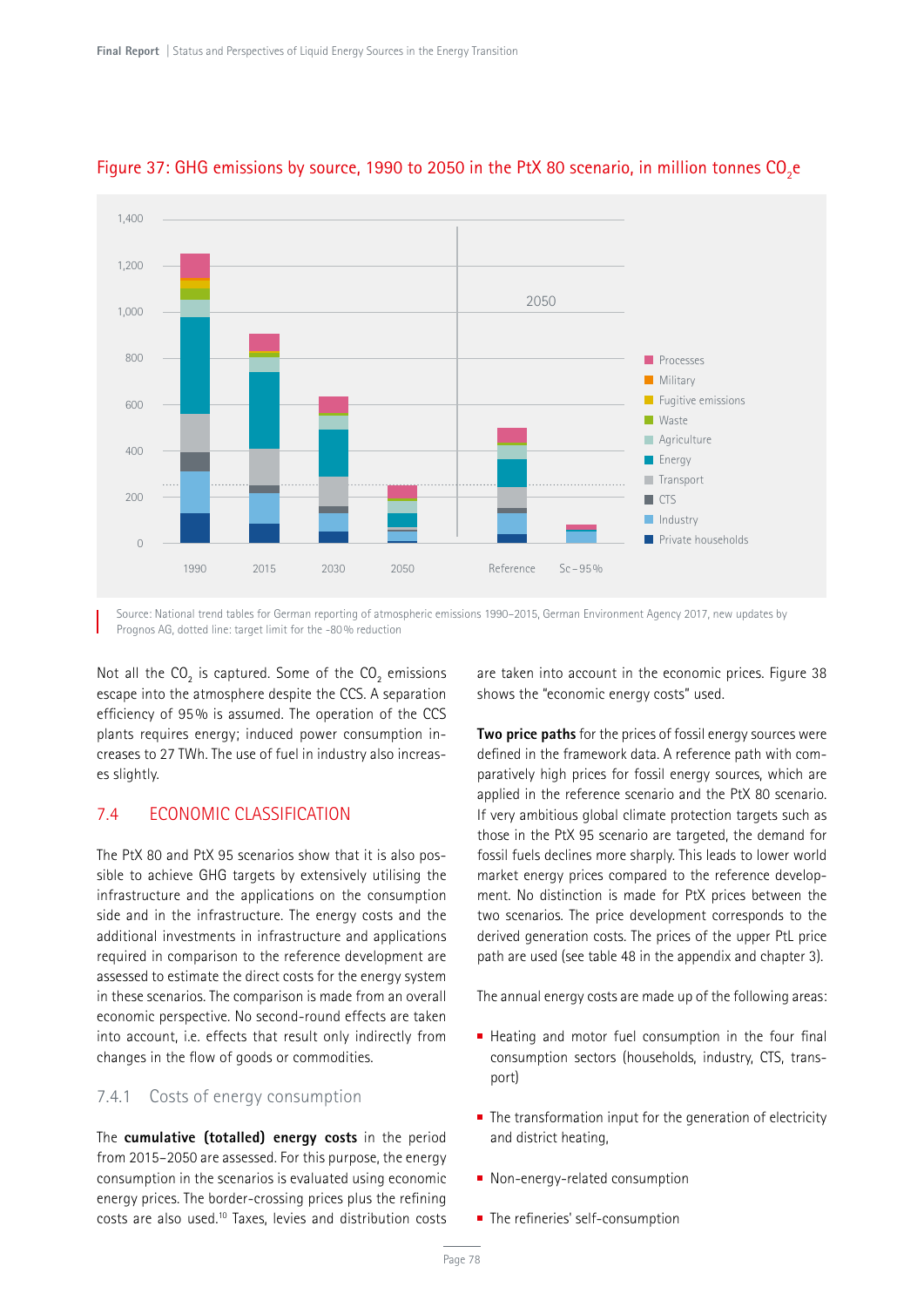Figure 37: GHG emissions by source, 1990 to 2050 in the PtX 80 scenario, in million tonnes $CO_2e$

Source: National trend tables for German reporting of atmospheric emissions 1990–2015, German Environment Agency 2017, new updates by Prognos AG, dotted line: target limit for the -80% reduction

Not all the $CO_2$ is captured. Some of the $CO_2$ emissions escape into the atmosphere despite the CCS. A separation efficiency of 95% is assumed. The operation of the CCS plants requires energy; induced power consumption increases to 27 TWh. The use of fuel in industry also increases slightly.

## 7.4 ECONOMIC CLASSIFICATION

The PtX 80 and PtX 95 scenarios show that it is also possible to achieve GHG targets by extensively utilising the infrastructure and the applications on the consumption side and in the infrastructure. The energy costs and the additional investments in infrastructure and applications required in comparison to the reference development are assessed to estimate the direct costs for the energy system in these scenarios. The comparison is made from an overall economic perspective. No second-round effects are taken into account, i.e. effects that result only indirectly from changes in the flow of goods or commodities.

### 7.4.1 Costs of energy consumption

The **cumulative (totalled) energy costs** in the period from 2015–2050 are assessed. For this purpose, the energy consumption in the scenarios is evaluated using economic energy prices. The border-crossing prices plus the refining costs are also used.[10] Taxes, levies and distribution costs are taken into account in the economic prices. Figure 38 shows the "economic energy costs" used.

**Two price paths** for the prices of fossil energy sources were defined in the framework data. A reference path with comparatively high prices for fossil energy sources, which are applied in the reference scenario and the PtX 80 scenario. If very ambitious global climate protection targets such as those in the PtX 95 scenario are targeted, the demand for fossil fuels declines more sharply. This leads to lower world market energy prices compared to the reference development. No distinction is made for PtX prices between the two scenarios. The price development corresponds to the derived generation costs. The prices of the upper PtL price path are used (see table 48 in the appendix and chapter 3).

The annual energy costs are made up of the following areas:

- Heating and motor fuel consumption in the four final consumption sectors (households, industry, CTS, transport)
- The transformation input for the generation of electricity and district heating,
- Non-energy-related consumption
- The refineries' self-consumption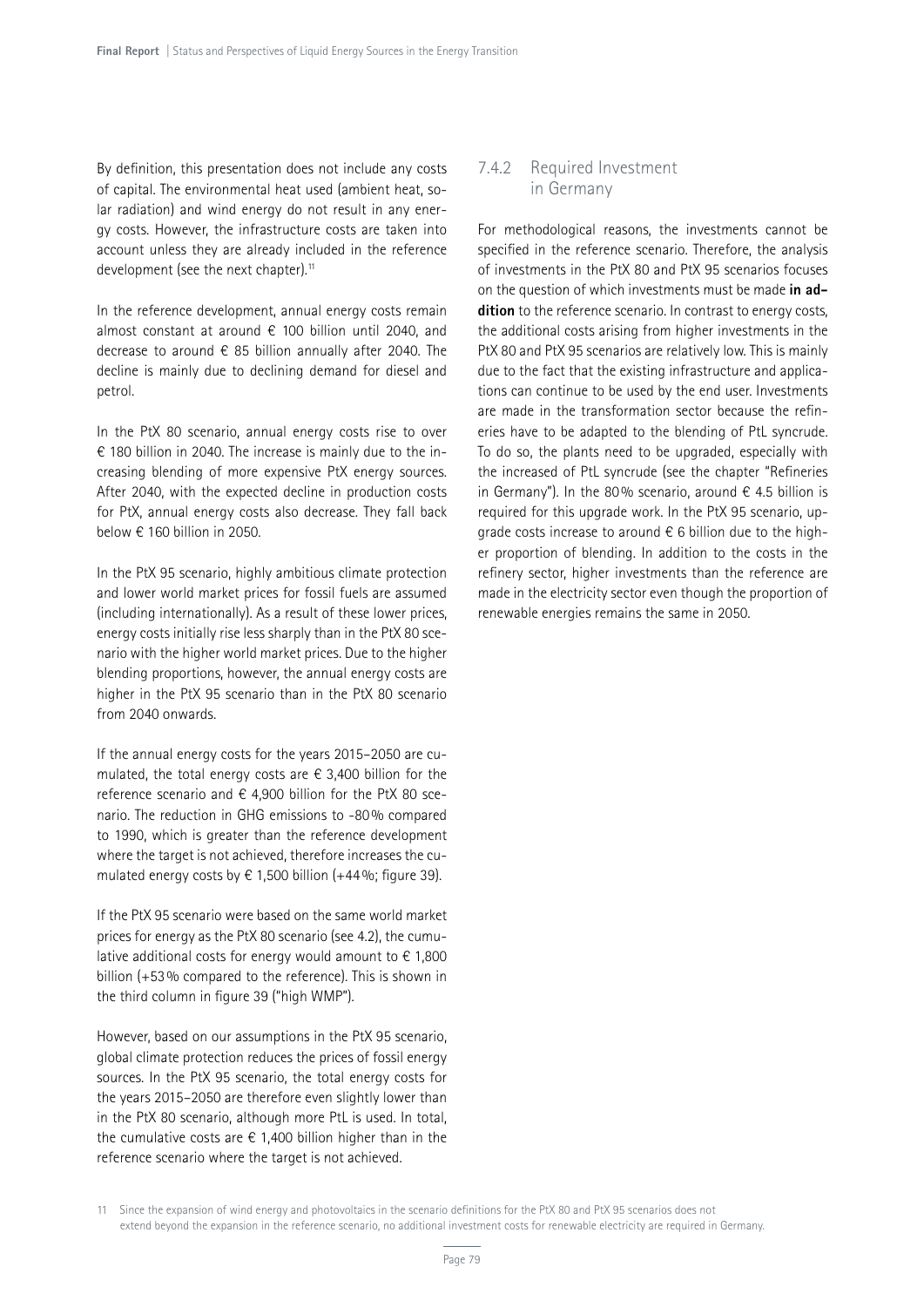By definition, this presentation does not include any costs of capital. The environmental heat used (ambient heat, solar radiation) and wind energy do not result in any energy costs. However, the infrastructure costs are taken into account unless they are already included in the reference development (see the next chapter).[11]

In the reference development, annual energy costs remain almost constant at around € 100 billion until 2040, and decrease to around € 85 billion annually after 2040. The decline is mainly due to declining demand for diesel and petrol.

In the PtX 80 scenario, annual energy costs rise to over € 180 billion in 2040. The increase is mainly due to the increasing blending of more expensive PtX energy sources. After 2040, with the expected decline in production costs for PtX, annual energy costs also decrease. They fall back below € 160 billion in 2050.

In the PtX 95 scenario, highly ambitious climate protection and lower world market prices for fossil fuels are assumed (including internationally). As a result of these lower prices, energy costs initially rise less sharply than in the PtX 80 scenario with the higher world market prices. Due to the higher blending proportions, however, the annual energy costs are higher in the PtX 95 scenario than in the PtX 80 scenario from 2040 onwards.

If the annual energy costs for the years 2015–2050 are cumulated, the total energy costs are € 3,400 billion for the reference scenario and € 4,900 billion for the PtX 80 scenario. The reduction in GHG emissions to -80% compared to 1990, which is greater than the reference development where the target is not achieved, therefore increases the cumulated energy costs by € 1,500 billion (+44%; figure 39).

If the PtX 95 scenario were based on the same world market prices for energy as the PtX 80 scenario (see 4.2), the cumulative additional costs for energy would amount to € 1,800 billion (+53% compared to the reference). This is shown in the third column in figure 39 ("high WMP").

However, based on our assumptions in the PtX 95 scenario, global climate protection reduces the prices of fossil energy sources. In the PtX 95 scenario, the total energy costs for the years 2015–2050 are therefore even slightly lower than in the PtX 80 scenario, although more PtL is used. In total, the cumulative costs are € 1,400 billion higher than in the reference scenario where the target is not achieved.

### 7.4.2 Required Investment in Germany

For methodological reasons, the investments cannot be specified in the reference scenario. Therefore, the analysis of investments in the PtX 80 and PtX 95 scenarios focuses on the question of which investments must be made **in addition** to the reference scenario. In contrast to energy costs, the additional costs arising from higher investments in the PtX 80 and PtX 95 scenarios are relatively low. This is mainly due to the fact that the existing infrastructure and applications can continue to be used by the end user. Investments are made in the transformation sector because the refineries have to be adapted to the blending of PtL syncrude. To do so, the plants need to be upgraded, especially with the increased of PtL syncrude (see the chapter "Refineries in Germany"). In the 80% scenario, around € 4.5 billion is required for this upgrade work. In the PtX 95 scenario, upgrade costs increase to around € 6 billion due to the higher proportion of blending. In addition to the costs in the refinery sector, higher investments than the reference are made in the electricity sector even though the proportion of renewable energies remains the same in 2050.

[11] Since the expansion of wind energy and photovoltaics in the scenario definitions for the PtX 80 and PtX 95 scenarios does not extend beyond the expansion in the reference scenario, no additional investment costs for renewable electricity are required in Germany.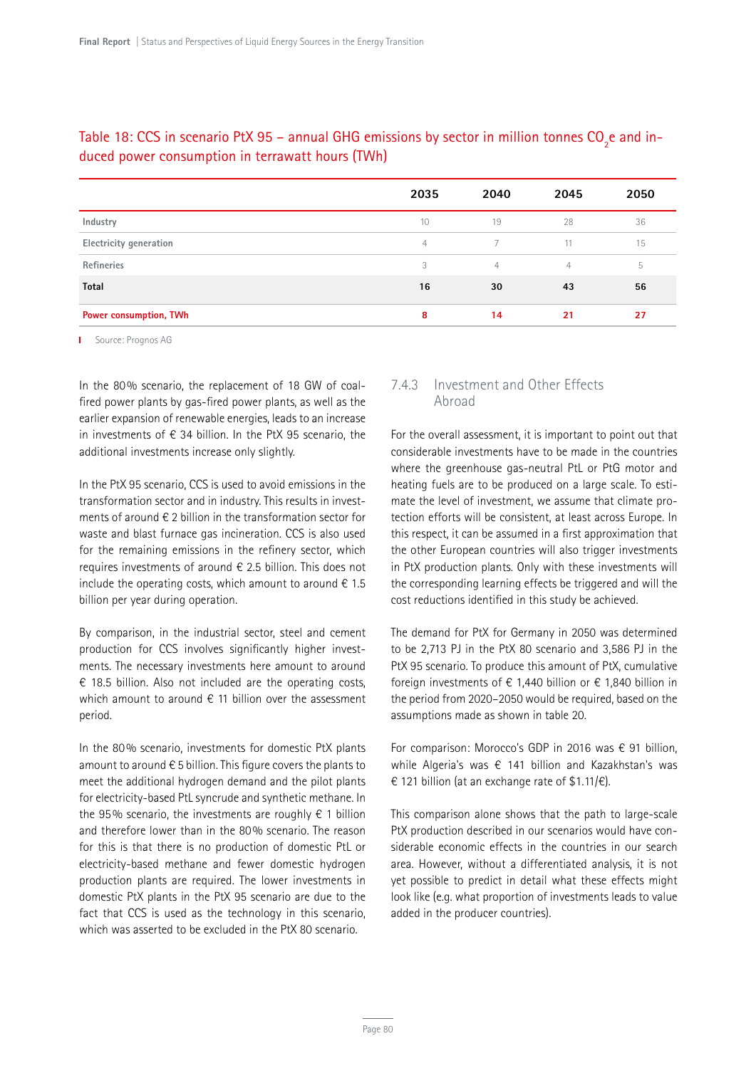Table 18: CCS in scenario PtX 95 – annual GHG emissions by sector in million tonnes $CO_2$e and induced power consumption in terrawatt hours (TWh)

| | 2035 | 2040 | 2045 | 2050 |
|---|---|---|---|---|
| Industry | 10 | 19 | 28 | 36 |
| Electricity generation | 4 | 7 | 11 | 15 |
| Refineries | 3 | 4 | 4 | 5 |
| **Total** | **16** | **30** | **43** | **56** |
| **Power consumption, TWh** | **8** | **14** | **21** | **27** |

Source: Prognos AG

In the 80% scenario, the replacement of 18 GW of coal-fired power plants by gas-fired power plants, as well as the earlier expansion of renewable energies, leads to an increase in investments of € 34 billion. In the PtX 95 scenario, the additional investments increase only slightly.

In the PtX 95 scenario, CCS is used to avoid emissions in the transformation sector and in industry. This results in investments of around € 2 billion in the transformation sector for waste and blast furnace gas incineration. CCS is also used for the remaining emissions in the refinery sector, which requires investments of around € 2.5 billion. This does not include the operating costs, which amount to around € 1.5 billion per year during operation.

By comparison, in the industrial sector, steel and cement production for CCS involves significantly higher investments. The necessary investments here amount to around € 18.5 billion. Also not included are the operating costs, which amount to around € 11 billion over the assessment period.

In the 80% scenario, investments for domestic PtX plants amount to around € 5 billion. This figure covers the plants to meet the additional hydrogen demand and the pilot plants for electricity-based PtL syncrude and synthetic methane. In the 95% scenario, the investments are roughly € 1 billion and therefore lower than in the 80% scenario. The reason for this is that there is no production of domestic PtL or electricity-based methane and fewer domestic hydrogen production plants are required. The lower investments in domestic PtX plants in the PtX 95 scenario are due to the fact that CCS is used as the technology in this scenario, which was asserted to be excluded in the PtX 80 scenario.

### 7.4.3 Investment and Other Effects Abroad

For the overall assessment, it is important to point out that considerable investments have to be made in the countries where the greenhouse gas-neutral PtL or PtG motor and heating fuels are to be produced on a large scale. To estimate the level of investment, we assume that climate protection efforts will be consistent, at least across Europe. In this respect, it can be assumed in a first approximation that the other European countries will also trigger investments in PtX production plants. Only with these investments will the corresponding learning effects be triggered and will the cost reductions identified in this study be achieved.

The demand for PtX for Germany in 2050 was determined to be 2,713 PJ in the PtX 80 scenario and 3,586 PJ in the PtX 95 scenario. To produce this amount of PtX, cumulative foreign investments of € 1,440 billion or € 1,840 billion in the period from 2020–2050 would be required, based on the assumptions made as shown in table 20.

For comparison: Morocco's GDP in 2016 was € 91 billion, while Algeria's was € 141 billion and Kazakhstan's was € 121 billion (at an exchange rate of $1.11/€).

This comparison alone shows that the path to large-scale PtX production described in our scenarios would have considerable economic effects in the countries in our search area. However, without a differentiated analysis, it is not yet possible to predict in detail what these effects might look like (e.g. what proportion of investments leads to value added in the producer countries).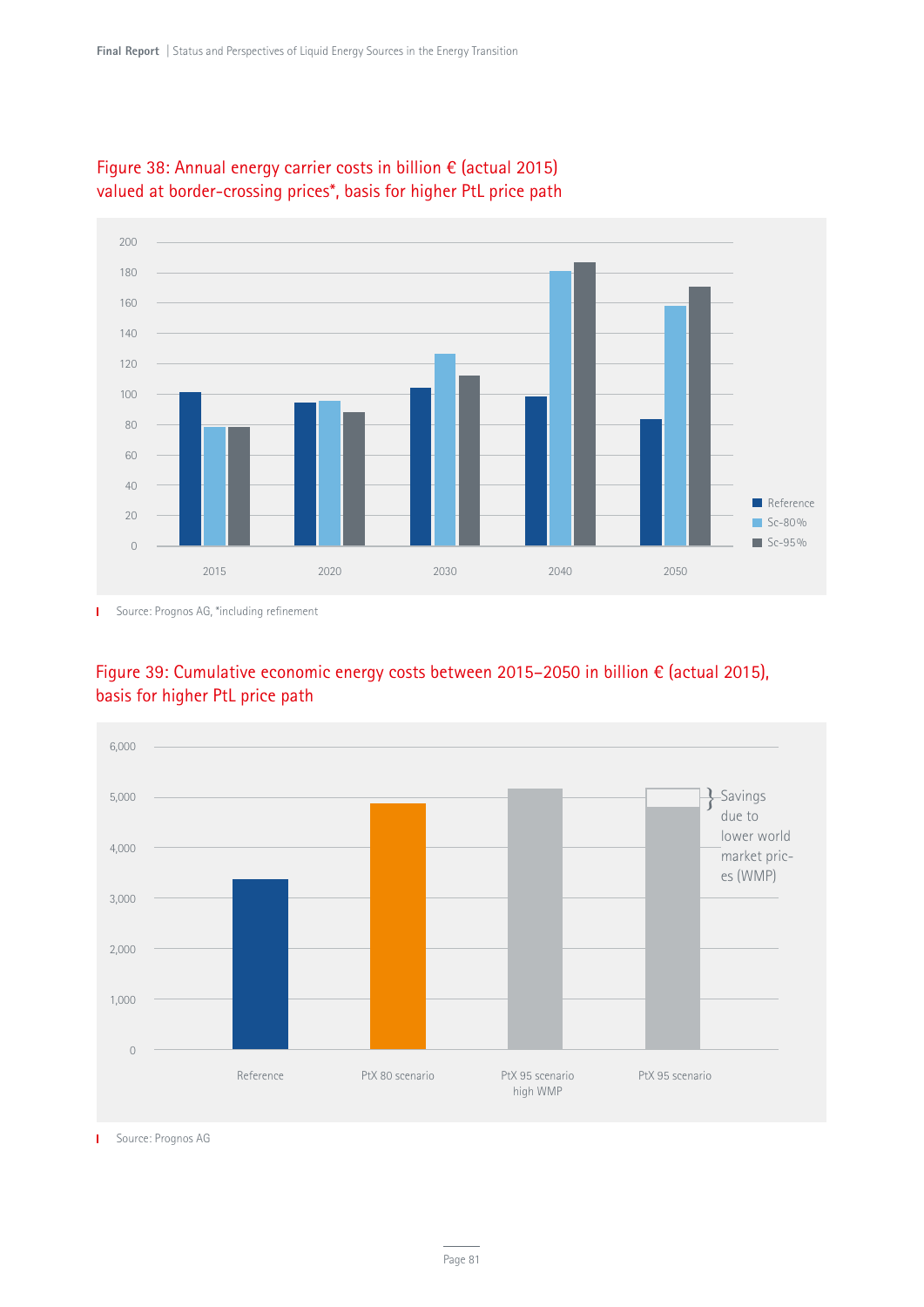Figure 38: Annual energy carrier costs in billion € (actual 2015) valued at border-crossing prices*, basis for higher PtL price path

Source: Prognos AG, *including refinement

Figure 39: Cumulative economic energy costs between 2015–2050 in billion € (actual 2015), basis for higher PtL price path

Source: Prognos AG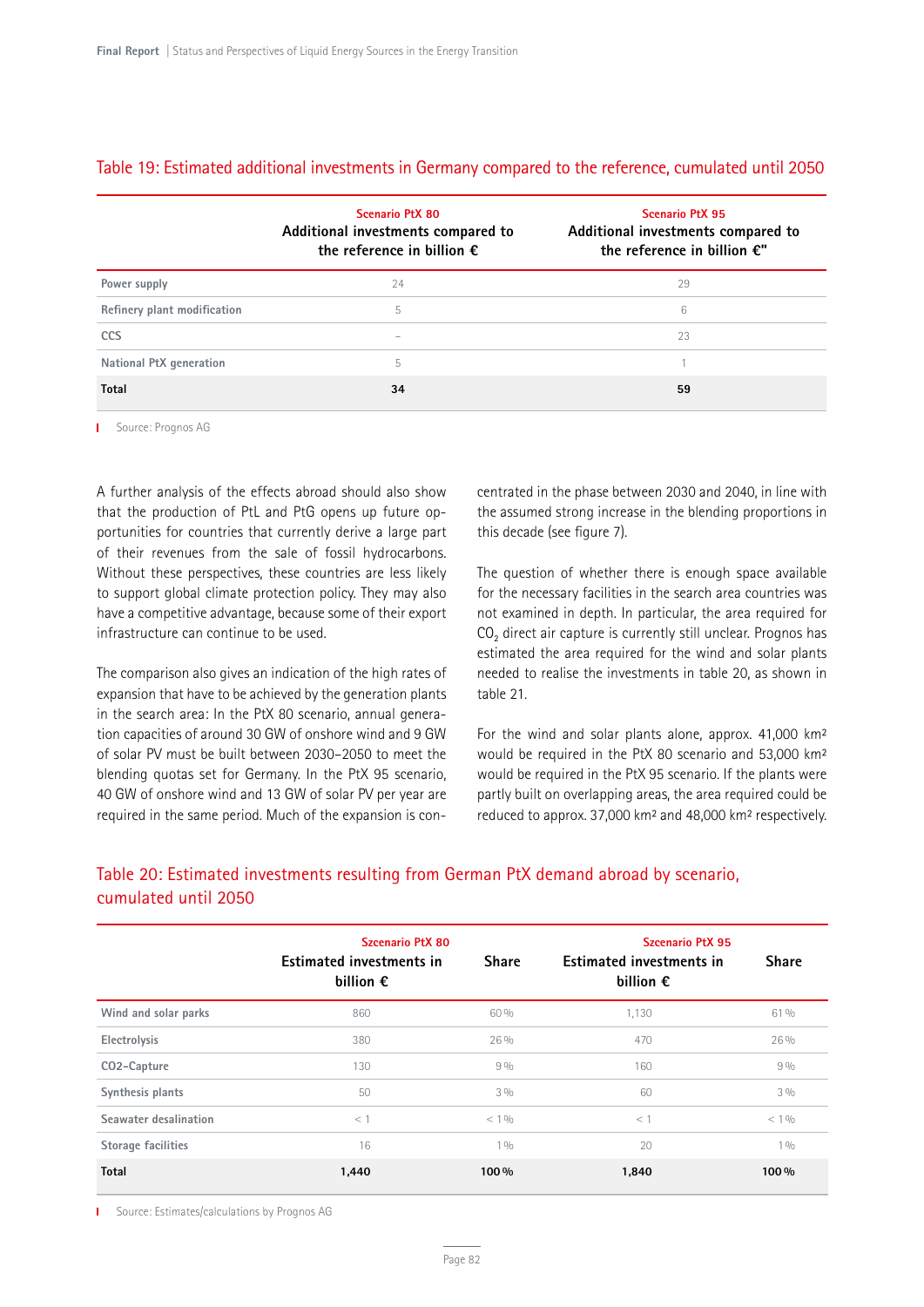### Table 19: Estimated additional investments in Germany compared to the reference, cumulated until 2050

| | Scenario PtX 80<br>Additional investments compared to the reference in billion € | Scenario PtX 95<br>Additional investments compared to the reference in billion €" |
|---|---|---|
| Power supply | 24 | 29 |
| Refinery plant modification | 5 | 6 |
| CCS | – | 23 |
| National PtX generation | 5 | 1 |
| **Total** | **34** | **59** |

Source: Prognos AG

A further analysis of the effects abroad should also show that the production of PtL and PtG opens up future opportunities for countries that currently derive a large part of their revenues from the sale of fossil hydrocarbons. Without these perspectives, these countries are less likely to support global climate protection policy. They may also have a competitive advantage, because some of their export infrastructure can continue to be used.

The comparison also gives an indication of the high rates of expansion that have to be achieved by the generation plants in the search area: In the PtX 80 scenario, annual generation capacities of around 30 GW of onshore wind and 9 GW of solar PV must be built between 2030–2050 to meet the blending quotas set for Germany. In the PtX 95 scenario, 40 GW of onshore wind and 13 GW of solar PV per year are required in the same period. Much of the expansion is concentrated in the phase between 2030 and 2040, in line with the assumed strong increase in the blending proportions in this decade (see figure 7).

The question of whether there is enough space available for the necessary facilities in the search area countries was not examined in depth. In particular, the area required for $CO_2$ direct air capture is currently still unclear. Prognos has estimated the area required for the wind and solar plants needed to realise the investments in table 20, as shown in table 21.

For the wind and solar plants alone, approx. 41,000 km² would be required in the PtX 80 scenario and 53,000 km² would be required in the PtX 95 scenario. If the plants were partly built on overlapping areas, the area required could be reduced to approx. 37,000 km² and 48,000 km² respectively.

### Table 20: Estimated investments resulting from German PtX demand abroad by scenario, cumulated until 2050

| | Szcenario PtX 80<br>Estimated investments in billion € | Share | Szcenario PtX 95<br>Estimated investments in billion € | Share |
|---|---|---|---|---|
| Wind and solar parks | 860 | 60 % | 1,130 | 61 % |
| Electrolysis | 380 | 26 % | 470 | 26 % |
| CO2-Capture | 130 | 9 % | 160 | 9 % |
| Synthesis plants | 50 | 3 % | 60 | 3 % |
| Seawater desalination | < 1 | < 1 % | < 1 | < 1 % |
| Storage facilities | 16 | 1 % | 20 | 1 % |
| **Total** | **1,440** | **100 %** | **1,840** | **100 %** |

Source: Estimates/calculations by Prognos AG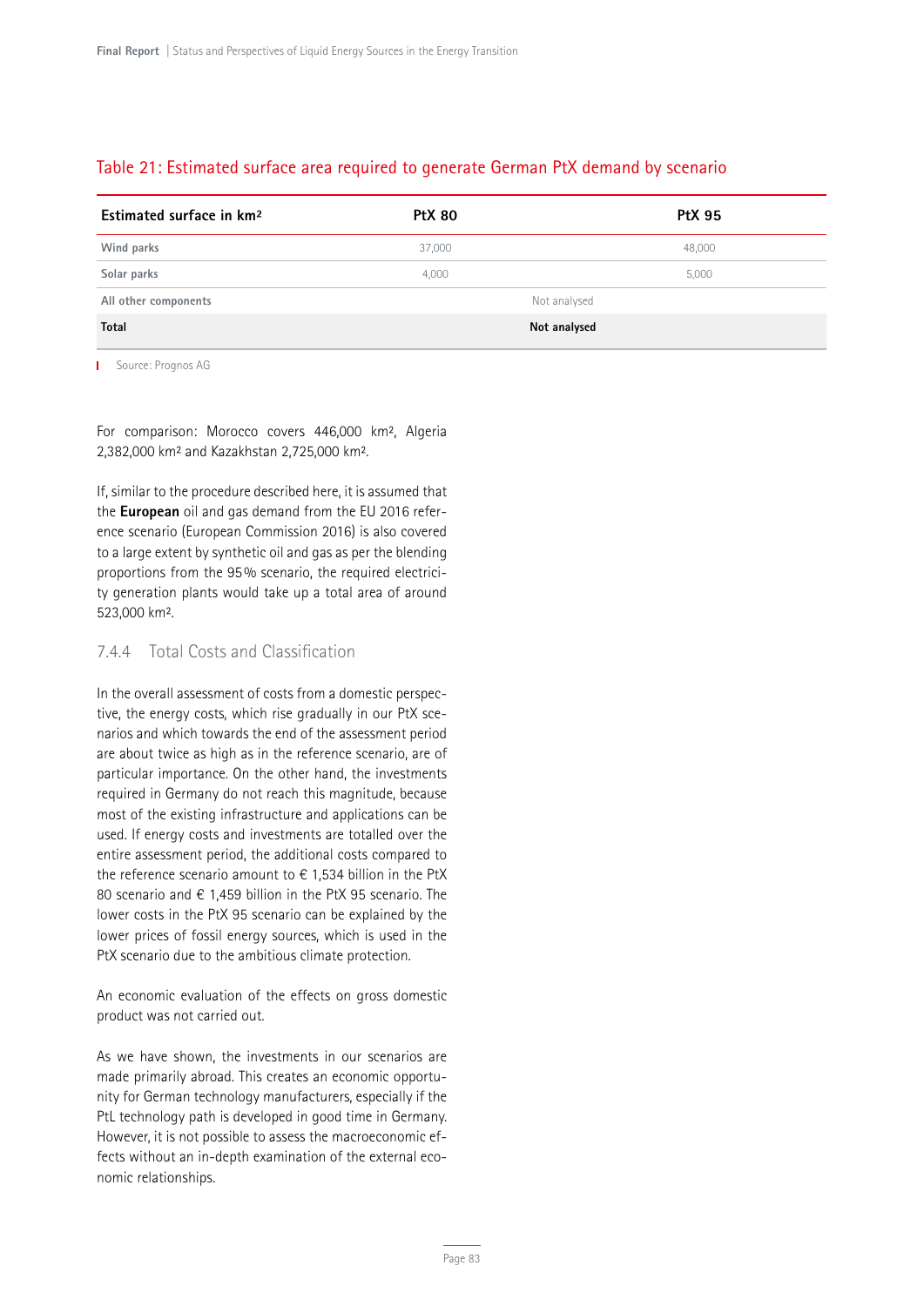## Table 21: Estimated surface area required to generate German PtX demand by scenario

| Estimated surface in km² | PtX 80 | PtX 95 |
|---|---|---|
| Wind parks | 37,000 | 48,000 |
| Solar parks | 4,000 | 5,000 |
| All other components | Not analysed | |
| **Total** | **Not analysed** | |

Source: Prognos AG

For comparison: Morocco covers 446,000 km², Algeria 2,382,000 km² and Kazakhstan 2,725,000 km².

If, similar to the procedure described here, it is assumed that the **European** oil and gas demand from the EU 2016 reference scenario (European Commission 2016) is also covered to a large extent by synthetic oil and gas as per the blending proportions from the 95% scenario, the required electricity generation plants would take up a total area of around 523,000 km².

### 7.4.4 Total Costs and Classification

In the overall assessment of costs from a domestic perspective, the energy costs, which rise gradually in our PtX scenarios and which towards the end of the assessment period are about twice as high as in the reference scenario, are of particular importance. On the other hand, the investments required in Germany do not reach this magnitude, because most of the existing infrastructure and applications can be used. If energy costs and investments are totalled over the entire assessment period, the additional costs compared to the reference scenario amount to € 1,534 billion in the PtX 80 scenario and € 1,459 billion in the PtX 95 scenario. The lower costs in the PtX 95 scenario can be explained by the lower prices of fossil energy sources, which is used in the PtX scenario due to the ambitious climate protection.

An economic evaluation of the effects on gross domestic product was not carried out.

As we have shown, the investments in our scenarios are made primarily abroad. This creates an economic opportunity for German technology manufacturers, especially if the PtL technology path is developed in good time in Germany. However, it is not possible to assess the macroeconomic effects without an in-depth examination of the external economic relationships.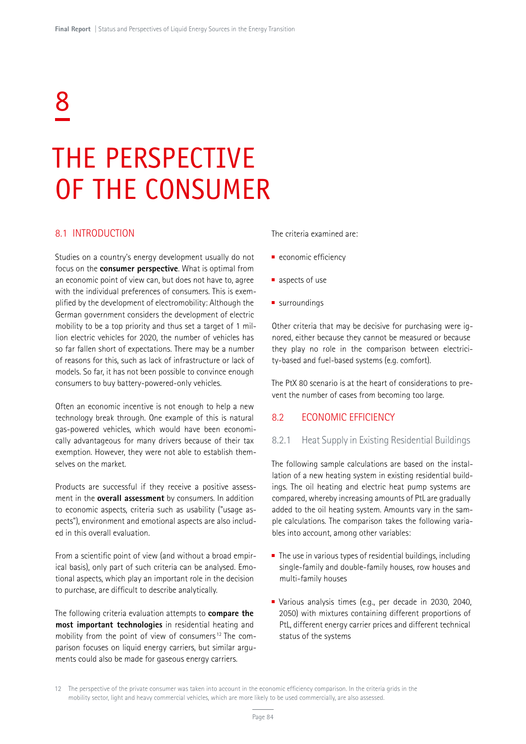# 8

# THE PERSPECTIVE OF THE CONSUMER

## 8.1 INTRODUCTION

Studies on a country's energy development usually do not focus on the **consumer perspective**. What is optimal from an economic point of view can, but does not have to, agree with the individual preferences of consumers. This is exemplified by the development of electromobility: Although the German government considers the development of electric mobility to be a top priority and thus set a target of 1 million electric vehicles for 2020, the number of vehicles has so far fallen short of expectations. There may be a number of reasons for this, such as lack of infrastructure or lack of models. So far, it has not been possible to convince enough consumers to buy battery-powered-only vehicles.

Often an economic incentive is not enough to help a new technology break through. One example of this is natural gas-powered vehicles, which would have been economically advantageous for many drivers because of their tax exemption. However, they were not able to establish themselves on the market.

Products are successful if they receive a positive assessment in the **overall assessment** by consumers. In addition to economic aspects, criteria such as usability ("usage aspects"), environment and emotional aspects are also included in this overall evaluation.

From a scientific point of view (and without a broad empirical basis), only part of such criteria can be analysed. Emotional aspects, which play an important role in the decision to purchase, are difficult to describe analytically.

The following criteria evaluation attempts to **compare the most important technologies** in residential heating and mobility from the point of view of consumers[12] The comparison focuses on liquid energy carriers, but similar arguments could also be made for gaseous energy carriers.

The criteria examined are:

- economic efficiency
- aspects of use
- surroundings

Other criteria that may be decisive for purchasing were ignored, either because they cannot be measured or because they play no role in the comparison between electricity-based and fuel-based systems (e.g. comfort).

The PtX 80 scenario is at the heart of considerations to prevent the number of cases from becoming too large.

## 8.2 ECONOMIC EFFICIENCY

### 8.2.1 Heat Supply in Existing Residential Buildings

The following sample calculations are based on the installation of a new heating system in existing residential buildings. The oil heating and electric heat pump systems are compared, whereby increasing amounts of PtL are gradually added to the oil heating system. Amounts vary in the sample calculations. The comparison takes the following variables into account, among other variables:

- The use in various types of residential buildings, including single-family and double-family houses, row houses and multi-family houses
- Various analysis times (e.g., per decade in 2030, 2040, 2050) with mixtures containing different proportions of PtL, different energy carrier prices and different technical status of the systems

12 The perspective of the private consumer was taken into account in the economic efficiency comparison. In the criteria grids in the mobility sector, light and heavy commercial vehicles, which are more likely to be used commercially, are also assessed.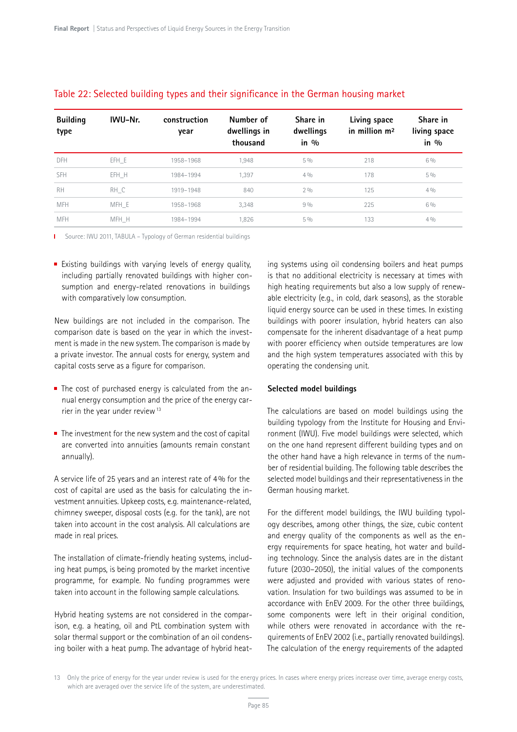## Table 22: Selected building types and their significance in the German housing market

| Building type | IWU-Nr. | construction year | Number of dwellings in thousand | Share in dwellings in % | Living space in million m² | Share in living space in % |
|---|---|---|---|---|---|---|
| DFH | EFH_E | 1958–1968 | 1,948 | 5 % | 218 | 6 % |
| SFH | EFH_H | 1984–1994 | 1,397 | 4 % | 178 | 5 % |
| RH | RH_C | 1919–1948 | 840 | 2 % | 125 | 4 % |
| MFH | MFH_E | 1958–1968 | 3,348 | 9 % | 225 | 6 % |
| MFH | MFH_H | 1984–1994 | 1,826 | 5 % | 133 | 4 % |

Source: IWU 2011, TABULA – Typology of German residential buildings

- Existing buildings with varying levels of energy quality, including partially renovated buildings with higher consumption and energy-related renovations in buildings with comparatively low consumption.

New buildings are not included in the comparison. The comparison date is based on the year in which the investment is made in the new system. The comparison is made by a private investor. The annual costs for energy, system and capital costs serve as a figure for comparison.

- The cost of purchased energy is calculated from the annual energy consumption and the price of the energy carrier in the year under review [13]

- The investment for the new system and the cost of capital are converted into annuities (amounts remain constant annually).

A service life of 25 years and an interest rate of 4% for the cost of capital are used as the basis for calculating the investment annuities. Upkeep costs, e.g. maintenance-related, chimney sweeper, disposal costs (e.g. for the tank), are not taken into account in the cost analysis. All calculations are made in real prices.

The installation of climate-friendly heating systems, including heat pumps, is being promoted by the market incentive programme, for example. No funding programmes were taken into account in the following sample calculations.

Hybrid heating systems are not considered in the comparison, e.g. a heating, oil and PtL combination system with solar thermal support or the combination of an oil condensing boiler with a heat pump. The advantage of hybrid heating systems using oil condensing boilers and heat pumps is that no additional electricity is necessary at times with high heating requirements but also a low supply of renewable electricity (e.g., in cold, dark seasons), as the storable liquid energy source can be used in these times. In existing buildings with poorer insulation, hybrid heaters can also compensate for the inherent disadvantage of a heat pump with poorer efficiency when outside temperatures are low and the high system temperatures associated with this by operating the condensing unit.

**Selected model buildings**

The calculations are based on model buildings using the building typology from the Institute for Housing and Environment (IWU). Five model buildings were selected, which on the one hand represent different building types and on the other hand have a high relevance in terms of the number of residential building. The following table describes the selected model buildings and their representativeness in the German housing market.

For the different model buildings, the IWU building typology describes, among other things, the size, cubic content and energy quality of the components as well as the energy requirements for space heating, hot water and building technology. Since the analysis dates are in the distant future (2030–2050), the initial values of the components were adjusted and provided with various states of renovation. Insulation for two buildings was assumed to be in accordance with EnEV 2009. For the other three buildings, some components were left in their original condition, while others were renovated in accordance with the requirements of EnEV 2002 (i.e., partially renovated buildings). The calculation of the energy requirements of the adapted

13 Only the price of energy for the year under review is used for the energy prices. In cases where energy prices increase over time, average energy costs, which are averaged over the service life of the system, are underestimated.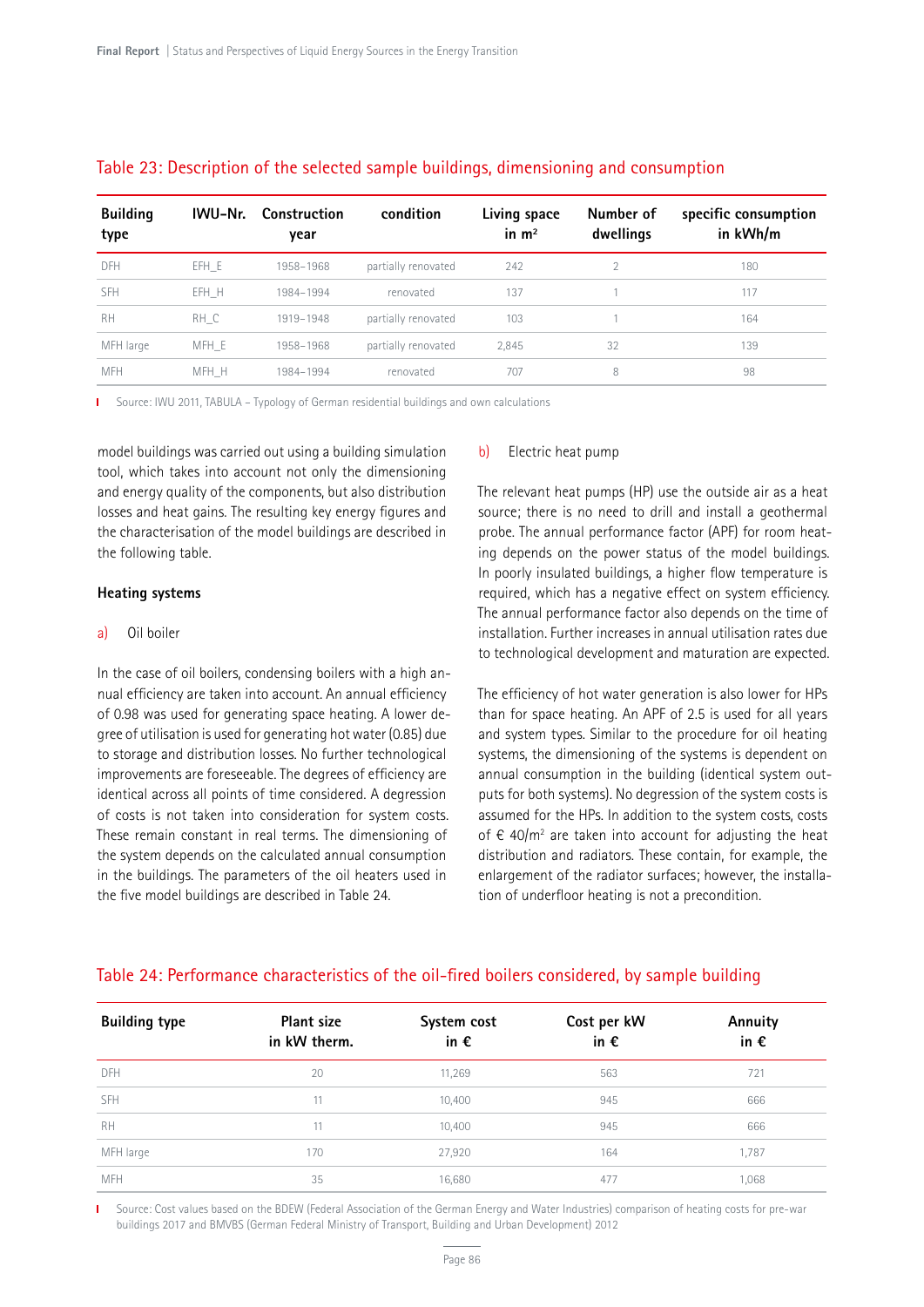## Table 23: Description of the selected sample buildings, dimensioning and consumption

| Building type | IWU-Nr. | Construction year | condition | Living space in m² | Number of dwellings | specific consumption in kWh/m |
|---|---|---|---|---|---|---|
| DFH | EFH_E | 1958–1968 | partially renovated | 242 | 2 | 180 |
| SFH | EFH_H | 1984–1994 | renovated | 137 | 1 | 117 |
| RH | RH_C | 1919–1948 | partially renovated | 103 | 1 | 164 |
| MFH large | MFH_E | 1958–1968 | partially renovated | 2,845 | 32 | 139 |
| MFH | MFH_H | 1984–1994 | renovated | 707 | 8 | 98 |

Source: IWU 2011, TABULA – Typology of German residential buildings and own calculations

model buildings was carried out using a building simulation tool, which takes into account not only the dimensioning and energy quality of the components, but also distribution losses and heat gains. The resulting key energy figures and the characterisation of the model buildings are described in the following table.

### Heating systems

a) Oil boiler

In the case of oil boilers, condensing boilers with a high annual efficiency are taken into account. An annual efficiency of 0.98 was used for generating space heating. A lower degree of utilisation is used for generating hot water (0.85) due to storage and distribution losses. No further technological improvements are foreseeable. The degrees of efficiency are identical across all points of time considered. A degression of costs is not taken into consideration for system costs. These remain constant in real terms. The dimensioning of the system depends on the calculated annual consumption in the buildings. The parameters of the oil heaters used in the five model buildings are described in Table 24.

b) Electric heat pump

The relevant heat pumps (HP) use the outside air as a heat source; there is no need to drill and install a geothermal probe. The annual performance factor (APF) for room heating depends on the power status of the model buildings. In poorly insulated buildings, a higher flow temperature is required, which has a negative effect on system efficiency. The annual performance factor also depends on the time of installation. Further increases in annual utilisation rates due to technological development and maturation are expected.

The efficiency of hot water generation is also lower for HPs than for space heating. An APF of 2.5 is used for all years and system types. Similar to the procedure for oil heating systems, the dimensioning of the systems is dependent on annual consumption in the building (identical system outputs for both systems). No degression of the system costs is assumed for the HPs. In addition to the system costs, costs of € 40/m² are taken into account for adjusting the heat distribution and radiators. These contain, for example, the enlargement of the radiator surfaces; however, the installation of underfloor heating is not a precondition.

## Table 24: Performance characteristics of the oil-fired boilers considered, by sample building

| Building type | Plant size in kW therm. | System cost in € | Cost per kW in € | Annuity in € |
|---|---|---|---|---|
| DFH | 20 | 11,269 | 563 | 721 |
| SFH | 11 | 10,400 | 945 | 666 |
| RH | 11 | 10,400 | 945 | 666 |
| MFH large | 170 | 27,920 | 164 | 1,787 |
| MFH | 35 | 16,680 | 477 | 1,068 |

Source: Cost values based on the BDEW (Federal Association of the German Energy and Water Industries) comparison of heating costs for pre-war buildings 2017 and BMVBS (German Federal Ministry of Transport, Building and Urban Development) 2012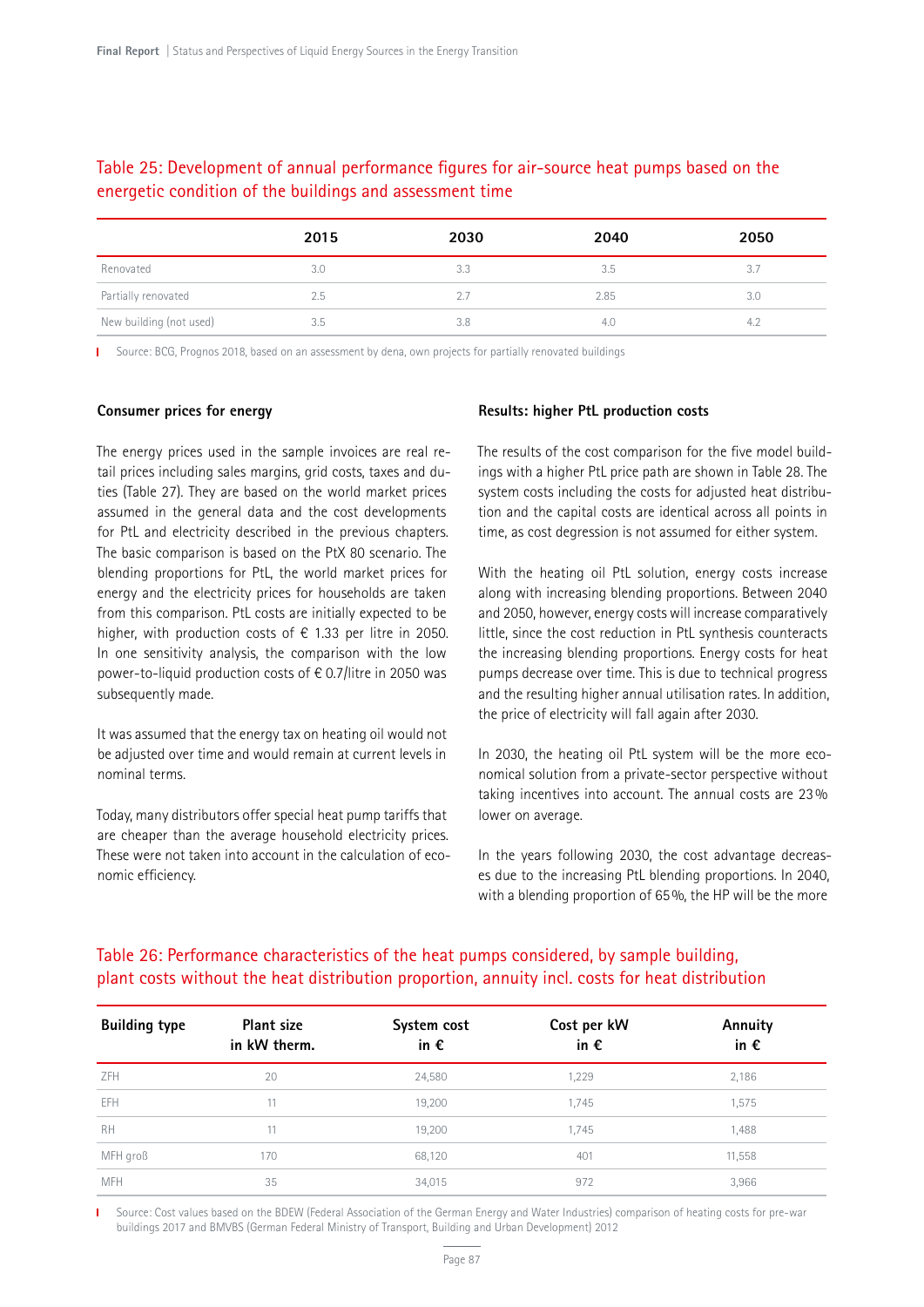## Table 25: Development of annual performance figures for air-source heat pumps based on the energetic condition of the buildings and assessment time

| | 2015 | 2030 | 2040 | 2050 |
|---|---|---|---|---|
| Renovated | 3.0 | 3.3 | 3.5 | 3.7 |
| Partially renovated | 2.5 | 2.7 | 2.85 | 3.0 |
| New building (not used) | 3.5 | 3.8 | 4.0 | 4.2 |

Source: BCG, Prognos 2018, based on an assessment by dena, own projects for partially renovated buildings

#### Consumer prices for energy

The energy prices used in the sample invoices are real retail prices including sales margins, grid costs, taxes and duties (Table 27). They are based on the world market prices assumed in the general data and the cost developments for PtL and electricity described in the previous chapters. The basic comparison is based on the PtX 80 scenario. The blending proportions for PtL, the world market prices for energy and the electricity prices for households are taken from this comparison. PtL costs are initially expected to be higher, with production costs of € 1.33 per litre in 2050. In one sensitivity analysis, the comparison with the low power-to-liquid production costs of € 0.7/litre in 2050 was subsequently made.

It was assumed that the energy tax on heating oil would not be adjusted over time and would remain at current levels in nominal terms.

Today, many distributors offer special heat pump tariffs that are cheaper than the average household electricity prices. These were not taken into account in the calculation of economic efficiency.

#### Results: higher PtL production costs

The results of the cost comparison for the five model buildings with a higher PtL price path are shown in Table 28. The system costs including the costs for adjusted heat distribution and the capital costs are identical across all points in time, as cost degression is not assumed for either system.

With the heating oil PtL solution, energy costs increase along with increasing blending proportions. Between 2040 and 2050, however, energy costs will increase comparatively little, since the cost reduction in PtL synthesis counteracts the increasing blending proportions. Energy costs for heat pumps decrease over time. This is due to technical progress and the resulting higher annual utilisation rates. In addition, the price of electricity will fall again after 2030.

In 2030, the heating oil PtL system will be the more economical solution from a private-sector perspective without taking incentives into account. The annual costs are 23 % lower on average.

In the years following 2030, the cost advantage decreases due to the increasing PtL blending proportions. In 2040, with a blending proportion of 65 %, the HP will be the more

## Table 26: Performance characteristics of the heat pumps considered, by sample building, plant costs without the heat distribution proportion, annuity incl. costs for heat distribution

| Building type | Plant size in kW therm. | System cost in € | Cost per kW in € | Annuity in € |
|---|---|---|---|---|
| ZFH | 20 | 24,580 | 1,229 | 2,186 |
| EFH | 11 | 19,200 | 1,745 | 1,575 |
| RH | 11 | 19,200 | 1,745 | 1,488 |
| MFH groß | 170 | 68,120 | 401 | 11,558 |
| MFH | 35 | 34,015 | 972 | 3,966 |

Source: Cost values based on the BDEW (Federal Association of the German Energy and Water Industries) comparison of heating costs for pre-war buildings 2017 and BMVBS (German Federal Ministry of Transport, Building and Urban Development) 2012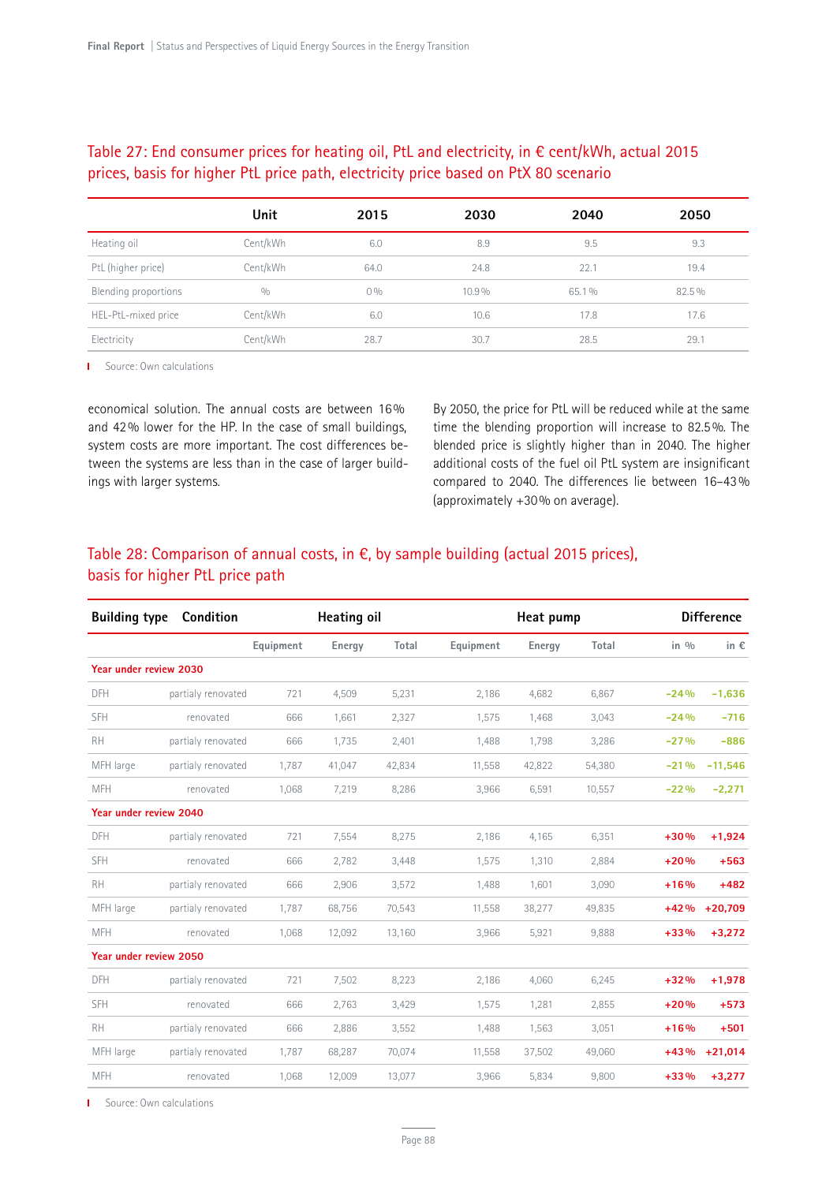## Table 27: End consumer prices for heating oil, PtL and electricity, in € cent/kWh, actual 2015 prices, basis for higher PtL price path, electricity price based on PtX 80 scenario

| | Unit | 2015 | 2030 | 2040 | 2050 |
|---|---|---|---|---|---|
| Heating oil | Cent/kWh | 6.0 | 8.9 | 9.5 | 9.3 |
| PtL (higher price) | Cent/kWh | 64.0 | 24.8 | 22.1 | 19.4 |
| Blending proportions | % | 0% | 10.9% | 65.1% | 82.5% |
| HEL-PtL-mixed price | Cent/kWh | 6.0 | 10.6 | 17.8 | 17.6 |
| Electricity | Cent/kWh | 28.7 | 30.7 | 28.5 | 29.1 |

Source: Own calculations

economical solution. The annual costs are between 16% and 42% lower for the HP. In the case of small buildings, system costs are more important. The cost differences between the systems are less than in the case of larger buildings with larger systems.

By 2050, the price for PtL will be reduced while at the same time the blending proportion will increase to 82.5%. The blended price is slightly higher than in 2040. The higher additional costs of the fuel oil PtL system are insignificant compared to 2040. The differences lie between 16–43% (approximately +30% on average).

## Table 28: Comparison of annual costs, in €, by sample building (actual 2015 prices), basis for higher PtL price path

| Building type | Condition | Heating oil | | | Heat pump | | | Difference | |
|---|---|---|---|---|---|---|---|---|---|
| | | Equipment | Energy | Total | Equipment | Energy | Total | in % | in € |
| **Year under review 2030** | | | | | | | | | |
| DFH | partialy renovated | 721 | 4,509 | 5,231 | 2,186 | 4,682 | 6,867 | −24% | −1,636 |
| SFH | renovated | 666 | 1,661 | 2,327 | 1,575 | 1,468 | 3,043 | −24% | −716 |
| RH | partialy renovated | 666 | 1,735 | 2,401 | 1,488 | 1,798 | 3,286 | −27% | −886 |
| MFH large | partialy renovated | 1,787 | 41,047 | 42,834 | 11,558 | 42,822 | 54,380 | −21% | −11,546 |
| MFH | renovated | 1,068 | 7,219 | 8,286 | 3,966 | 6,591 | 10,557 | −22% | −2,271 |
| **Year under review 2040** | | | | | | | | | |
| DFH | partialy renovated | 721 | 7,554 | 8,275 | 2,186 | 4,165 | 6,351 | +30% | +1,924 |
| SFH | renovated | 666 | 2,782 | 3,448 | 1,575 | 1,310 | 2,884 | +20% | +563 |
| RH | partialy renovated | 666 | 2,906 | 3,572 | 1,488 | 1,601 | 3,090 | +16% | +482 |
| MFH large | partialy renovated | 1,787 | 68,756 | 70,543 | 11,558 | 38,277 | 49,835 | +42% | +20,709 |
| MFH | renovated | 1,068 | 12,092 | 13,160 | 3,966 | 5,921 | 9,888 | +33% | +3,272 |
| **Year under review 2050** | | | | | | | | | |
| DFH | partialy renovated | 721 | 7,502 | 8,223 | 2,186 | 4,060 | 6,245 | +32% | +1,978 |
| SFH | renovated | 666 | 2,763 | 3,429 | 1,575 | 1,281 | 2,855 | +20% | +573 |
| RH | partialy renovated | 666 | 2,886 | 3,552 | 1,488 | 1,563 | 3,051 | +16% | +501 |
| MFH large | partialy renovated | 1,787 | 68,287 | 70,074 | 11,558 | 37,502 | 49,060 | +43% | +21,014 |
| MFH | renovated | 1,068 | 12,009 | 13,077 | 3,966 | 5,834 | 9,800 | +33% | +3,277 |

Source: Own calculations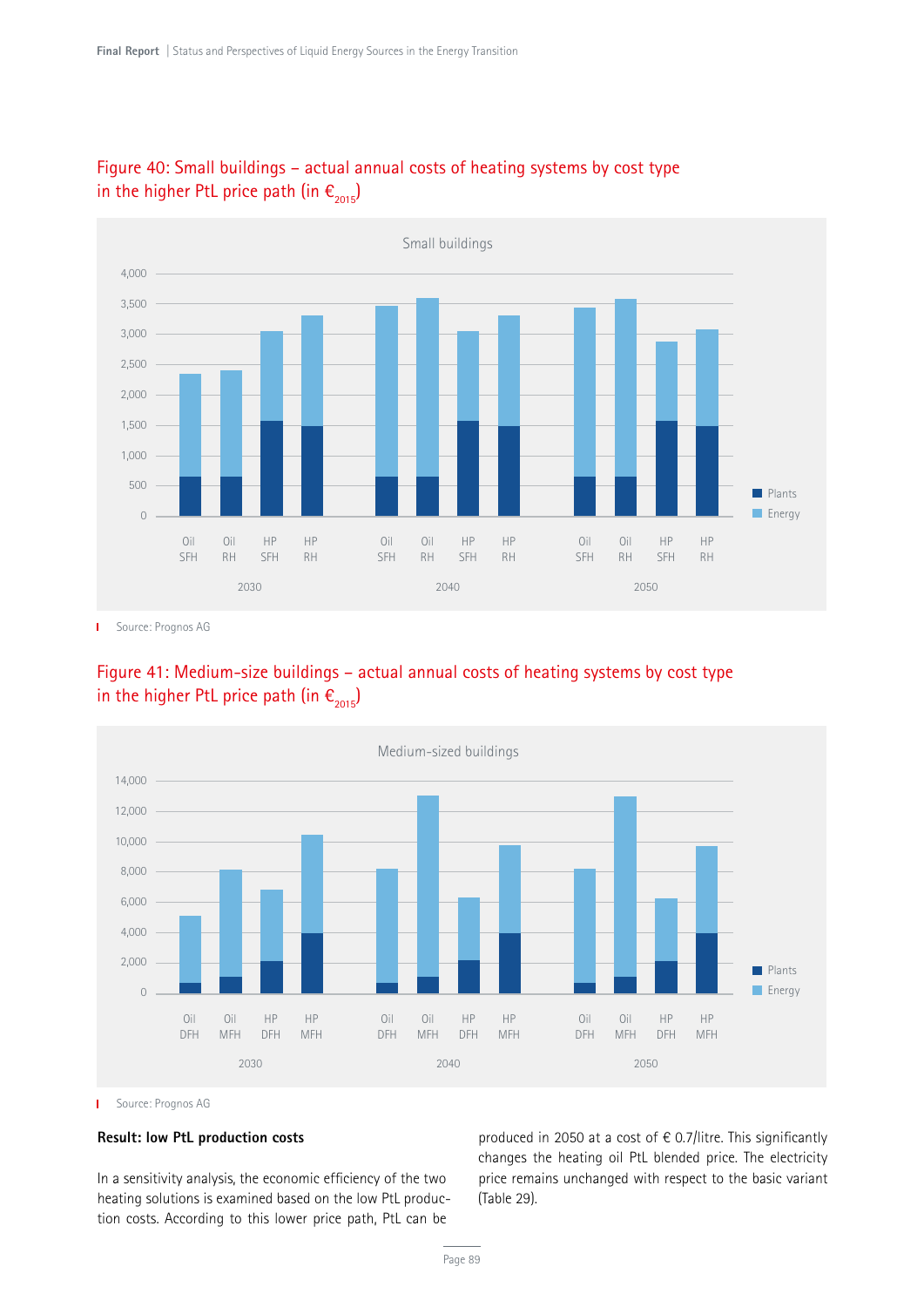Figure 40: Small buildings – actual annual costs of heating systems by cost type in the higher PtL price path (in $€_{2015}$)

Source: Prognos AG

Figure 41: Medium-size buildings – actual annual costs of heating systems by cost type in the higher PtL price path (in $€_{2015}$)

Source: Prognos AG

**Result: low PtL production costs**

In a sensitivity analysis, the economic efficiency of the two heating solutions is examined based on the low PtL production costs. According to this lower price path, PtL can be produced in 2050 at a cost of € 0.7/litre. This significantly changes the heating oil PtL blended price. The electricity price remains unchanged with respect to the basic variant (Table 29).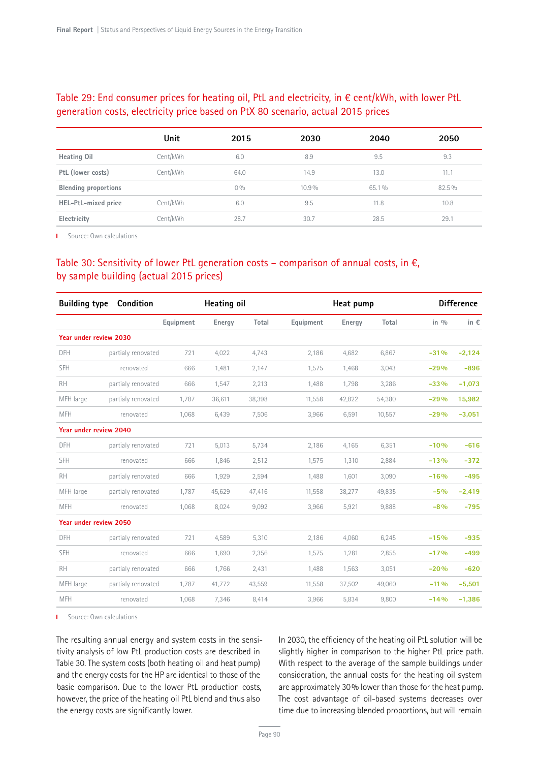## Table 29: End consumer prices for heating oil, PtL and electricity, in € cent/kWh, with lower PtL generation costs, electricity price based on PtX 80 scenario, actual 2015 prices

| | Unit | 2015 | 2030 | 2040 | 2050 |
|---|---|---|---|---|---|
| **Heating Oil** | Cent/kWh | 6.0 | 8.9 | 9.5 | 9.3 |
| **PtL (lower costs)** | Cent/kWh | 64.0 | 14.9 | 13.0 | 11.1 |
| **Blending proportions** | | 0 % | 10.9 % | 65.1 % | 82.5 % |
| **HEL-PtL-mixed price** | Cent/kWh | 6.0 | 9.5 | 11.8 | 10.8 |
| **Electricity** | Cent/kWh | 28.7 | 30.7 | 28.5 | 29.1 |

Source: Own calculations

## Table 30: Sensitivity of lower PtL generation costs – comparison of annual costs, in €, by sample building (actual 2015 prices)

| Building type | Condition | Heating oil | | | Heat pump | | | Difference | |
|---|---|---|---|---|---|---|---|---|---|
| | | Equipment | Energy | Total | Equipment | Energy | Total | in % | in € |
| **Year under review 2030** | | | | | | | | | |
| DFH | partialy renovated | 721 | 4,022 | 4,743 | 2,186 | 4,682 | 6,867 | **–31 %** | **–2,124** |
| SFH | renovated | 666 | 1,481 | 2,147 | 1,575 | 1,468 | 3,043 | **–29 %** | **–896** |
| RH | partialy renovated | 666 | 1,547 | 2,213 | 1,488 | 1,798 | 3,286 | **–33 %** | **–1,073** |
| MFH large | partialy renovated | 1,787 | 36,611 | 38,398 | 11,558 | 42,822 | 54,380 | **–29 %** | **15,982** |
| MFH | renovated | 1,068 | 6,439 | 7,506 | 3,966 | 6,591 | 10,557 | **–29 %** | **–3,051** |
| **Year under review 2040** | | | | | | | | | |
| DFH | partialy renovated | 721 | 5,013 | 5,734 | 2,186 | 4,165 | 6,351 | **–10 %** | **–616** |
| SFH | renovated | 666 | 1,846 | 2,512 | 1,575 | 1,310 | 2,884 | **–13 %** | **–372** |
| RH | partialy renovated | 666 | 1,929 | 2,594 | 1,488 | 1,601 | 3,090 | **–16 %** | **–495** |
| MFH large | partialy renovated | 1,787 | 45,629 | 47,416 | 11,558 | 38,277 | 49,835 | **–5 %** | **–2,419** |
| MFH | renovated | 1,068 | 8,024 | 9,092 | 3,966 | 5,921 | 9,888 | **–8 %** | **–795** |
| **Year under review 2050** | | | | | | | | | |
| DFH | partialy renovated | 721 | 4,589 | 5,310 | 2,186 | 4,060 | 6,245 | **–15 %** | **–935** |
| SFH | renovated | 666 | 1,690 | 2,356 | 1,575 | 1,281 | 2,855 | **–17 %** | **–499** |
| RH | partialy renovated | 666 | 1,766 | 2,431 | 1,488 | 1,563 | 3,051 | **–20 %** | **–620** |
| MFH large | partialy renovated | 1,787 | 41,772 | 43,559 | 11,558 | 37,502 | 49,060 | **–11 %** | **–5,501** |
| MFH | renovated | 1,068 | 7,346 | 8,414 | 3,966 | 5,834 | 9,800 | **–14 %** | **–1,386** |

Source: Own calculations

The resulting annual energy and system costs in the sensitivity analysis of low PtL production costs are described in Table 30. The system costs (both heating oil and heat pump) and the energy costs for the HP are identical to those of the basic comparison. Due to the lower PtL production costs, however, the price of the heating oil PtL blend and thus also the energy costs are significantly lower.

In 2030, the efficiency of the heating oil PtL solution will be slightly higher in comparison to the higher PtL price path. With respect to the average of the sample buildings under consideration, the annual costs for the heating oil system are approximately 30 % lower than those for the heat pump. The cost advantage of oil-based systems decreases over time due to increasing blended proportions, but will remain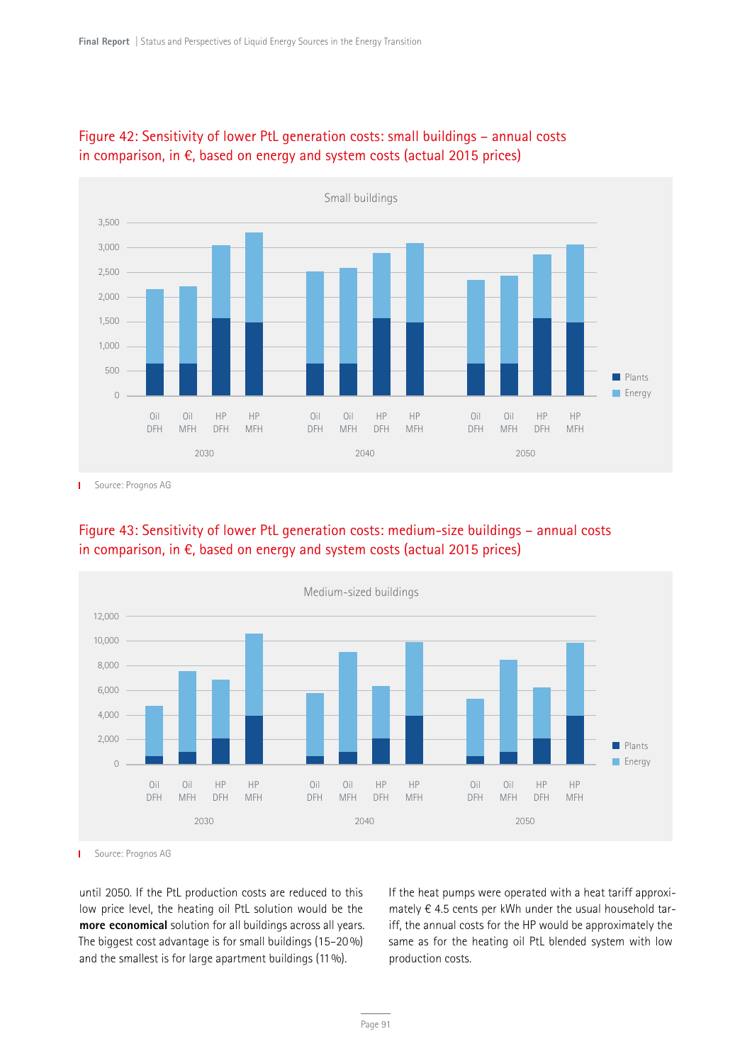Figure 42: Sensitivity of lower PtL generation costs: small buildings – annual costs in comparison, in €, based on energy and system costs (actual 2015 prices)

Source: Prognos AG

Figure 43: Sensitivity of lower PtL generation costs: medium-size buildings – annual costs in comparison, in €, based on energy and system costs (actual 2015 prices)

Source: Prognos AG

until 2050. If the PtL production costs are reduced to this low price level, the heating oil PtL solution would be the **more economical** solution for all buildings across all years. The biggest cost advantage is for small buildings (15–20 %) and the smallest is for large apartment buildings (11 %).

If the heat pumps were operated with a heat tariff approximately € 4.5 cents per kWh under the usual household tariff, the annual costs for the HP would be approximately the same as for the heating oil PtL blended system with low production costs.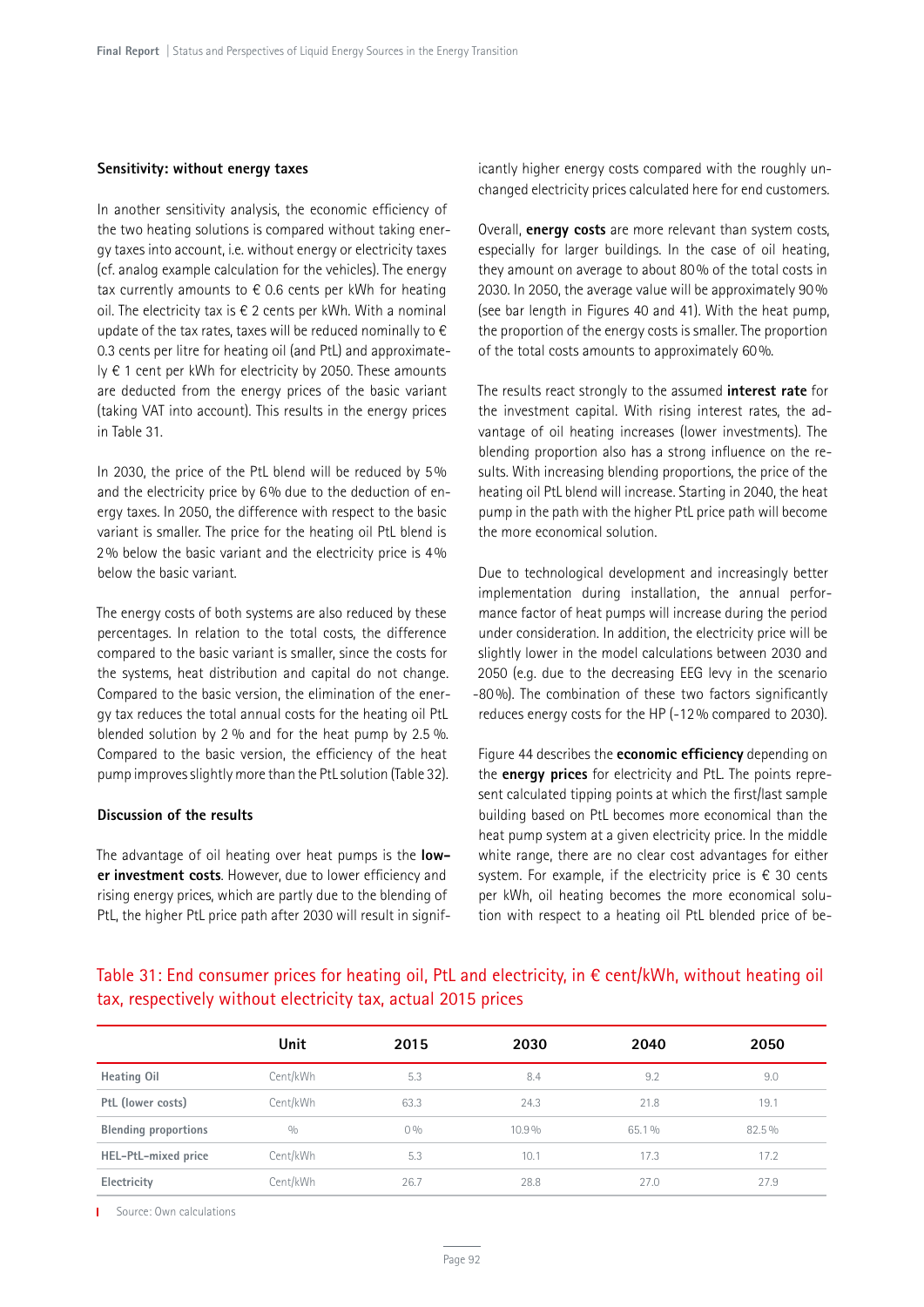**Sensitivity: without energy taxes**

In another sensitivity analysis, the economic efficiency of the two heating solutions is compared without taking energy taxes into account, i.e. without energy or electricity taxes (cf. analog example calculation for the vehicles). The energy tax currently amounts to € 0.6 cents per kWh for heating oil. The electricity tax is € 2 cents per kWh. With a nominal update of the tax rates, taxes will be reduced nominally to € 0.3 cents per litre for heating oil (and PtL) and approximately € 1 cent per kWh for electricity by 2050. These amounts are deducted from the energy prices of the basic variant (taking VAT into account). This results in the energy prices in Table 31.

In 2030, the price of the PtL blend will be reduced by 5% and the electricity price by 6% due to the deduction of energy taxes. In 2050, the difference with respect to the basic variant is smaller. The price for the heating oil PtL blend is 2% below the basic variant and the electricity price is 4% below the basic variant.

The energy costs of both systems are also reduced by these percentages. In relation to the total costs, the difference compared to the basic variant is smaller, since the costs for the systems, heat distribution and capital do not change. Compared to the basic version, the elimination of the energy tax reduces the total annual costs for the heating oil PtL blended solution by 2 % and for the heat pump by 2.5 %. Compared to the basic version, the efficiency of the heat pump improves slightly more than the PtL solution (Table 32).

**Discussion of the results**

The advantage of oil heating over heat pumps is the **lower investment costs**. However, due to lower efficiency and rising energy prices, which are partly due to the blending of PtL, the higher PtL price path after 2030 will result in significantly higher energy costs compared with the roughly unchanged electricity prices calculated here for end customers.

Overall, **energy costs** are more relevant than system costs, especially for larger buildings. In the case of oil heating, they amount on average to about 80% of the total costs in 2030. In 2050, the average value will be approximately 90% (see bar length in Figures 40 and 41). With the heat pump, the proportion of the energy costs is smaller. The proportion of the total costs amounts to approximately 60%.

The results react strongly to the assumed **interest rate** for the investment capital. With rising interest rates, the advantage of oil heating increases (lower investments). The blending proportion also has a strong influence on the results. With increasing blending proportions, the price of the heating oil PtL blend will increase. Starting in 2040, the heat pump in the path with the higher PtL price path will become the more economical solution.

Due to technological development and increasingly better implementation during installation, the annual performance factor of heat pumps will increase during the period under consideration. In addition, the electricity price will be slightly lower in the model calculations between 2030 and 2050 (e.g. due to the decreasing EEG levy in the scenario -80%). The combination of these two factors significantly reduces energy costs for the HP (-12% compared to 2030).

Figure 44 describes the **economic efficiency** depending on the **energy prices** for electricity and PtL. The points represent calculated tipping points at which the first/last sample building based on PtL becomes more economical than the heat pump system at a given electricity price. In the middle white range, there are no clear cost advantages for either system. For example, if the electricity price is € 30 cents per kWh, oil heating becomes the more economical solution with respect to a heating oil PtL blended price of be-

Table 31: End consumer prices for heating oil, PtL and electricity, in € cent/kWh, without heating oil tax, respectively without electricity tax, actual 2015 prices

| | Unit | 2015 | 2030 | 2040 | 2050 |
|---|---|---|---|---|---|
| **Heating Oil** | Cent/kWh | 5.3 | 8.4 | 9.2 | 9.0 |
| **PtL (lower costs)** | Cent/kWh | 63.3 | 24.3 | 21.8 | 19.1 |
| **Blending proportions** | % | 0% | 10.9% | 65.1% | 82.5% |
| **HEL-PtL-mixed price** | Cent/kWh | 5.3 | 10.1 | 17.3 | 17.2 |
| **Electricity** | Cent/kWh | 26.7 | 28.8 | 27.0 | 27.9 |

Source: Own calculations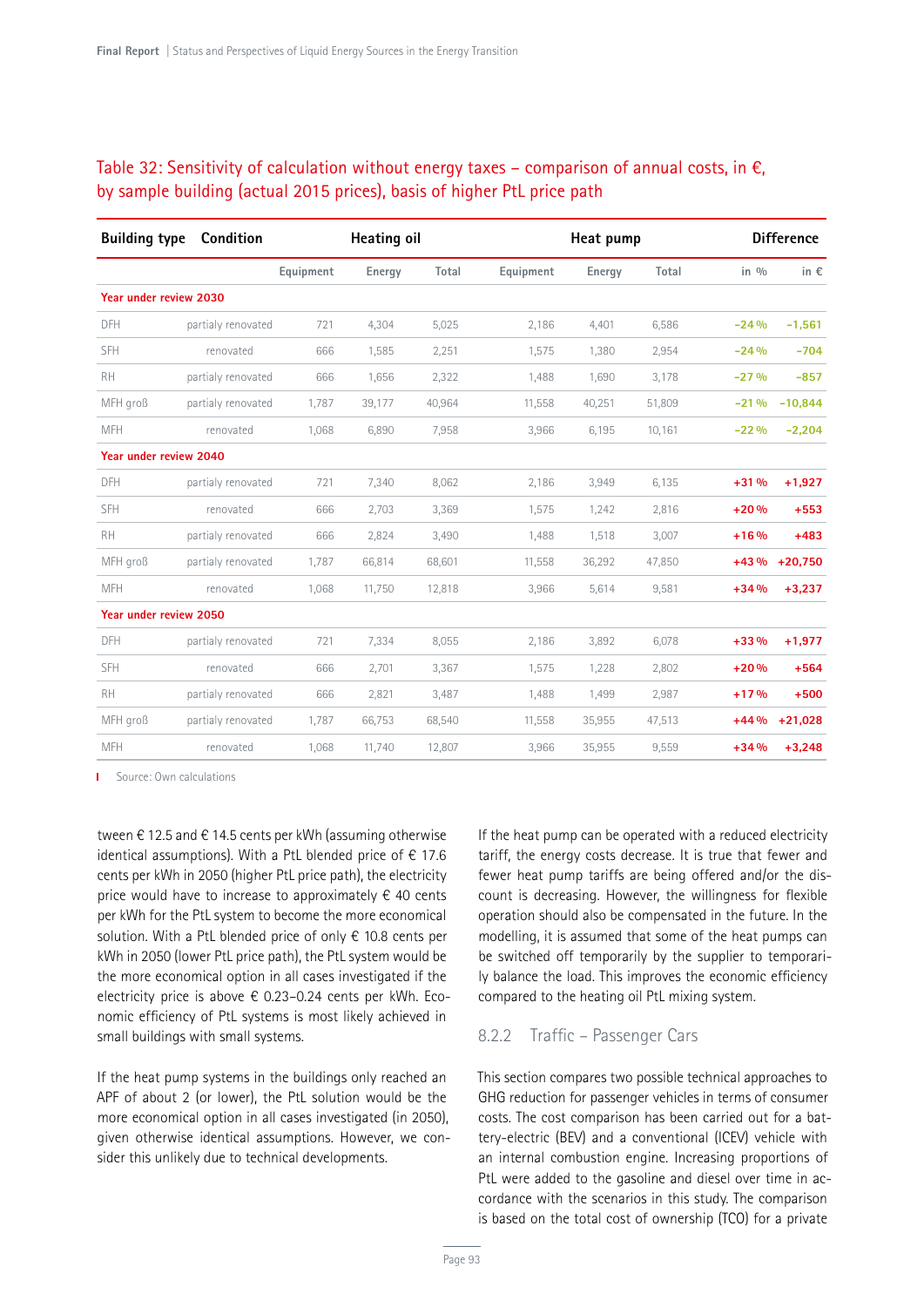## Table 32: Sensitivity of calculation without energy taxes – comparison of annual costs, in €, by sample building (actual 2015 prices), basis of higher PtL price path

| Building type | Condition | Heating oil | | | Heat pump | | | Difference | |
|---|---|---|---|---|---|---|---|---|---|
| | | Equipment | Energy | Total | Equipment | Energy | Total | in % | in € |
| **Year under review 2030** | | | | | | | | | |
| DFH | partialy renovated | 721 | 4,304 | 5,025 | 2,186 | 4,401 | 6,586 | –24 % | –1,561 |
| SFH | renovated | 666 | 1,585 | 2,251 | 1,575 | 1,380 | 2,954 | –24 % | –704 |
| RH | partialy renovated | 666 | 1,656 | 2,322 | 1,488 | 1,690 | 3,178 | –27 % | –857 |
| MFH groß | partialy renovated | 1,787 | 39,177 | 40,964 | 11,558 | 40,251 | 51,809 | –21 % | –10,844 |
| MFH | renovated | 1,068 | 6,890 | 7,958 | 3,966 | 6,195 | 10,161 | –22 % | –2,204 |
| **Year under review 2040** | | | | | | | | | |
| DFH | partialy renovated | 721 | 7,340 | 8,062 | 2,186 | 3,949 | 6,135 | +31 % | +1,927 |
| SFH | renovated | 666 | 2,703 | 3,369 | 1,575 | 1,242 | 2,816 | +20 % | +553 |
| RH | partialy renovated | 666 | 2,824 | 3,490 | 1,488 | 1,518 | 3,007 | +16 % | +483 |
| MFH groß | partialy renovated | 1,787 | 66,814 | 68,601 | 11,558 | 36,292 | 47,850 | +43 % | +20,750 |
| MFH | renovated | 1,068 | 11,750 | 12,818 | 3,966 | 5,614 | 9,581 | +34 % | +3,237 |
| **Year under review 2050** | | | | | | | | | |
| DFH | partialy renovated | 721 | 7,334 | 8,055 | 2,186 | 3,892 | 6,078 | +33 % | +1,977 |
| SFH | renovated | 666 | 2,701 | 3,367 | 1,575 | 1,228 | 2,802 | +20 % | +564 |
| RH | partialy renovated | 666 | 2,821 | 3,487 | 1,488 | 1,499 | 2,987 | +17 % | +500 |
| MFH groß | partialy renovated | 1,787 | 66,753 | 68,540 | 11,558 | 35,955 | 47,513 | +44 % | +21,028 |
| MFH | renovated | 1,068 | 11,740 | 12,807 | 3,966 | 35,955 | 9,559 | +34 % | +3,248 |

Source: Own calculations

tween € 12.5 and € 14.5 cents per kWh (assuming otherwise identical assumptions). With a PtL blended price of € 17.6 cents per kWh in 2050 (higher PtL price path), the electricity price would have to increase to approximately € 40 cents per kWh for the PtL system to become the more economical solution. With a PtL blended price of only € 10.8 cents per kWh in 2050 (lower PtL price path), the PtL system would be the more economical option in all cases investigated if the electricity price is above € 0.23–0.24 cents per kWh. Economic efficiency of PtL systems is most likely achieved in small buildings with small systems.

If the heat pump systems in the buildings only reached an APF of about 2 (or lower), the PtL solution would be the more economical option in all cases investigated (in 2050), given otherwise identical assumptions. However, we consider this unlikely due to technical developments.

If the heat pump can be operated with a reduced electricity tariff, the energy costs decrease. It is true that fewer and fewer heat pump tariffs are being offered and/or the discount is decreasing. However, the willingness for flexible operation should also be compensated in the future. In the modelling, it is assumed that some of the heat pumps can be switched off temporarily by the supplier to temporarily balance the load. This improves the economic efficiency compared to the heating oil PtL mixing system.

### 8.2.2 Traffic – Passenger Cars

This section compares two possible technical approaches to GHG reduction for passenger vehicles in terms of consumer costs. The cost comparison has been carried out for a battery-electric (BEV) and a conventional (ICEV) vehicle with an internal combustion engine. Increasing proportions of PtL were added to the gasoline and diesel over time in accordance with the scenarios in this study. The comparison is based on the total cost of ownership (TCO) for a private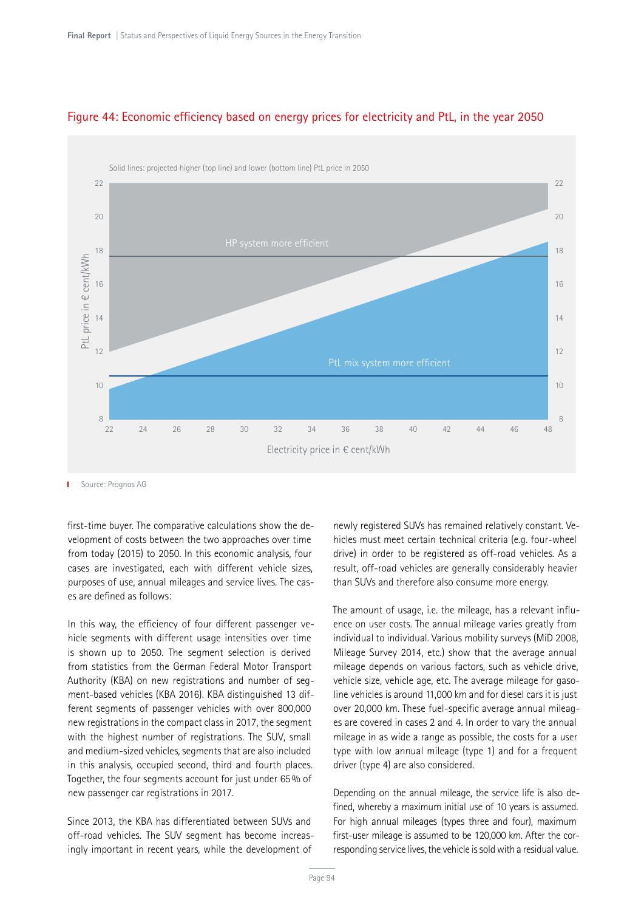## Figure 44: Economic efficiency based on energy prices for electricity and PtL, in the year 2050

Solid lines: projected higher (top line) and lower (bottom line) PtL price in 2050

HP system more efficient

PtL mix system more efficient

PtL price in € cent/kWh

Electricity price in € cent/kWh

Source: Prognos AG

first-time buyer. The comparative calculations show the development of costs between the two approaches over time from today (2015) to 2050. In this economic analysis, four cases are investigated, each with different vehicle sizes, purposes of use, annual mileages and service lives. The cases are defined as follows:

In this way, the efficiency of four different passenger vehicle segments with different usage intensities over time is shown up to 2050. The segment selection is derived from statistics from the German Federal Motor Transport Authority (KBA) on new registrations and number of segment-based vehicles (KBA 2016). KBA distinguished 13 different segments of passenger vehicles with over 800,000 new registrations in the compact class in 2017, the segment with the highest number of registrations. The SUV, small and medium-sized vehicles, segments that are also included in this analysis, occupied second, third and fourth places. Together, the four segments account for just under 65% of new passenger car registrations in 2017.

Since 2013, the KBA has differentiated between SUVs and off-road vehicles. The SUV segment has become increasingly important in recent years, while the development of newly registered SUVs has remained relatively constant. Vehicles must meet certain technical criteria (e.g. four-wheel drive) in order to be registered as off-road vehicles. As a result, off-road vehicles are generally considerably heavier than SUVs and therefore also consume more energy.

The amount of usage, i.e. the mileage, has a relevant influence on user costs. The annual mileage varies greatly from individual to individual. Various mobility surveys (MiD 2008, Mileage Survey 2014, etc.) show that the average annual mileage depends on various factors, such as vehicle drive, vehicle size, vehicle age, etc. The average mileage for gasoline vehicles is around 11,000 km and for diesel cars it is just over 20,000 km. These fuel-specific average annual mileages are covered in cases 2 and 4. In order to vary the annual mileage in as wide a range as possible, the costs for a user type with low annual mileage (type 1) and for a frequent driver (type 4) are also considered.

Depending on the annual mileage, the service life is also defined, whereby a maximum initial use of 10 years is assumed. For high annual mileages (types three and four), maximum first-user mileage is assumed to be 120,000 km. After the corresponding service lives, the vehicle is sold with a residual value.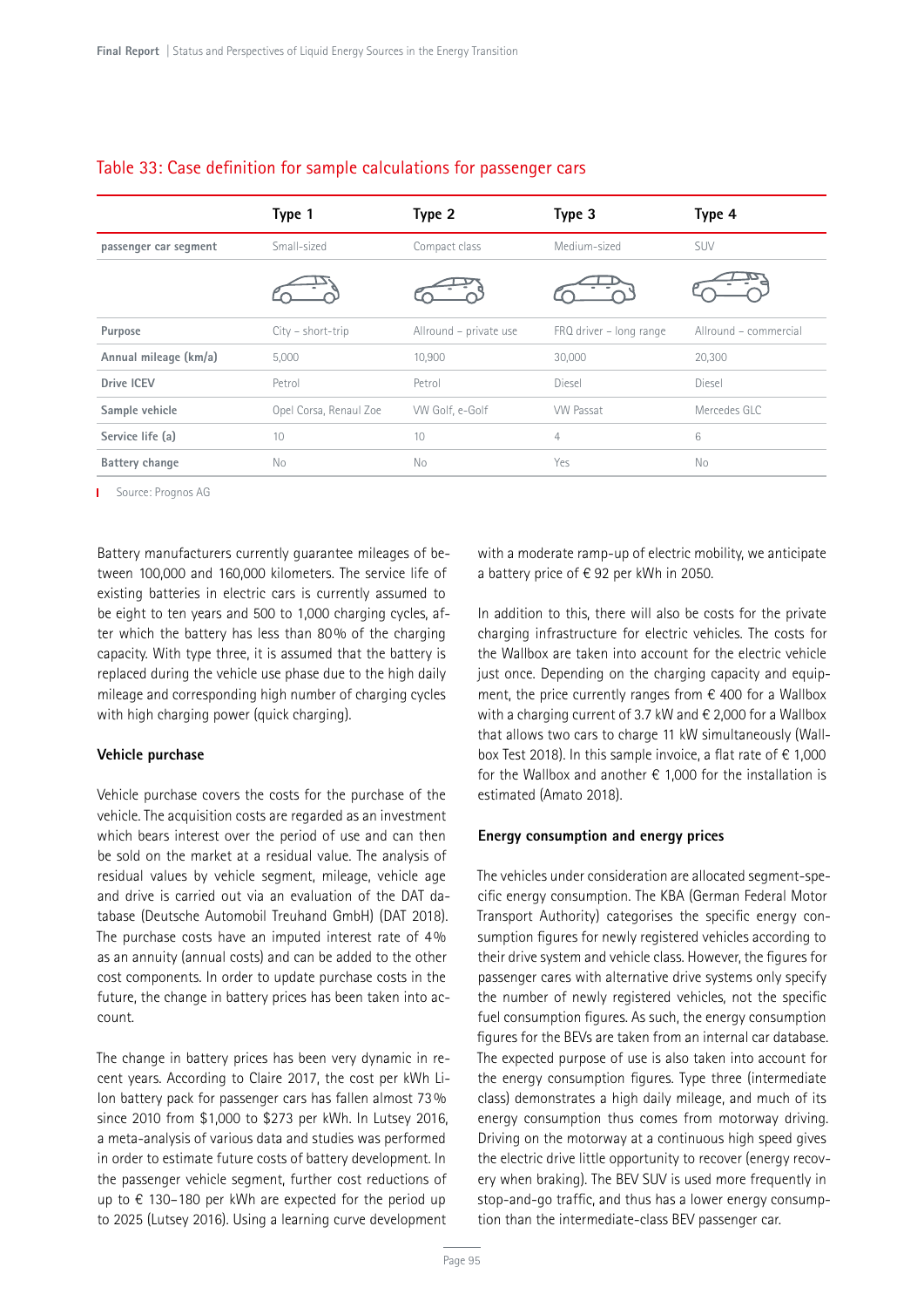## Table 33: Case definition for sample calculations for passenger cars

| | Type 1 | Type 2 | Type 3 | Type 4 |
|---|---|---|---|---|
| passenger car segment | Small-sized | Compact class | Medium-sized | SUV |
| Purpose | City – short-trip | Allround – private use | FRQ driver – long range | Allround – commercial |
| Annual mileage (km/a) | 5,000 | 10,900 | 30,000 | 20,300 |
| Drive ICEV | Petrol | Petrol | Diesel | Diesel |
| Sample vehicle | Opel Corsa, Renaul Zoe | VW Golf, e-Golf | VW Passat | Mercedes GLC |
| Service life (a) | 10 | 10 | 4 | 6 |
| Battery change | No | No | Yes | No |

Source: Prognos AG

Battery manufacturers currently guarantee mileages of between 100,000 and 160,000 kilometers. The service life of existing batteries in electric cars is currently assumed to be eight to ten years and 500 to 1,000 charging cycles, after which the battery has less than 80% of the charging capacity. With type three, it is assumed that the battery is replaced during the vehicle use phase due to the high daily mileage and corresponding high number of charging cycles with high charging power (quick charging).

### Vehicle purchase

Vehicle purchase covers the costs for the purchase of the vehicle. The acquisition costs are regarded as an investment which bears interest over the period of use and can then be sold on the market at a residual value. The analysis of residual values by vehicle segment, mileage, vehicle age and drive is carried out via an evaluation of the DAT database (Deutsche Automobil Treuhand GmbH) (DAT 2018). The purchase costs have an imputed interest rate of 4% as an annuity (annual costs) and can be added to the other cost components. In order to update purchase costs in the future, the change in battery prices has been taken into account.

The change in battery prices has been very dynamic in recent years. According to Claire 2017, the cost per kWh Li-Ion battery pack for passenger cars has fallen almost 73% since 2010 from $1,000 to $273 per kWh. In Lutsey 2016, a meta-analysis of various data and studies was performed in order to estimate future costs of battery development. In the passenger vehicle segment, further cost reductions of up to € 130–180 per kWh are expected for the period up to 2025 (Lutsey 2016). Using a learning curve development with a moderate ramp-up of electric mobility, we anticipate a battery price of € 92 per kWh in 2050.

In addition to this, there will also be costs for the private charging infrastructure for electric vehicles. The costs for the Wallbox are taken into account for the electric vehicle just once. Depending on the charging capacity and equipment, the price currently ranges from € 400 for a Wallbox with a charging current of 3.7 kW and € 2,000 for a Wallbox that allows two cars to charge 11 kW simultaneously (Wallbox Test 2018). In this sample invoice, a flat rate of € 1,000 for the Wallbox and another € 1,000 for the installation is estimated (Amato 2018).

### Energy consumption and energy prices

The vehicles under consideration are allocated segment-specific energy consumption. The KBA (German Federal Motor Transport Authority) categorises the specific energy consumption figures for newly registered vehicles according to their drive system and vehicle class. However, the figures for passenger cares with alternative drive systems only specify the number of newly registered vehicles, not the specific fuel consumption figures. As such, the energy consumption figures for the BEVs are taken from an internal car database. The expected purpose of use is also taken into account for the energy consumption figures. Type three (intermediate class) demonstrates a high daily mileage, and much of its energy consumption thus comes from motorway driving. Driving on the motorway at a continuous high speed gives the electric drive little opportunity to recover (energy recovery when braking). The BEV SUV is used more frequently in stop-and-go traffic, and thus has a lower energy consumption than the intermediate-class BEV passenger car.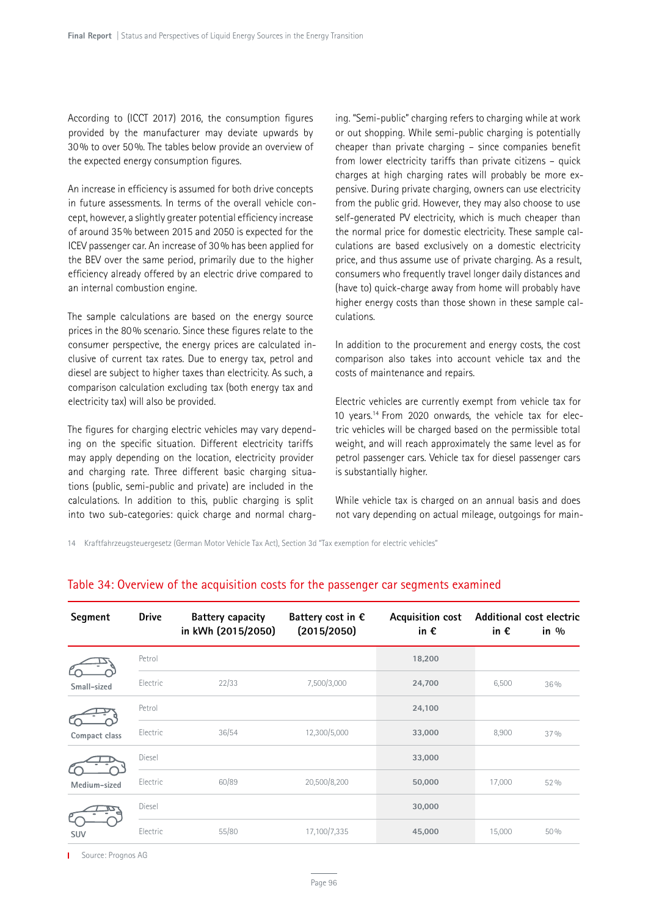According to (ICCT 2017) 2016, the consumption figures provided by the manufacturer may deviate upwards by 30 % to over 50 %. The tables below provide an overview of the expected energy consumption figures.

An increase in efficiency is assumed for both drive concepts in future assessments. In terms of the overall vehicle concept, however, a slightly greater potential efficiency increase of around 35 % between 2015 and 2050 is expected for the ICEV passenger car. An increase of 30 % has been applied for the BEV over the same period, primarily due to the higher efficiency already offered by an electric drive compared to an internal combustion engine.

The sample calculations are based on the energy source prices in the 80 % scenario. Since these figures relate to the consumer perspective, the energy prices are calculated inclusive of current tax rates. Due to energy tax, petrol and diesel are subject to higher taxes than electricity. As such, a comparison calculation excluding tax (both energy tax and electricity tax) will also be provided.

The figures for charging electric vehicles may vary depending on the specific situation. Different electricity tariffs may apply depending on the location, electricity provider and charging rate. Three different basic charging situations (public, semi-public and private) are included in the calculations. In addition to this, public charging is split into two sub-categories: quick charge and normal charging. "Semi-public" charging refers to charging while at work or out shopping. While semi-public charging is potentially cheaper than private charging – since companies benefit from lower electricity tariffs than private citizens – quick charges at high charging rates will probably be more expensive. During private charging, owners can use electricity from the public grid. However, they may also choose to use self-generated PV electricity, which is much cheaper than the normal price for domestic electricity. These sample calculations are based exclusively on a domestic electricity price, and thus assume use of private charging. As a result, consumers who frequently travel longer daily distances and (have to) quick-charge away from home will probably have higher energy costs than those shown in these sample calculations.

In addition to the procurement and energy costs, the cost comparison also takes into account vehicle tax and the costs of maintenance and repairs.

Electric vehicles are currently exempt from vehicle tax for 10 years.[14] From 2020 onwards, the vehicle tax for electric vehicles will be charged based on the permissible total weight, and will reach approximately the same level as for petrol passenger cars. Vehicle tax for diesel passenger cars is substantially higher.

While vehicle tax is charged on an annual basis and does not vary depending on actual mileage, outgoings for main-

14 Kraftfahrzeugsteuergesetz (German Motor Vehicle Tax Act), Section 3d "Tax exemption for electric vehicles"

## Table 34: Overview of the acquisition costs for the passenger car segments examined

| Segment | Drive | Battery capacity in kWh (2015/2050) | Battery cost in € (2015/2050) | Acquisition cost in € | Additional cost electric in € | in % |
|---|---|---|---|---|---|---|
| Small-sized | Petrol | | | 18,200 | | |
| | Electric | 22/33 | 7,500/3,000 | 24,700 | 6,500 | 36 % |
| Compact class | Petrol | | | 24,100 | | |
| | Electric | 36/54 | 12,300/5,000 | 33,000 | 8,900 | 37 % |
| Medium-sized | Diesel | | | 33,000 | | |
| | Electric | 60/89 | 20,500/8,200 | 50,000 | 17,000 | 52 % |
| SUV | Diesel | | | 30,000 | | |
| | Electric | 55/80 | 17,100/7,335 | 45,000 | 15,000 | 50 % |

Source: Prognos AG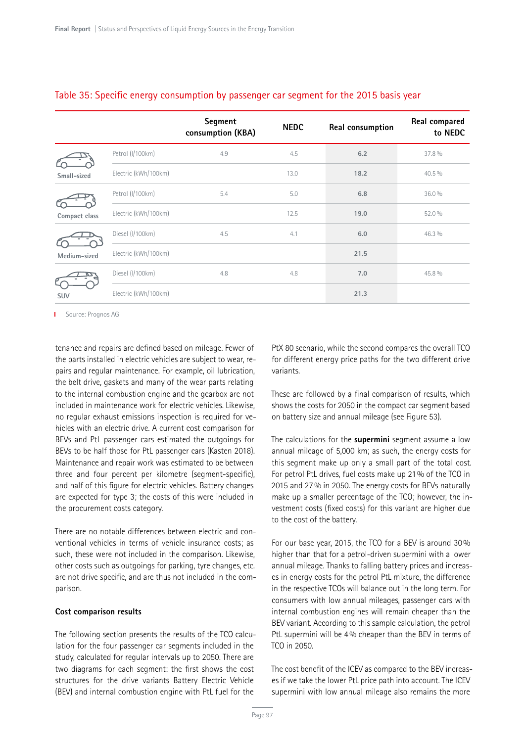## Table 35: Specific energy consumption by passenger car segment for the 2015 basis year

| | | Segment consumption (KBA) | NEDC | Real consumption | Real compared to NEDC |
|---|---|---|---|---|---|
| Small-sized | Petrol (l/100km) | 4.9 | 4.5 | **6.2** | 37.8 % |
| | Electric (kWh/100km) | | 13.0 | **18.2** | 40.5 % |
| Compact class | Petrol (l/100km) | 5.4 | 5.0 | **6.8** | 36.0 % |
| | Electric (kWh/100km) | | 12.5 | **19.0** | 52.0 % |
| Medium-sized | Diesel (l/100km) | 4.5 | 4.1 | **6.0** | 46.3 % |
| | Electric (kWh/100km) | | | **21.5** | |
| SUV | Diesel (l/100km) | 4.8 | 4.8 | **7.0** | 45.8 % |
| | Electric (kWh/100km) | | | **21.3** | |

Source: Prognos AG

tenance and repairs are defined based on mileage. Fewer of the parts installed in electric vehicles are subject to wear, repairs and regular maintenance. For example, oil lubrication, the belt drive, gaskets and many of the wear parts relating to the internal combustion engine and the gearbox are not included in maintenance work for electric vehicles. Likewise, no regular exhaust emissions inspection is required for vehicles with an electric drive. A current cost comparison for BEVs and PtL passenger cars estimated the outgoings for BEVs to be half those for PtL passenger cars (Kasten 2018). Maintenance and repair work was estimated to be between three and four percent per kilometre (segment-specific), and half of this figure for electric vehicles. Battery changes are expected for type 3; the costs of this were included in the procurement costs category.

There are no notable differences between electric and conventional vehicles in terms of vehicle insurance costs; as such, these were not included in the comparison. Likewise, other costs such as outgoings for parking, tyre changes, etc. are not drive specific, and are thus not included in the comparison.

### Cost comparison results

The following section presents the results of the TCO calculation for the four passenger car segments included in the study, calculated for regular intervals up to 2050. There are two diagrams for each segment: the first shows the cost structures for the drive variants Battery Electric Vehicle (BEV) and internal combustion engine with PtL fuel for the PtX 80 scenario, while the second compares the overall TCO for different energy price paths for the two different drive variants.

These are followed by a final comparison of results, which shows the costs for 2050 in the compact car segment based on battery size and annual mileage (see Figure 53).

The calculations for the **supermini** segment assume a low annual mileage of 5,000 km; as such, the energy costs for this segment make up only a small part of the total cost. For petrol PtL drives, fuel costs make up 21 % of the TCO in 2015 and 27 % in 2050. The energy costs for BEVs naturally make up a smaller percentage of the TCO; however, the investment costs (fixed costs) for this variant are higher due to the cost of the battery.

For our base year, 2015, the TCO for a BEV is around 30 % higher than that for a petrol-driven supermini with a lower annual mileage. Thanks to falling battery prices and increases in energy costs for the petrol PtL mixture, the difference in the respective TCOs will balance out in the long term. For consumers with low annual mileages, passenger cars with internal combustion engines will remain cheaper than the BEV variant. According to this sample calculation, the petrol PtL supermini will be 4 % cheaper than the BEV in terms of TCO in 2050.

The cost benefit of the ICEV as compared to the BEV increases if we take the lower PtL price path into account. The ICEV supermini with low annual mileage also remains the more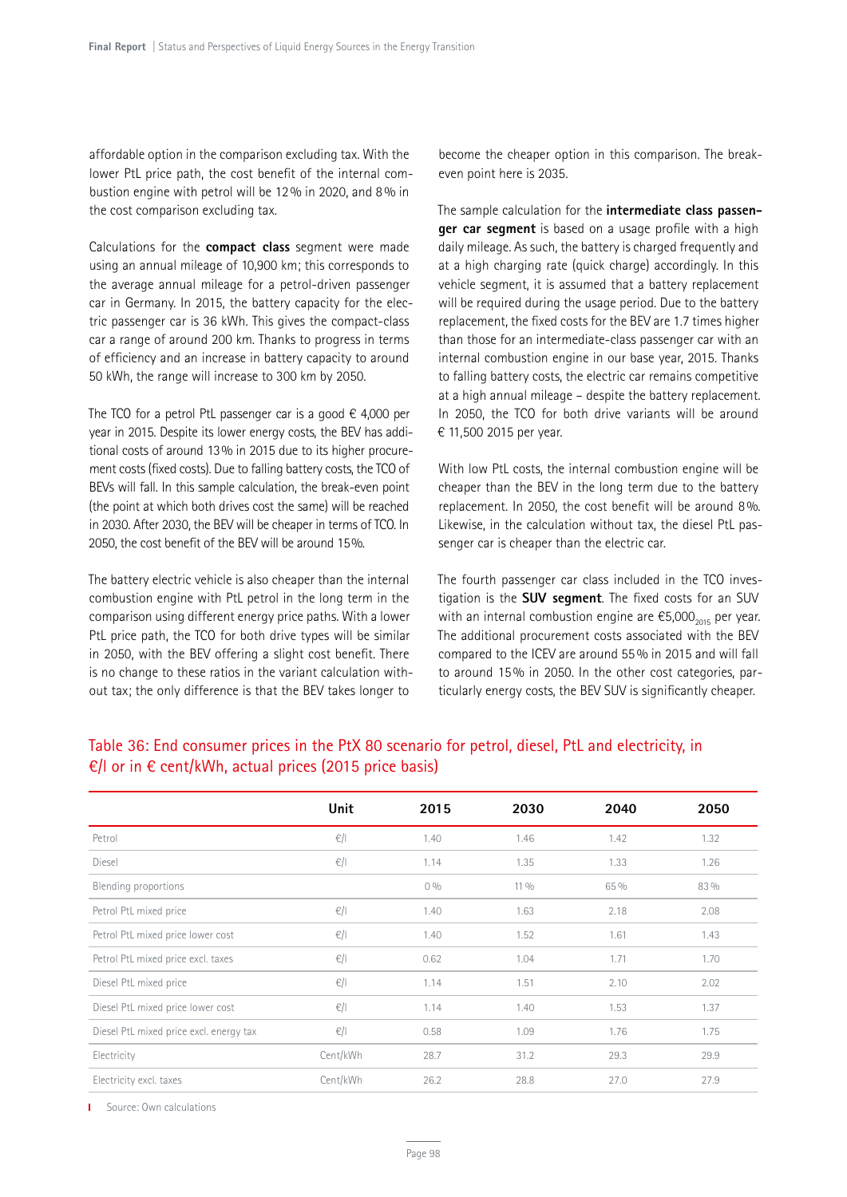affordable option in the comparison excluding tax. With the lower PtL price path, the cost benefit of the internal combustion engine with petrol will be 12 % in 2020, and 8 % in the cost comparison excluding tax.

Calculations for the **compact class** segment were made using an annual mileage of 10,900 km; this corresponds to the average annual mileage for a petrol-driven passenger car in Germany. In 2015, the battery capacity for the electric passenger car is 36 kWh. This gives the compact-class car a range of around 200 km. Thanks to progress in terms of efficiency and an increase in battery capacity to around 50 kWh, the range will increase to 300 km by 2050.

The TCO for a petrol PtL passenger car is a good € 4,000 per year in 2015. Despite its lower energy costs, the BEV has additional costs of around 13 % in 2015 due to its higher procurement costs (fixed costs). Due to falling battery costs, the TCO of BEVs will fall. In this sample calculation, the break-even point (the point at which both drives cost the same) will be reached in 2030. After 2030, the BEV will be cheaper in terms of TCO. In 2050, the cost benefit of the BEV will be around 15 %.

The battery electric vehicle is also cheaper than the internal combustion engine with PtL petrol in the long term in the comparison using different energy price paths. With a lower PtL price path, the TCO for both drive types will be similar in 2050, with the BEV offering a slight cost benefit. There is no change to these ratios in the variant calculation without tax; the only difference is that the BEV takes longer to become the cheaper option in this comparison. The break-even point here is 2035.

The sample calculation for the **intermediate class passenger car segment** is based on a usage profile with a high daily mileage. As such, the battery is charged frequently and at a high charging rate (quick charge) accordingly. In this vehicle segment, it is assumed that a battery replacement will be required during the usage period. Due to the battery replacement, the fixed costs for the BEV are 1.7 times higher than those for an intermediate-class passenger car with an internal combustion engine in our base year, 2015. Thanks to falling battery costs, the electric car remains competitive at a high annual mileage – despite the battery replacement. In 2050, the TCO for both drive variants will be around € 11,500 2015 per year.

With low PtL costs, the internal combustion engine will be cheaper than the BEV in the long term due to the battery replacement. In 2050, the cost benefit will be around 8 %. Likewise, in the calculation without tax, the diesel PtL passenger car is cheaper than the electric car.

The fourth passenger car class included in the TCO investigation is the **SUV segment**. The fixed costs for an SUV with an internal combustion engine are €5,000$_{2015}$ per year. The additional procurement costs associated with the BEV compared to the ICEV are around 55 % in 2015 and will fall to around 15 % in 2050. In the other cost categories, particularly energy costs, the BEV SUV is significantly cheaper.

## Table 36: End consumer prices in the PtX 80 scenario for petrol, diesel, PtL and electricity, in €/l or in € cent/kWh, actual prices (2015 price basis)

| | Unit | 2015 | 2030 | 2040 | 2050 |
|---|---|---|---|---|---|
| Petrol | €/l | 1.40 | 1.46 | 1.42 | 1.32 |
| Diesel | €/l | 1.14 | 1.35 | 1.33 | 1.26 |
| Blending proportions | | 0 % | 11 % | 65 % | 83 % |
| Petrol PtL mixed price | €/l | 1.40 | 1.63 | 2.18 | 2.08 |
| Petrol PtL mixed price lower cost | €/l | 1.40 | 1.52 | 1.61 | 1.43 |
| Petrol PtL mixed price excl. taxes | €/l | 0.62 | 1.04 | 1.71 | 1.70 |
| Diesel PtL mixed price | €/l | 1.14 | 1.51 | 2.10 | 2.02 |
| Diesel PtL mixed price lower cost | €/l | 1.14 | 1.40 | 1.53 | 1.37 |
| Diesel PtL mixed price excl. energy tax | €/l | 0.58 | 1.09 | 1.76 | 1.75 |
| Electricity | Cent/kWh | 28.7 | 31.2 | 29.3 | 29.9 |
| Electricity excl. taxes | Cent/kWh | 26.2 | 28.8 | 27.0 | 27.9 |

Source: Own calculations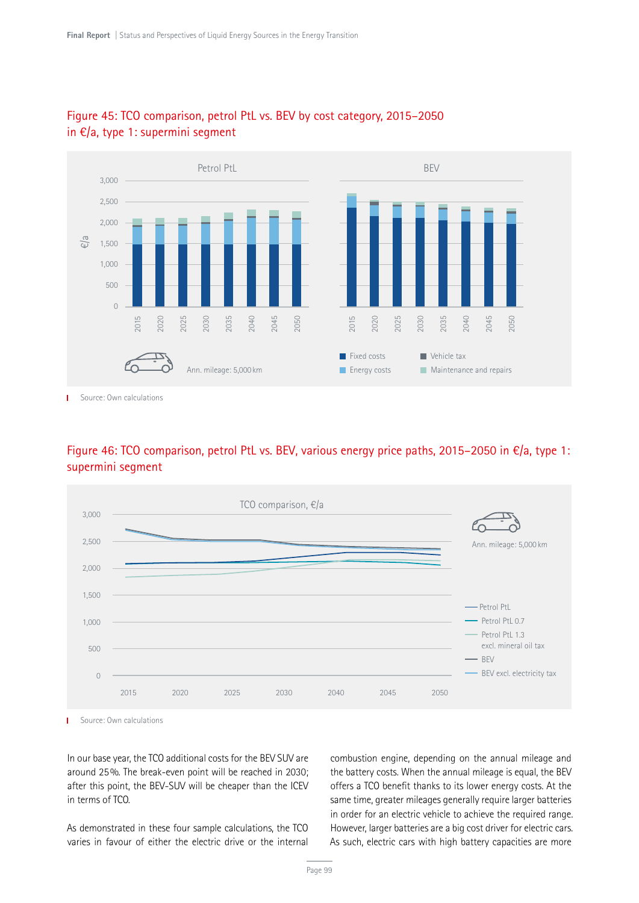Figure 45: TCO comparison, petrol PtL vs. BEV by cost category, 2015–2050 in €/a, type 1: supermini segment

Source: Own calculations

Figure 46: TCO comparison, petrol PtL vs. BEV, various energy price paths, 2015–2050 in €/a, type 1: supermini segment

Source: Own calculations

In our base year, the TCO additional costs for the BEV SUV are around 25 %. The break-even point will be reached in 2030; after this point, the BEV-SUV will be cheaper than the ICEV in terms of TCO.

As demonstrated in these four sample calculations, the TCO varies in favour of either the electric drive or the internal combustion engine, depending on the annual mileage and the battery costs. When the annual mileage is equal, the BEV offers a TCO benefit thanks to its lower energy costs. At the same time, greater mileages generally require larger batteries in order for an electric vehicle to achieve the required range. However, larger batteries are a big cost driver for electric cars. As such, electric cars with high battery capacities are more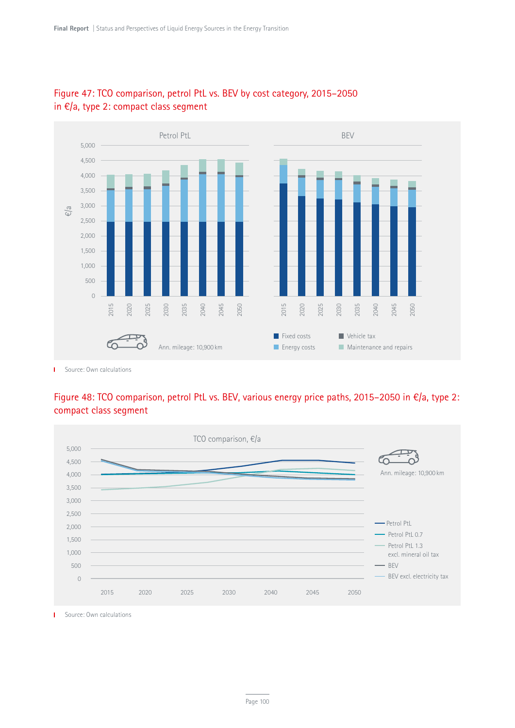Figure 47: TCO comparison, petrol PtL vs. BEV by cost category, 2015–2050 in €/a, type 2: compact class segment

Source: Own calculations

Figure 48: TCO comparison, petrol PtL vs. BEV, various energy price paths, 2015–2050 in €/a, type 2: compact class segment

Source: Own calculations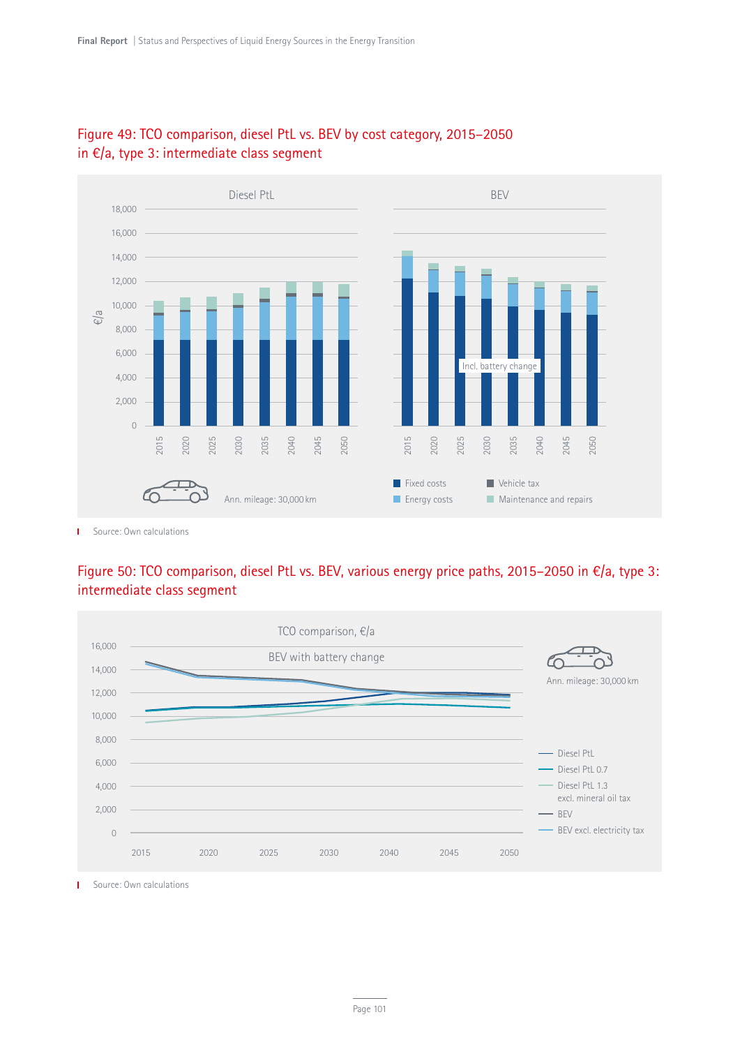Figure 49: TCO comparison, diesel PtL vs. BEV by cost category, 2015–2050 in €/a, type 3: intermediate class segment

Source: Own calculations

Figure 50: TCO comparison, diesel PtL vs. BEV, various energy price paths, 2015–2050 in €/a, type 3: intermediate class segment

Source: Own calculations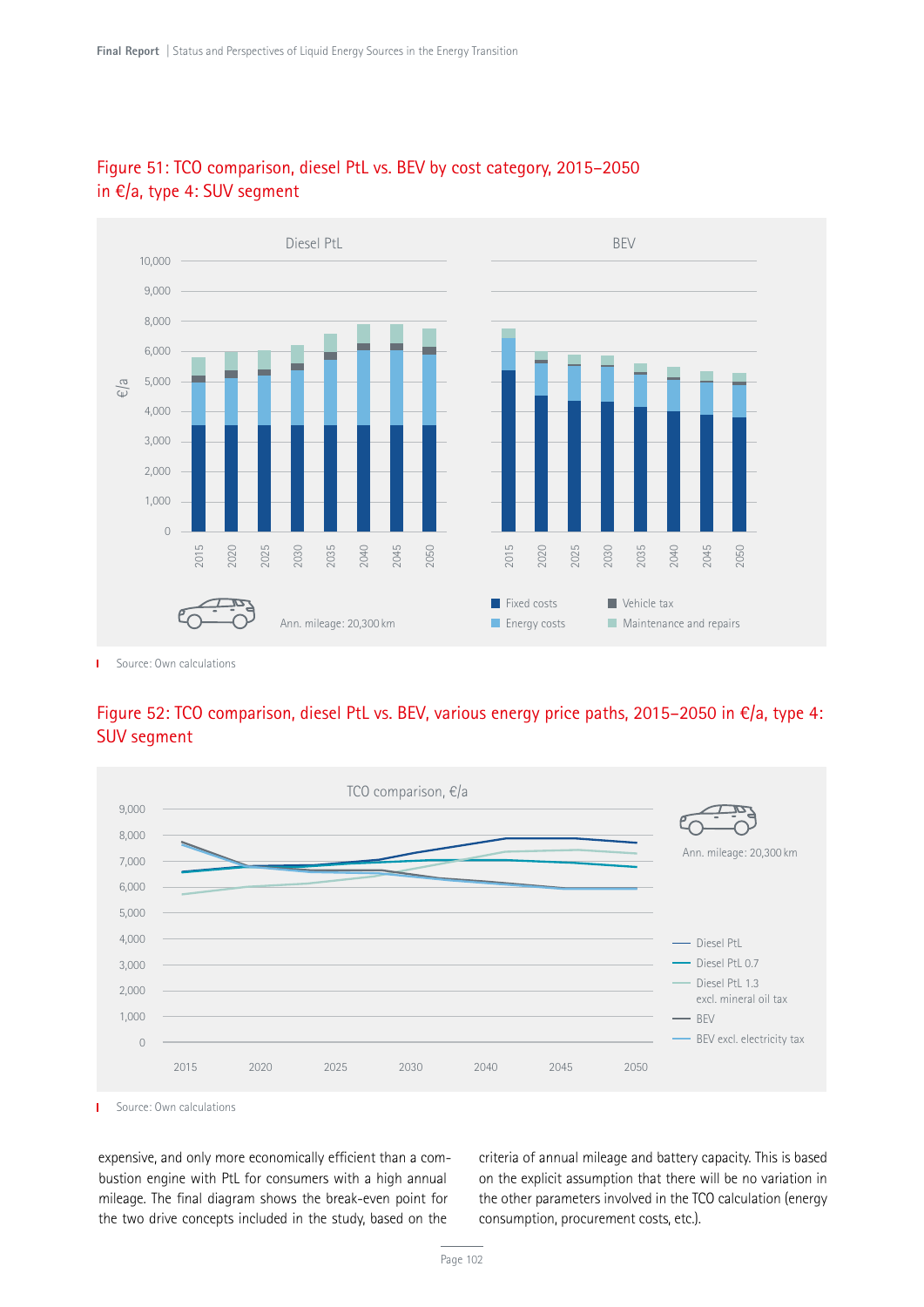### Figure 51: TCO comparison, diesel PtL vs. BEV by cost category, 2015–2050 in €/a, type 4: SUV segment

Source: Own calculations

### Figure 52: TCO comparison, diesel PtL vs. BEV, various energy price paths, 2015–2050 in €/a, type 4: SUV segment

Source: Own calculations

expensive, and only more economically efficient than a combustion engine with PtL for consumers with a high annual mileage. The final diagram shows the break-even point for the two drive concepts included in the study, based on the criteria of annual mileage and battery capacity. This is based on the explicit assumption that there will be no variation in the other parameters involved in the TCO calculation (energy consumption, procurement costs, etc.).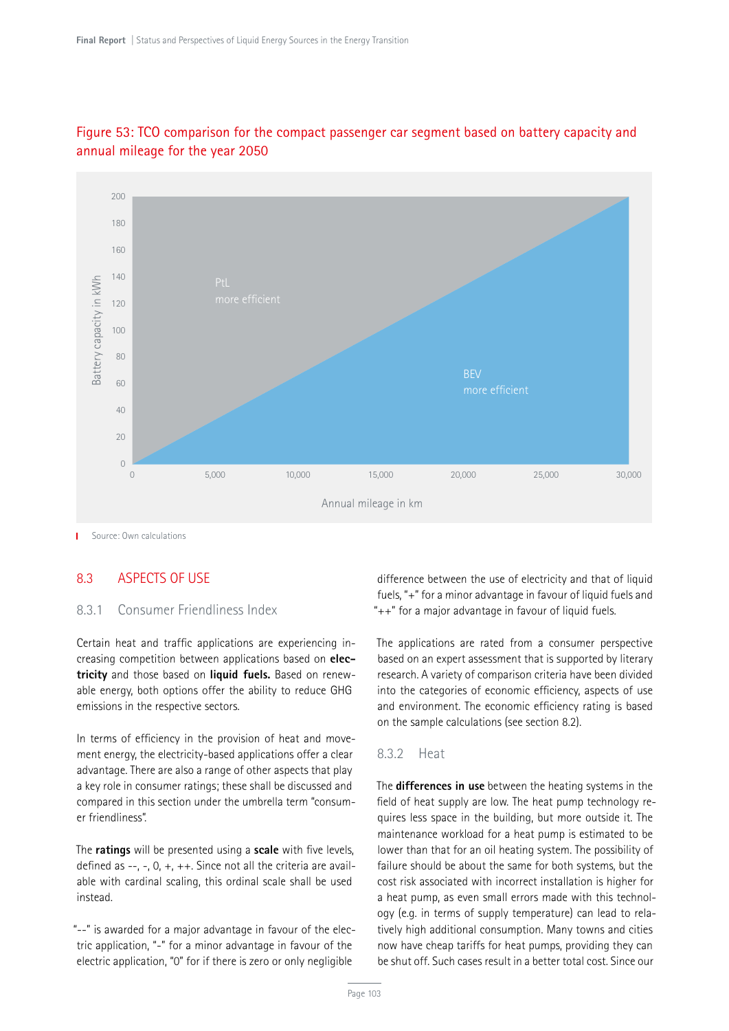Figure 53: TCO comparison for the compact passenger car segment based on battery capacity and annual mileage for the year 2050

Source: Own calculations

## 8.3 ASPECTS OF USE

### 8.3.1 Consumer Friendliness Index

Certain heat and traffic applications are experiencing increasing competition between applications based on **electricity** and those based on **liquid fuels.** Based on renewable energy, both options offer the ability to reduce GHG emissions in the respective sectors.

In terms of efficiency in the provision of heat and movement energy, the electricity-based applications offer a clear advantage. There are also a range of other aspects that play a key role in consumer ratings; these shall be discussed and compared in this section under the umbrella term "consumer friendliness".

The **ratings** will be presented using a **scale** with five levels, defined as --, -, 0, +, ++. Since not all the criteria are available with cardinal scaling, this ordinal scale shall be used instead.

"--" is awarded for a major advantage in favour of the electric application, "-" for a minor advantage in favour of the electric application, "0" for if there is zero or only negligible difference between the use of electricity and that of liquid fuels, "+" for a minor advantage in favour of liquid fuels and "++" for a major advantage in favour of liquid fuels.

The applications are rated from a consumer perspective based on an expert assessment that is supported by literary research. A variety of comparison criteria have been divided into the categories of economic efficiency, aspects of use and environment. The economic efficiency rating is based on the sample calculations (see section 8.2).

### 8.3.2 Heat

The **differences in use** between the heating systems in the field of heat supply are low. The heat pump technology requires less space in the building, but more outside it. The maintenance workload for a heat pump is estimated to be lower than that for an oil heating system. The possibility of failure should be about the same for both systems, but the cost risk associated with incorrect installation is higher for a heat pump, as even small errors made with this technology (e.g. in terms of supply temperature) can lead to relatively high additional consumption. Many towns and cities now have cheap tariffs for heat pumps, providing they can be shut off. Such cases result in a better total cost. Since our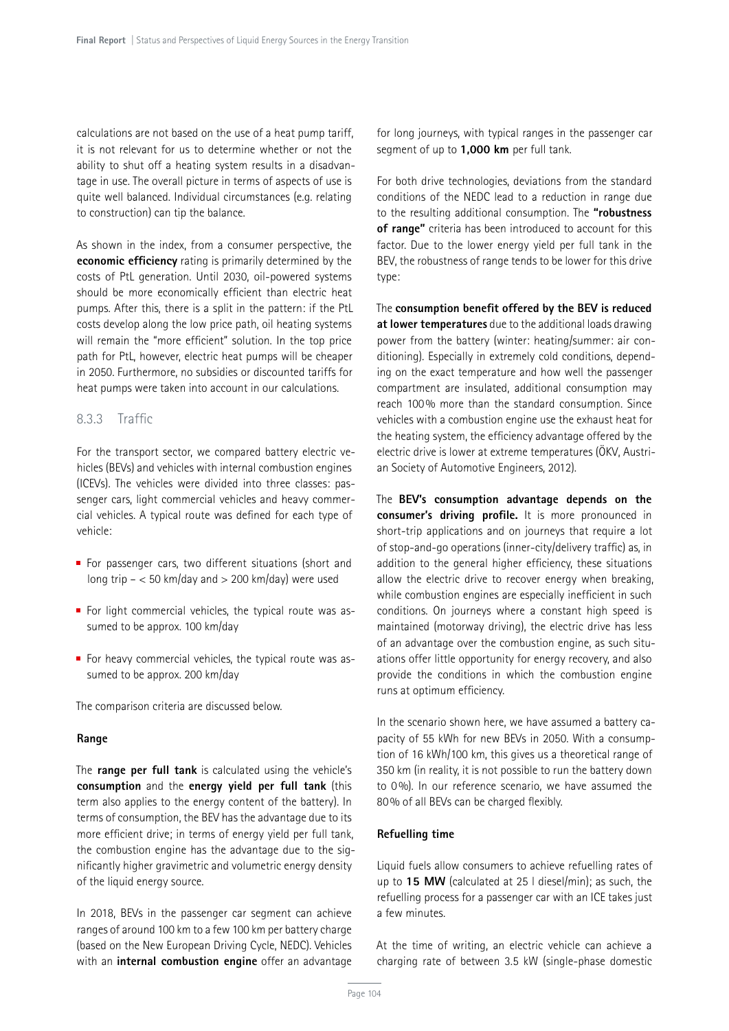calculations are not based on the use of a heat pump tariff, it is not relevant for us to determine whether or not the ability to shut off a heating system results in a disadvantage in use. The overall picture in terms of aspects of use is quite well balanced. Individual circumstances (e.g. relating to construction) can tip the balance.

As shown in the index, from a consumer perspective, the **economic efficiency** rating is primarily determined by the costs of PtL generation. Until 2030, oil-powered systems should be more economically efficient than electric heat pumps. After this, there is a split in the pattern: if the PtL costs develop along the low price path, oil heating systems will remain the "more efficient" solution. In the top price path for PtL, however, electric heat pumps will be cheaper in 2050. Furthermore, no subsidies or discounted tariffs for heat pumps were taken into account in our calculations.

### 8.3.3 Traffic

For the transport sector, we compared battery electric vehicles (BEVs) and vehicles with internal combustion engines (ICEVs). The vehicles were divided into three classes: passenger cars, light commercial vehicles and heavy commercial vehicles. A typical route was defined for each type of vehicle:

- For passenger cars, two different situations (short and long trip – < 50 km/day and > 200 km/day) were used
- For light commercial vehicles, the typical route was assumed to be approx. 100 km/day
- For heavy commercial vehicles, the typical route was assumed to be approx. 200 km/day

The comparison criteria are discussed below.

#### Range

The **range per full tank** is calculated using the vehicle's **consumption** and the **energy yield per full tank** (this term also applies to the energy content of the battery). In terms of consumption, the BEV has the advantage due to its more efficient drive; in terms of energy yield per full tank, the combustion engine has the advantage due to the significantly higher gravimetric and volumetric energy density of the liquid energy source.

In 2018, BEVs in the passenger car segment can achieve ranges of around 100 km to a few 100 km per battery charge (based on the New European Driving Cycle, NEDC). Vehicles with an **internal combustion engine** offer an advantage for long journeys, with typical ranges in the passenger car segment of up to **1,000 km** per full tank.

For both drive technologies, deviations from the standard conditions of the NEDC lead to a reduction in range due to the resulting additional consumption. The **"robustness of range"** criteria has been introduced to account for this factor. Due to the lower energy yield per full tank in the BEV, the robustness of range tends to be lower for this drive type:

The **consumption benefit offered by the BEV is reduced at lower temperatures** due to the additional loads drawing power from the battery (winter: heating/summer: air conditioning). Especially in extremely cold conditions, depending on the exact temperature and how well the passenger compartment are insulated, additional consumption may reach 100% more than the standard consumption. Since vehicles with a combustion engine use the exhaust heat for the heating system, the efficiency advantage offered by the electric drive is lower at extreme temperatures (ÖKV, Austrian Society of Automotive Engineers, 2012).

The **BEV's consumption advantage depends on the consumer's driving profile.** It is more pronounced in short-trip applications and on journeys that require a lot of stop-and-go operations (inner-city/delivery traffic) as, in addition to the general higher efficiency, these situations allow the electric drive to recover energy when breaking, while combustion engines are especially inefficient in such conditions. On journeys where a constant high speed is maintained (motorway driving), the electric drive has less of an advantage over the combustion engine, as such situations offer little opportunity for energy recovery, and also provide the conditions in which the combustion engine runs at optimum efficiency.

In the scenario shown here, we have assumed a battery capacity of 55 kWh for new BEVs in 2050. With a consumption of 16 kWh/100 km, this gives us a theoretical range of 350 km (in reality, it is not possible to run the battery down to 0%). In our reference scenario, we have assumed the 80% of all BEVs can be charged flexibly.

#### Refuelling time

Liquid fuels allow consumers to achieve refuelling rates of up to **15 MW** (calculated at 25 l diesel/min); as such, the refuelling process for a passenger car with an ICE takes just a few minutes.

At the time of writing, an electric vehicle can achieve a charging rate of between 3.5 kW (single-phase domestic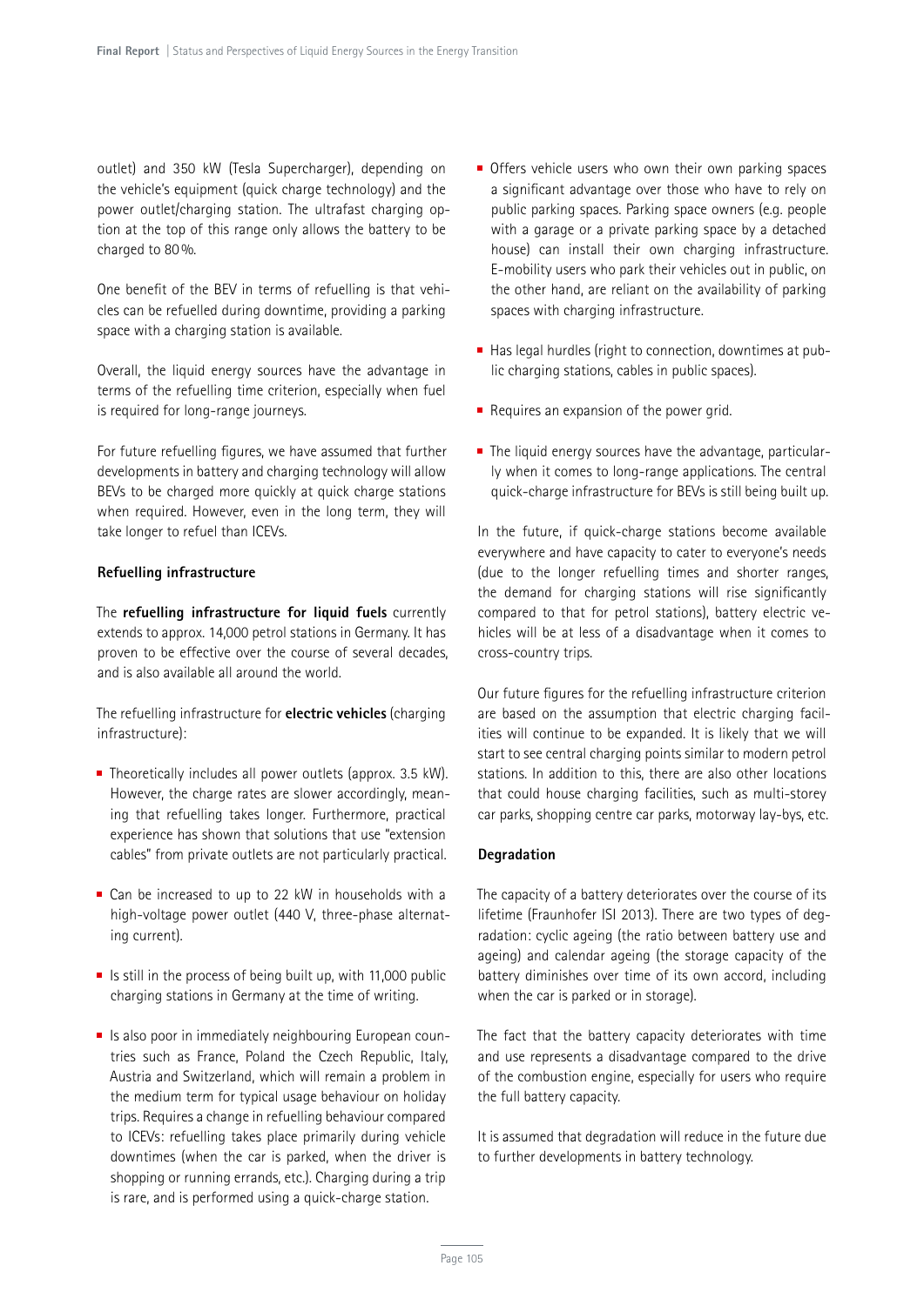outlet) and 350 kW (Tesla Supercharger), depending on the vehicle's equipment (quick charge technology) and the power outlet/charging station. The ultrafast charging option at the top of this range only allows the battery to be charged to 80 %.

One benefit of the BEV in terms of refuelling is that vehicles can be refuelled during downtime, providing a parking space with a charging station is available.

Overall, the liquid energy sources have the advantage in terms of the refuelling time criterion, especially when fuel is required for long-range journeys.

For future refuelling figures, we have assumed that further developments in battery and charging technology will allow BEVs to be charged more quickly at quick charge stations when required. However, even in the long term, they will take longer to refuel than ICEVs.

**Refuelling infrastructure**

The **refuelling infrastructure for liquid fuels** currently extends to approx. 14,000 petrol stations in Germany. It has proven to be effective over the course of several decades, and is also available all around the world.

The refuelling infrastructure for **electric vehicles** (charging infrastructure):

- Theoretically includes all power outlets (approx. 3.5 kW). However, the charge rates are slower accordingly, meaning that refuelling takes longer. Furthermore, practical experience has shown that solutions that use "extension cables" from private outlets are not particularly practical.
- Can be increased to up to 22 kW in households with a high-voltage power outlet (440 V, three-phase alternating current).
- Is still in the process of being built up, with 11,000 public charging stations in Germany at the time of writing.
- Is also poor in immediately neighbouring European countries such as France, Poland the Czech Republic, Italy, Austria and Switzerland, which will remain a problem in the medium term for typical usage behaviour on holiday trips. Requires a change in refuelling behaviour compared to ICEVs: refuelling takes place primarily during vehicle downtimes (when the car is parked, when the driver is shopping or running errands, etc.). Charging during a trip is rare, and is performed using a quick-charge station.
- Offers vehicle users who own their own parking spaces a significant advantage over those who have to rely on public parking spaces. Parking space owners (e.g. people with a garage or a private parking space by a detached house) can install their own charging infrastructure. E-mobility users who park their vehicles out in public, on the other hand, are reliant on the availability of parking spaces with charging infrastructure.
- Has legal hurdles (right to connection, downtimes at public charging stations, cables in public spaces).
- Requires an expansion of the power grid.
- The liquid energy sources have the advantage, particularly when it comes to long-range applications. The central quick-charge infrastructure for BEVs is still being built up.

In the future, if quick-charge stations become available everywhere and have capacity to cater to everyone's needs (due to the longer refuelling times and shorter ranges, the demand for charging stations will rise significantly compared to that for petrol stations), battery electric vehicles will be at less of a disadvantage when it comes to cross-country trips.

Our future figures for the refuelling infrastructure criterion are based on the assumption that electric charging facilities will continue to be expanded. It is likely that we will start to see central charging points similar to modern petrol stations. In addition to this, there are also other locations that could house charging facilities, such as multi-storey car parks, shopping centre car parks, motorway lay-bys, etc.

**Degradation**

The capacity of a battery deteriorates over the course of its lifetime (Fraunhofer ISI 2013). There are two types of degradation: cyclic ageing (the ratio between battery use and ageing) and calendar ageing (the storage capacity of the battery diminishes over time of its own accord, including when the car is parked or in storage).

The fact that the battery capacity deteriorates with time and use represents a disadvantage compared to the drive of the combustion engine, especially for users who require the full battery capacity.

It is assumed that degradation will reduce in the future due to further developments in battery technology.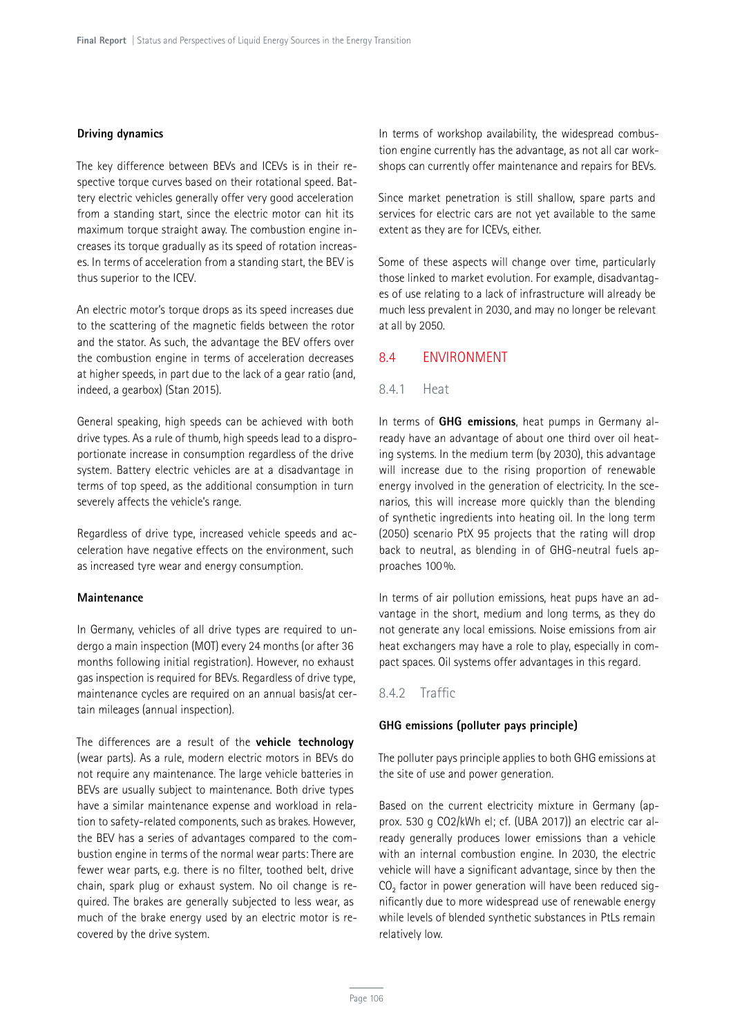**Driving dynamics**

The key difference between BEVs and ICEVs is in their respective torque curves based on their rotational speed. Battery electric vehicles generally offer very good acceleration from a standing start, since the electric motor can hit its maximum torque straight away. The combustion engine increases its torque gradually as its speed of rotation increases. In terms of acceleration from a standing start, the BEV is thus superior to the ICEV.

An electric motor's torque drops as its speed increases due to the scattering of the magnetic fields between the rotor and the stator. As such, the advantage the BEV offers over the combustion engine in terms of acceleration decreases at higher speeds, in part due to the lack of a gear ratio (and, indeed, a gearbox) (Stan 2015).

General speaking, high speeds can be achieved with both drive types. As a rule of thumb, high speeds lead to a disproportionate increase in consumption regardless of the drive system. Battery electric vehicles are at a disadvantage in terms of top speed, as the additional consumption in turn severely affects the vehicle's range.

Regardless of drive type, increased vehicle speeds and acceleration have negative effects on the environment, such as increased tyre wear and energy consumption.

**Maintenance**

In Germany, vehicles of all drive types are required to undergo a main inspection (MOT) every 24 months (or after 36 months following initial registration). However, no exhaust gas inspection is required for BEVs. Regardless of drive type, maintenance cycles are required on an annual basis/at certain mileages (annual inspection).

The differences are a result of the **vehicle technology** (wear parts). As a rule, modern electric motors in BEVs do not require any maintenance. The large vehicle batteries in BEVs are usually subject to maintenance. Both drive types have a similar maintenance expense and workload in relation to safety-related components, such as brakes. However, the BEV has a series of advantages compared to the combustion engine in terms of the normal wear parts: There are fewer wear parts, e.g. there is no filter, toothed belt, drive chain, spark plug or exhaust system. No oil change is required. The brakes are generally subjected to less wear, as much of the brake energy used by an electric motor is recovered by the drive system.

In terms of workshop availability, the widespread combustion engine currently has the advantage, as not all car workshops can currently offer maintenance and repairs for BEVs.

Since market penetration is still shallow, spare parts and services for electric cars are not yet available to the same extent as they are for ICEVs, either.

Some of these aspects will change over time, particularly those linked to market evolution. For example, disadvantages of use relating to a lack of infrastructure will already be much less prevalent in 2030, and may no longer be relevant at all by 2050.

## 8.4 ENVIRONMENT

### 8.4.1 Heat

In terms of **GHG emissions**, heat pumps in Germany already have an advantage of about one third over oil heating systems. In the medium term (by 2030), this advantage will increase due to the rising proportion of renewable energy involved in the generation of electricity. In the scenarios, this will increase more quickly than the blending of synthetic ingredients into heating oil. In the long term (2050) scenario PtX 95 projects that the rating will drop back to neutral, as blending in of GHG-neutral fuels approaches 100 %.

In terms of air pollution emissions, heat pups have an advantage in the short, medium and long terms, as they do not generate any local emissions. Noise emissions from air heat exchangers may have a role to play, especially in compact spaces. Oil systems offer advantages in this regard.

### 8.4.2 Traffic

**GHG emissions (polluter pays principle)**

The polluter pays principle applies to both GHG emissions at the site of use and power generation.

Based on the current electricity mixture in Germany (approx. 530 g CO2/kWh el; cf. (UBA 2017)) an electric car already generally produces lower emissions than a vehicle with an internal combustion engine. In 2030, the electric vehicle will have a significant advantage, since by then the $CO_2$ factor in power generation will have been reduced significantly due to more widespread use of renewable energy while levels of blended synthetic substances in PtLs remain relatively low.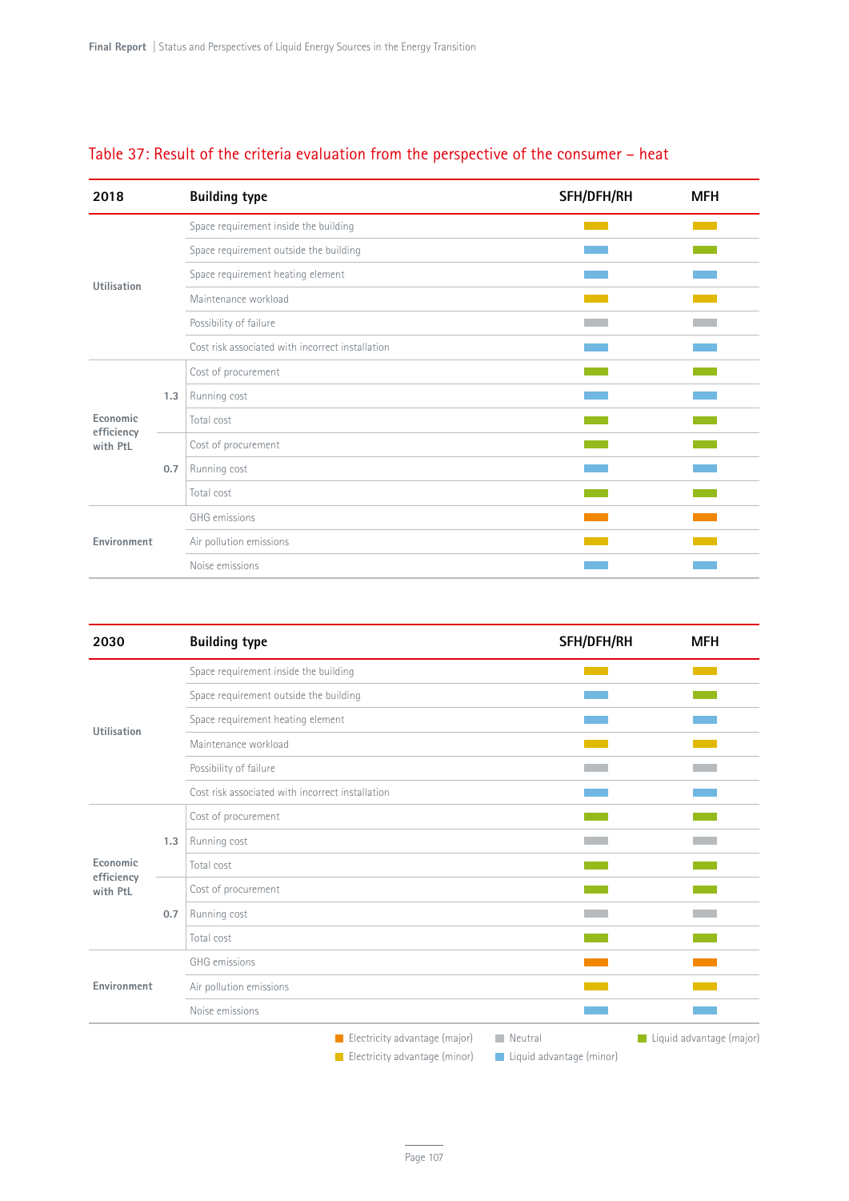## Table 37: Result of the criteria evaluation from the perspective of the consumer – heat

| 2018 | | Building type | SFH/DFH/RH | MFH |
|---|---|---|---|---|
| Utilisation | | Space requirement inside the building | Electricity advantage (minor) | Electricity advantage (minor) |
| | | Space requirement outside the building | Liquid advantage (minor) | Liquid advantage (major) |
| | | Space requirement heating element | Liquid advantage (minor) | Liquid advantage (minor) |
| | | Maintenance workload | Electricity advantage (minor) | Electricity advantage (minor) |
| | | Possibility of failure | Neutral | Neutral |
| | | Cost risk associated with incorrect installation | Liquid advantage (minor) | Liquid advantage (minor) |
| Economic efficiency with PtL | 1.3 | Cost of procurement | Liquid advantage (major) | Liquid advantage (major) |
| | | Running cost | Liquid advantage (minor) | Liquid advantage (minor) |
| | | Total cost | Liquid advantage (major) | Liquid advantage (major) |
| | 0.7 | Cost of procurement | Liquid advantage (major) | Liquid advantage (major) |
| | | Running cost | Liquid advantage (minor) | Liquid advantage (minor) |
| | | Total cost | Liquid advantage (major) | Liquid advantage (major) |
| Environment | | GHG emissions | Electricity advantage (major) | Electricity advantage (major) |
| | | Air pollution emissions | Electricity advantage (minor) | Electricity advantage (minor) |
| | | Noise emissions | Liquid advantage (minor) | Liquid advantage (minor) |

| 2030 | | Building type | SFH/DFH/RH | MFH |
|---|---|---|---|---|
| Utilisation | | Space requirement inside the building | Electricity advantage (minor) | Electricity advantage (minor) |
| | | Space requirement outside the building | Liquid advantage (minor) | Liquid advantage (major) |
| | | Space requirement heating element | Liquid advantage (minor) | Liquid advantage (minor) |
| | | Maintenance workload | Electricity advantage (minor) | Electricity advantage (minor) |
| | | Possibility of failure | Neutral | Neutral |
| | | Cost risk associated with incorrect installation | Liquid advantage (minor) | Liquid advantage (minor) |
| Economic efficiency with PtL | 1.3 | Cost of procurement | Liquid advantage (major) | Liquid advantage (major) |
| | | Running cost | Neutral | Neutral |
| | | Total cost | Liquid advantage (major) | Liquid advantage (major) |
| | 0.7 | Cost of procurement | Liquid advantage (major) | Liquid advantage (major) |
| | | Running cost | Neutral | Neutral |
| | | Total cost | Liquid advantage (major) | Liquid advantage (major) |
| Environment | | GHG emissions | Electricity advantage (major) | Electricity advantage (major) |
| | | Air pollution emissions | Electricity advantage (minor) | Electricity advantage (minor) |
| | | Noise emissions | Liquid advantage (minor) | Liquid advantage (minor) |

Legend: Electricity advantage (major) | Electricity advantage (minor) | Neutral | Liquid advantage (minor) | Liquid advantage (major)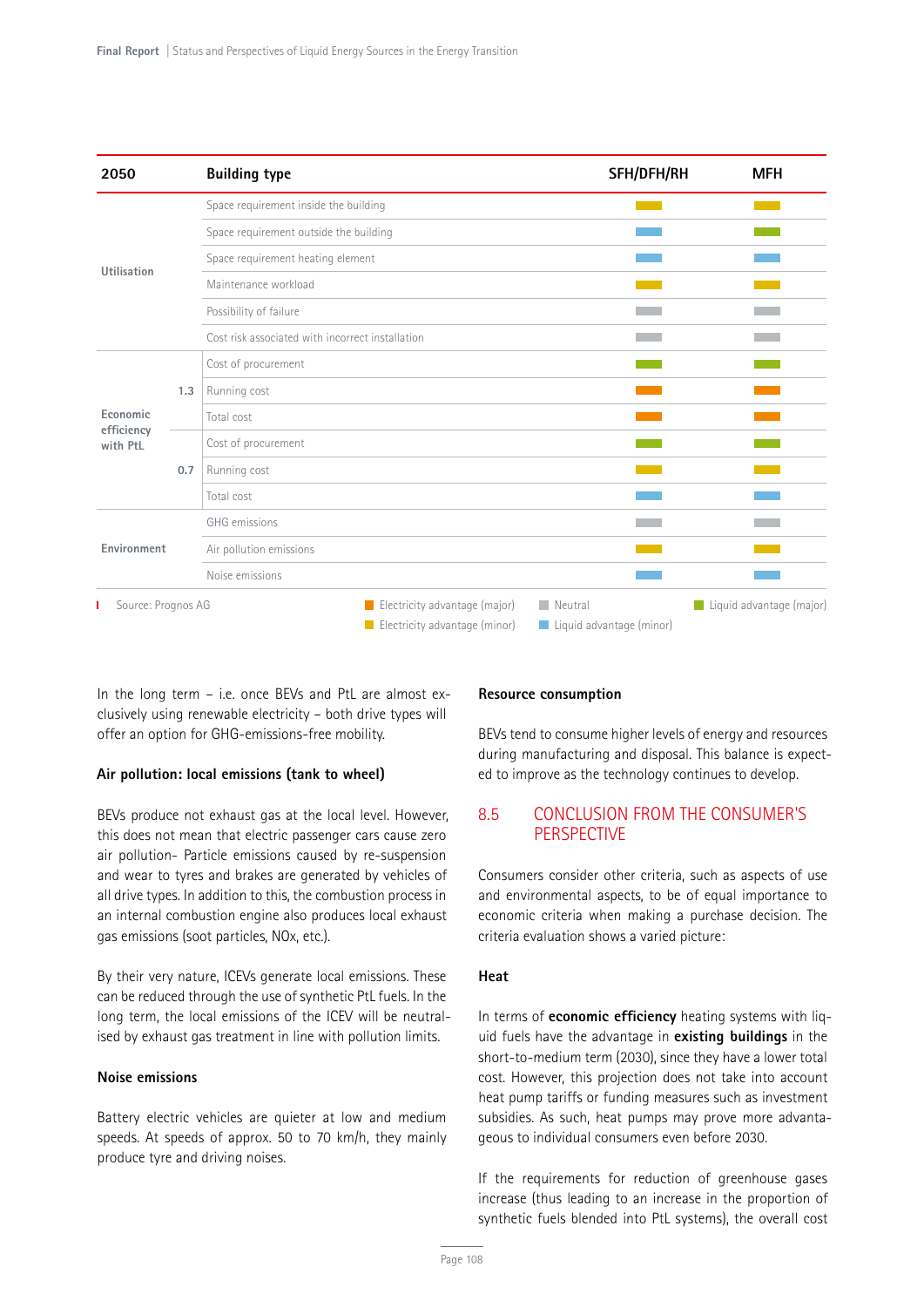| 2050 | | Building type | SFH/DFH/RH | MFH |
|---|---|---|---|---|
| Utilisation | | Space requirement inside the building | Electricity advantage (minor) | Electricity advantage (minor) |
| | | Space requirement outside the building | Liquid advantage (minor) | Liquid advantage (major) |
| | | Space requirement heating element | Liquid advantage (minor) | Liquid advantage (minor) |
| | | Maintenance workload | Electricity advantage (minor) | Electricity advantage (minor) |
| | | Possibility of failure | Neutral | Neutral |
| | | Cost risk associated with incorrect installation | Neutral | Neutral |
| Economic efficiency with PtL | 1.3 | Cost of procurement | Liquid advantage (major) | Liquid advantage (major) |
| | | Running cost | Electricity advantage (major) | Electricity advantage (major) |
| | | Total cost | Electricity advantage (major) | Electricity advantage (major) |
| | 0.7 | Cost of procurement | Liquid advantage (major) | Liquid advantage (major) |
| | | Running cost | Electricity advantage (minor) | Electricity advantage (minor) |
| | | Total cost | Liquid advantage (minor) | Liquid advantage (minor) |
| Environment | | GHG emissions | Neutral | Neutral |
| | | Air pollution emissions | Electricity advantage (minor) | Electricity advantage (minor) |
| | | Noise emissions | Liquid advantage (minor) | Liquid advantage (minor) |

Source: Prognos AG

Legend: Electricity advantage (major) | Electricity advantage (minor) | Neutral | Liquid advantage (minor) | Liquid advantage (major)

In the long term – i.e. once BEVs and PtL are almost exclusively using renewable electricity – both drive types will offer an option for GHG-emissions-free mobility.

**Air pollution: local emissions (tank to wheel)**

BEVs produce not exhaust gas at the local level. However, this does not mean that electric passenger cars cause zero air pollution- Particle emissions caused by re-suspension and wear to tyres and brakes are generated by vehicles of all drive types. In addition to this, the combustion process in an internal combustion engine also produces local exhaust gas emissions (soot particles, NOx, etc.).

By their very nature, ICEVs generate local emissions. These can be reduced through the use of synthetic PtL fuels. In the long term, the local emissions of the ICEV will be neutralised by exhaust gas treatment in line with pollution limits.

**Noise emissions**

Battery electric vehicles are quieter at low and medium speeds. At speeds of approx. 50 to 70 km/h, they mainly produce tyre and driving noises.

**Resource consumption**

BEVs tend to consume higher levels of energy and resources during manufacturing and disposal. This balance is expected to improve as the technology continues to develop.

## 8.5 CONCLUSION FROM THE CONSUMER'S PERSPECTIVE

Consumers consider other criteria, such as aspects of use and environmental aspects, to be of equal importance to economic criteria when making a purchase decision. The criteria evaluation shows a varied picture:

**Heat**

In terms of **economic efficiency** heating systems with liquid fuels have the advantage in **existing buildings** in the short-to-medium term (2030), since they have a lower total cost. However, this projection does not take into account heat pump tariffs or funding measures such as investment subsidies. As such, heat pumps may prove more advantageous to individual consumers even before 2030.

If the requirements for reduction of greenhouse gases increase (thus leading to an increase in the proportion of synthetic fuels blended into PtL systems), the overall cost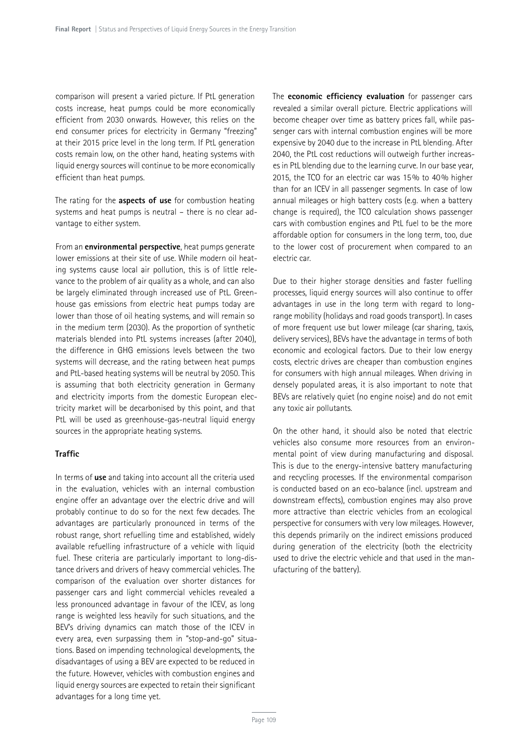comparison will present a varied picture. If PtL generation costs increase, heat pumps could be more economically efficient from 2030 onwards. However, this relies on the end consumer prices for electricity in Germany "freezing" at their 2015 price level in the long term. If PtL generation costs remain low, on the other hand, heating systems with liquid energy sources will continue to be more economically efficient than heat pumps.

The rating for the **aspects of use** for combustion heating systems and heat pumps is neutral – there is no clear advantage to either system.

From an **environmental perspective**, heat pumps generate lower emissions at their site of use. While modern oil heating systems cause local air pollution, this is of little relevance to the problem of air quality as a whole, and can also be largely eliminated through increased use of PtL. Greenhouse gas emissions from electric heat pumps today are lower than those of oil heating systems, and will remain so in the medium term (2030). As the proportion of synthetic materials blended into PtL systems increases (after 2040), the difference in GHG emissions levels between the two systems will decrease, and the rating between heat pumps and PtL-based heating systems will be neutral by 2050. This is assuming that both electricity generation in Germany and electricity imports from the domestic European electricity market will be decarbonised by this point, and that PtL will be used as greenhouse-gas-neutral liquid energy sources in the appropriate heating systems.

### Traffic

In terms of **use** and taking into account all the criteria used in the evaluation, vehicles with an internal combustion engine offer an advantage over the electric drive and will probably continue to do so for the next few decades. The advantages are particularly pronounced in terms of the robust range, short refuelling time and established, widely available refuelling infrastructure of a vehicle with liquid fuel. These criteria are particularly important to long-distance drivers and drivers of heavy commercial vehicles. The comparison of the evaluation over shorter distances for passenger cars and light commercial vehicles revealed a less pronounced advantage in favour of the ICEV, as long range is weighted less heavily for such situations, and the BEV's driving dynamics can match those of the ICEV in every area, even surpassing them in "stop-and-go" situations. Based on impending technological developments, the disadvantages of using a BEV are expected to be reduced in the future. However, vehicles with combustion engines and liquid energy sources are expected to retain their significant advantages for a long time yet.

The **economic efficiency evaluation** for passenger cars revealed a similar overall picture. Electric applications will become cheaper over time as battery prices fall, while passenger cars with internal combustion engines will be more expensive by 2040 due to the increase in PtL blending. After 2040, the PtL cost reductions will outweigh further increases in PtL blending due to the learning curve. In our base year, 2015, the TCO for an electric car was 15% to 40% higher than for an ICEV in all passenger segments. In case of low annual mileages or high battery costs (e.g. when a battery change is required), the TCO calculation shows passenger cars with combustion engines and PtL fuel to be the more affordable option for consumers in the long term, too, due to the lower cost of procurement when compared to an electric car.

Due to their higher storage densities and faster fuelling processes, liquid energy sources will also continue to offer advantages in use in the long term with regard to long-range mobility (holidays and road goods transport). In cases of more frequent use but lower mileage (car sharing, taxis, delivery services), BEVs have the advantage in terms of both economic and ecological factors. Due to their low energy costs, electric drives are cheaper than combustion engines for consumers with high annual mileages. When driving in densely populated areas, it is also important to note that BEVs are relatively quiet (no engine noise) and do not emit any toxic air pollutants.

On the other hand, it should also be noted that electric vehicles also consume more resources from an environmental point of view during manufacturing and disposal. This is due to the energy-intensive battery manufacturing and recycling processes. If the environmental comparison is conducted based on an eco-balance (incl. upstream and downstream effects), combustion engines may also prove more attractive than electric vehicles from an ecological perspective for consumers with very low mileages. However, this depends primarily on the indirect emissions produced during generation of the electricity (both the electricity used to drive the electric vehicle and that used in the manufacturing of the battery).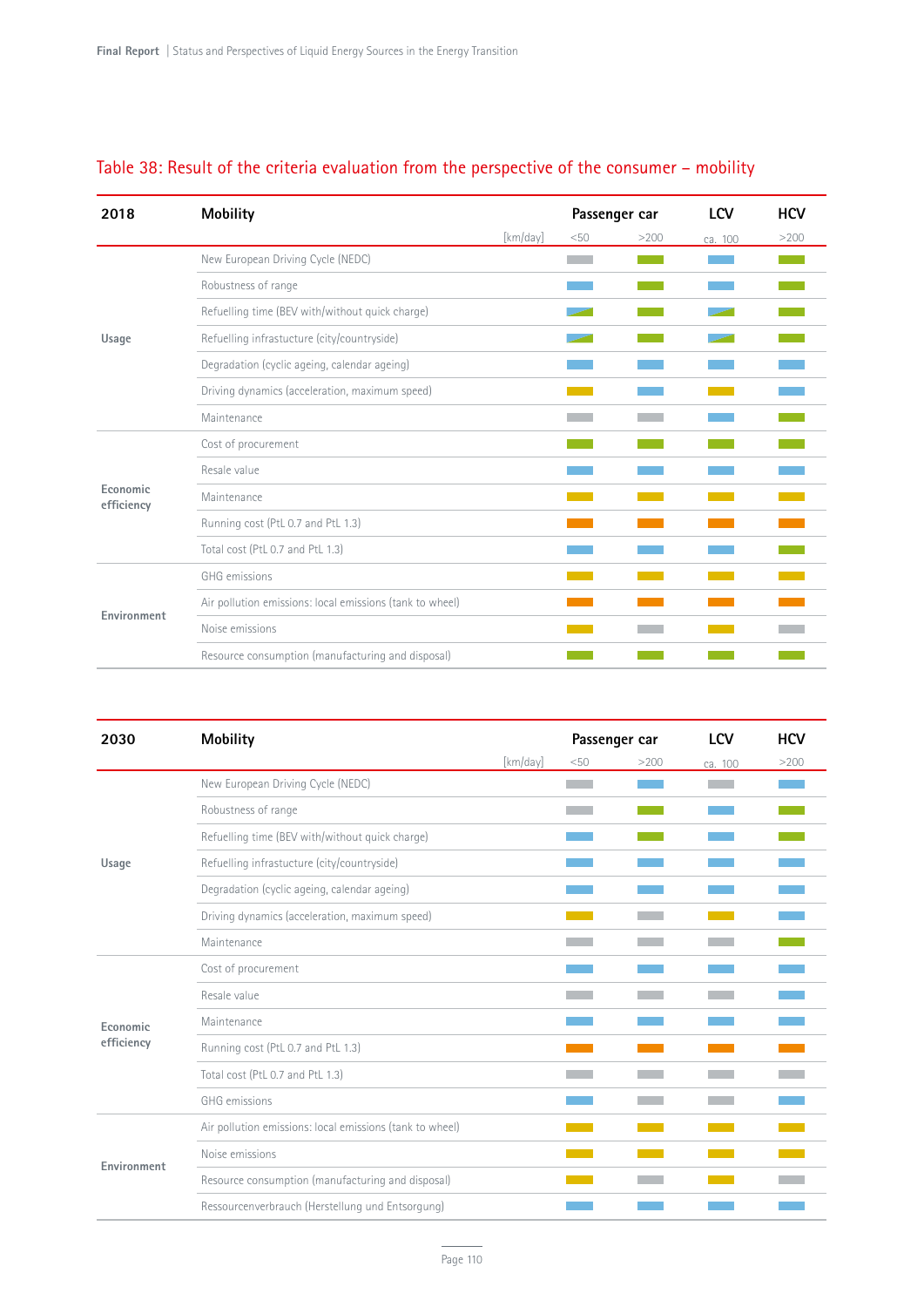## Table 38: Result of the criteria evaluation from the perspective of the consumer – mobility

| 2018 | Mobility | Passenger car | | LCV | HCV |
|---|---|---|---|---|---|
| | [km/day] | <50 | >200 | ca. 100 | >200 |
| Usage | New European Driving Cycle (NEDC) | grey | green | blue | green |
| | Robustness of range | blue | green | blue | green |
| | Refuelling time (BEV with/without quick charge) | blue/green | green | blue/green | green |
| | Refuelling infrastucture (city/countryside) | blue/green | green | blue/green | green |
| | Degradation (cyclic ageing, calendar ageing) | blue | blue | blue | blue |
| | Driving dynamics (acceleration, maximum speed) | yellow | blue | yellow | blue |
| | Maintenance | grey | grey | blue | green |
| Economic efficiency | Cost of procurement | green | green | green | green |
| | Resale value | blue | blue | blue | blue |
| | Maintenance | yellow | yellow | yellow | yellow |
| | Running cost (PtL 0.7 and PtL 1.3) | orange | orange | orange | orange |
| | Total cost (PtL 0.7 and PtL 1.3) | blue | blue | blue | green |
| Environment | GHG emissions | yellow | yellow | yellow | yellow |
| | Air pollution emissions: local emissions (tank to wheel) | orange | orange | orange | orange |
| | Noise emissions | yellow | grey | yellow | grey |
| | Resource consumption (manufacturing and disposal) | green | green | green | green |

| 2030 | Mobility | Passenger car | | LCV | HCV |
|---|---|---|---|---|---|
| | [km/day] | <50 | >200 | ca. 100 | >200 |
| Usage | New European Driving Cycle (NEDC) | grey | blue | grey | blue |
| | Robustness of range | grey | green | blue | green |
| | Refuelling time (BEV with/without quick charge) | blue | green | blue | green |
| | Refuelling infrastructure (city/countryside) | blue | blue | blue | blue |
| | Degradation (cyclic ageing, calendar ageing) | blue | blue | blue | blue |
| | Driving dynamics (acceleration, maximum speed) | yellow | grey | yellow | blue |
| | Maintenance | grey | grey | grey | green |
| Economic efficiency | Cost of procurement | blue | blue | blue | blue |
| | Resale value | grey | grey | grey | blue |
| | Maintenance | blue | blue | blue | blue |
| | Running cost (PtL 0.7 and PtL 1.3) | orange | orange | orange | orange |
| | Total cost (PtL 0.7 and PtL 1.3) | grey | grey | grey | grey |
| | GHG emissions | blue | grey | grey | blue |
| Environment | Air pollution emissions: local emissions (tank to wheel) | yellow | yellow | yellow | yellow |
| | Noise emissions | yellow | yellow | yellow | yellow |
| | Resource consumption (manufacturing and disposal) | yellow | grey | yellow | grey |
| | Ressourcenverbrauch (Herstellung und Entsorgung) | blue | blue | blue | blue |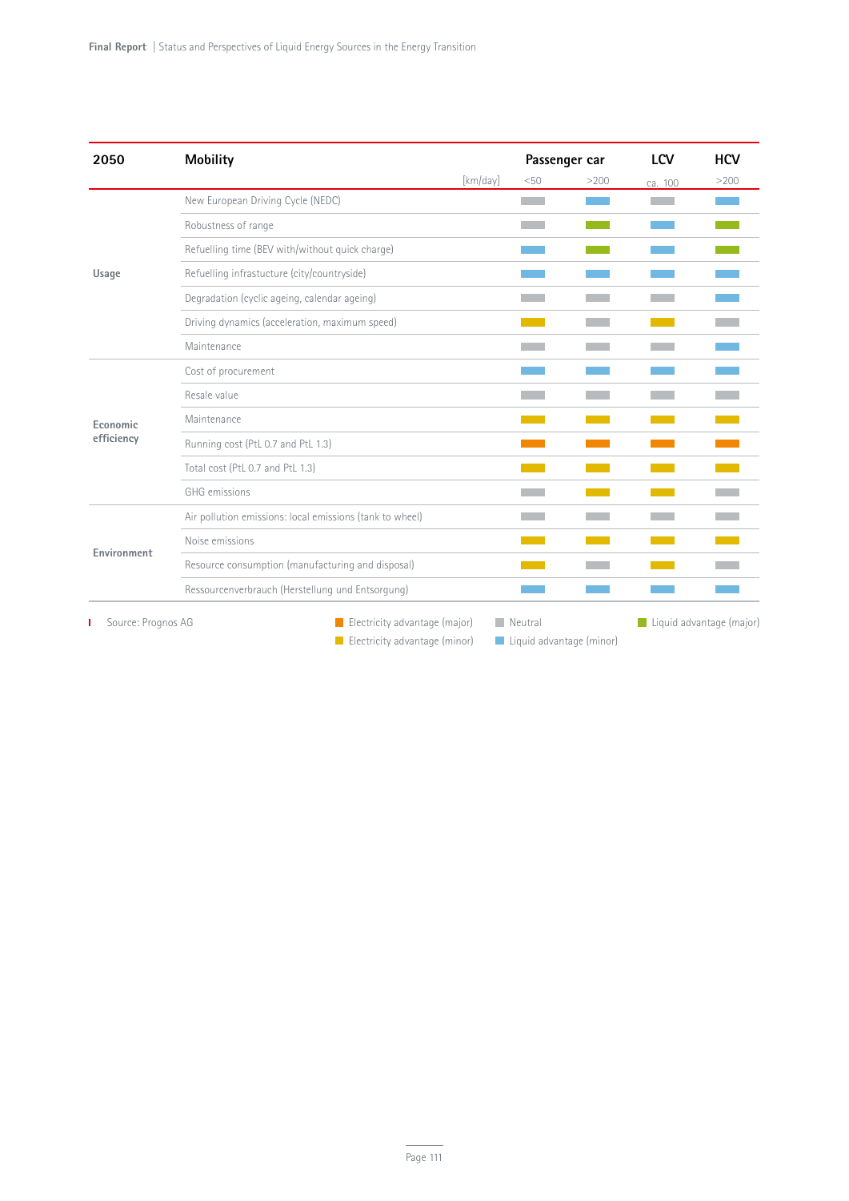| 2050 | Mobility | Passenger car | | LCV | HCV |
|---|---|---|---|---|---|
| | [km/day] | <50 | >200 | ca. 100 | >200 |
| Usage | New European Driving Cycle (NEDC) | Neutral | Liquid advantage (minor) | Neutral | Liquid advantage (minor) |
| | Robustness of range | Neutral | Liquid advantage (major) | Liquid advantage (minor) | Liquid advantage (major) |
| | Refuelling time (BEV with/without quick charge) | Liquid advantage (minor) | Liquid advantage (major) | Liquid advantage (minor) | Liquid advantage (major) |
| | Refuelling infrastucture (city/countryside) | Liquid advantage (minor) | Liquid advantage (minor) | Liquid advantage (minor) | Liquid advantage (minor) |
| | Degradation (cyclic ageing, calendar ageing) | Neutral | Neutral | Neutral | Liquid advantage (minor) |
| | Driving dynamics (acceleration, maximum speed) | Electricity advantage (minor) | Neutral | Electricity advantage (minor) | Neutral |
| | Maintenance | Neutral | Neutral | Neutral | Liquid advantage (minor) |
| Economic efficiency | Cost of procurement | Liquid advantage (minor) | Liquid advantage (minor) | Liquid advantage (minor) | Liquid advantage (minor) |
| | Resale value | Neutral | Neutral | Neutral | Neutral |
| | Maintenance | Electricity advantage (minor) | Electricity advantage (minor) | Electricity advantage (minor) | Electricity advantage (minor) |
| | Running cost (PtL 0.7 and PtL 1.3) | Electricity advantage (major) | Electricity advantage (major) | Electricity advantage (major) | Electricity advantage (major) |
| | Total cost (PtL 0.7 and PtL 1.3) | Electricity advantage (minor) | Electricity advantage (minor) | Electricity advantage (minor) | Electricity advantage (minor) |
| | GHG emissions | Neutral | Electricity advantage (minor) | Electricity advantage (minor) | Neutral |
| Environment | Air pollution emissions: local emissions (tank to wheel) | Neutral | Neutral | Neutral | Neutral |
| | Noise emissions | Electricity advantage (minor) | Electricity advantage (minor) | Electricity advantage (minor) | Electricity advantage (minor) |
| | Resource consumption (manufacturing and disposal) | Electricity advantage (minor) | Neutral | Electricity advantage (minor) | Neutral |
| | Ressourcenverbrauch (Herstellung und Entsorgung) | Liquid advantage (minor) | Liquid advantage (minor) | Liquid advantage (minor) | Liquid advantage (minor) |

Source: Prognos AG

Legend: Electricity advantage (major) · Electricity advantage (minor) · Neutral · Liquid advantage (minor) · Liquid advantage (major)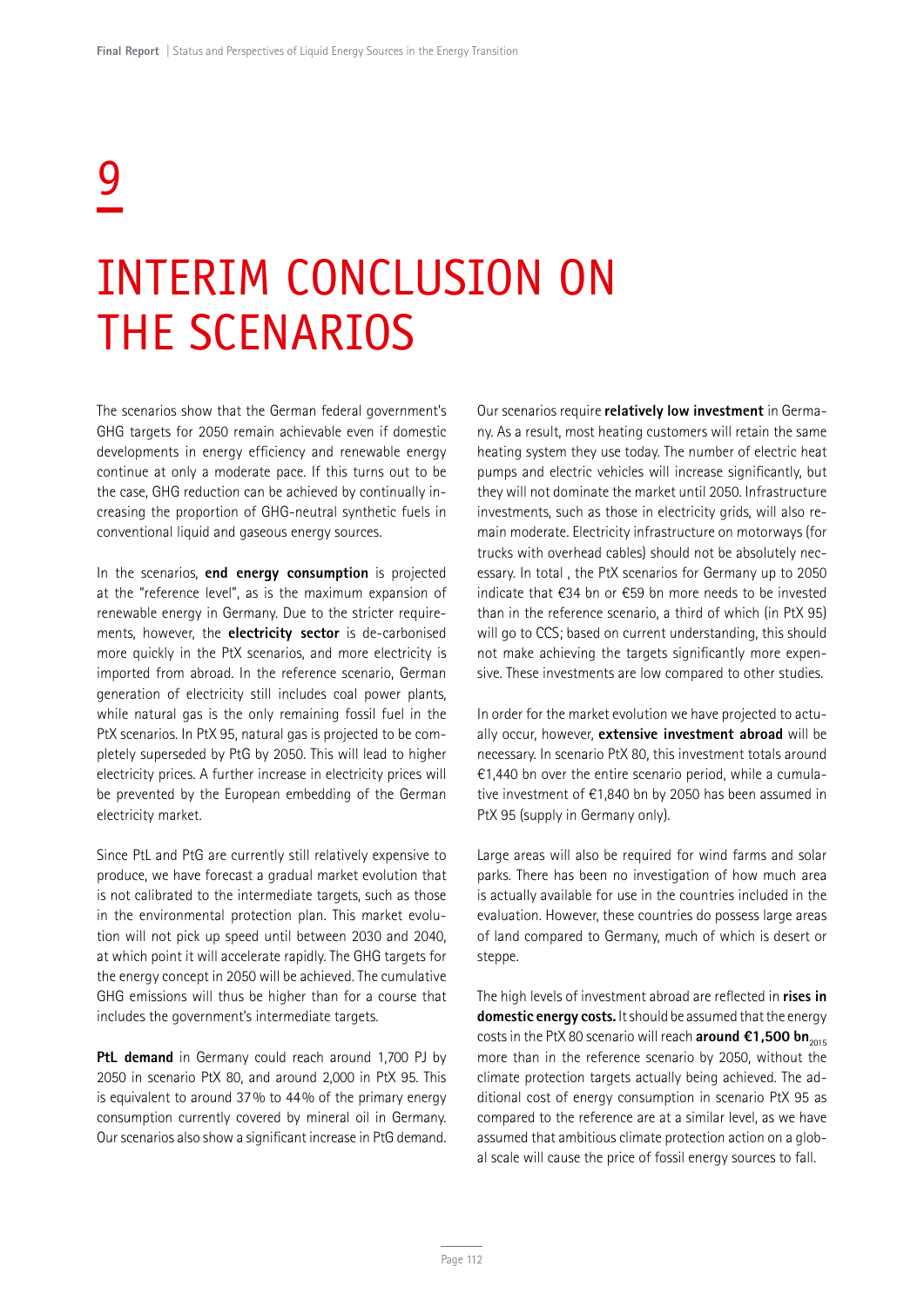# 9

# INTERIM CONCLUSION ON THE SCENARIOS

The scenarios show that the German federal government's GHG targets for 2050 remain achievable even if domestic developments in energy efficiency and renewable energy continue at only a moderate pace. If this turns out to be the case, GHG reduction can be achieved by continually increasing the proportion of GHG-neutral synthetic fuels in conventional liquid and gaseous energy sources.

In the scenarios, **end energy consumption** is projected at the "reference level", as is the maximum expansion of renewable energy in Germany. Due to the stricter requirements, however, the **electricity sector** is de-carbonised more quickly in the PtX scenarios, and more electricity is imported from abroad. In the reference scenario, German generation of electricity still includes coal power plants, while natural gas is the only remaining fossil fuel in the PtX scenarios. In PtX 95, natural gas is projected to be completely superseded by PtG by 2050. This will lead to higher electricity prices. A further increase in electricity prices will be prevented by the European embedding of the German electricity market.

Since PtL and PtG are currently still relatively expensive to produce, we have forecast a gradual market evolution that is not calibrated to the intermediate targets, such as those in the environmental protection plan. This market evolution will not pick up speed until between 2030 and 2040, at which point it will accelerate rapidly. The GHG targets for the energy concept in 2050 will be achieved. The cumulative GHG emissions will thus be higher than for a course that includes the government's intermediate targets.

**PtL demand** in Germany could reach around 1,700 PJ by 2050 in scenario PtX 80, and around 2,000 in PtX 95. This is equivalent to around 37% to 44% of the primary energy consumption currently covered by mineral oil in Germany. Our scenarios also show a significant increase in PtG demand.

Our scenarios require **relatively low investment** in Germany. As a result, most heating customers will retain the same heating system they use today. The number of electric heat pumps and electric vehicles will increase significantly, but they will not dominate the market until 2050. Infrastructure investments, such as those in electricity grids, will also remain moderate. Electricity infrastructure on motorways (for trucks with overhead cables) should not be absolutely necessary. In total , the PtX scenarios for Germany up to 2050 indicate that €34 bn or €59 bn more needs to be invested than in the reference scenario, a third of which (in PtX 95) will go to CCS; based on current understanding, this should not make achieving the targets significantly more expensive. These investments are low compared to other studies.

In order for the market evolution we have projected to actually occur, however, **extensive investment abroad** will be necessary. In scenario PtX 80, this investment totals around €1,440 bn over the entire scenario period, while a cumulative investment of €1,840 bn by 2050 has been assumed in PtX 95 (supply in Germany only).

Large areas will also be required for wind farms and solar parks. There has been no investigation of how much area is actually available for use in the countries included in the evaluation. However, these countries do possess large areas of land compared to Germany, much of which is desert or steppe.

The high levels of investment abroad are reflected in **rises in domestic energy costs.** It should be assumed that the energy costs in the PtX 80 scenario will reach **around €1,500 bn$_{2015}$** more than in the reference scenario by 2050, without the climate protection targets actually being achieved. The additional cost of energy consumption in scenario PtX 95 as compared to the reference are at a similar level, as we have assumed that ambitious climate protection action on a global scale will cause the price of fossil energy sources to fall.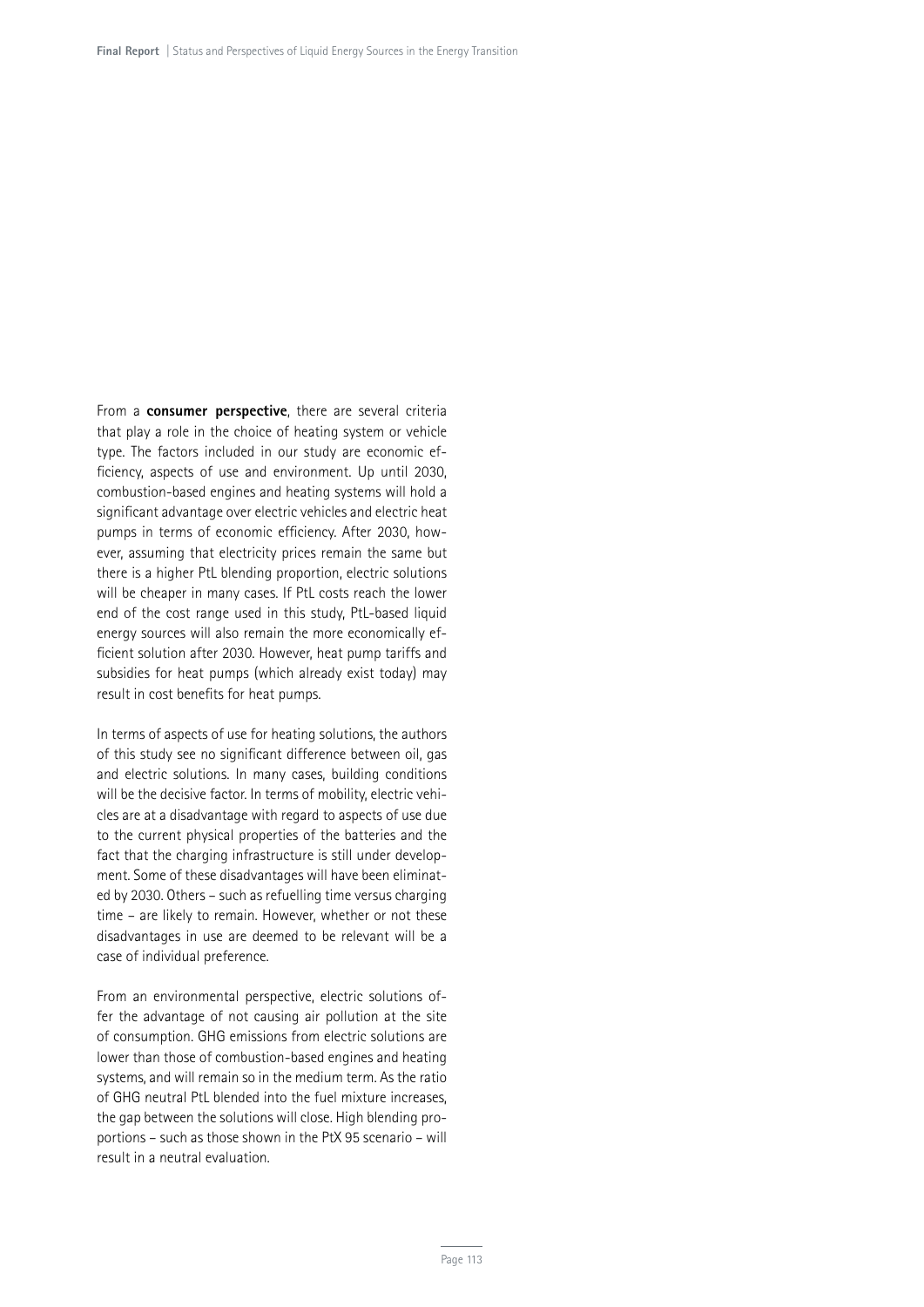From a **consumer perspective**, there are several criteria that play a role in the choice of heating system or vehicle type. The factors included in our study are economic efficiency, aspects of use and environment. Up until 2030, combustion-based engines and heating systems will hold a significant advantage over electric vehicles and electric heat pumps in terms of economic efficiency. After 2030, however, assuming that electricity prices remain the same but there is a higher PtL blending proportion, electric solutions will be cheaper in many cases. If PtL costs reach the lower end of the cost range used in this study, PtL-based liquid energy sources will also remain the more economically efficient solution after 2030. However, heat pump tariffs and subsidies for heat pumps (which already exist today) may result in cost benefits for heat pumps.

In terms of aspects of use for heating solutions, the authors of this study see no significant difference between oil, gas and electric solutions. In many cases, building conditions will be the decisive factor. In terms of mobility, electric vehicles are at a disadvantage with regard to aspects of use due to the current physical properties of the batteries and the fact that the charging infrastructure is still under development. Some of these disadvantages will have been eliminated by 2030. Others – such as refuelling time versus charging time – are likely to remain. However, whether or not these disadvantages in use are deemed to be relevant will be a case of individual preference.

From an environmental perspective, electric solutions offer the advantage of not causing air pollution at the site of consumption. GHG emissions from electric solutions are lower than those of combustion-based engines and heating systems, and will remain so in the medium term. As the ratio of GHG neutral PtL blended into the fuel mixture increases, the gap between the solutions will close. High blending proportions – such as those shown in the PtX 95 scenario – will result in a neutral evaluation.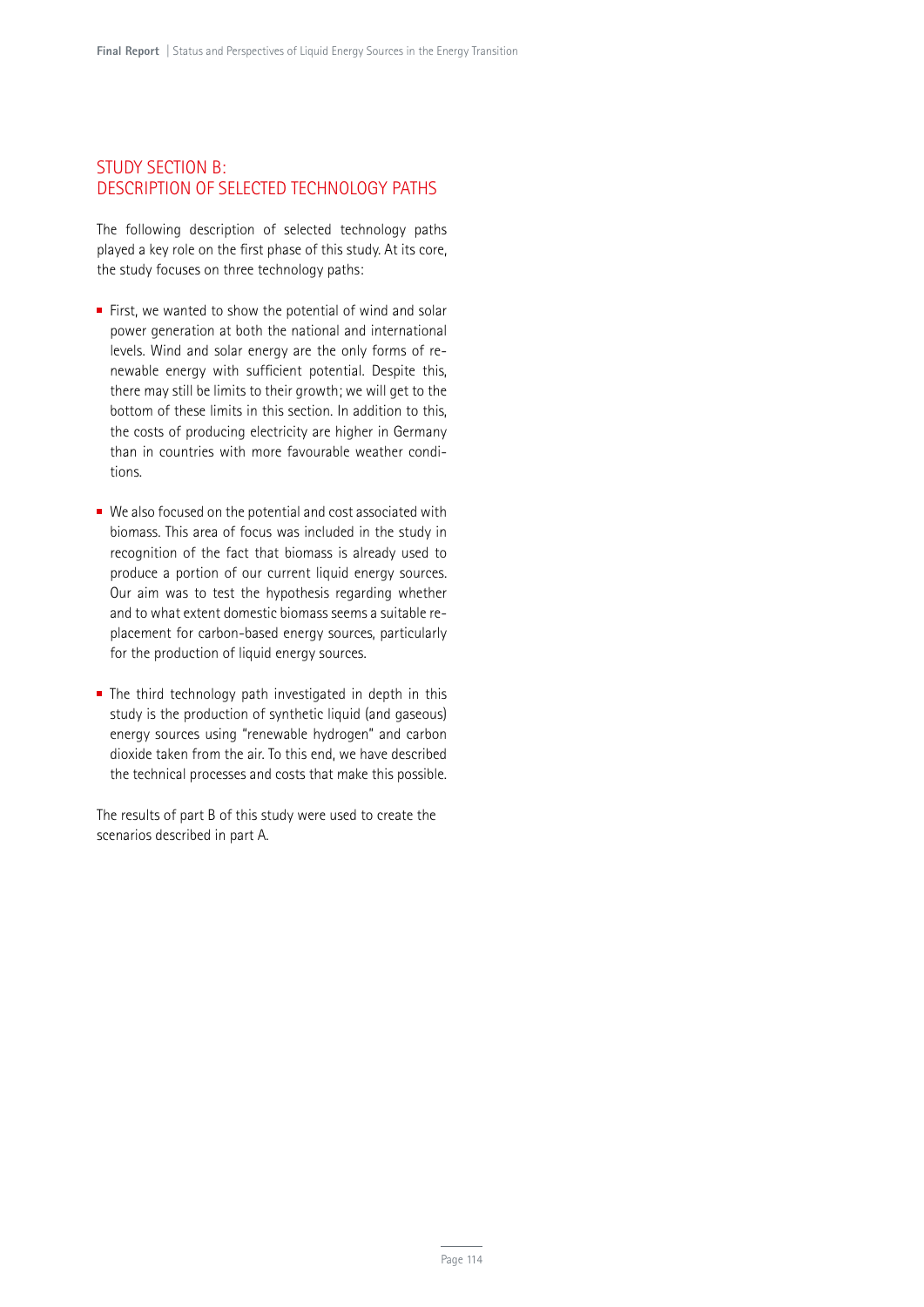## STUDY SECTION B: DESCRIPTION OF SELECTED TECHNOLOGY PATHS

The following description of selected technology paths played a key role on the first phase of this study. At its core, the study focuses on three technology paths:

- First, we wanted to show the potential of wind and solar power generation at both the national and international levels. Wind and solar energy are the only forms of renewable energy with sufficient potential. Despite this, there may still be limits to their growth; we will get to the bottom of these limits in this section. In addition to this, the costs of producing electricity are higher in Germany than in countries with more favourable weather conditions.
- We also focused on the potential and cost associated with biomass. This area of focus was included in the study in recognition of the fact that biomass is already used to produce a portion of our current liquid energy sources. Our aim was to test the hypothesis regarding whether and to what extent domestic biomass seems a suitable replacement for carbon-based energy sources, particularly for the production of liquid energy sources.
- The third technology path investigated in depth in this study is the production of synthetic liquid (and gaseous) energy sources using "renewable hydrogen" and carbon dioxide taken from the air. To this end, we have described the technical processes and costs that make this possible.

The results of part B of this study were used to create the scenarios described in part A.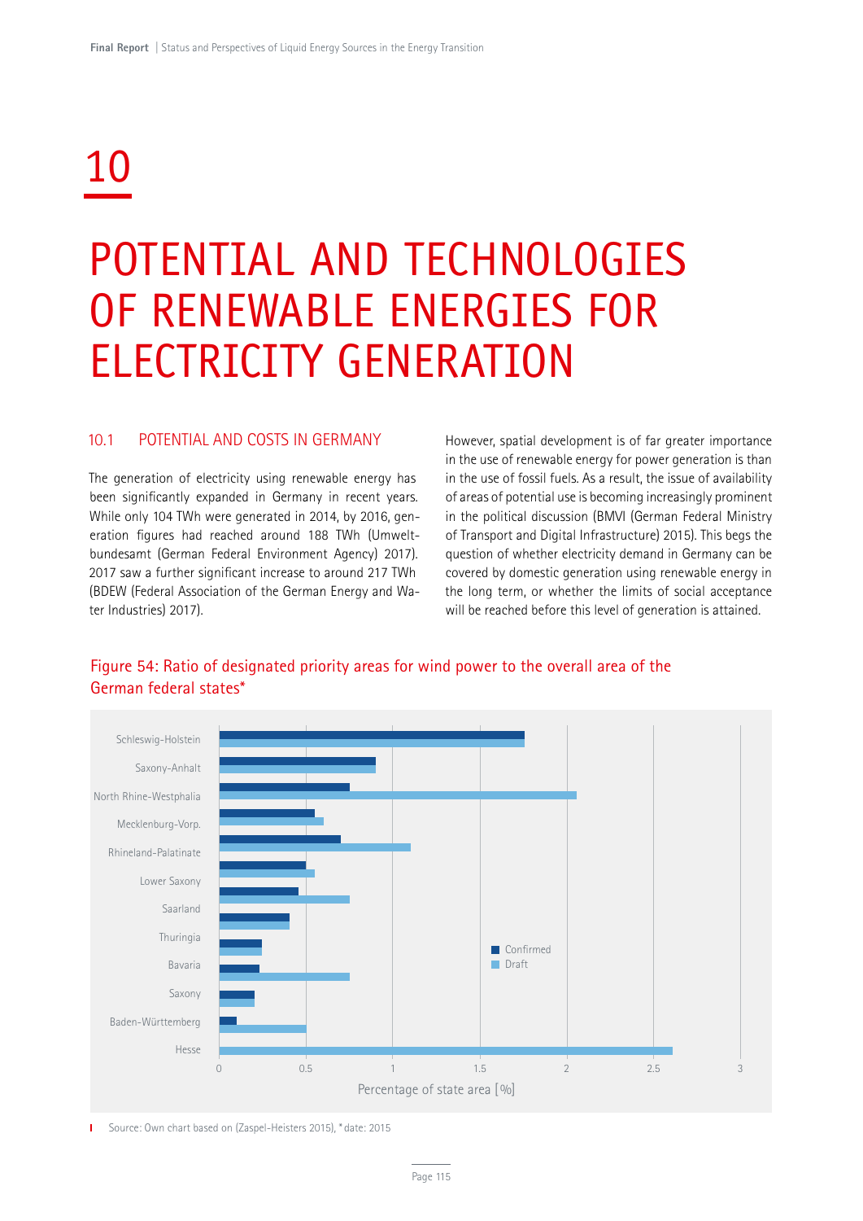# 10

# POTENTIAL AND TECHNOLOGIES OF RENEWABLE ENERGIES FOR ELECTRICITY GENERATION

## 10.1 POTENTIAL AND COSTS IN GERMANY

The generation of electricity using renewable energy has been significantly expanded in Germany in recent years. While only 104 TWh were generated in 2014, by 2016, generation figures had reached around 188 TWh (Umweltbundesamt (German Federal Environment Agency) 2017). 2017 saw a further significant increase to around 217 TWh (BDEW (Federal Association of the German Energy and Water Industries) 2017).

However, spatial development is of far greater importance in the use of renewable energy for power generation is than in the use of fossil fuels. As a result, the issue of availability of areas of potential use is becoming increasingly prominent in the political discussion (BMVI (German Federal Ministry of Transport and Digital Infrastructure) 2015). This begs the question of whether electricity demand in Germany can be covered by domestic generation using renewable energy in the long term, or whether the limits of social acceptance will be reached before this level of generation is attained.

Figure 54: Ratio of designated priority areas for wind power to the overall area of the German federal states*

Source: Own chart based on (Zaspel-Heisters 2015), *date: 2015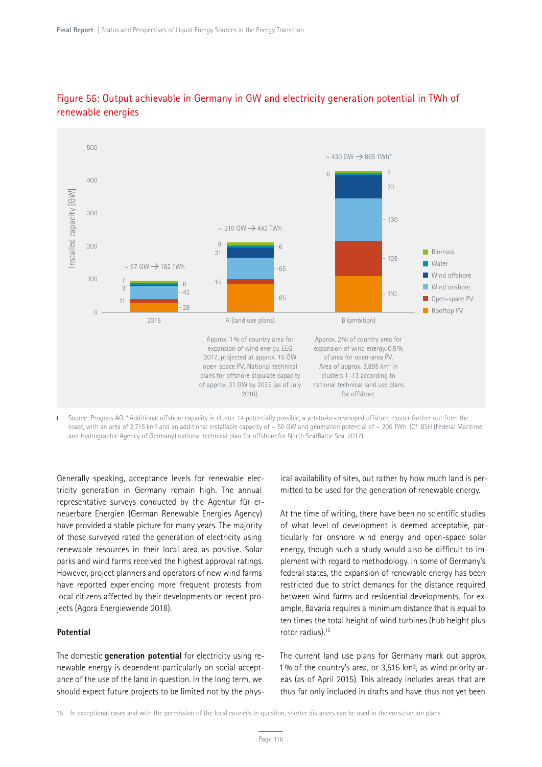## Figure 55: Output achievable in Germany in GW and electricity generation potential in TWh of renewable energies

| Installed capacity [GW] | 2015 | A (land use plans) | B (ambition) |
|---|---|---|---|
| Biomass | 7 | 8 | 8 |
| Water | 3 | 6 | 6 |
| Wind offshore | 6 | 31 | 70 |
| Wind onshore | 42 | 65 | 130 |
| Open-space PV | 11 | 15 | 105 |
| Rooftop PV | 28 | 85 | 110 |
| Total | ~ 97 GW → 182 TWh | ~ 210 GW → 442 TWh | ~ 430 GW → 865 TWh* |

A (land use plans): Approx. 1 % of country area for expansion of wind energy. EEG 2017, projected at approx. 15 GW open-space PV. National technical plans for offshore stipulate capacity of approx. 31 GW by 2035 (as of July 2016).

B (ambition): Approx. 2 % of country area for expansion of wind energy. 0.5 % of area for open-area PV. Area of approx. 3,895 km² in clusters 1–13 according to national technical land use plans for offshore.

Source: Prognos AG, *Additional offshore capacity in cluster 14 potentially possible, a yet-to-be-developed offshore cluster further out from the coast, with an area of 2,715 km² and an additional installable capacity of ~ 50 GW and generation potential of ~ 200 TWh. (Cf. BSH (Federal Maritime and Hydrographic Agency of Germany) national technical plan for offshore for North Sea/Baltic Sea, 2017)

Generally speaking, acceptance levels for renewable electricity generation in Germany remain high. The annual representative surveys conducted by the Agentur für erneuerbare Energien (German Renewable Energies Agency) have provided a stable picture for many years. The majority of those surveyed rated the generation of electricity using renewable resources in their local area as positive. Solar parks and wind farms received the highest approval ratings. However, project planners and operators of new wind farms have reported experiencing more frequent protests from local citizens affected by their developments on recent projects (Agora Energiewende 2018).

### Potential

The domestic **generation potential** for electricity using renewable energy is dependent particularly on social acceptance of the use of the land in question. In the long term, we should expect future projects to be limited not by the physical availability of sites, but rather by how much land is permitted to be used for the generation of renewable energy.

At the time of writing, there have been no scientific studies of what level of development is deemed acceptable, particularly for onshore wind energy and open-space solar energy, though such a study would also be difficult to implement with regard to methodology. In some of Germany's federal states, the expansion of renewable energy has been restricted due to strict demands for the distance required between wind farms and residential developments. For example, Bavaria requires a minimum distance that is equal to ten times the total height of wind turbines (hub height plus rotor radius).[15]

The current land use plans for Germany mark out approx. 1 % of the country's area, or 3,515 km², as wind priority areas (as of April 2015). This already includes areas that are thus far only included in drafts and have thus not yet been

15 In exceptional cases and with the permission of the local councils in question, shorter distances can be used in the construction plans.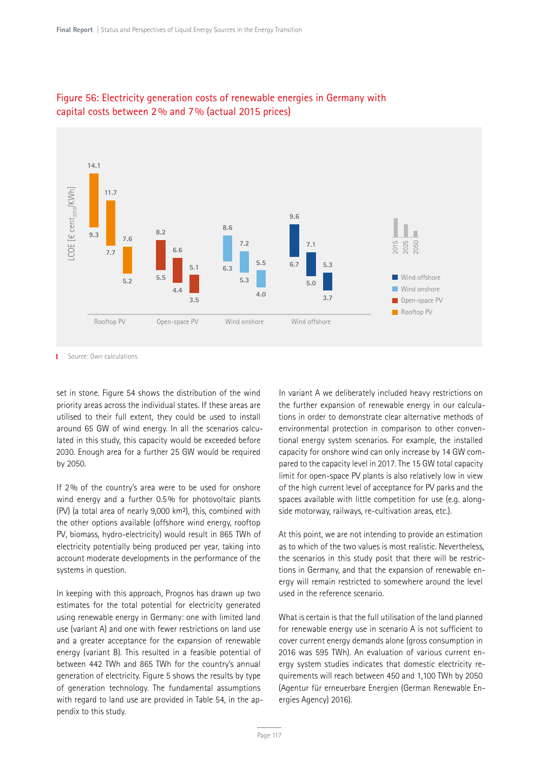## Figure 56: Electricity generation costs of renewable energies in Germany with capital costs between 2 % and 7 % (actual 2015 prices)

| LCOE [€ cent$_{2015}$/KWh] | 2015 | 2025 | 2050 |
|---|---|---|---|
| Rooftop PV | 9.3 – 14.1 | 7.7 – 11.7 | 5.2 – 7.6 |
| Open-space PV | 5.5 – 8.2 | 4.4 – 6.6 | 3.5 – 5.1 |
| Wind onshore | 6.3 – 8.6 | 5.3 – 7.2 | 4.0 – 5.5 |
| Wind offshore | 6.7 – 9.6 | 5.0 – 7.1 | 3.7 – 5.3 |

Source: Own calculations

set in stone. Figure 54 shows the distribution of the wind priority areas across the individual states. If these areas are utilised to their full extent, they could be used to install around 65 GW of wind energy. In all the scenarios calculated in this study, this capacity would be exceeded before 2030. Enough area for a further 25 GW would be required by 2050.

If 2 % of the country's area were to be used for onshore wind energy and a further 0.5 % for photovoltaic plants (PV) (a total area of nearly 9,000 km²), this, combined with the other options available (offshore wind energy, rooftop PV, biomass, hydro-electricity) would result in 865 TWh of electricity potentially being produced per year, taking into account moderate developments in the performance of the systems in question.

In keeping with this approach, Prognos has drawn up two estimates for the total potential for electricity generated using renewable energy in Germany: one with limited land use (variant A) and one with fewer restrictions on land use and a greater acceptance for the expansion of renewable energy (variant B). This resulted in a feasible potential of between 442 TWh and 865 TWh for the country's annual generation of electricity. Figure 5 shows the results by type of generation technology. The fundamental assumptions with regard to land use are provided in Table 54, in the appendix to this study.

In variant A we deliberately included heavy restrictions on the further expansion of renewable energy in our calculations in order to demonstrate clear alternative methods of environmental protection in comparison to other conventional energy system scenarios. For example, the installed capacity for onshore wind can only increase by 14 GW compared to the capacity level in 2017. The 15 GW total capacity limit for open-space PV plants is also relatively low in view of the high current level of acceptance for PV parks and the spaces available with little competition for use (e.g. alongside motorway, railways, re-cultivation areas, etc.).

At this point, we are not intending to provide an estimation as to which of the two values is most realistic. Nevertheless, the scenarios in this study posit that there will be restrictions in Germany, and that the expansion of renewable energy will remain restricted to somewhere around the level used in the reference scenario.

What is certain is that the full utilisation of the land planned for renewable energy use in scenario A is not sufficient to cover current energy demands alone (gross consumption in 2016 was 595 TWh). An evaluation of various current energy system studies indicates that domestic electricity requirements will reach between 450 and 1,100 TWh by 2050 (Agentur für erneuerbare Energien (German Renewable Energies Agency) 2016).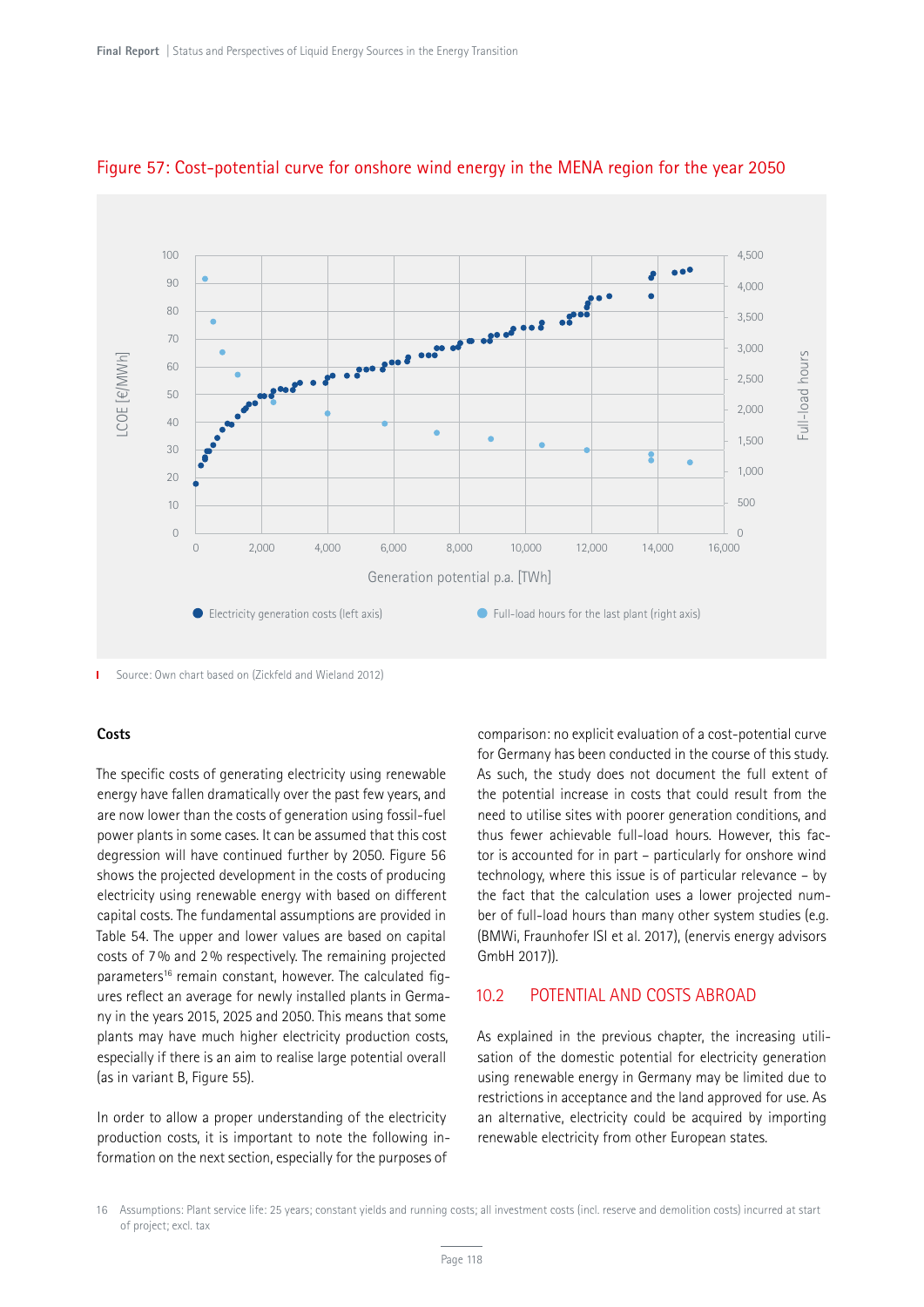Figure 57: Cost-potential curve for onshore wind energy in the MENA region for the year 2050

Source: Own chart based on (Zickfeld and Wieland 2012)

**Costs**

The specific costs of generating electricity using renewable energy have fallen dramatically over the past few years, and are now lower than the costs of generation using fossil-fuel power plants in some cases. It can be assumed that this cost degression will have continued further by 2050. Figure 56 shows the projected development in the costs of producing electricity using renewable energy with based on different capital costs. The fundamental assumptions are provided in Table 54. The upper and lower values are based on capital costs of 7 % and 2 % respectively. The remaining projected parameters[16] remain constant, however. The calculated figures reflect an average for newly installed plants in Germany in the years 2015, 2025 and 2050. This means that some plants may have much higher electricity production costs, especially if there is an aim to realise large potential overall (as in variant B, Figure 55).

In order to allow a proper understanding of the electricity production costs, it is important to note the following information on the next section, especially for the purposes of comparison: no explicit evaluation of a cost-potential curve for Germany has been conducted in the course of this study. As such, the study does not document the full extent of the potential increase in costs that could result from the need to utilise sites with poorer generation conditions, and thus fewer achievable full-load hours. However, this factor is accounted for in part – particularly for onshore wind technology, where this issue is of particular relevance – by the fact that the calculation uses a lower projected number of full-load hours than many other system studies (e.g. (BMWi, Fraunhofer ISI et al. 2017), (enervis energy advisors GmbH 2017)).

## 10.2 POTENTIAL AND COSTS ABROAD

As explained in the previous chapter, the increasing utilisation of the domestic potential for electricity generation using renewable energy in Germany may be limited due to restrictions in acceptance and the land approved for use. As an alternative, electricity could be acquired by importing renewable electricity from other European states.

16 Assumptions: Plant service life: 25 years; constant yields and running costs; all investment costs (incl. reserve and demolition costs) incurred at start of project; excl. tax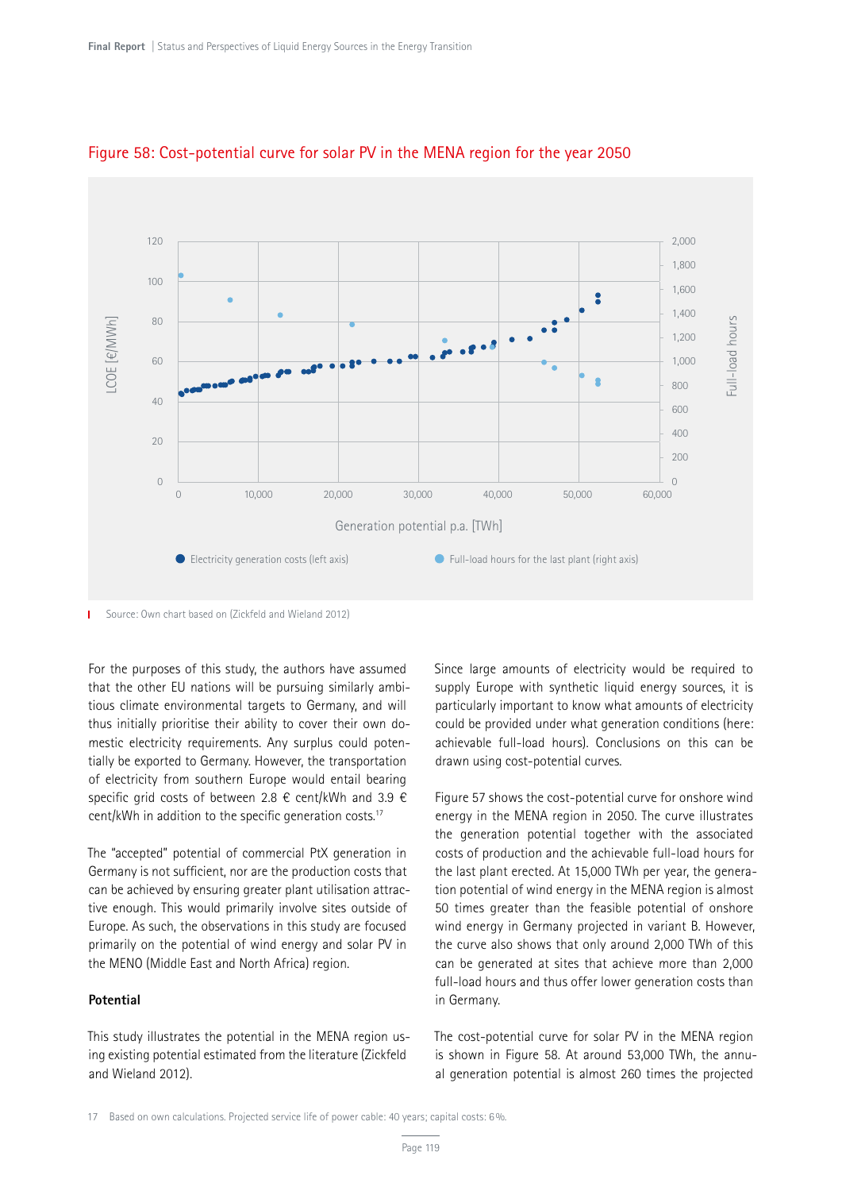Figure 58: Cost-potential curve for solar PV in the MENA region for the year 2050

Source: Own chart based on (Zickfeld and Wieland 2012)

For the purposes of this study, the authors have assumed that the other EU nations will be pursuing similarly ambitious climate environmental targets to Germany, and will thus initially prioritise their ability to cover their own domestic electricity requirements. Any surplus could potentially be exported to Germany. However, the transportation of electricity from southern Europe would entail bearing specific grid costs of between 2.8 € cent/kWh and 3.9 € cent/kWh in addition to the specific generation costs.[17]

The "accepted" potential of commercial PtX generation in Germany is not sufficient, nor are the production costs that can be achieved by ensuring greater plant utilisation attractive enough. This would primarily involve sites outside of Europe. As such, the observations in this study are focused primarily on the potential of wind energy and solar PV in the MENO (Middle East and North Africa) region.

**Potential**

This study illustrates the potential in the MENA region using existing potential estimated from the literature (Zickfeld and Wieland 2012).

Since large amounts of electricity would be required to supply Europe with synthetic liquid energy sources, it is particularly important to know what amounts of electricity could be provided under what generation conditions (here: achievable full-load hours). Conclusions on this can be drawn using cost-potential curves.

Figure 57 shows the cost-potential curve for onshore wind energy in the MENA region in 2050. The curve illustrates the generation potential together with the associated costs of production and the achievable full-load hours for the last plant erected. At 15,000 TWh per year, the generation potential of wind energy in the MENA region is almost 50 times greater than the feasible potential of onshore wind energy in Germany projected in variant B. However, the curve also shows that only around 2,000 TWh of this can be generated at sites that achieve more than 2,000 full-load hours and thus offer lower generation costs than in Germany.

The cost-potential curve for solar PV in the MENA region is shown in Figure 58. At around 53,000 TWh, the annual generation potential is almost 260 times the projected

17 Based on own calculations. Projected service life of power cable: 40 years; capital costs: 6%.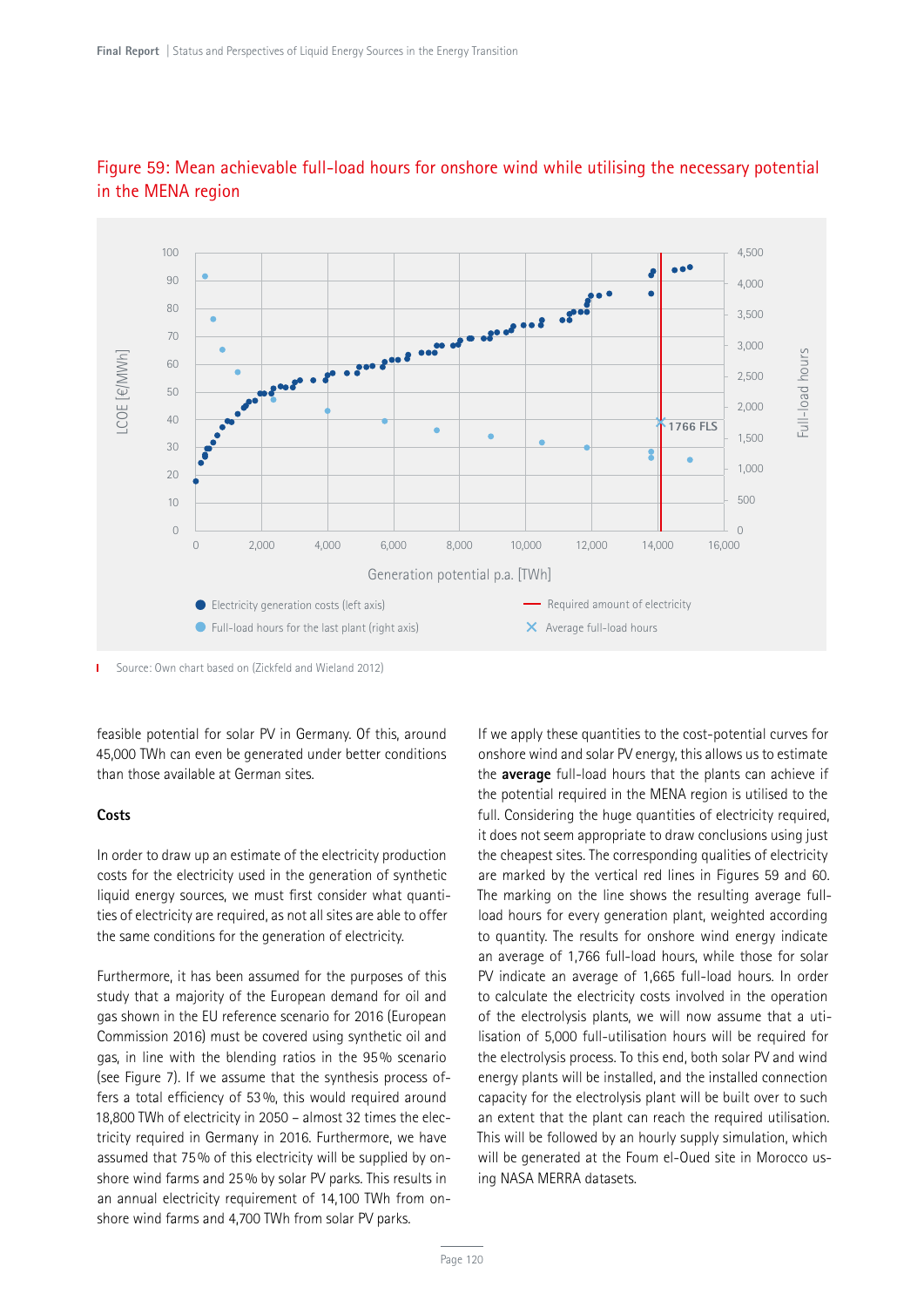## Figure 59: Mean achievable full-load hours for onshore wind while utilising the necessary potential in the MENA region

Source: Own chart based on (Zickfeld and Wieland 2012)

feasible potential for solar PV in Germany. Of this, around 45,000 TWh can even be generated under better conditions than those available at German sites.

### Costs

In order to draw up an estimate of the electricity production costs for the electricity used in the generation of synthetic liquid energy sources, we must first consider what quantities of electricity are required, as not all sites are able to offer the same conditions for the generation of electricity.

Furthermore, it has been assumed for the purposes of this study that a majority of the European demand for oil and gas shown in the EU reference scenario for 2016 (European Commission 2016) must be covered using synthetic oil and gas, in line with the blending ratios in the 95% scenario (see Figure 7). If we assume that the synthesis process offers a total efficiency of 53%, this would required around 18,800 TWh of electricity in 2050 – almost 32 times the electricity required in Germany in 2016. Furthermore, we have assumed that 75% of this electricity will be supplied by onshore wind farms and 25% by solar PV parks. This results in an annual electricity requirement of 14,100 TWh from onshore wind farms and 4,700 TWh from solar PV parks.

If we apply these quantities to the cost-potential curves for onshore wind and solar PV energy, this allows us to estimate the **average** full-load hours that the plants can achieve if the potential required in the MENA region is utilised to the full. Considering the huge quantities of electricity required, it does not seem appropriate to draw conclusions using just the cheapest sites. The corresponding qualities of electricity are marked by the vertical red lines in Figures 59 and 60. The marking on the line shows the resulting average full-load hours for every generation plant, weighted according to quantity. The results for onshore wind energy indicate an average of 1,766 full-load hours, while those for solar PV indicate an average of 1,665 full-load hours. In order to calculate the electricity costs involved in the operation of the electrolysis plants, we will now assume that a utilisation of 5,000 full-utilisation hours will be required for the electrolysis process. To this end, both solar PV and wind energy plants will be installed, and the installed connection capacity for the electrolysis plant will be built over to such an extent that the plant can reach the required utilisation. This will be followed by an hourly supply simulation, which will be generated at the Foum el-Oued site in Morocco using NASA MERRA datasets.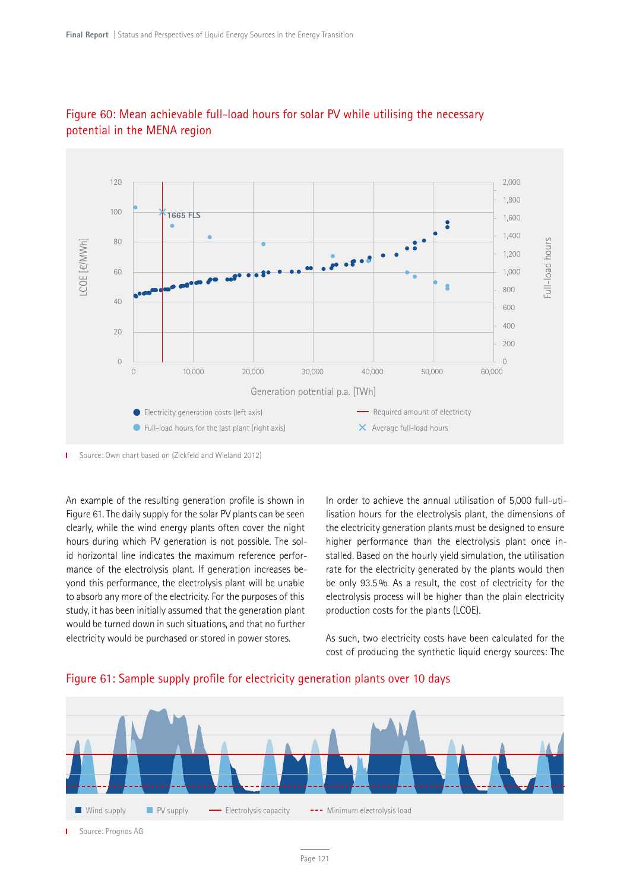Figure 60: Mean achievable full-load hours for solar PV while utilising the necessary potential in the MENA region

Source: Own chart based on (Zickfeld and Wieland 2012)

An example of the resulting generation profile is shown in Figure 61. The daily supply for the solar PV plants can be seen clearly, while the wind energy plants often cover the night hours during which PV generation is not possible. The solid horizontal line indicates the maximum reference performance of the electrolysis plant. If generation increases beyond this performance, the electrolysis plant will be unable to absorb any more of the electricity. For the purposes of this study, it has been initially assumed that the generation plant would be turned down in such situations, and that no further electricity would be purchased or stored in power stores.

In order to achieve the annual utilisation of 5,000 full-utilisation hours for the electrolysis plant, the dimensions of the electricity generation plants must be designed to ensure higher performance than the electrolysis plant once installed. Based on the hourly yield simulation, the utilisation rate for the electricity generated by the plants would then be only 93.5 %. As a result, the cost of electricity for the electrolysis process will be higher than the plain electricity production costs for the plants (LCOE).

As such, two electricity costs have been calculated for the cost of producing the synthetic liquid energy sources: The

Figure 61: Sample supply profile for electricity generation plants over 10 days

Source: Prognos AG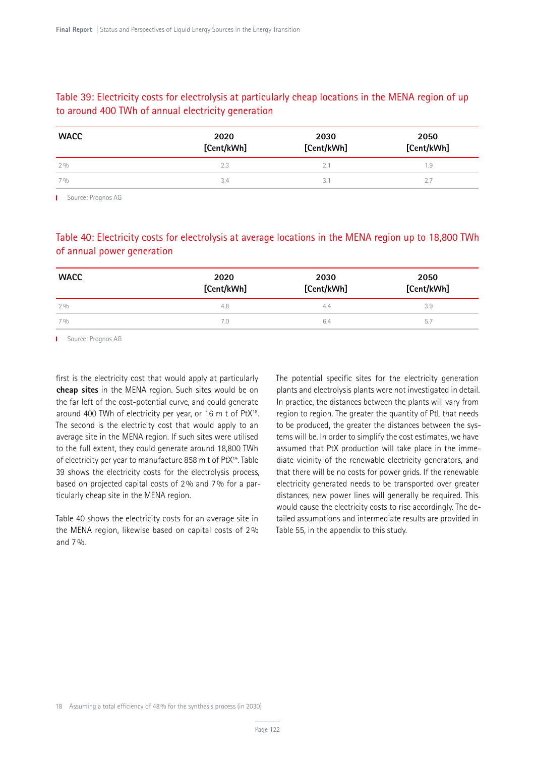### Table 39: Electricity costs for electrolysis at particularly cheap locations in the MENA region of up to around 400 TWh of annual electricity generation

| WACC | 2020 [Cent/kWh] | 2030 [Cent/kWh] | 2050 [Cent/kWh] |
|---|---|---|---|
| 2 % | 2.3 | 2.1 | 1.9 |
| 7 % | 3.4 | 3.1 | 2.7 |

Source: Prognos AG

### Table 40: Electricity costs for electrolysis at average locations in the MENA region up to 18,800 TWh of annual power generation

| WACC | 2020 [Cent/kWh] | 2030 [Cent/kWh] | 2050 [Cent/kWh] |
|---|---|---|---|
| 2 % | 4.8 | 4.4 | 3.9 |
| 7 % | 7.0 | 6.4 | 5.7 |

Source: Prognos AG

first is the electricity cost that would apply at particularly **cheap sites** in the MENA region. Such sites would be on the far left of the cost-potential curve, and could generate around 400 TWh of electricity per year, or 16 m t of PtX[18]. The second is the electricity cost that would apply to an average site in the MENA region. If such sites were utilised to the full extent, they could generate around 18,800 TWh of electricity per year to manufacture 858 m t of PtX[19]. Table 39 shows the electricity costs for the electrolysis process, based on projected capital costs of 2 % and 7 % for a particularly cheap site in the MENA region.

Table 40 shows the electricity costs for an average site in the MENA region, likewise based on capital costs of 2 % and 7 %.

The potential specific sites for the electricity generation plants and electrolysis plants were not investigated in detail. In practice, the distances between the plants will vary from region to region. The greater the quantity of PtL that needs to be produced, the greater the distances between the systems will be. In order to simplify the cost estimates, we have assumed that PtX production will take place in the immediate vicinity of the renewable electricity generators, and that there will be no costs for power grids. If the renewable electricity generated needs to be transported over greater distances, new power lines will generally be required. This would cause the electricity costs to rise accordingly. The detailed assumptions and intermediate results are provided in Table 55, in the appendix to this study.

18 Assuming a total efficiency of 48 % for the synthesis process (in 2030)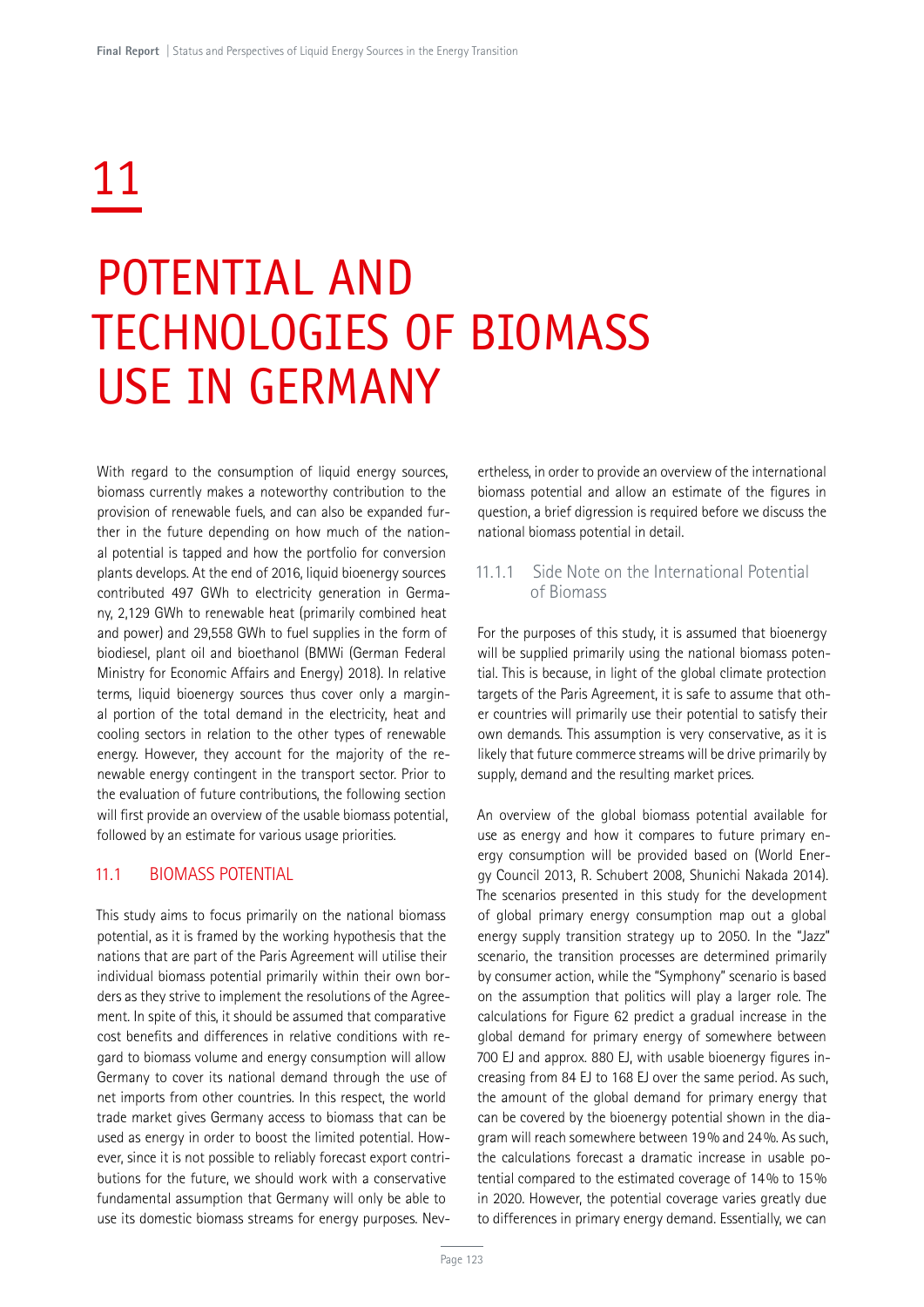# 11

# POTENTIAL AND TECHNOLOGIES OF BIOMASS USE IN GERMANY

With regard to the consumption of liquid energy sources, biomass currently makes a noteworthy contribution to the provision of renewable fuels, and can also be expanded further in the future depending on how much of the national potential is tapped and how the portfolio for conversion plants develops. At the end of 2016, liquid bioenergy sources contributed 497 GWh to electricity generation in Germany, 2,129 GWh to renewable heat (primarily combined heat and power) and 29,558 GWh to fuel supplies in the form of biodiesel, plant oil and bioethanol (BMWi (German Federal Ministry for Economic Affairs and Energy) 2018). In relative terms, liquid bioenergy sources thus cover only a marginal portion of the total demand in the electricity, heat and cooling sectors in relation to the other types of renewable energy. However, they account for the majority of the renewable energy contingent in the transport sector. Prior to the evaluation of future contributions, the following section will first provide an overview of the usable biomass potential, followed by an estimate for various usage priorities.

## 11.1 BIOMASS POTENTIAL

This study aims to focus primarily on the national biomass potential, as it is framed by the working hypothesis that the nations that are part of the Paris Agreement will utilise their individual biomass potential primarily within their own borders as they strive to implement the resolutions of the Agreement. In spite of this, it should be assumed that comparative cost benefits and differences in relative conditions with regard to biomass volume and energy consumption will allow Germany to cover its national demand through the use of net imports from other countries. In this respect, the world trade market gives Germany access to biomass that can be used as energy in order to boost the limited potential. However, since it is not possible to reliably forecast export contributions for the future, we should work with a conservative fundamental assumption that Germany will only be able to use its domestic biomass streams for energy purposes. Nevertheless, in order to provide an overview of the international biomass potential and allow an estimate of the figures in question, a brief digression is required before we discuss the national biomass potential in detail.

### 11.1.1 Side Note on the International Potential of Biomass

For the purposes of this study, it is assumed that bioenergy will be supplied primarily using the national biomass potential. This is because, in light of the global climate protection targets of the Paris Agreement, it is safe to assume that other countries will primarily use their potential to satisfy their own demands. This assumption is very conservative, as it is likely that future commerce streams will be drive primarily by supply, demand and the resulting market prices.

An overview of the global biomass potential available for use as energy and how it compares to future primary energy consumption will be provided based on (World Energy Council 2013, R. Schubert 2008, Shunichi Nakada 2014). The scenarios presented in this study for the development of global primary energy consumption map out a global energy supply transition strategy up to 2050. In the "Jazz" scenario, the transition processes are determined primarily by consumer action, while the "Symphony" scenario is based on the assumption that politics will play a larger role. The calculations for Figure 62 predict a gradual increase in the global demand for primary energy of somewhere between 700 EJ and approx. 880 EJ, with usable bioenergy figures increasing from 84 EJ to 168 EJ over the same period. As such, the amount of the global demand for primary energy that can be covered by the bioenergy potential shown in the diagram will reach somewhere between 19 % and 24 %. As such, the calculations forecast a dramatic increase in usable potential compared to the estimated coverage of 14 % to 15 % in 2020. However, the potential coverage varies greatly due to differences in primary energy demand. Essentially, we can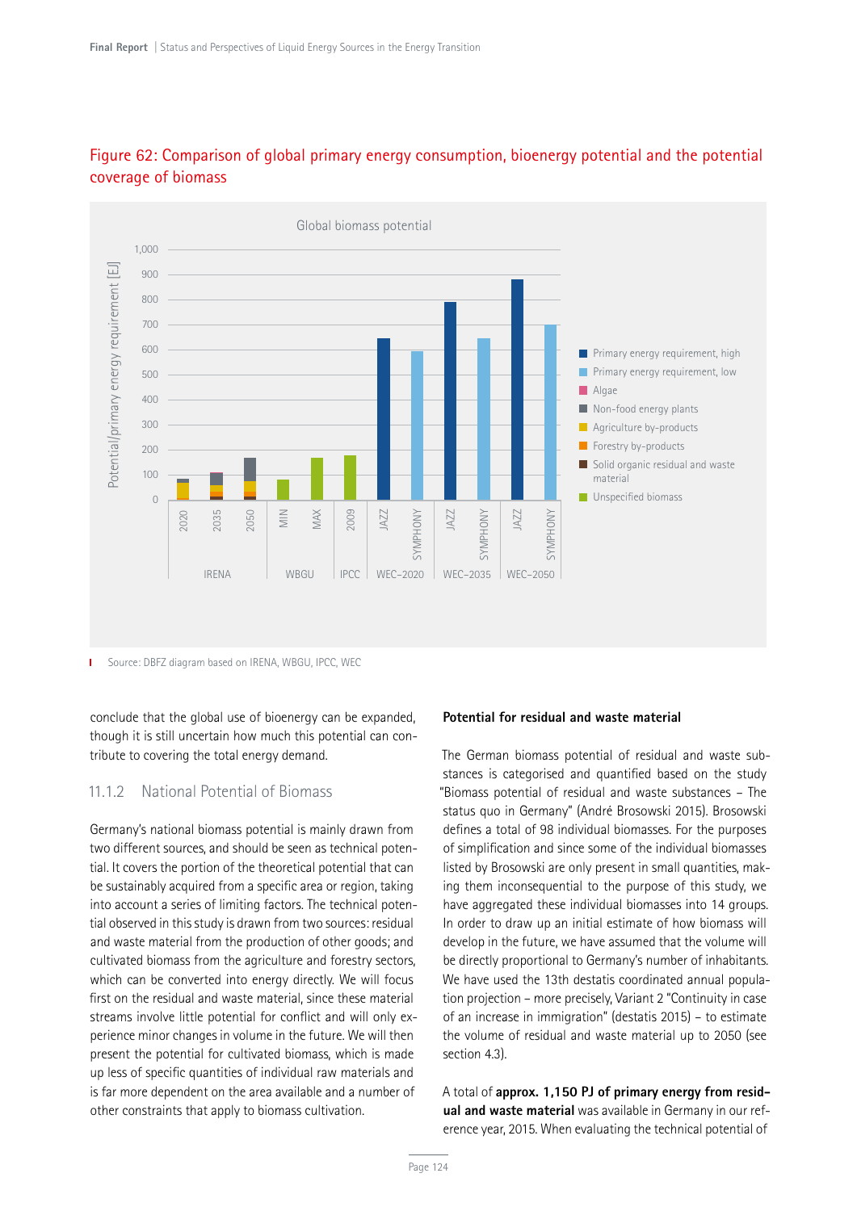## Figure 62: Comparison of global primary energy consumption, bioenergy potential and the potential coverage of biomass

Source: DBFZ diagram based on IRENA, WBGU, IPCC, WEC

conclude that the global use of bioenergy can be expanded, though it is still uncertain how much this potential can contribute to covering the total energy demand.

### 11.1.2 National Potential of Biomass

Germany's national biomass potential is mainly drawn from two different sources, and should be seen as technical potential. It covers the portion of the theoretical potential that can be sustainably acquired from a specific area or region, taking into account a series of limiting factors. The technical potential observed in this study is drawn from two sources: residual and waste material from the production of other goods; and cultivated biomass from the agriculture and forestry sectors, which can be converted into energy directly. We will focus first on the residual and waste material, since these material streams involve little potential for conflict and will only experience minor changes in volume in the future. We will then present the potential for cultivated biomass, which is made up less of specific quantities of individual raw materials and is far more dependent on the area available and a number of other constraints that apply to biomass cultivation.

**Potential for residual and waste material**

The German biomass potential of residual and waste substances is categorised and quantified based on the study "Biomass potential of residual and waste substances – The status quo in Germany" (André Brosowski 2015). Brosowski defines a total of 98 individual biomasses. For the purposes of simplification and since some of the individual biomasses listed by Brosowski are only present in small quantities, making them inconsequential to the purpose of this study, we have aggregated these individual biomasses into 14 groups. In order to draw up an initial estimate of how biomass will develop in the future, we have assumed that the volume will be directly proportional to Germany's number of inhabitants. We have used the 13th destatis coordinated annual population projection – more precisely, Variant 2 "Continuity in case of an increase in immigration" (destatis 2015) – to estimate the volume of residual and waste material up to 2050 (see section 4.3).

A total of **approx. 1,150 PJ of primary energy from residual and waste material** was available in Germany in our reference year, 2015. When evaluating the technical potential of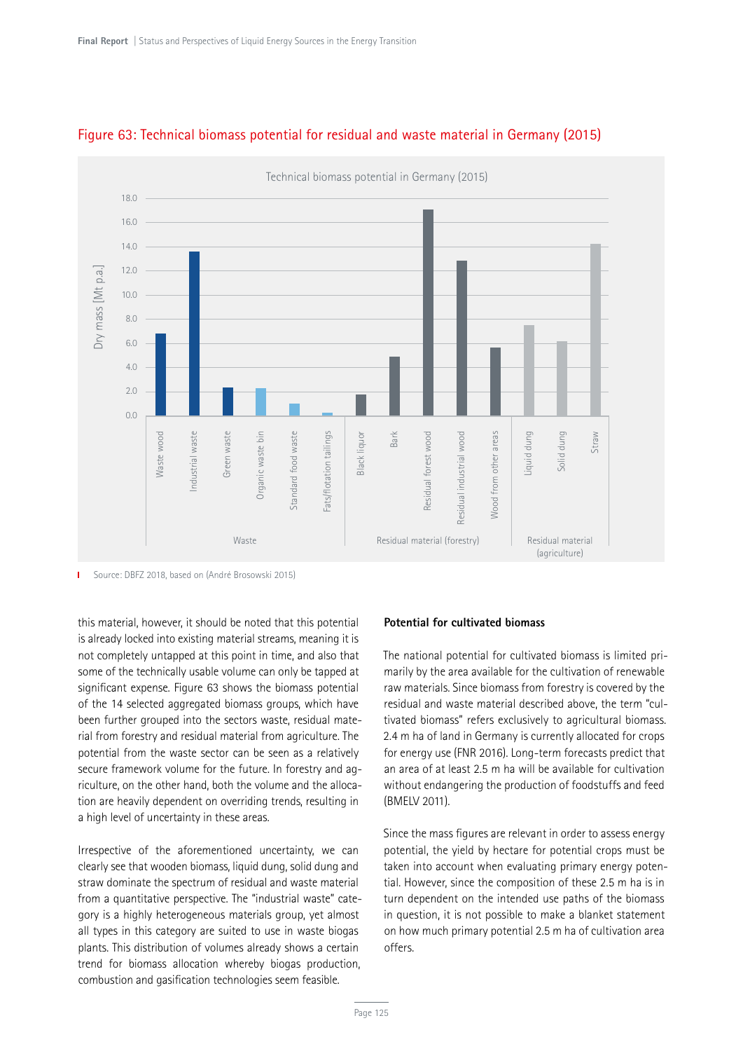## Figure 63: Technical biomass potential for residual and waste material in Germany (2015)

Source: DBFZ 2018, based on (André Brosowski 2015)

this material, however, it should be noted that this potential is already locked into existing material streams, meaning it is not completely untapped at this point in time, and also that some of the technically usable volume can only be tapped at significant expense. Figure 63 shows the biomass potential of the 14 selected aggregated biomass groups, which have been further grouped into the sectors waste, residual material from forestry and residual material from agriculture. The potential from the waste sector can be seen as a relatively secure framework volume for the future. In forestry and agriculture, on the other hand, both the volume and the allocation are heavily dependent on overriding trends, resulting in a high level of uncertainty in these areas.

Irrespective of the aforementioned uncertainty, we can clearly see that wooden biomass, liquid dung, solid dung and straw dominate the spectrum of residual and waste material from a quantitative perspective. The "industrial waste" category is a highly heterogeneous materials group, yet almost all types in this category are suited to use in waste biogas plants. This distribution of volumes already shows a certain trend for biomass allocation whereby biogas production, combustion and gasification technologies seem feasible.

**Potential for cultivated biomass**

The national potential for cultivated biomass is limited primarily by the area available for the cultivation of renewable raw materials. Since biomass from forestry is covered by the residual and waste material described above, the term "cultivated biomass" refers exclusively to agricultural biomass. 2.4 m ha of land in Germany is currently allocated for crops for energy use (FNR 2016). Long-term forecasts predict that an area of at least 2.5 m ha will be available for cultivation without endangering the production of foodstuffs and feed (BMELV 2011).

Since the mass figures are relevant in order to assess energy potential, the yield by hectare for potential crops must be taken into account when evaluating primary energy potential. However, since the composition of these 2.5 m ha is in turn dependent on the intended use paths of the biomass in question, it is not possible to make a blanket statement on how much primary potential 2.5 m ha of cultivation area offers.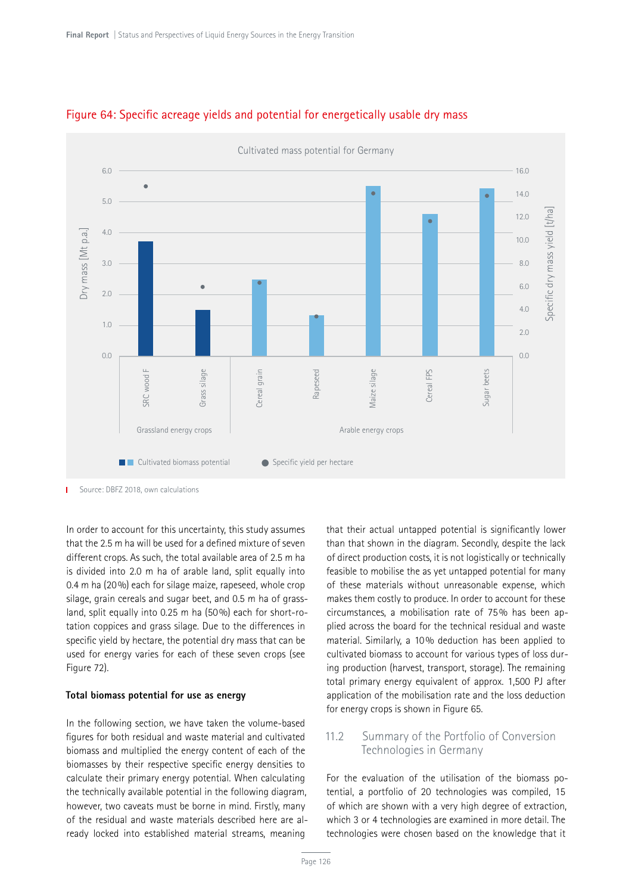Figure 64: Specific acreage yields and potential for energetically usable dry mass

Source: DBFZ 2018, own calculations

In order to account for this uncertainty, this study assumes that the 2.5 m ha will be used for a defined mixture of seven different crops. As such, the total available area of 2.5 m ha is divided into 2.0 m ha of arable land, split equally into 0.4 m ha (20%) each for silage maize, rapeseed, whole crop silage, grain cereals and sugar beet, and 0.5 m ha of grassland, split equally into 0.25 m ha (50%) each for short-rotation coppices and grass silage. Due to the differences in specific yield by hectare, the potential dry mass that can be used for energy varies for each of these seven crops (see Figure 72).

**Total biomass potential for use as energy**

In the following section, we have taken the volume-based figures for both residual and waste material and cultivated biomass and multiplied the energy content of each of the biomasses by their respective specific energy densities to calculate their primary energy potential. When calculating the technically available potential in the following diagram, however, two caveats must be borne in mind. Firstly, many of the residual and waste materials described here are already locked into established material streams, meaning that their actual untapped potential is significantly lower than that shown in the diagram. Secondly, despite the lack of direct production costs, it is not logistically or technically feasible to mobilise the as yet untapped potential for many of these materials without unreasonable expense, which makes them costly to produce. In order to account for these circumstances, a mobilisation rate of 75% has been applied across the board for the technical residual and waste material. Similarly, a 10% deduction has been applied to cultivated biomass to account for various types of loss during production (harvest, transport, storage). The remaining total primary energy equivalent of approx. 1,500 PJ after application of the mobilisation rate and the loss deduction for energy crops is shown in Figure 65.

## 11.2 Summary of the Portfolio of Conversion Technologies in Germany

For the evaluation of the utilisation of the biomass potential, a portfolio of 20 technologies was compiled, 15 of which are shown with a very high degree of extraction, which 3 or 4 technologies are examined in more detail. The technologies were chosen based on the knowledge that it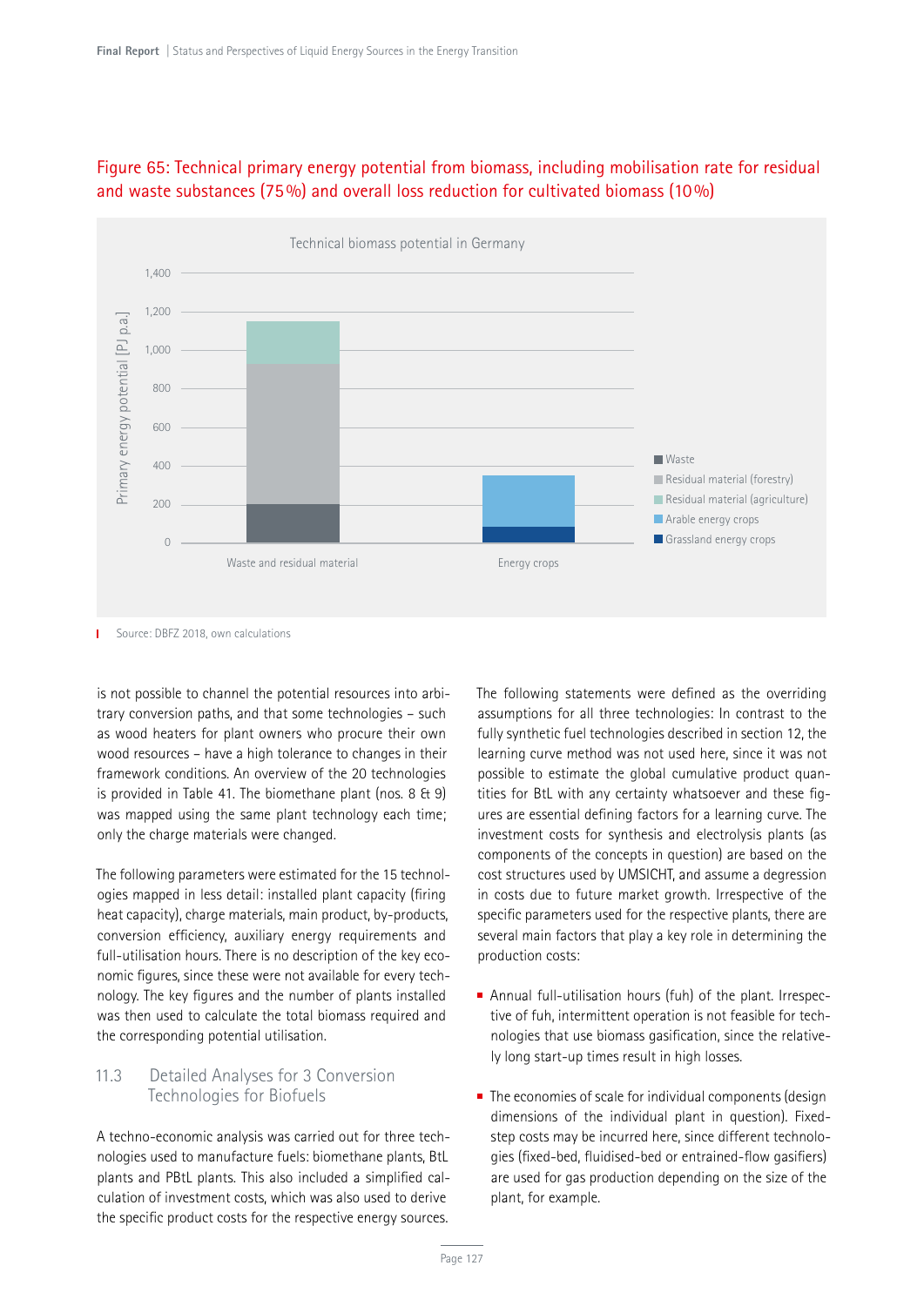## Figure 65: Technical primary energy potential from biomass, including mobilisation rate for residual and waste substances (75 %) and overall loss reduction for cultivated biomass (10 %)

Source: DBFZ 2018, own calculations

is not possible to channel the potential resources into arbitrary conversion paths, and that some technologies – such as wood heaters for plant owners who procure their own wood resources – have a high tolerance to changes in their framework conditions. An overview of the 20 technologies is provided in Table 41. The biomethane plant (nos. 8 & 9) was mapped using the same plant technology each time; only the charge materials were changed.

The following parameters were estimated for the 15 technologies mapped in less detail: installed plant capacity (firing heat capacity), charge materials, main product, by-products, conversion efficiency, auxiliary energy requirements and full-utilisation hours. There is no description of the key economic figures, since these were not available for every technology. The key figures and the number of plants installed was then used to calculate the total biomass required and the corresponding potential utilisation.

### 11.3 Detailed Analyses for 3 Conversion Technologies for Biofuels

A techno-economic analysis was carried out for three technologies used to manufacture fuels: biomethane plants, BtL plants and PBtL plants. This also included a simplified calculation of investment costs, which was also used to derive the specific product costs for the respective energy sources.

The following statements were defined as the overriding assumptions for all three technologies: In contrast to the fully synthetic fuel technologies described in section 12, the learning curve method was not used here, since it was not possible to estimate the global cumulative product quantities for BtL with any certainty whatsoever and these figures are essential defining factors for a learning curve. The investment costs for synthesis and electrolysis plants (as components of the concepts in question) are based on the cost structures used by UMSICHT, and assume a degression in costs due to future market growth. Irrespective of the specific parameters used for the respective plants, there are several main factors that play a key role in determining the production costs:

- Annual full-utilisation hours (fuh) of the plant. Irrespective of fuh, intermittent operation is not feasible for technologies that use biomass gasification, since the relatively long start-up times result in high losses.
- The economies of scale for individual components (design dimensions of the individual plant in question). Fixed-step costs may be incurred here, since different technologies (fixed-bed, fluidised-bed or entrained-flow gasifiers) are used for gas production depending on the size of the plant, for example.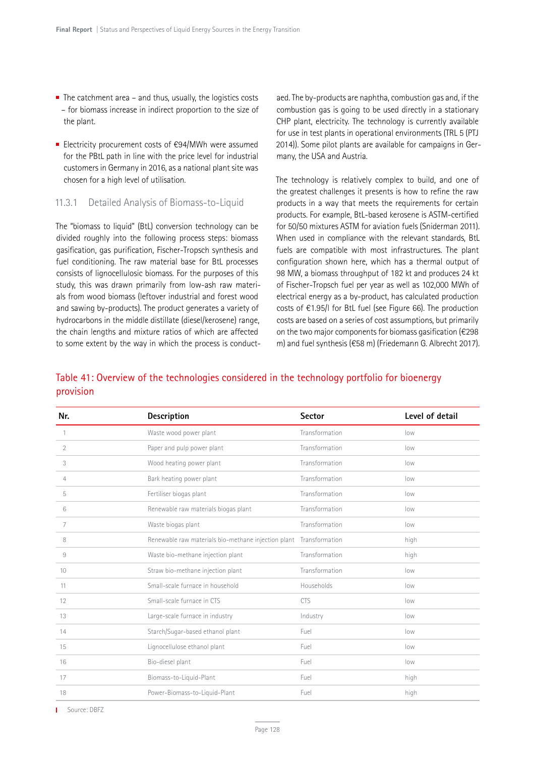- The catchment area – and thus, usually, the logistics costs – for biomass increase in indirect proportion to the size of the plant.

- Electricity procurement costs of €94/MWh were assumed for the PBtL path in line with the price level for industrial customers in Germany in 2016, as a national plant site was chosen for a high level of utilisation.

### 11.3.1 Detailed Analysis of Biomass-to-Liquid

The "biomass to liquid" (BtL) conversion technology can be divided roughly into the following process steps: biomass gasification, gas purification, Fischer-Tropsch synthesis and fuel conditioning. The raw material base for BtL processes consists of lignocellulosic biomass. For the purposes of this study, this was drawn primarily from low-ash raw materials from wood biomass (leftover industrial and forest wood and sawing by-products). The product generates a variety of hydrocarbons in the middle distillate (diesel/kerosene) range, the chain lengths and mixture ratios of which are affected to some extent by the way in which the process is conducted. The by-products are naphtha, combustion gas and, if the combustion gas is going to be used directly in a stationary CHP plant, electricity. The technology is currently available for use in test plants in operational environments (TRL 5 (PTJ 2014)). Some pilot plants are available for campaigns in Germany, the USA and Austria.

The technology is relatively complex to build, and one of the greatest challenges it presents is how to refine the raw products in a way that meets the requirements for certain products. For example, BtL-based kerosene is ASTM-certified for 50/50 mixtures ASTM for aviation fuels (Sniderman 2011). When used in compliance with the relevant standards, BtL fuels are compatible with most infrastructures. The plant configuration shown here, which has a thermal output of 98 MW, a biomass throughput of 182 kt and produces 24 kt of Fischer-Tropsch fuel per year as well as 102,000 MWh of electrical energy as a by-product, has calculated production costs of €1.95/l for BtL fuel (see Figure 66). The production costs are based on a series of cost assumptions, but primarily on the two major components for biomass gasification (€298 m) and fuel synthesis (€58 m) (Friedemann G. Albrecht 2017).

## Table 41: Overview of the technologies considered in the technology portfolio for bioenergy provision

| Nr. | Description | Sector | Level of detail |
|---|---|---|---|
| 1 | Waste wood power plant | Transformation | low |
| 2 | Paper and pulp power plant | Transformation | low |
| 3 | Wood heating power plant | Transformation | low |
| 4 | Bark heating power plant | Transformation | low |
| 5 | Fertiliser biogas plant | Transformation | low |
| 6 | Renewable raw materials biogas plant | Transformation | low |
| 7 | Waste biogas plant | Transformation | low |
| 8 | Renewable raw materials bio-methane injection plant | Transformation | high |
| 9 | Waste bio-methane injection plant | Transformation | high |
| 10 | Straw bio-methane injection plant | Transformation | low |
| 11 | Small-scale furnace in household | Households | low |
| 12 | Small-scale furnace in CTS | CTS | low |
| 13 | Large-scale furnace in industry | Industry | low |
| 14 | Starch/Sugar-based ethanol plant | Fuel | low |
| 15 | Lignocellulose ethanol plant | Fuel | low |
| 16 | Bio-diesel plant | Fuel | low |
| 17 | Biomass-to-Liquid-Plant | Fuel | high |
| 18 | Power-Biomass-to-Liquid-Plant | Fuel | high |

Source: DBFZ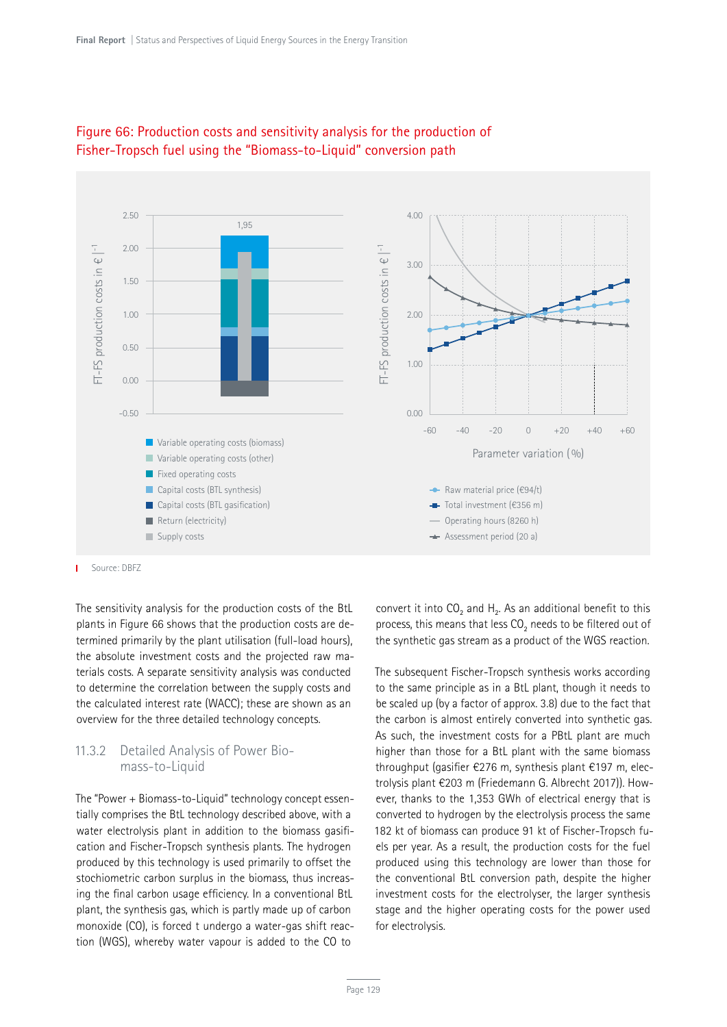Figure 66: Production costs and sensitivity analysis for the production of Fisher-Tropsch fuel using the "Biomass-to-Liquid" conversion path

Source: DBFZ

The sensitivity analysis for the production costs of the BtL plants in Figure 66 shows that the production costs are determined primarily by the plant utilisation (full-load hours), the absolute investment costs and the projected raw materials costs. A separate sensitivity analysis was conducted to determine the correlation between the supply costs and the calculated interest rate (WACC); these are shown as an overview for the three detailed technology concepts.

### 11.3.2 Detailed Analysis of Power Biomass-to-Liquid

The "Power + Biomass-to-Liquid" technology concept essentially comprises the BtL technology described above, with a water electrolysis plant in addition to the biomass gasification and Fischer-Tropsch synthesis plants. The hydrogen produced by this technology is used primarily to offset the stochiometric carbon surplus in the biomass, thus increasing the final carbon usage efficiency. In a conventional BtL plant, the synthesis gas, which is partly made up of carbon monoxide (CO), is forced t undergo a water-gas shift reaction (WGS), whereby water vapour is added to the CO to convert it into $CO_2$ and $H_2$. As an additional benefit to this process, this means that less $CO_2$ needs to be filtered out of the synthetic gas stream as a product of the WGS reaction.

The subsequent Fischer-Tropsch synthesis works according to the same principle as in a BtL plant, though it needs to be scaled up (by a factor of approx. 3.8) due to the fact that the carbon is almost entirely converted into synthetic gas. As such, the investment costs for a PBtL plant are much higher than those for a BtL plant with the same biomass throughput (gasifier €276 m, synthesis plant €197 m, electrolysis plant €203 m (Friedemann G. Albrecht 2017)). However, thanks to the 1,353 GWh of electrical energy that is converted to hydrogen by the electrolysis process the same 182 kt of biomass can produce 91 kt of Fischer-Tropsch fuels per year. As a result, the production costs for the fuel produced using this technology are lower than those for the conventional BtL conversion path, despite the higher investment costs for the electrolyser, the larger synthesis stage and the higher operating costs for the power used for electrolysis.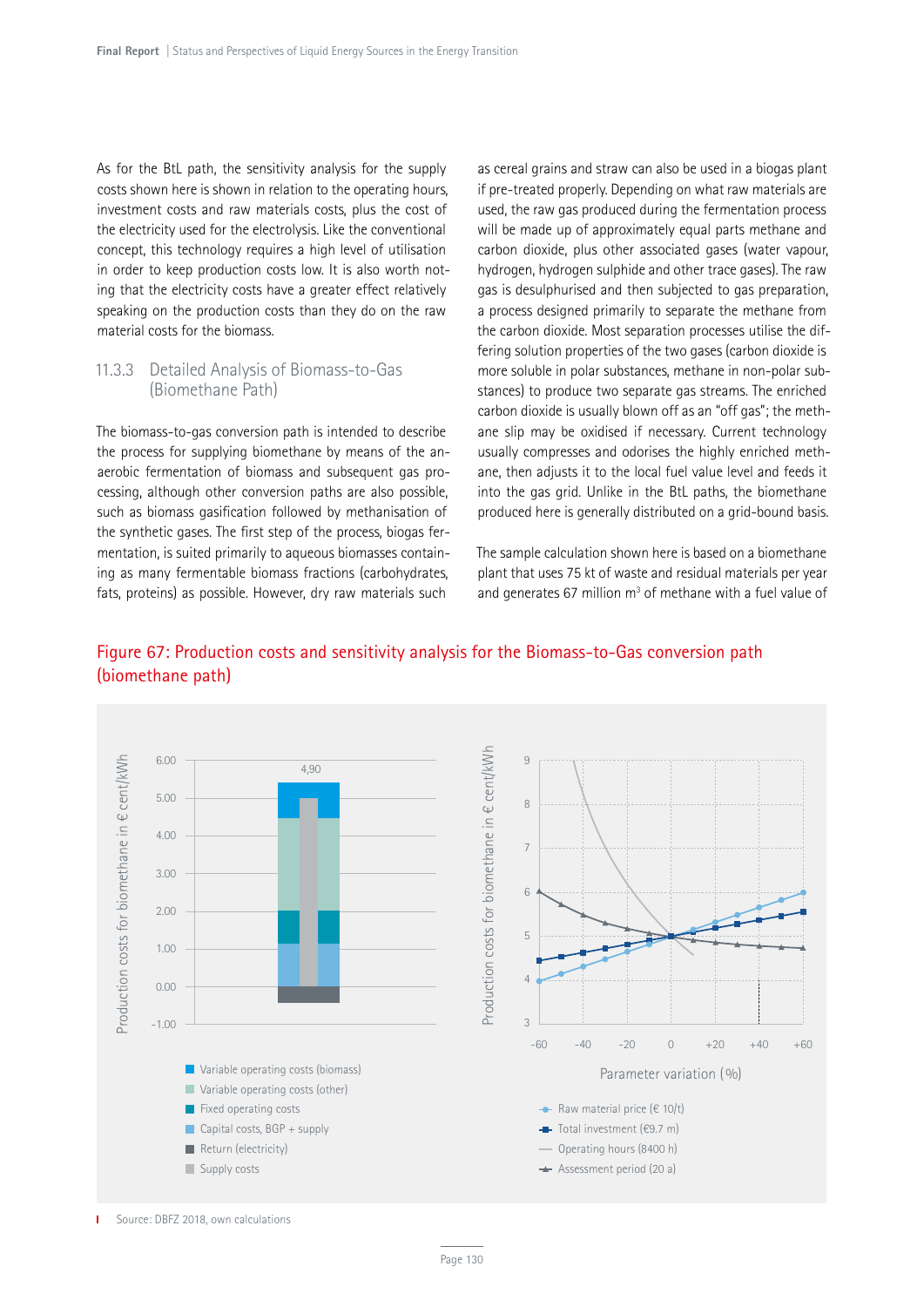As for the BtL path, the sensitivity analysis for the supply costs shown here is shown in relation to the operating hours, investment costs and raw materials costs, plus the cost of the electricity used for the electrolysis. Like the conventional concept, this technology requires a high level of utilisation in order to keep production costs low. It is also worth noting that the electricity costs have a greater effect relatively speaking on the production costs than they do on the raw material costs for the biomass.

### 11.3.3 Detailed Analysis of Biomass-to-Gas (Biomethane Path)

The biomass-to-gas conversion path is intended to describe the process for supplying biomethane by means of the anaerobic fermentation of biomass and subsequent gas processing, although other conversion paths are also possible, such as biomass gasification followed by methanisation of the synthetic gases. The first step of the process, biogas fermentation, is suited primarily to aqueous biomasses containing as many fermentable biomass fractions (carbohydrates, fats, proteins) as possible. However, dry raw materials such as cereal grains and straw can also be used in a biogas plant if pre-treated properly. Depending on what raw materials are used, the raw gas produced during the fermentation process will be made up of approximately equal parts methane and carbon dioxide, plus other associated gases (water vapour, hydrogen, hydrogen sulphide and other trace gases). The raw gas is desulphurised and then subjected to gas preparation, a process designed primarily to separate the methane from the carbon dioxide. Most separation processes utilise the differing solution properties of the two gases (carbon dioxide is more soluble in polar substances, methane in non-polar substances) to produce two separate gas streams. The enriched carbon dioxide is usually blown off as an "off gas"; the methane slip may be oxidised if necessary. Current technology usually compresses and odorises the highly enriched methane, then adjusts it to the local fuel value level and feeds it into the gas grid. Unlike in the BtL paths, the biomethane produced here is generally distributed on a grid-bound basis.

The sample calculation shown here is based on a biomethane plant that uses 75 kt of waste and residual materials per year and generates 67 million m³ of methane with a fuel value of

**Figure 67: Production costs and sensitivity analysis for the Biomass-to-Gas conversion path (biomethane path)**

Source: DBFZ 2018, own calculations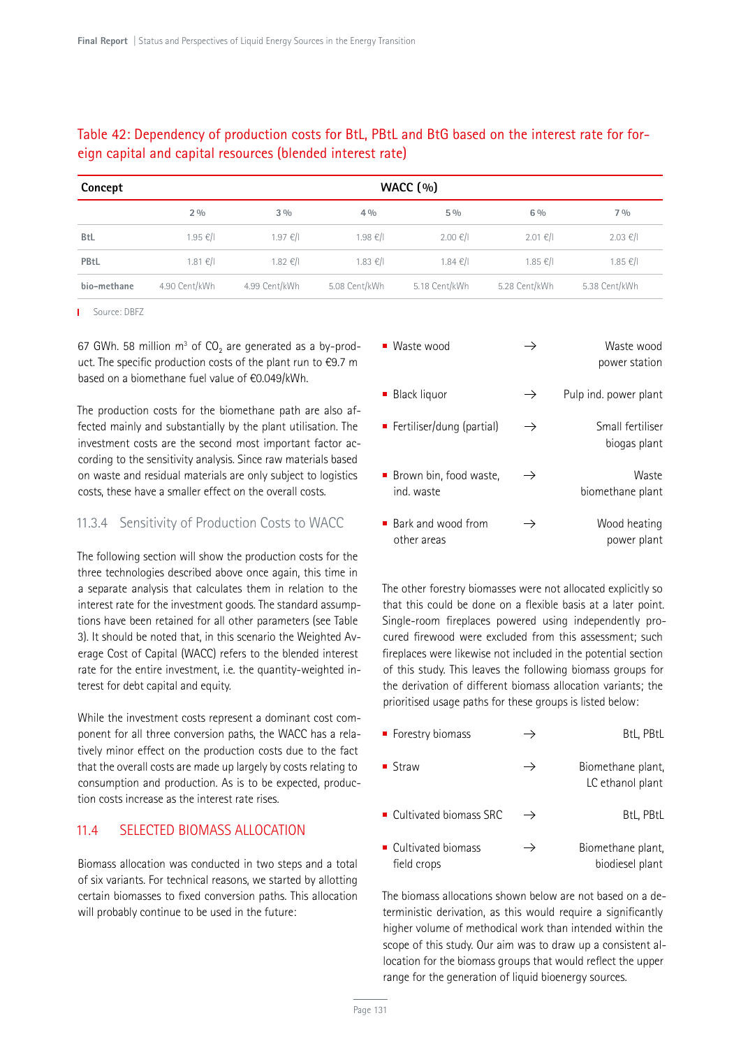## Table 42: Dependency of production costs for BtL, PBtL and BtG based on the interest rate for foreign capital and capital resources (blended interest rate)

| Concept | WACC (%) | | | | | |
|---|---|---|---|---|---|---|
| | 2 % | 3 % | 4 % | 5 % | 6 % | 7 % |
| BtL | 1.95 €/l | 1.97 €/l | 1.98 €/l | 2.00 €/l | 2.01 €/l | 2.03 €/l |
| PBtL | 1.81 €/l | 1.82 €/l | 1.83 €/l | 1.84 €/l | 1.85 €/l | 1.85 €/l |
| bio-methane | 4.90 Cent/kWh | 4.99 Cent/kWh | 5.08 Cent/kWh | 5.18 Cent/kWh | 5.28 Cent/kWh | 5.38 Cent/kWh |

Source: DBFZ

67 GWh. 58 million m³ of $CO_2$ are generated as a by-product. The specific production costs of the plant run to €9.7 m based on a biomethane fuel value of €0.049/kWh.

The production costs for the biomethane path are also affected mainly and substantially by the plant utilisation. The investment costs are the second most important factor according to the sensitivity analysis. Since raw materials based on waste and residual materials are only subject to logistics costs, these have a smaller effect on the overall costs.

### 11.3.4 Sensitivity of Production Costs to WACC

The following section will show the production costs for the three technologies described above once again, this time in a separate analysis that calculates them in relation to the interest rate for the investment goods. The standard assumptions have been retained for all other parameters (see Table 3). It should be noted that, in this scenario the Weighted Average Cost of Capital (WACC) refers to the blended interest rate for the entire investment, i.e. the quantity-weighted interest for debt capital and equity.

While the investment costs represent a dominant cost component for all three conversion paths, the WACC has a relatively minor effect on the production costs due to the fact that the overall costs are made up largely by costs relating to consumption and production. As is to be expected, production costs increase as the interest rate rises.

## 11.4 SELECTED BIOMASS ALLOCATION

Biomass allocation was conducted in two steps and a total of six variants. For technical reasons, we started by allotting certain biomasses to fixed conversion paths. This allocation will probably continue to be used in the future:

- Waste wood → Waste wood power station
- Black liquor → Pulp ind. power plant
- Fertiliser/dung (partial) → Small fertiliser biogas plant
- Brown bin, food waste, ind. waste → Waste biomethane plant
- Bark and wood from other areas → Wood heating power plant

The other forestry biomasses were not allocated explicitly so that this could be done on a flexible basis at a later point. Single-room fireplaces powered using independently procured firewood were excluded from this assessment; such fireplaces were likewise not included in the potential section of this study. This leaves the following biomass groups for the derivation of different biomass allocation variants; the prioritised usage paths for these groups is listed below:

- Forestry biomass → BtL, PBtL
- Straw → Biomethane plant, LC ethanol plant
- Cultivated biomass SRC → BtL, PBtL
- Cultivated biomass field crops → Biomethane plant, biodiesel plant

The biomass allocations shown below are not based on a deterministic derivation, as this would require a significantly higher volume of methodical work than intended within the scope of this study. Our aim was to draw up a consistent allocation for the biomass groups that would reflect the upper range for the generation of liquid bioenergy sources.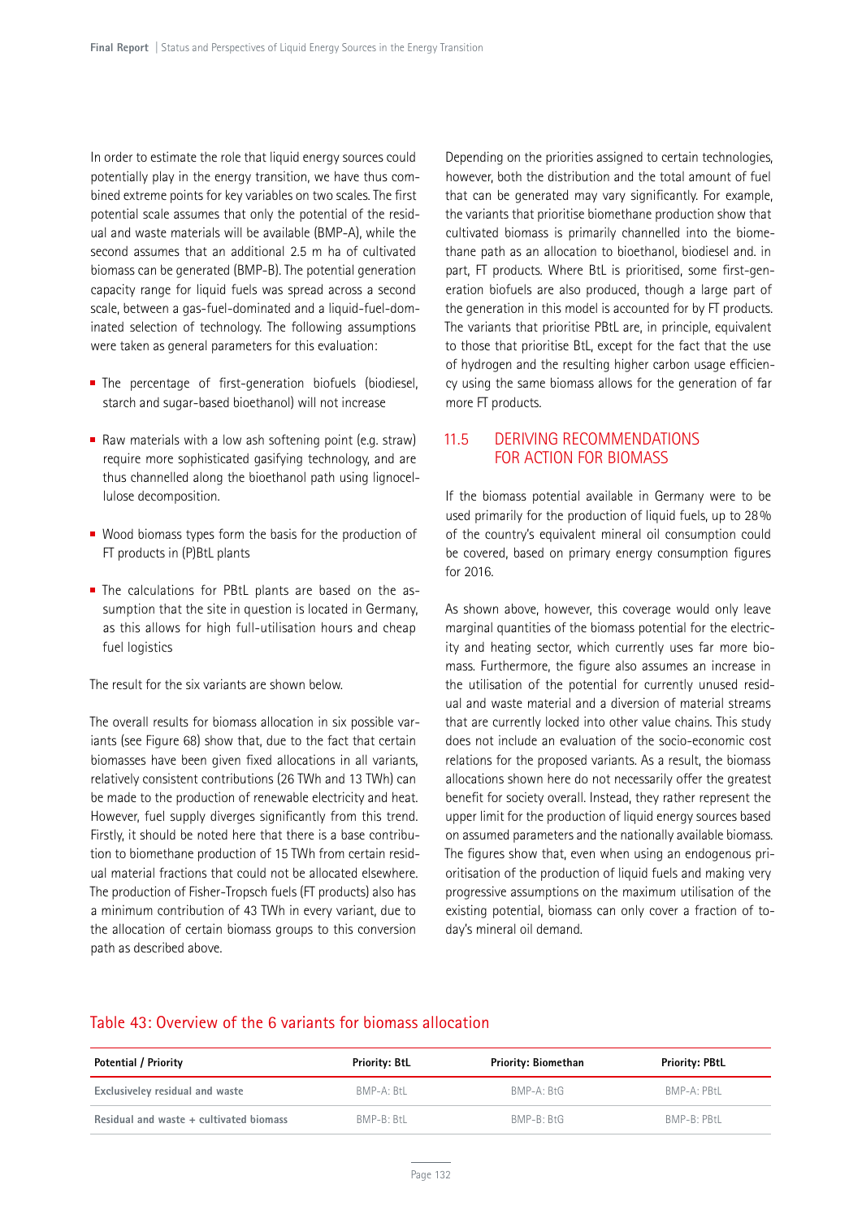In order to estimate the role that liquid energy sources could potentially play in the energy transition, we have thus combined extreme points for key variables on two scales. The first potential scale assumes that only the potential of the residual and waste materials will be available (BMP-A), while the second assumes that an additional 2.5 m ha of cultivated biomass can be generated (BMP-B). The potential generation capacity range for liquid fuels was spread across a second scale, between a gas-fuel-dominated and a liquid-fuel-dominated selection of technology. The following assumptions were taken as general parameters for this evaluation:

- The percentage of first-generation biofuels (biodiesel, starch and sugar-based bioethanol) will not increase
- Raw materials with a low ash softening point (e.g. straw) require more sophisticated gasifying technology, and are thus channelled along the bioethanol path using lignocellulose decomposition.
- Wood biomass types form the basis for the production of FT products in (P)BtL plants
- The calculations for PBtL plants are based on the assumption that the site in question is located in Germany, as this allows for high full-utilisation hours and cheap fuel logistics

The result for the six variants are shown below.

The overall results for biomass allocation in six possible variants (see Figure 68) show that, due to the fact that certain biomasses have been given fixed allocations in all variants, relatively consistent contributions (26 TWh and 13 TWh) can be made to the production of renewable electricity and heat. However, fuel supply diverges significantly from this trend. Firstly, it should be noted here that there is a base contribution to biomethane production of 15 TWh from certain residual material fractions that could not be allocated elsewhere. The production of Fisher-Tropsch fuels (FT products) also has a minimum contribution of 43 TWh in every variant, due to the allocation of certain biomass groups to this conversion path as described above.

Depending on the priorities assigned to certain technologies, however, both the distribution and the total amount of fuel that can be generated may vary significantly. For example, the variants that prioritise biomethane production show that cultivated biomass is primarily channelled into the biomethane path as an allocation to bioethanol, biodiesel and. in part, FT products. Where BtL is prioritised, some first-generation biofuels are also produced, though a large part of the generation in this model is accounted for by FT products. The variants that prioritise PBtL are, in principle, equivalent to those that prioritise BtL, except for the fact that the use of hydrogen and the resulting higher carbon usage efficiency using the same biomass allows for the generation of far more FT products.

## 11.5 DERIVING RECOMMENDATIONS FOR ACTION FOR BIOMASS

If the biomass potential available in Germany were to be used primarily for the production of liquid fuels, up to 28% of the country's equivalent mineral oil consumption could be covered, based on primary energy consumption figures for 2016.

As shown above, however, this coverage would only leave marginal quantities of the biomass potential for the electricity and heating sector, which currently uses far more biomass. Furthermore, the figure also assumes an increase in the utilisation of the potential for currently unused residual and waste material and a diversion of material streams that are currently locked into other value chains. This study does not include an evaluation of the socio-economic cost relations for the proposed variants. As a result, the biomass allocations shown here do not necessarily offer the greatest benefit for society overall. Instead, they rather represent the upper limit for the production of liquid energy sources based on assumed parameters and the nationally available biomass. The figures show that, even when using an endogenous prioritisation of the production of liquid fuels and making very progressive assumptions on the maximum utilisation of the existing potential, biomass can only cover a fraction of today's mineral oil demand.

Table 43: Overview of the 6 variants for biomass allocation

| Potential / Priority | Priority: BtL | Priority: Biomethan | Priority: PBtL |
|---|---|---|---|
| Exclusiveley residual and waste | BMP-A: BtL | BMP-A: BtG | BMP-A: PBtL |
| Residual and waste + cultivated biomass | BMP-B: BtL | BMP-B: BtG | BMP-B: PBtL |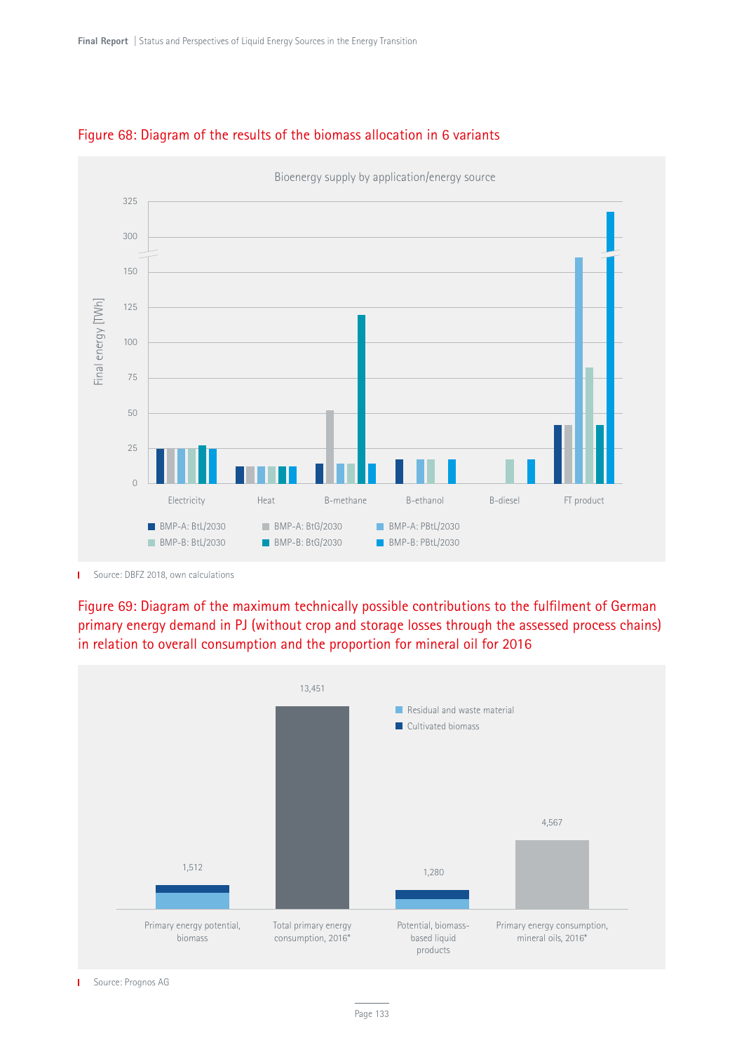Figure 68: Diagram of the results of the biomass allocation in 6 variants

Bioenergy supply by application/energy source

Final energy [TWh]

Electricity, Heat, B-methane, B-ethanol, B-diesel, FT product

BMP-A: BtL/2030 | BMP-A: BtG/2030 | BMP-A: PBtL/2030 | BMP-B: BtL/2030 | BMP-B: BtG/2030 | BMP-B: PBtL/2030

Source: DBFZ 2018, own calculations

Figure 69: Diagram of the maximum technically possible contributions to the fulfilment of German primary energy demand in PJ (without crop and storage losses through the assessed process chains) in relation to overall consumption and the proportion for mineral oil for 2016

| | Value |
|---|---|
| Primary energy potential, biomass | 1,512 |
| Total primary energy consumption, 2016* | 13,451 |
| Potential, biomass-based liquid products | 1,280 |
| Primary energy consumption, mineral oils, 2016* | 4,567 |

Residual and waste material
Cultivated biomass

Source: Prognos AG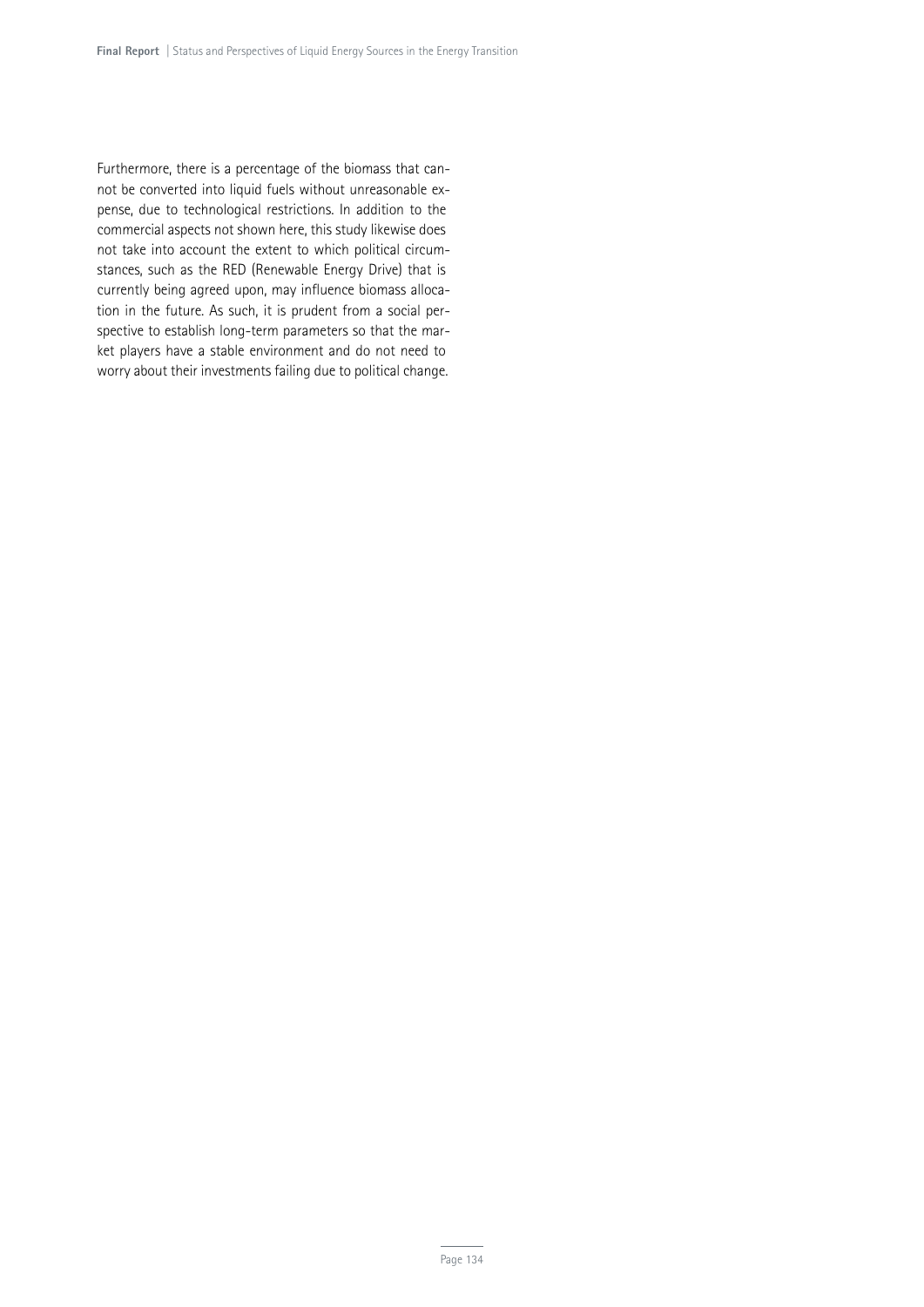Furthermore, there is a percentage of the biomass that cannot be converted into liquid fuels without unreasonable expense, due to technological restrictions. In addition to the commercial aspects not shown here, this study likewise does not take into account the extent to which political circumstances, such as the RED (Renewable Energy Drive) that is currently being agreed upon, may influence biomass allocation in the future. As such, it is prudent from a social perspective to establish long-term parameters so that the market players have a stable environment and do not need to worry about their investments failing due to political change.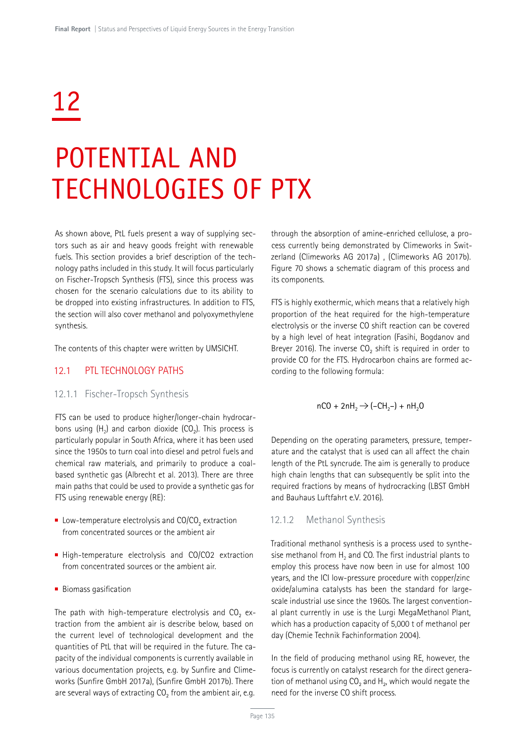# 12

# POTENTIAL AND TECHNOLOGIES OF PTX

As shown above, PtL fuels present a way of supplying sectors such as air and heavy goods freight with renewable fuels. This section provides a brief description of the technology paths included in this study. It will focus particularly on Fischer-Tropsch Synthesis (FTS), since this process was chosen for the scenario calculations due to its ability to be dropped into existing infrastructures. In addition to FTS, the section will also cover methanol and polyoxymethylene synthesis.

The contents of this chapter were written by UMSICHT.

## 12.1 PTL TECHNOLOGY PATHS

### 12.1.1 Fischer-Tropsch Synthesis

FTS can be used to produce higher/longer-chain hydrocarbons using ($H_2$) and carbon dioxide ($CO_2$). This process is particularly popular in South Africa, where it has been used since the 1950s to turn coal into diesel and petrol fuels and chemical raw materials, and primarily to produce a coal-based synthetic gas (Albrecht et al. 2013). There are three main paths that could be used to provide a synthetic gas for FTS using renewable energy (RE):

- Low-temperature electrolysis and $CO/CO_2$ extraction from concentrated sources or the ambient air
- High-temperature electrolysis and CO/CO2 extraction from concentrated sources or the ambient air.
- Biomass gasification

The path with high-temperature electrolysis and $CO_2$ extraction from the ambient air is describe below, based on the current level of technological development and the quantities of PtL that will be required in the future. The capacity of the individual components is currently available in various documentation projects, e.g. by Sunfire and Climeworks (Sunfire GmbH 2017a), (Sunfire GmbH 2017b). There are several ways of extracting $CO_2$ from the ambient air, e.g. through the absorption of amine-enriched cellulose, a process currently being demonstrated by Climeworks in Switzerland (Climeworks AG 2017a) , (Climeworks AG 2017b). Figure 70 shows a schematic diagram of this process and its components.

FTS is highly exothermic, which means that a relatively high proportion of the heat required for the high-temperature electrolysis or the inverse CO shift reaction can be covered by a high level of heat integration (Fasihi, Bogdanov and Breyer 2016). The inverse $CO_2$ shift is required in order to provide CO for the FTS. Hydrocarbon chains are formed according to the following formula:

$$nCO + 2nH_2 \rightarrow (-CH_2-) + nH_2O$$

Depending on the operating parameters, pressure, temperature and the catalyst that is used can all affect the chain length of the PtL syncrude. The aim is generally to produce high chain lengths that can subsequently be split into the required fractions by means of hydrocracking (LBST GmbH and Bauhaus Luftfahrt e.V. 2016).

### 12.1.2 Methanol Synthesis

Traditional methanol synthesis is a process used to synthesise methanol from $H_2$ and CO. The first industrial plants to employ this process have now been in use for almost 100 years, and the ICI low-pressure procedure with copper/zinc oxide/alumina catalysts has been the standard for large-scale industrial use since the 1960s. The largest conventional plant currently in use is the Lurgi MegaMethanol Plant, which has a production capacity of 5,000 t of methanol per day (Chemie Technik Fachinformation 2004).

In the field of producing methanol using RE, however, the focus is currently on catalyst research for the direct generation of methanol using $CO_2$ and $H_2$, which would negate the need for the inverse CO shift process.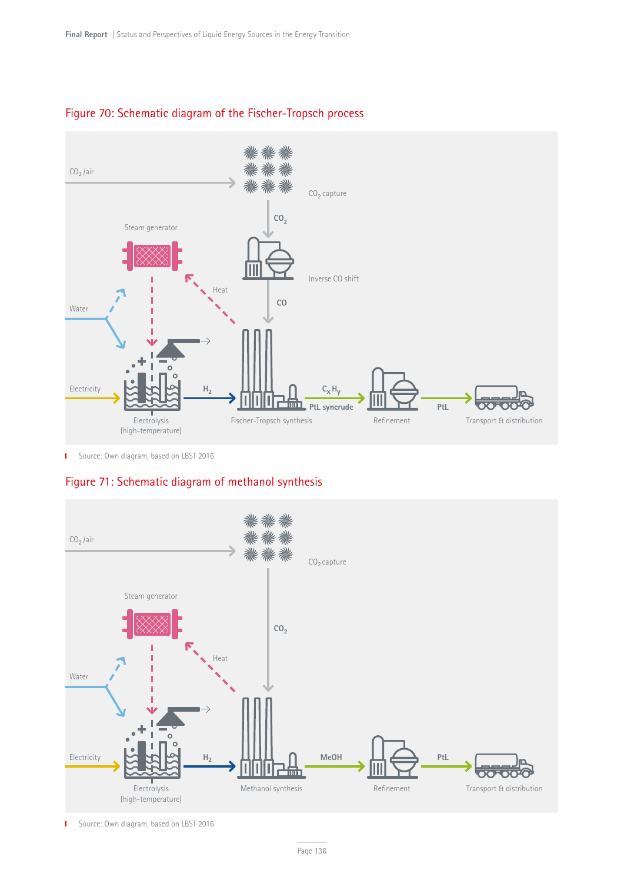## Figure 70: Schematic diagram of the Fischer-Tropsch process

Source: Own diagram, based on LBST 2016

## Figure 71: Schematic diagram of methanol synthesis

Source: Own diagram, based on LBST 2016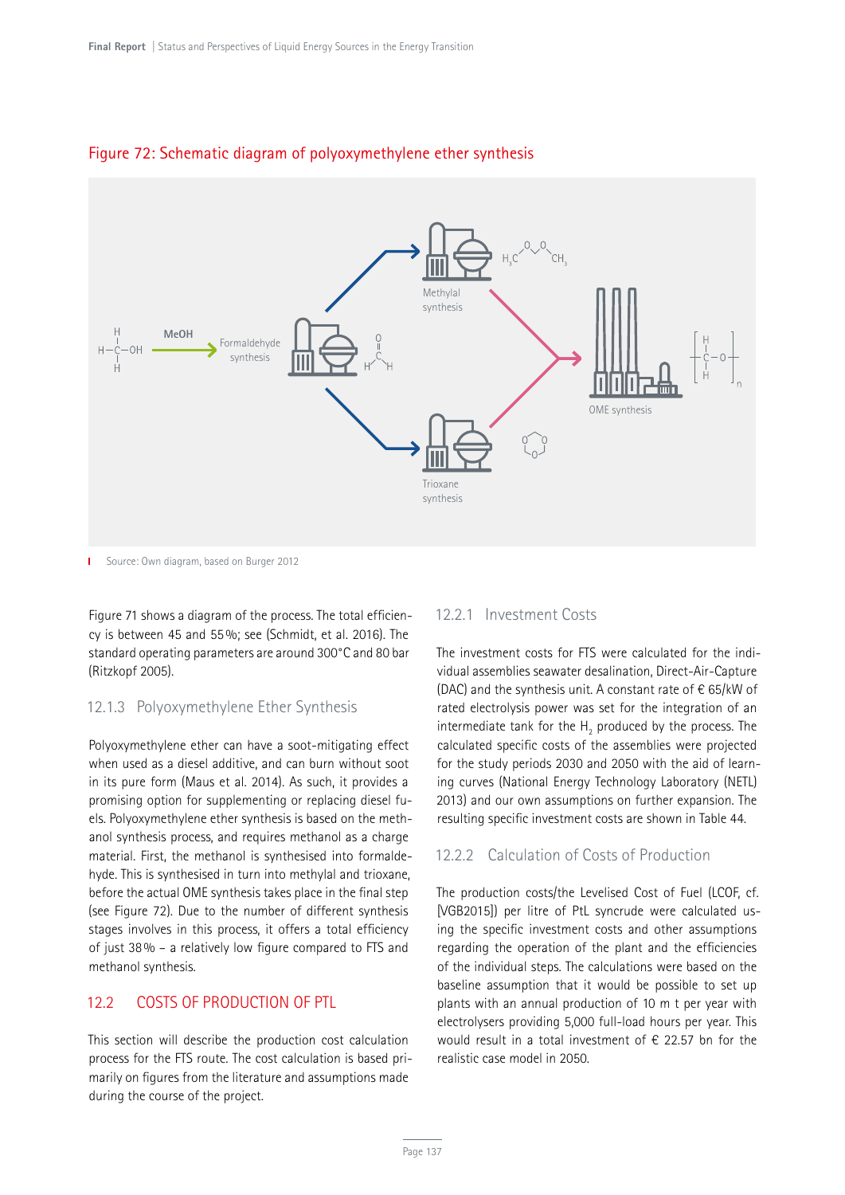Figure 72: Schematic diagram of polyoxymethylene ether synthesis

Source: Own diagram, based on Burger 2012

Figure 71 shows a diagram of the process. The total efficiency is between 45 and 55 %; see (Schmidt, et al. 2016). The standard operating parameters are around 300 °C and 80 bar (Ritzkopf 2005).

### 12.1.3 Polyoxymethylene Ether Synthesis

Polyoxymethylene ether can have a soot-mitigating effect when used as a diesel additive, and can burn without soot in its pure form (Maus et al. 2014). As such, it provides a promising option for supplementing or replacing diesel fuels. Polyoxymethylene ether synthesis is based on the methanol synthesis process, and requires methanol as a charge material. First, the methanol is synthesised into formaldehyde. This is synthesised in turn into methylal and trioxane, before the actual OME synthesis takes place in the final step (see Figure 72). Due to the number of different synthesis stages involves in this process, it offers a total efficiency of just 38 % – a relatively low figure compared to FTS and methanol synthesis.

## 12.2 COSTS OF PRODUCTION OF PTL

This section will describe the production cost calculation process for the FTS route. The cost calculation is based primarily on figures from the literature and assumptions made during the course of the project.

### 12.2.1 Investment Costs

The investment costs for FTS were calculated for the individual assemblies seawater desalination, Direct-Air-Capture (DAC) and the synthesis unit. A constant rate of € 65/kW of rated electrolysis power was set for the integration of an intermediate tank for the $H_2$ produced by the process. The calculated specific costs of the assemblies were projected for the study periods 2030 and 2050 with the aid of learning curves (National Energy Technology Laboratory (NETL) 2013) and our own assumptions on further expansion. The resulting specific investment costs are shown in Table 44.

### 12.2.2 Calculation of Costs of Production

The production costs/the Levelised Cost of Fuel (LCOF, cf. [VGB2015]) per litre of PtL syncrude were calculated using the specific investment costs and other assumptions regarding the operation of the plant and the efficiencies of the individual steps. The calculations were based on the baseline assumption that it would be possible to set up plants with an annual production of 10 m t per year with electrolysers providing 5,000 full-load hours per year. This would result in a total investment of € 22.57 bn for the realistic case model in 2050.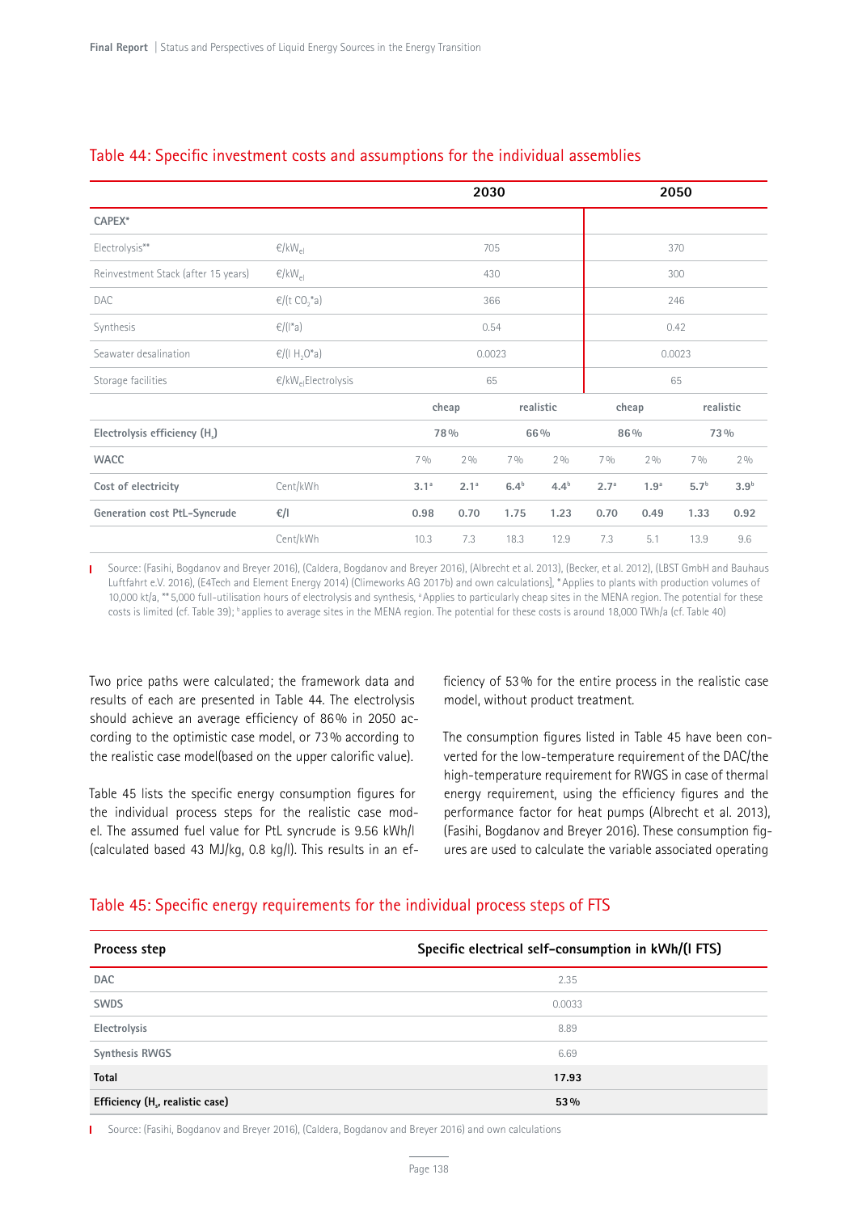## Table 44: Specific investment costs and assumptions for the individual assemblies

| | | 2030 | | | | 2050 | | | |
|---|---|---|---|---|---|---|---|---|---|
| **CAPEX*** | | | | | | | | | |
| Electrolysis** | €/kW$_{el}$ | 705 | | | | 370 | | | |
| Reinvestment Stack (after 15 years) | €/kW$_{el}$ | 430 | | | | 300 | | | |
| DAC | €/(t $CO_2$*a) | 366 | | | | 246 | | | |
| Synthesis | €/(l*a) | 0.54 | | | | 0.42 | | | |
| Seawater desalination | €/(l $H_2O$*a) | 0.0023 | | | | 0.0023 | | | |
| Storage facilities | €/kW$_{el}$Electrolysis | 65 | | | | 65 | | | |
| | | cheap | | realistic | | cheap | | realistic | |
| **Electrolysis efficiency (H$_s$)** | | 78 % | | 66 % | | 86 % | | 73 % | |
| **WACC** | | 7 % | 2 % | 7 % | 2 % | 7 % | 2 % | 7 % | 2 % |
| **Cost of electricity** | Cent/kWh | 3.1[a] | 2.1[a] | 6.4[b] | 4.4[b] | 2.7[a] | 1.9[a] | 5.7[b] | 3.9[b] |
| **Generation cost PtL-Syncrude** | €/l | 0.98 | 0.70 | 1.75 | 1.23 | 0.70 | 0.49 | 1.33 | 0.92 |
| | Cent/kWh | 10.3 | 7.3 | 18.3 | 12.9 | 7.3 | 5.1 | 13.9 | 9.6 |

Source: (Fasihi, Bogdanov and Breyer 2016), (Caldera, Bogdanov and Breyer 2016), (Albrecht et al. 2013), (Becker, et al. 2012), (LBST GmbH and Bauhaus Luftfahrt e.V. 2016), (E4Tech and Element Energy 2014) (Climeworks AG 2017b) and own calculations], * Applies to plants with production volumes of 10,000 kt/a, ** 5,000 full-utilisation hours of electrolysis and synthesis, [a] Applies to particularly cheap sites in the MENA region. The potential for these costs is limited (cf. Table 39); [b] applies to average sites in the MENA region. The potential for these costs is around 18,000 TWh/a (cf. Table 40)

Two price paths were calculated; the framework data and results of each are presented in Table 44. The electrolysis should achieve an average efficiency of 86 % in 2050 according to the optimistic case model, or 73 % according to the realistic case model(based on the upper calorific value).

Table 45 lists the specific energy consumption figures for the individual process steps for the realistic case model. The assumed fuel value for PtL syncrude is 9.56 kWh/l (calculated based 43 MJ/kg, 0.8 kg/l). This results in an efficiency of 53 % for the entire process in the realistic case model, without product treatment.

The consumption figures listed in Table 45 have been converted for the low-temperature requirement of the DAC/the high-temperature requirement for RWGS in case of thermal energy requirement, using the efficiency figures and the performance factor for heat pumps (Albrecht et al. 2013), (Fasihi, Bogdanov and Breyer 2016). These consumption figures are used to calculate the variable associated operating

## Table 45: Specific energy requirements for the individual process steps of FTS

| Process step | Specific electrical self-consumption in kWh/(l FTS) |
|---|---|
| **DAC** | 2.35 |
| **SWDS** | 0.0033 |
| **Electrolysis** | 8.89 |
| **Synthesis RWGS** | 6.69 |
| **Total** | **17.93** |
| **Efficiency (H$_s$, realistic case)** | **53 %** |

Source: (Fasihi, Bogdanov and Breyer 2016), (Caldera, Bogdanov and Breyer 2016) and own calculations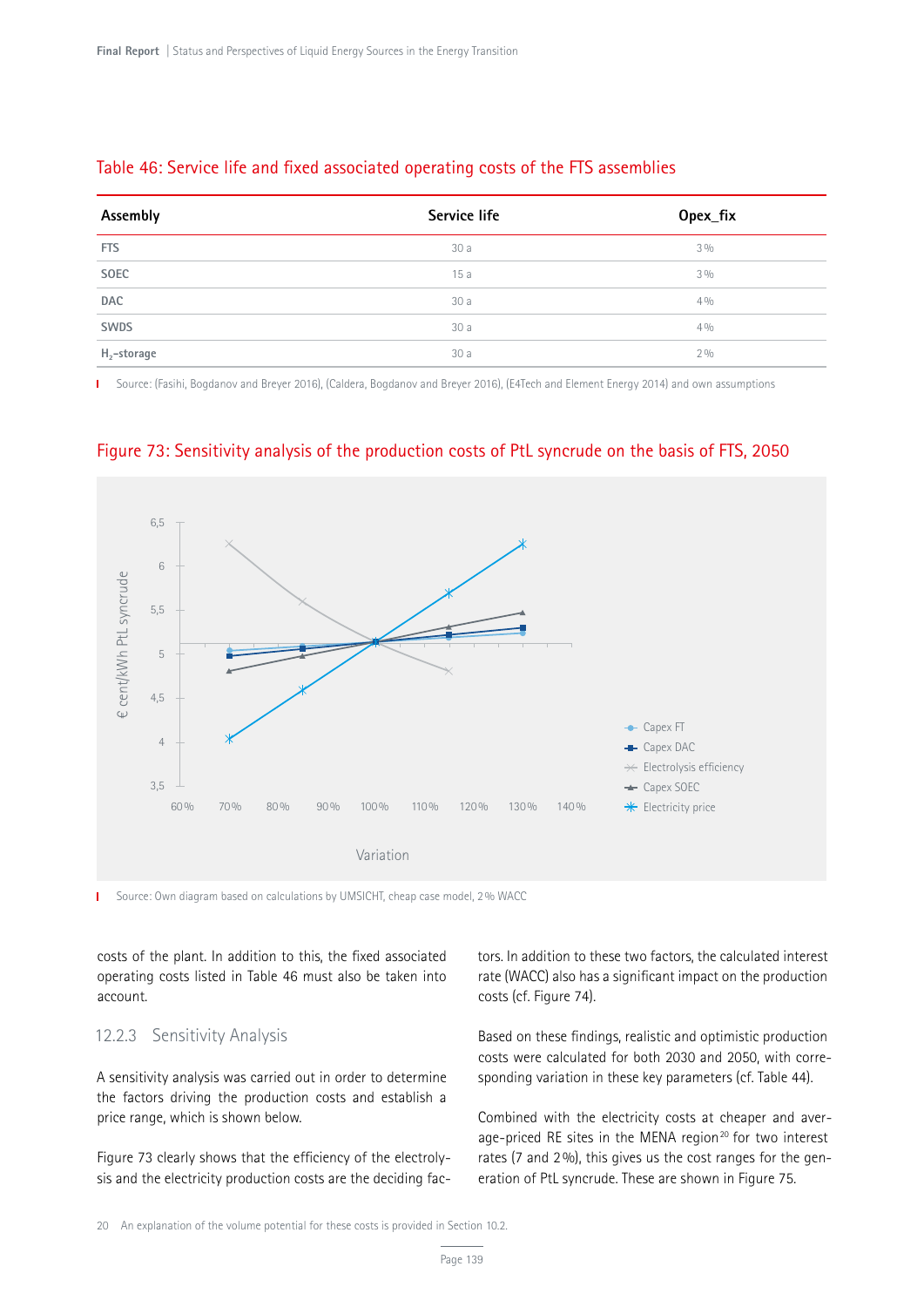Table 46: Service life and fixed associated operating costs of the FTS assemblies

| Assembly | Service life | Opex_fix |
|---|---|---|
| FTS | 30 a | 3 % |
| SOEC | 15 a | 3 % |
| DAC | 30 a | 4 % |
| SWDS | 30 a | 4 % |
| $H_2$-storage | 30 a | 2 % |

Source: (Fasihi, Bogdanov and Breyer 2016), (Caldera, Bogdanov and Breyer 2016), (E4Tech and Element Energy 2014) and own assumptions

Figure 73: Sensitivity analysis of the production costs of PtL syncrude on the basis of FTS, 2050

Source: Own diagram based on calculations by UMSICHT, cheap case model, 2 % WACC

costs of the plant. In addition to this, the fixed associated operating costs listed in Table 46 must also be taken into account.

### 12.2.3 Sensitivity Analysis

A sensitivity analysis was carried out in order to determine the factors driving the production costs and establish a price range, which is shown below.

Figure 73 clearly shows that the efficiency of the electrolysis and the electricity production costs are the deciding factors. In addition to these two factors, the calculated interest rate (WACC) also has a significant impact on the production costs (cf. Figure 74).

Based on these findings, realistic and optimistic production costs were calculated for both 2030 and 2050, with corresponding variation in these key parameters (cf. Table 44).

Combined with the electricity costs at cheaper and average-priced RE sites in the MENA region[20] for two interest rates (7 and 2 %), this gives us the cost ranges for the generation of PtL syncrude. These are shown in Figure 75.

20 An explanation of the volume potential for these costs is provided in Section 10.2.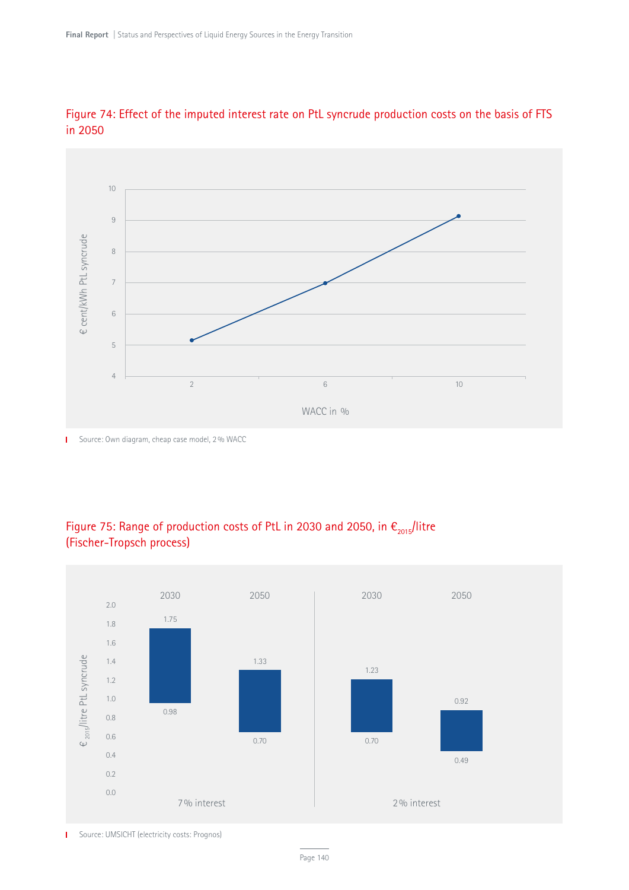Figure 74: Effect of the imputed interest rate on PtL syncrude production costs on the basis of FTS in 2050

| WACC in % | € cent/kWh PtL syncrude |
|---|---|
| 2 | ~5.15 |
| 6 | ~7.0 |
| 10 | ~9.15 |

Source: Own diagram, cheap case model, 2 % WACC

Figure 75: Range of production costs of PtL in 2030 and 2050, in $€_{2015}$/litre (Fischer-Tropsch process)

| Interest | Year | Minimum ($€_{2015}$/litre PtL syncrude) | Maximum ($€_{2015}$/litre PtL syncrude) |
|---|---|---|---|
| 7 % interest | 2030 | 0.98 | 1.75 |
| 7 % interest | 2050 | 0.70 | 1.33 |
| 2 % interest | 2030 | 0.70 | 1.23 |
| 2 % interest | 2050 | 0.49 | 0.92 |

Source: UMSICHT (electricity costs: Prognos)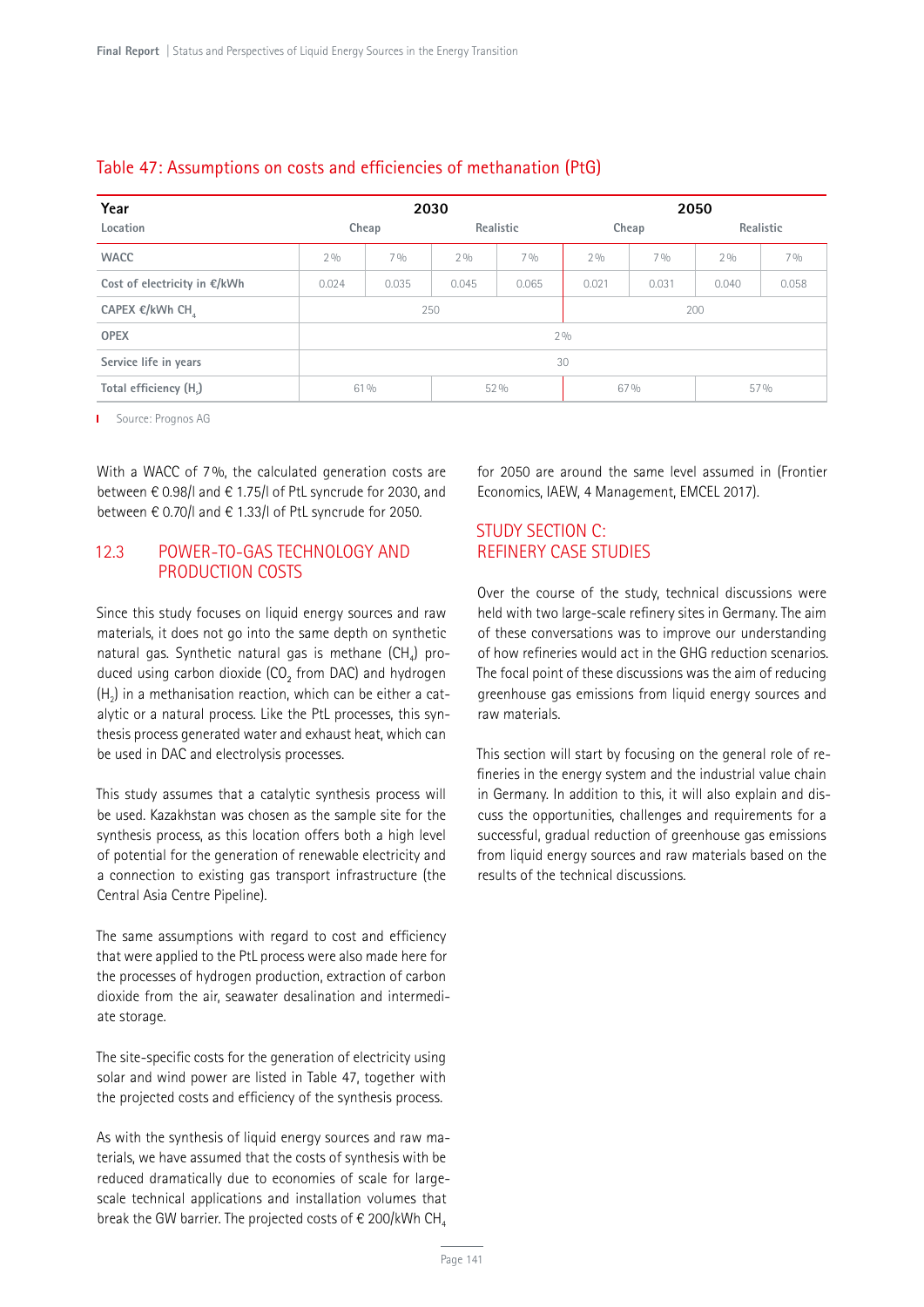### Table 47: Assumptions on costs and efficiencies of methanation (PtG)

| Year | 2030 | | | | 2050 | | | |
|---|---|---|---|---|---|---|---|---|
| Location | Cheap | | Realistic | | Cheap | | Realistic | |
| WACC | 2 % | 7 % | 2 % | 7 % | 2 % | 7 % | 2 % | 7 % |
| Cost of electricity in €/kWh | 0.024 | 0.035 | 0.045 | 0.065 | 0.021 | 0.031 | 0.040 | 0.058 |
| CAPEX €/kWh $CH_4$ | 250 | | | | 200 | | | |
| OPEX | 2 % | | | | | | | |
| Service life in years | 30 | | | | | | | |
| Total efficiency ($H_2$) | 61 % | | 52 % | | 67 % | | 57 % | |

Source: Prognos AG

With a WACC of 7 %, the calculated generation costs are between € 0.98/l and € 1.75/l of PtL syncrude for 2030, and between € 0.70/l and € 1.33/l of PtL syncrude for 2050.

## 12.3 POWER-TO-GAS TECHNOLOGY AND PRODUCTION COSTS

Since this study focuses on liquid energy sources and raw materials, it does not go into the same depth on synthetic natural gas. Synthetic natural gas is methane ($CH_4$) produced using carbon dioxide ($CO_2$ from DAC) and hydrogen ($H_2$) in a methanisation reaction, which can be either a catalytic or a natural process. Like the PtL processes, this synthesis process generated water and exhaust heat, which can be used in DAC and electrolysis processes.

This study assumes that a catalytic synthesis process will be used. Kazakhstan was chosen as the sample site for the synthesis process, as this location offers both a high level of potential for the generation of renewable electricity and a connection to existing gas transport infrastructure (the Central Asia Centre Pipeline).

The same assumptions with regard to cost and efficiency that were applied to the PtL process were also made here for the processes of hydrogen production, extraction of carbon dioxide from the air, seawater desalination and intermediate storage.

The site-specific costs for the generation of electricity using solar and wind power are listed in Table 47, together with the projected costs and efficiency of the synthesis process.

As with the synthesis of liquid energy sources and raw materials, we have assumed that the costs of synthesis with be reduced dramatically due to economies of scale for large-scale technical applications and installation volumes that break the GW barrier. The projected costs of € 200/kWh $CH_4$ for 2050 are around the same level assumed in (Frontier Economics, IAEW, 4 Management, EMCEL 2017).

## STUDY SECTION C: REFINERY CASE STUDIES

Over the course of the study, technical discussions were held with two large-scale refinery sites in Germany. The aim of these conversations was to improve our understanding of how refineries would act in the GHG reduction scenarios. The focal point of these discussions was the aim of reducing greenhouse gas emissions from liquid energy sources and raw materials.

This section will start by focusing on the general role of refineries in the energy system and the industrial value chain in Germany. In addition to this, it will also explain and discuss the opportunities, challenges and requirements for a successful, gradual reduction of greenhouse gas emissions from liquid energy sources and raw materials based on the results of the technical discussions.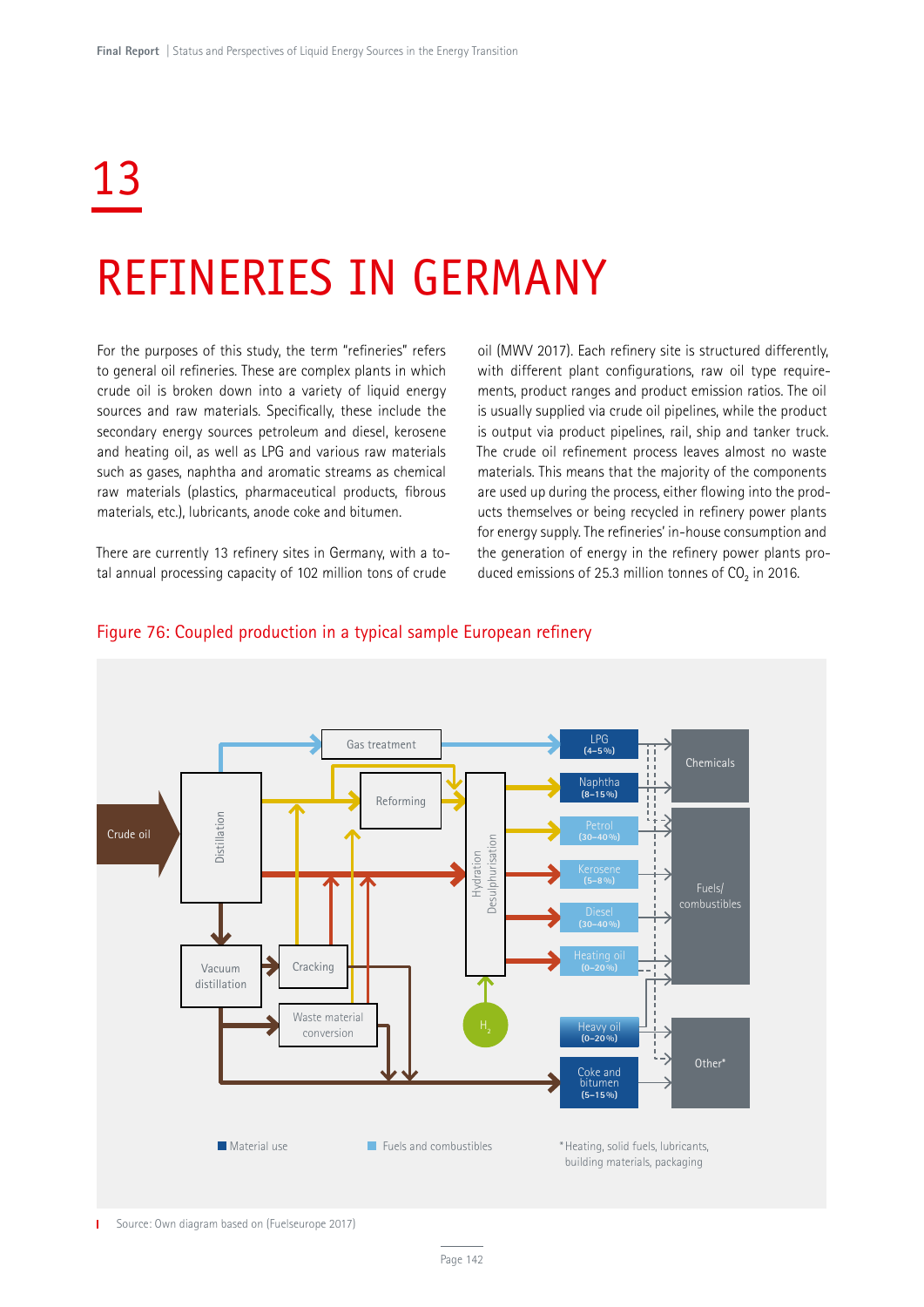# 13

# REFINERIES IN GERMANY

For the purposes of this study, the term "refineries" refers to general oil refineries. These are complex plants in which crude oil is broken down into a variety of liquid energy sources and raw materials. Specifically, these include the secondary energy sources petroleum and diesel, kerosene and heating oil, as well as LPG and various raw materials such as gases, naphtha and aromatic streams as chemical raw materials (plastics, pharmaceutical products, fibrous materials, etc.), lubricants, anode coke and bitumen.

There are currently 13 refinery sites in Germany, with a total annual processing capacity of 102 million tons of crude oil (MWV 2017). Each refinery site is structured differently, with different plant configurations, raw oil type requirements, product ranges and product emission ratios. The oil is usually supplied via crude oil pipelines, while the product is output via product pipelines, rail, ship and tanker truck. The crude oil refinement process leaves almost no waste materials. This means that the majority of the components are used up during the process, either flowing into the products themselves or being recycled in refinery power plants for energy supply. The refineries' in-house consumption and the generation of energy in the refinery power plants produced emissions of 25.3 million tonnes of $CO_2$ in 2016.

Figure 76: Coupled production in a typical sample European refinery

Crude oil | Distillation | Vacuum distillation | Gas treatment | Reforming | Cracking | Waste material conversion | Hydration Desulphurisation | $H_2$

LPG (4–5 %) | Naphtha (8–15 %) | Petrol (30–40 %) | Kerosene (5–8 %) | Diesel (30–40 %) | Heating oil (0–20 %) | Heavy oil (0–20 %) | Coke and bitumen (5–15 %)

Chemicals | Fuels/combustibles | Other*

Material use | Fuels and combustibles

*Heating, solid fuels, lubricants, building materials, packaging

Source: Own diagram based on (Fuelseurope 2017)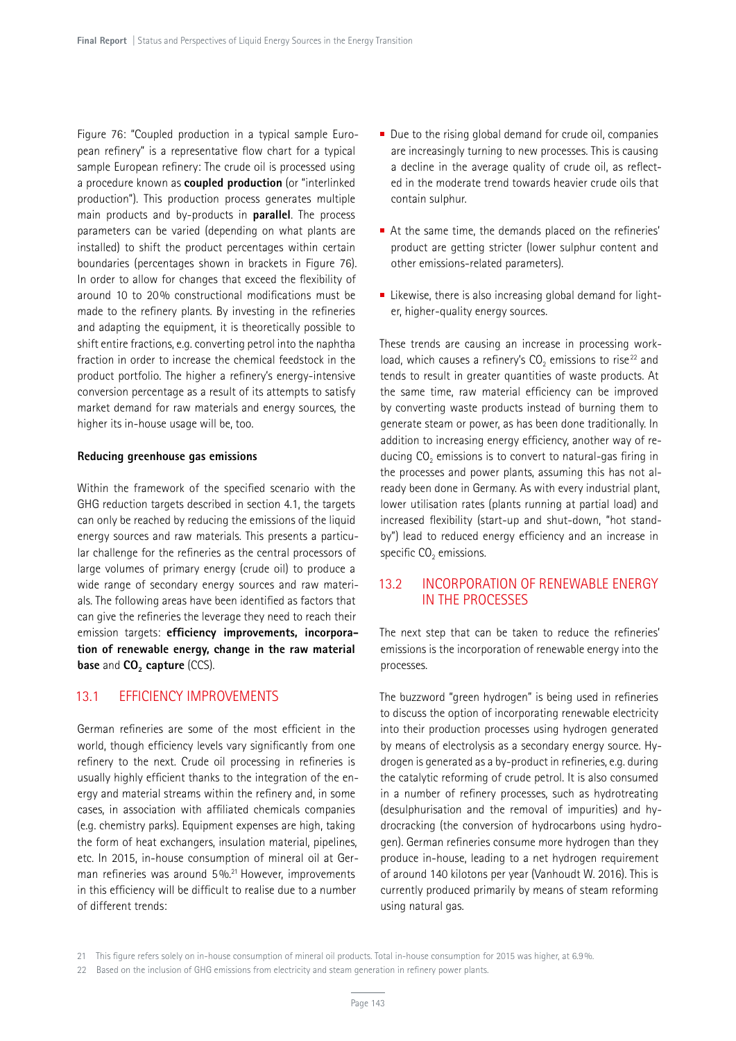Figure 76: "Coupled production in a typical sample European refinery" is a representative flow chart for a typical sample European refinery: The crude oil is processed using a procedure known as **coupled production** (or "interlinked production"). This production process generates multiple main products and by-products in **parallel**. The process parameters can be varied (depending on what plants are installed) to shift the product percentages within certain boundaries (percentages shown in brackets in Figure 76). In order to allow for changes that exceed the flexibility of around 10 to 20% constructional modifications must be made to the refinery plants. By investing in the refineries and adapting the equipment, it is theoretically possible to shift entire fractions, e.g. converting petrol into the naphtha fraction in order to increase the chemical feedstock in the product portfolio. The higher a refinery's energy-intensive conversion percentage as a result of its attempts to satisfy market demand for raw materials and energy sources, the higher its in-house usage will be, too.

**Reducing greenhouse gas emissions**

Within the framework of the specified scenario with the GHG reduction targets described in section 4.1, the targets can only be reached by reducing the emissions of the liquid energy sources and raw materials. This presents a particular challenge for the refineries as the central processors of large volumes of primary energy (crude oil) to produce a wide range of secondary energy sources and raw materials. The following areas have been identified as factors that can give the refineries the leverage they need to reach their emission targets: **efficiency improvements, incorporation of renewable energy, change in the raw material base** and **$CO_2$ capture** (CCS).

## 13.1 EFFICIENCY IMPROVEMENTS

German refineries are some of the most efficient in the world, though efficiency levels vary significantly from one refinery to the next. Crude oil processing in refineries is usually highly efficient thanks to the integration of the energy and material streams within the refinery and, in some cases, in association with affiliated chemicals companies (e.g. chemistry parks). Equipment expenses are high, taking the form of heat exchangers, insulation material, pipelines, etc. In 2015, in-house consumption of mineral oil at German refineries was around 5%.[21] However, improvements in this efficiency will be difficult to realise due to a number of different trends:

- Due to the rising global demand for crude oil, companies are increasingly turning to new processes. This is causing a decline in the average quality of crude oil, as reflected in the moderate trend towards heavier crude oils that contain sulphur.
- At the same time, the demands placed on the refineries' product are getting stricter (lower sulphur content and other emissions-related parameters).
- Likewise, there is also increasing global demand for lighter, higher-quality energy sources.

These trends are causing an increase in processing workload, which causes a refinery's $CO_2$ emissions to rise[22] and tends to result in greater quantities of waste products. At the same time, raw material efficiency can be improved by converting waste products instead of burning them to generate steam or power, as has been done traditionally. In addition to increasing energy efficiency, another way of reducing $CO_2$ emissions is to convert to natural-gas firing in the processes and power plants, assuming this has not already been done in Germany. As with every industrial plant, lower utilisation rates (plants running at partial load) and increased flexibility (start-up and shut-down, "hot standby") lead to reduced energy efficiency and an increase in specific $CO_2$ emissions.

## 13.2 INCORPORATION OF RENEWABLE ENERGY IN THE PROCESSES

The next step that can be taken to reduce the refineries' emissions is the incorporation of renewable energy into the processes.

The buzzword "green hydrogen" is being used in refineries to discuss the option of incorporating renewable electricity into their production processes using hydrogen generated by means of electrolysis as a secondary energy source. Hydrogen is generated as a by-product in refineries, e.g. during the catalytic reforming of crude petrol. It is also consumed in a number of refinery processes, such as hydrotreating (desulphurisation and the removal of impurities) and hydrocracking (the conversion of hydrocarbons using hydrogen). German refineries consume more hydrogen than they produce in-house, leading to a net hydrogen requirement of around 140 kilotons per year (Vanhoudt W. 2016). This is currently produced primarily by means of steam reforming using natural gas.

[21] This figure refers solely on in-house consumption of mineral oil products. Total in-house consumption for 2015 was higher, at 6.9%.

[22] Based on the inclusion of GHG emissions from electricity and steam generation in refinery power plants.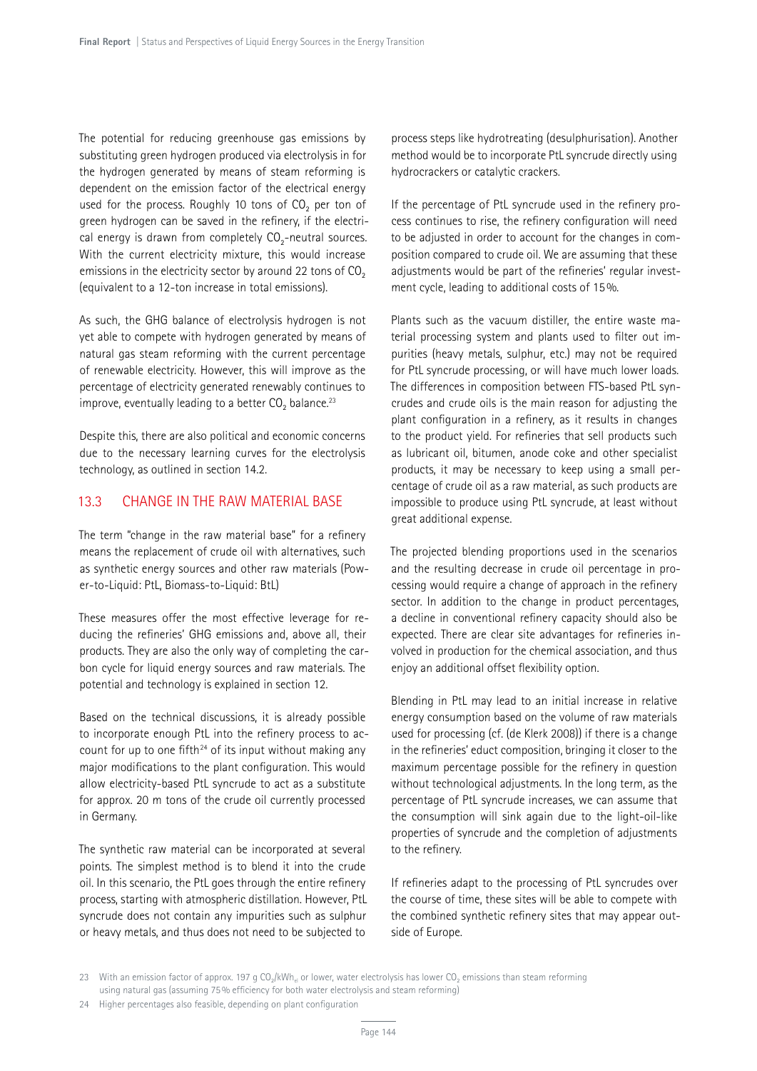The potential for reducing greenhouse gas emissions by substituting green hydrogen produced via electrolysis in for the hydrogen generated by means of steam reforming is dependent on the emission factor of the electrical energy used for the process. Roughly 10 tons of $CO_2$ per ton of green hydrogen can be saved in the refinery, if the electrical energy is drawn from completely $CO_2$-neutral sources. With the current electricity mixture, this would increase emissions in the electricity sector by around 22 tons of $CO_2$ (equivalent to a 12-ton increase in total emissions).

As such, the GHG balance of electrolysis hydrogen is not yet able to compete with hydrogen generated by means of natural gas steam reforming with the current percentage of renewable electricity. However, this will improve as the percentage of electricity generated renewably continues to improve, eventually leading to a better $CO_2$ balance.[23]

Despite this, there are also political and economic concerns due to the necessary learning curves for the electrolysis technology, as outlined in section 14.2.

## 13.3 CHANGE IN THE RAW MATERIAL BASE

The term "change in the raw material base" for a refinery means the replacement of crude oil with alternatives, such as synthetic energy sources and other raw materials (Power-to-Liquid: PtL, Biomass-to-Liquid: BtL)

These measures offer the most effective leverage for reducing the refineries' GHG emissions and, above all, their products. They are also the only way of completing the carbon cycle for liquid energy sources and raw materials. The potential and technology is explained in section 12.

Based on the technical discussions, it is already possible to incorporate enough PtL into the refinery process to account for up to one fifth[24] of its input without making any major modifications to the plant configuration. This would allow electricity-based PtL syncrude to act as a substitute for approx. 20 m tons of the crude oil currently processed in Germany.

The synthetic raw material can be incorporated at several points. The simplest method is to blend it into the crude oil. In this scenario, the PtL goes through the entire refinery process, starting with atmospheric distillation. However, PtL syncrude does not contain any impurities such as sulphur or heavy metals, and thus does not need to be subjected to process steps like hydrotreating (desulphurisation). Another method would be to incorporate PtL syncrude directly using hydrocrackers or catalytic crackers.

If the percentage of PtL syncrude used in the refinery process continues to rise, the refinery configuration will need to be adjusted in order to account for the changes in composition compared to crude oil. We are assuming that these adjustments would be part of the refineries' regular investment cycle, leading to additional costs of 15 %.

Plants such as the vacuum distiller, the entire waste material processing system and plants used to filter out impurities (heavy metals, sulphur, etc.) may not be required for PtL syncrude processing, or will have much lower loads. The differences in composition between FTS-based PtL syncrudes and crude oils is the main reason for adjusting the plant configuration in a refinery, as it results in changes to the product yield. For refineries that sell products such as lubricant oil, bitumen, anode coke and other specialist products, it may be necessary to keep using a small percentage of crude oil as a raw material, as such products are impossible to produce using PtL syncrude, at least without great additional expense.

The projected blending proportions used in the scenarios and the resulting decrease in crude oil percentage in processing would require a change of approach in the refinery sector. In addition to the change in product percentages, a decline in conventional refinery capacity should also be expected. There are clear site advantages for refineries involved in production for the chemical association, and thus enjoy an additional offset flexibility option.

Blending in PtL may lead to an initial increase in relative energy consumption based on the volume of raw materials used for processing (cf. (de Klerk 2008)) if there is a change in the refineries' educt composition, bringing it closer to the maximum percentage possible for the refinery in question without technological adjustments. In the long term, as the percentage of PtL syncrude increases, we can assume that the consumption will sink again due to the light-oil-like properties of syncrude and the completion of adjustments to the refinery.

If refineries adapt to the processing of PtL syncrudes over the course of time, these sites will be able to compete with the combined synthetic refinery sites that may appear outside of Europe.

23 With an emission factor of approx. 197 g $CO_2/kWh_{el}$ or lower, water electrolysis has lower $CO_2$ emissions than steam reforming using natural gas (assuming 75 % efficiency for both water electrolysis and steam reforming)

24 Higher percentages also feasible, depending on plant configuration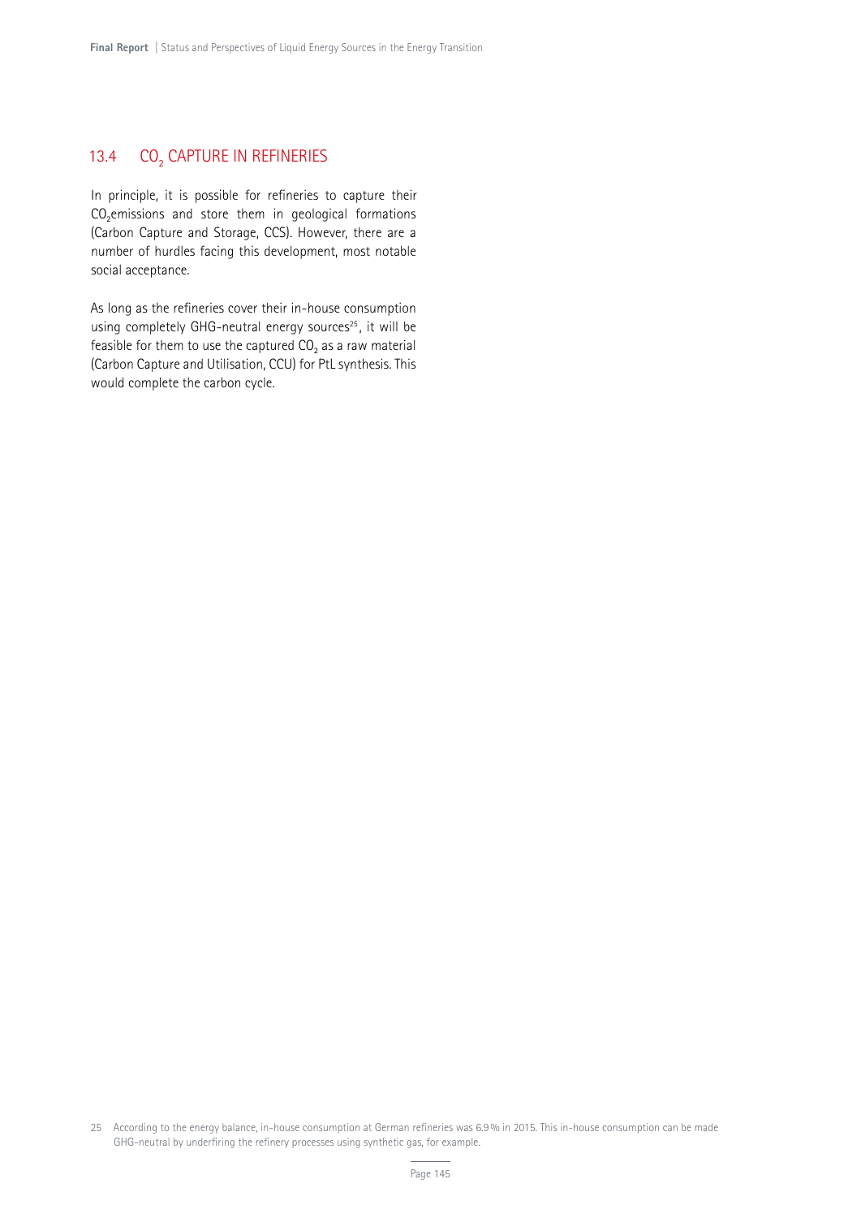## 13.4 $CO_2$ CAPTURE IN REFINERIES

In principle, it is possible for refineries to capture their $CO_2$emissions and store them in geological formations (Carbon Capture and Storage, CCS). However, there are a number of hurdles facing this development, most notable social acceptance.

As long as the refineries cover their in-house consumption using completely GHG-neutral energy sources[25], it will be feasible for them to use the captured $CO_2$ as a raw material (Carbon Capture and Utilisation, CCU) for PtL synthesis. This would complete the carbon cycle.

25 According to the energy balance, in-house consumption at German refineries was 6.9 % in 2015. This in-house consumption can be made GHG-neutral by underfiring the refinery processes using synthetic gas, for example.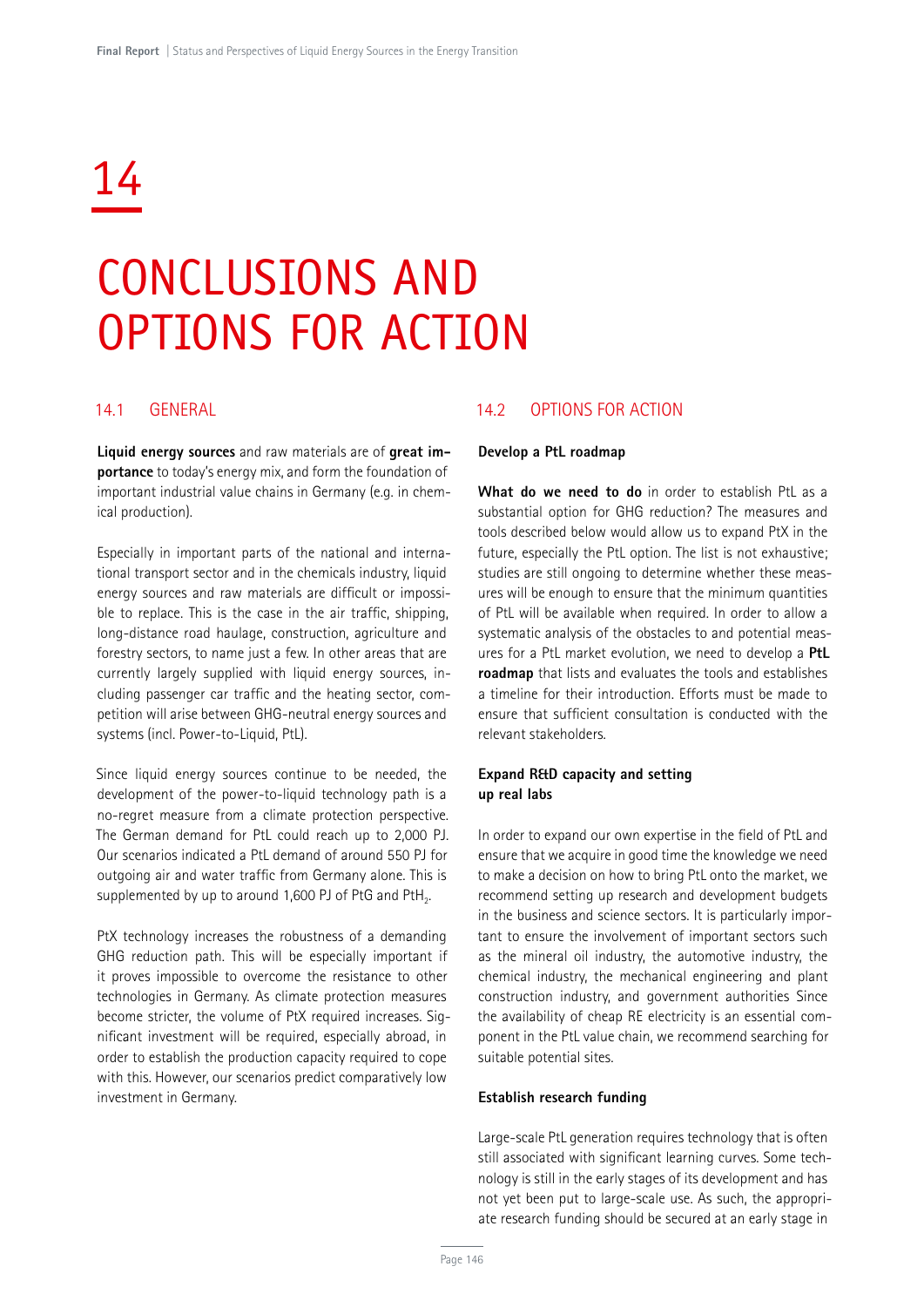# 14

# CONCLUSIONS AND OPTIONS FOR ACTION

## 14.1 GENERAL

**Liquid energy sources** and raw materials are of **great importance** to today's energy mix, and form the foundation of important industrial value chains in Germany (e.g. in chemical production).

Especially in important parts of the national and international transport sector and in the chemicals industry, liquid energy sources and raw materials are difficult or impossible to replace. This is the case in the air traffic, shipping, long-distance road haulage, construction, agriculture and forestry sectors, to name just a few. In other areas that are currently largely supplied with liquid energy sources, including passenger car traffic and the heating sector, competition will arise between GHG-neutral energy sources and systems (incl. Power-to-Liquid, PtL).

Since liquid energy sources continue to be needed, the development of the power-to-liquid technology path is a no-regret measure from a climate protection perspective. The German demand for PtL could reach up to 2,000 PJ. Our scenarios indicated a PtL demand of around 550 PJ for outgoing air and water traffic from Germany alone. This is supplemented by up to around 1,600 PJ of PtG and $PtH_2$.

PtX technology increases the robustness of a demanding GHG reduction path. This will be especially important if it proves impossible to overcome the resistance to other technologies in Germany. As climate protection measures become stricter, the volume of PtX required increases. Significant investment will be required, especially abroad, in order to establish the production capacity required to cope with this. However, our scenarios predict comparatively low investment in Germany.

## 14.2 OPTIONS FOR ACTION

### Develop a PtL roadmap

**What do we need to do** in order to establish PtL as a substantial option for GHG reduction? The measures and tools described below would allow us to expand PtX in the future, especially the PtL option. The list is not exhaustive; studies are still ongoing to determine whether these measures will be enough to ensure that the minimum quantities of PtL will be available when required. In order to allow a systematic analysis of the obstacles to and potential measures for a PtL market evolution, we need to develop a **PtL roadmap** that lists and evaluates the tools and establishes a timeline for their introduction. Efforts must be made to ensure that sufficient consultation is conducted with the relevant stakeholders.

### Expand R&D capacity and setting up real labs

In order to expand our own expertise in the field of PtL and ensure that we acquire in good time the knowledge we need to make a decision on how to bring PtL onto the market, we recommend setting up research and development budgets in the business and science sectors. It is particularly important to ensure the involvement of important sectors such as the mineral oil industry, the automotive industry, the chemical industry, the mechanical engineering and plant construction industry, and government authorities Since the availability of cheap RE electricity is an essential component in the PtL value chain, we recommend searching for suitable potential sites.

### Establish research funding

Large-scale PtL generation requires technology that is often still associated with significant learning curves. Some technology is still in the early stages of its development and has not yet been put to large-scale use. As such, the appropriate research funding should be secured at an early stage in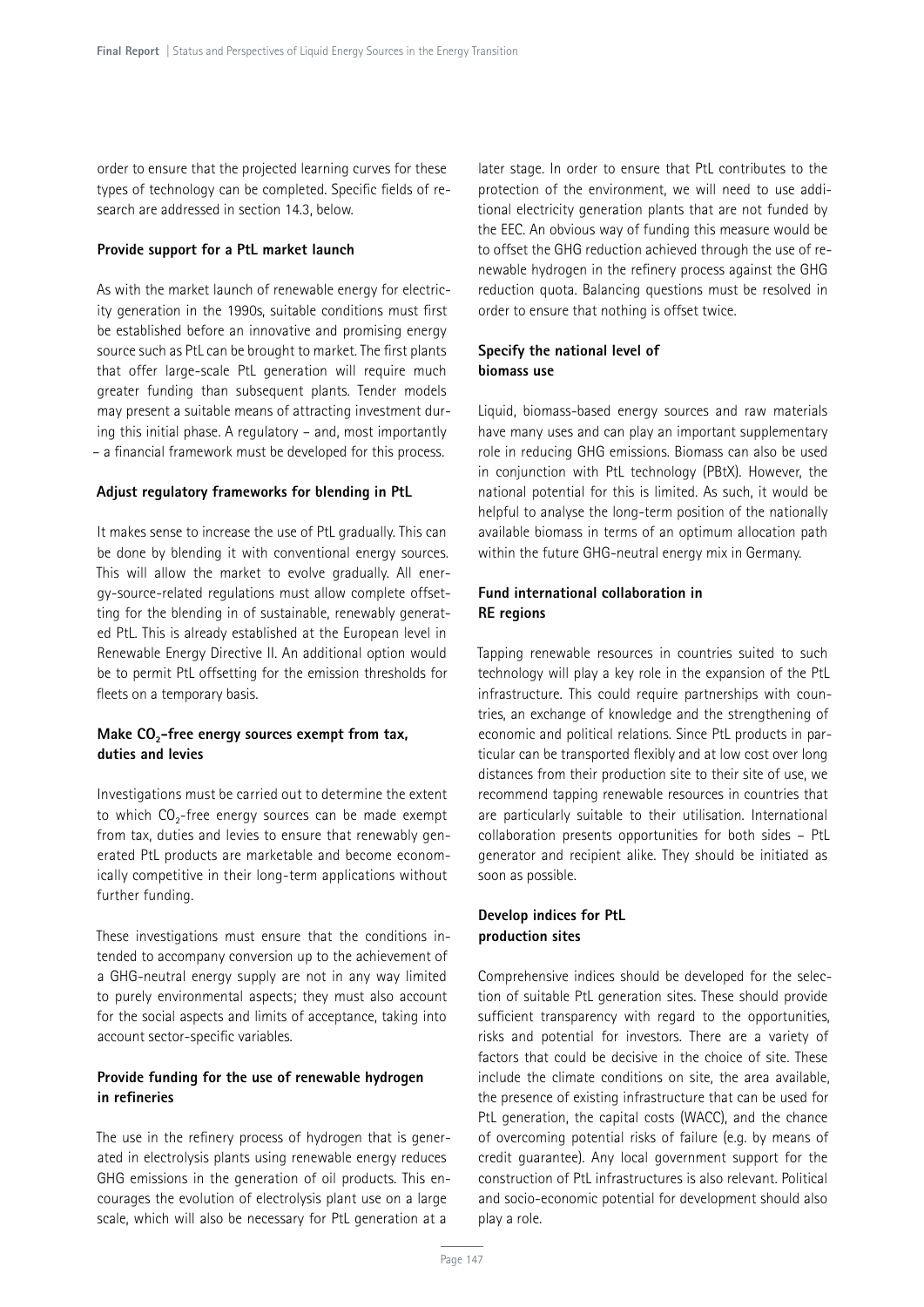order to ensure that the projected learning curves for these types of technology can be completed. Specific fields of research are addressed in section 14.3, below.

**Provide support for a PtL market launch**

As with the market launch of renewable energy for electricity generation in the 1990s, suitable conditions must first be established before an innovative and promising energy source such as PtL can be brought to market. The first plants that offer large-scale PtL generation will require much greater funding than subsequent plants. Tender models may present a suitable means of attracting investment during this initial phase. A regulatory – and, most importantly – a financial framework must be developed for this process.

**Adjust regulatory frameworks for blending in PtL**

It makes sense to increase the use of PtL gradually. This can be done by blending it with conventional energy sources. This will allow the market to evolve gradually. All energy-source-related regulations must allow complete offsetting for the blending in of sustainable, renewably generated PtL. This is already established at the European level in Renewable Energy Directive II. An additional option would be to permit PtL offsetting for the emission thresholds for fleets on a temporary basis.

**Make $CO_2$-free energy sources exempt from tax, duties and levies**

Investigations must be carried out to determine the extent to which $CO_2$-free energy sources can be made exempt from tax, duties and levies to ensure that renewably generated PtL products are marketable and become economically competitive in their long-term applications without further funding.

These investigations must ensure that the conditions intended to accompany conversion up to the achievement of a GHG-neutral energy supply are not in any way limited to purely environmental aspects; they must also account for the social aspects and limits of acceptance, taking into account sector-specific variables.

**Provide funding for the use of renewable hydrogen in refineries**

The use in the refinery process of hydrogen that is generated in electrolysis plants using renewable energy reduces GHG emissions in the generation of oil products. This encourages the evolution of electrolysis plant use on a large scale, which will also be necessary for PtL generation at a later stage. In order to ensure that PtL contributes to the protection of the environment, we will need to use additional electricity generation plants that are not funded by the EEC. An obvious way of funding this measure would be to offset the GHG reduction achieved through the use of renewable hydrogen in the refinery process against the GHG reduction quota. Balancing questions must be resolved in order to ensure that nothing is offset twice.

**Specify the national level of biomass use**

Liquid, biomass-based energy sources and raw materials have many uses and can play an important supplementary role in reducing GHG emissions. Biomass can also be used in conjunction with PtL technology (PBtX). However, the national potential for this is limited. As such, it would be helpful to analyse the long-term position of the nationally available biomass in terms of an optimum allocation path within the future GHG-neutral energy mix in Germany.

**Fund international collaboration in RE regions**

Tapping renewable resources in countries suited to such technology will play a key role in the expansion of the PtL infrastructure. This could require partnerships with countries, an exchange of knowledge and the strengthening of economic and political relations. Since PtL products in particular can be transported flexibly and at low cost over long distances from their production site to their site of use, we recommend tapping renewable resources in countries that are particularly suitable to their utilisation. International collaboration presents opportunities for both sides – PtL generator and recipient alike. They should be initiated as soon as possible.

**Develop indices for PtL production sites**

Comprehensive indices should be developed for the selection of suitable PtL generation sites. These should provide sufficient transparency with regard to the opportunities, risks and potential for investors. There are a variety of factors that could be decisive in the choice of site. These include the climate conditions on site, the area available, the presence of existing infrastructure that can be used for PtL generation, the capital costs (WACC), and the chance of overcoming potential risks of failure (e.g. by means of credit guarantee). Any local government support for the construction of PtL infrastructures is also relevant. Political and socio-economic potential for development should also play a role.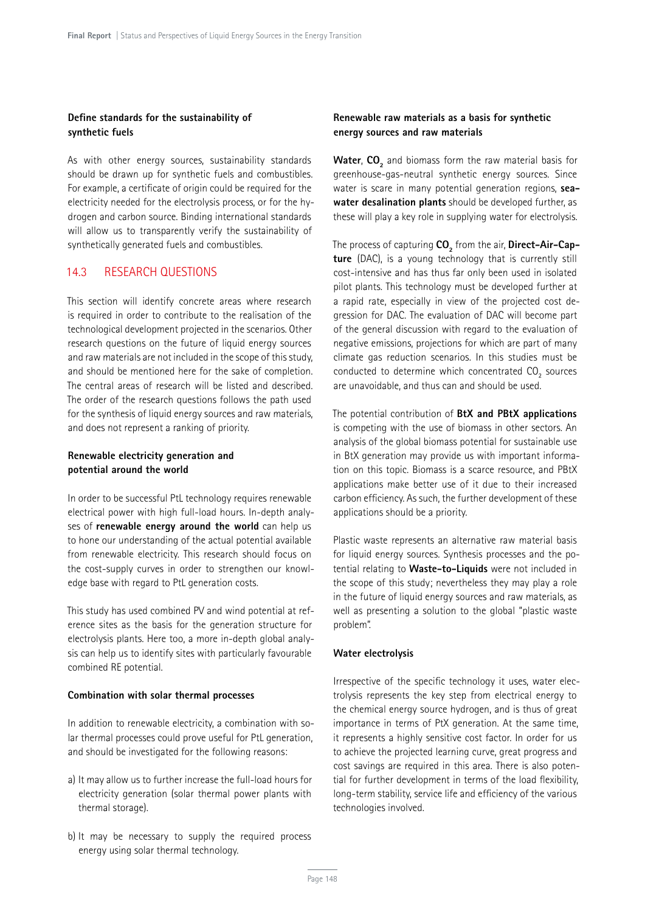### Define standards for the sustainability of synthetic fuels

As with other energy sources, sustainability standards should be drawn up for synthetic fuels and combustibles. For example, a certificate of origin could be required for the electricity needed for the electrolysis process, or for the hydrogen and carbon source. Binding international standards will allow us to transparently verify the sustainability of synthetically generated fuels and combustibles.

## 14.3 RESEARCH QUESTIONS

This section will identify concrete areas where research is required in order to contribute to the realisation of the technological development projected in the scenarios. Other research questions on the future of liquid energy sources and raw materials are not included in the scope of this study, and should be mentioned here for the sake of completion. The central areas of research will be listed and described. The order of the research questions follows the path used for the synthesis of liquid energy sources and raw materials, and does not represent a ranking of priority.

### Renewable electricity generation and potential around the world

In order to be successful PtL technology requires renewable electrical power with high full-load hours. In-depth analyses of **renewable energy around the world** can help us to hone our understanding of the actual potential available from renewable electricity. This research should focus on the cost-supply curves in order to strengthen our knowledge base with regard to PtL generation costs.

This study has used combined PV and wind potential at reference sites as the basis for the generation structure for electrolysis plants. Here too, a more in-depth global analysis can help us to identify sites with particularly favourable combined RE potential.

### Combination with solar thermal processes

In addition to renewable electricity, a combination with solar thermal processes could prove useful for PtL generation, and should be investigated for the following reasons:

a) It may allow us to further increase the full-load hours for electricity generation (solar thermal power plants with thermal storage).

b) It may be necessary to supply the required process energy using solar thermal technology.

### Renewable raw materials as a basis for synthetic energy sources and raw materials

**Water**, **$CO_2$** and biomass form the raw material basis for greenhouse-gas-neutral synthetic energy sources. Since water is scare in many potential generation regions, **seawater desalination plants** should be developed further, as these will play a key role in supplying water for electrolysis.

The process of capturing **$CO_2$** from the air, **Direct-Air-Capture** (DAC), is a young technology that is currently still cost-intensive and has thus far only been used in isolated pilot plants. This technology must be developed further at a rapid rate, especially in view of the projected cost degression for DAC. The evaluation of DAC will become part of the general discussion with regard to the evaluation of negative emissions, projections for which are part of many climate gas reduction scenarios. In this studies must be conducted to determine which concentrated $CO_2$ sources are unavoidable, and thus can and should be used.

The potential contribution of **BtX and PBtX applications** is competing with the use of biomass in other sectors. An analysis of the global biomass potential for sustainable use in BtX generation may provide us with important information on this topic. Biomass is a scarce resource, and PBtX applications make better use of it due to their increased carbon efficiency. As such, the further development of these applications should be a priority.

Plastic waste represents an alternative raw material basis for liquid energy sources. Synthesis processes and the potential relating to **Waste-to-Liquids** were not included in the scope of this study; nevertheless they may play a role in the future of liquid energy sources and raw materials, as well as presenting a solution to the global "plastic waste problem".

### Water electrolysis

Irrespective of the specific technology it uses, water electrolysis represents the key step from electrical energy to the chemical energy source hydrogen, and is thus of great importance in terms of PtX generation. At the same time, it represents a highly sensitive cost factor. In order for us to achieve the projected learning curve, great progress and cost savings are required in this area. There is also potential for further development in terms of the load flexibility, long-term stability, service life and efficiency of the various technologies involved.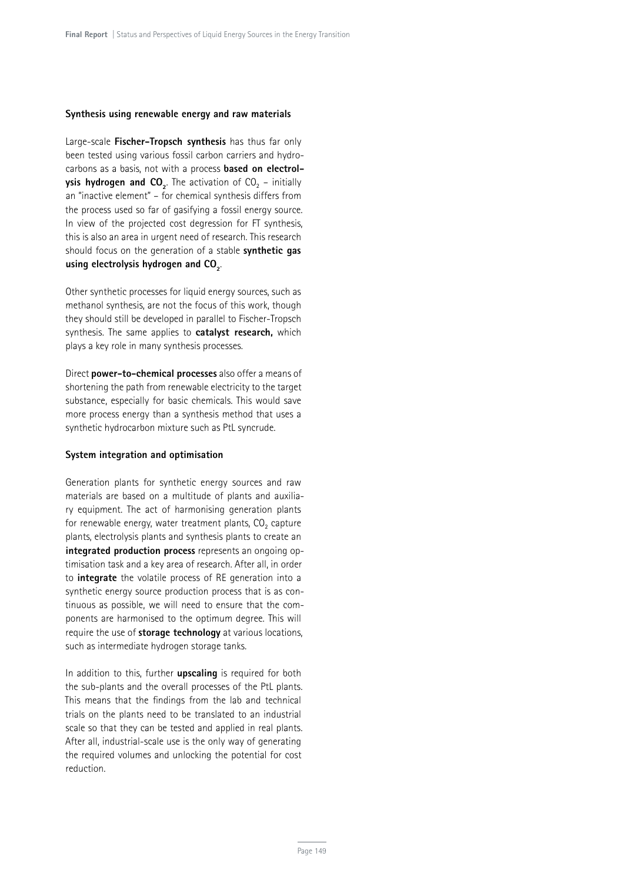### Synthesis using renewable energy and raw materials

Large-scale **Fischer-Tropsch synthesis** has thus far only been tested using various fossil carbon carriers and hydrocarbons as a basis, not with a process **based on electrolysis hydrogen and $CO_2$**. The activation of $CO_2$ – initially an "inactive element" – for chemical synthesis differs from the process used so far of gasifying a fossil energy source. In view of the projected cost degression for FT synthesis, this is also an area in urgent need of research. This research should focus on the generation of a stable **synthetic gas using electrolysis hydrogen and $CO_2$**.

Other synthetic processes for liquid energy sources, such as methanol synthesis, are not the focus of this work, though they should still be developed in parallel to Fischer-Tropsch synthesis. The same applies to **catalyst research,** which plays a key role in many synthesis processes.

Direct **power-to-chemical processes** also offer a means of shortening the path from renewable electricity to the target substance, especially for basic chemicals. This would save more process energy than a synthesis method that uses a synthetic hydrocarbon mixture such as PtL syncrude.

### System integration and optimisation

Generation plants for synthetic energy sources and raw materials are based on a multitude of plants and auxiliary equipment. The act of harmonising generation plants for renewable energy, water treatment plants, $CO_2$ capture plants, electrolysis plants and synthesis plants to create an **integrated production process** represents an ongoing optimisation task and a key area of research. After all, in order to **integrate** the volatile process of RE generation into a synthetic energy source production process that is as continuous as possible, we will need to ensure that the components are harmonised to the optimum degree. This will require the use of **storage technology** at various locations, such as intermediate hydrogen storage tanks.

In addition to this, further **upscaling** is required for both the sub-plants and the overall processes of the PtL plants. This means that the findings from the lab and technical trials on the plants need to be translated to an industrial scale so that they can be tested and applied in real plants. After all, industrial-scale use is the only way of generating the required volumes and unlocking the potential for cost reduction.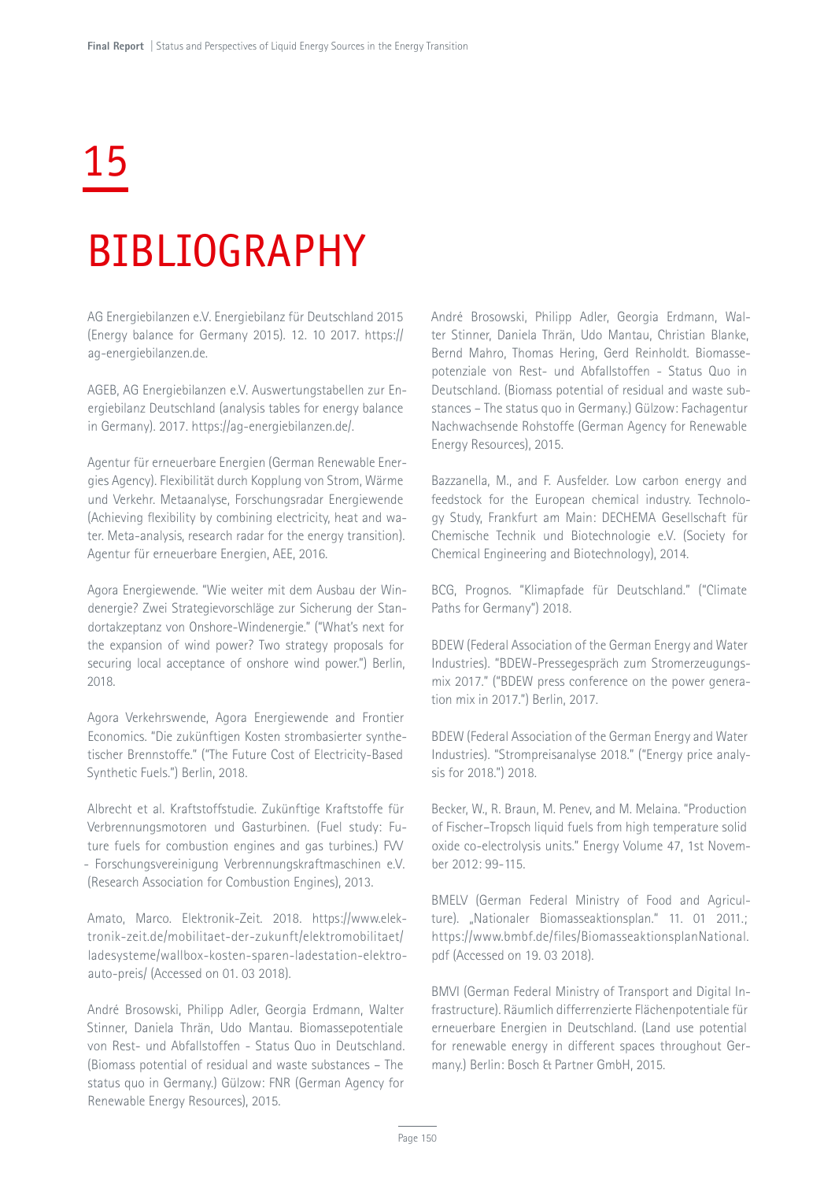# 15

# BIBLIOGRAPHY

AG Energiebilanzen e.V. Energiebilanz für Deutschland 2015 (Energy balance for Germany 2015). 12. 10 2017. https://ag-energiebilanzen.de.

AGEB, AG Energiebilanzen e.V. Auswertungstabellen zur Energiebilanz Deutschland (analysis tables for energy balance in Germany). 2017. https://ag-energiebilanzen.de/.

Agentur für erneuerbare Energien (German Renewable Energies Agency). Flexibilität durch Kopplung von Strom, Wärme und Verkehr. Metaanalyse, Forschungsradar Energiewende (Achieving flexibility by combining electricity, heat and water. Meta-analysis, research radar for the energy transition). Agentur für erneuerbare Energien, AEE, 2016.

Agora Energiewende. "Wie weiter mit dem Ausbau der Windenergie? Zwei Strategievorschläge zur Sicherung der Standortakzeptanz von Onshore-Windenergie." ("What's next for the expansion of wind power? Two strategy proposals for securing local acceptance of onshore wind power.") Berlin, 2018.

Agora Verkehrswende, Agora Energiewende and Frontier Economics. "Die zukünftigen Kosten strombasierter synthetischer Brennstoffe." ("The Future Cost of Electricity-Based Synthetic Fuels.") Berlin, 2018.

Albrecht et al. Kraftstoffstudie. Zukünftige Kraftstoffe für Verbrennungsmotoren und Gasturbinen. (Fuel study: Future fuels for combustion engines and gas turbines.) FVV - Forschungsvereinigung Verbrennungskraftmaschinen e.V. (Research Association for Combustion Engines), 2013.

Amato, Marco. Elektronik-Zeit. 2018. https://www.elektronik-zeit.de/mobilitaet-der-zukunft/elektromobilitaet/ladesysteme/wallbox-kosten-sparen-ladestation-elektroauto-preis/ (Accessed on 01. 03 2018).

André Brosowski, Philipp Adler, Georgia Erdmann, Walter Stinner, Daniela Thrän, Udo Mantau. Biomassepotentiale von Rest- und Abfallstoffen - Status Quo in Deutschland. (Biomass potential of residual and waste substances – The status quo in Germany.) Gülzow: FNR (German Agency for Renewable Energy Resources), 2015.

André Brosowski, Philipp Adler, Georgia Erdmann, Walter Stinner, Daniela Thrän, Udo Mantau, Christian Blanke, Bernd Mahro, Thomas Hering, Gerd Reinholdt. Biomassepotenziale von Rest- und Abfallstoffen - Status Quo in Deutschland. (Biomass potential of residual and waste substances – The status quo in Germany.) Gülzow: Fachagentur Nachwachsende Rohstoffe (German Agency for Renewable Energy Resources), 2015.

Bazzanella, M., and F. Ausfelder. Low carbon energy and feedstock for the European chemical industry. Technology Study, Frankfurt am Main: DECHEMA Gesellschaft für Chemische Technik und Biotechnologie e.V. (Society for Chemical Engineering and Biotechnology), 2014.

BCG, Prognos. "Klimapfade für Deutschland." ("Climate Paths for Germany") 2018.

BDEW (Federal Association of the German Energy and Water Industries). "BDEW-Pressegespräch zum Stromerzeugungsmix 2017." ("BDEW press conference on the power generation mix in 2017.") Berlin, 2017.

BDEW (Federal Association of the German Energy and Water Industries). "Strompreisanalyse 2018." ("Energy price analysis for 2018.") 2018.

Becker, W., R. Braun, M. Penev, and M. Melaina. "Production of Fischer-Tropsch liquid fuels from high temperature solid oxide co-electrolysis units." Energy Volume 47, 1st November 2012: 99-115.

BMELV (German Federal Ministry of Food and Agriculture). „Nationaler Biomasseaktionsplan." 11. 01 2011.; https://www.bmbf.de/files/BiomasseaktionsplanNational.pdf (Accessed on 19. 03 2018).

BMVI (German Federal Ministry of Transport and Digital Infrastructure). Räumlich differrenzierte Flächenpotentiale für erneuerbare Energien in Deutschland. (Land use potential for renewable energy in different spaces throughout Germany.) Berlin: Bosch & Partner GmbH, 2015.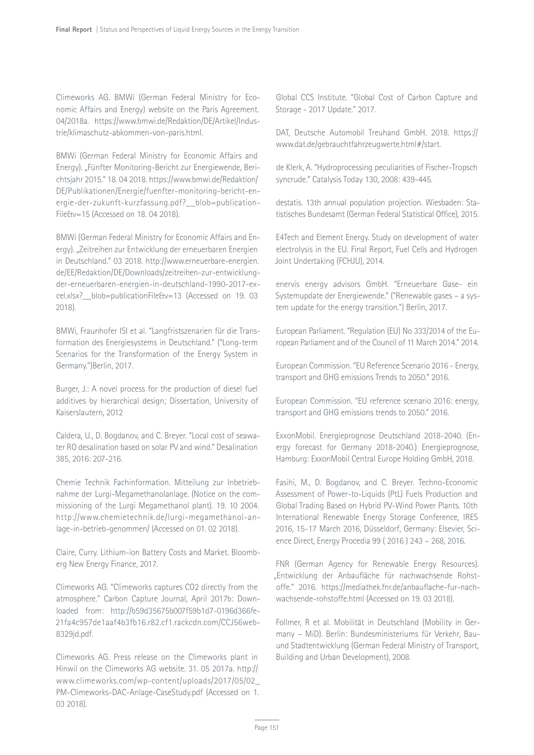Climeworks AG. BMWi (German Federal Ministry for Economic Affairs and Energy) website on the Paris Agreement. 04/2018a. https://www.bmwi.de/Redaktion/DE/Artikel/Industrie/klimaschutz-abkommen-von-paris.html.

BMWi (German Federal Ministry for Economic Affairs and Energy). „Fünfter Monitoring-Bericht zur Energiewende, Berichtsjahr 2015." 18. 04 2018. https://www.bmwi.de/Redaktion/DE/Publikationen/Energie/fuenfter-monitoring-bericht-energie-der-zukunft-kurzfassung.pdf?__blob=publicationFile&v=15 (Accessed on 18. 04 2018).

BMWi (German Federal Ministry for Economic Affairs and Energy). „Zeitreihen zur Entwicklung der erneuerbaren Energien in Deutschland." 03 2018. http://www.erneuerbare-energien.de/EE/Redaktion/DE/Downloads/zeitreihen-zur-entwicklung-der-erneuerbaren-energien-in-deutschland-1990-2017-excel.xlsx?__blob=publicationFile&v=13 (Accessed on 19. 03 2018).

BMWi, Fraunhofer ISI et al. "Langfristszenarien für die Transformation des Energiesystems in Deutschland." ("Long-term Scenarios for the Transformation of the Energy System in Germany.")Berlin, 2017.

Burger, J.: A novel process for the production of diesel fuel additives by hierarchical design; Dissertation, University of Kaiserslautern, 2012

Caldera, U., D. Bogdanov, and C. Breyer. "Local cost of seawater RO desalination based on solar PV and wind." Desalination 385, 2016: 207-216.

Chemie Technik Fachinformation. Mitteilung zur Inbetriebnahme der Lurgi-Megamethanolanlage. (Notice on the commissioning of the Lurgi Megamethanol plant). 19. 10 2004. http://www.chemietechnik.de/lurgi-megamethanol-anlage-in-betrieb-genommen/ (Accessed on 01. 02 2018).

Claire, Curry. Lithium-ion Battery Costs and Market. Bloomberg New Energy Finance, 2017.

Climeworks AG. "Climeworks captures CO2 directly from the atmosphere." Carbon Capture Journal, April 2017b: Downloaded from: http://b59d35675b007f59b1d7-0196d366fe-21fa4c957de1aaf4b3fb16.r82.cf1.rackcdn.com/CCJ56web-8329jd.pdf.

Climeworks AG. Press release on the Climeworks plant in Hinwil on the Climeworks AG website. 31. 05 2017a. http://www.climeworks.com/wp-content/uploads/2017/05/02_PM-Climeworks-DAC-Anlage-CaseStudy.pdf (Accessed on 1. 03 2018).

Global CCS Institute. "Global Cost of Carbon Capture and Storage - 2017 Update." 2017.

DAT, Deutsche Automobil Treuhand GmbH. 2018. https://www.dat.de/gebrauchtfahrzeugwerte.html#/start.

de Klerk, A. "Hydroprocessing peculiarities of Fischer-Tropsch syncrude." Catalysis Today 130, 2008: 439-445.

destatis. 13th annual population projection. Wiesbaden: Statistisches Bundesamt (German Federal Statistical Office), 2015.

E4Tech and Element Energy. Study on development of water electrolysis in the EU. Final Report, Fuel Cells and Hydrogen Joint Undertaking (FCHJU), 2014.

enervis energy advisors GmbH. "Erneuerbare Gase- ein Systemupdate der Energiewende." ("Renewable gases – a system update for the energy transition.") Berlin, 2017.

European Parliament. "Regulation (EU) No 333/2014 of the European Parliament and of the Council of 11 March 2014." 2014.

European Commission. "EU Reference Scenario 2016 - Energy, transport and GHG emissions Trends to 2050." 2016.

European Commission. "EU reference scenario 2016: energy, transport and GHG emissions trends to 2050." 2016.

ExxonMobil. Energieprognose Deutschland 2018-2040. (Energy forecast for Germany 2018-2040.) Energieprognose, Hamburg: ExxonMobil Central Europe Holding GmbH, 2018.

Fasihi, M., D. Bogdanov, and C. Breyer. Techno-Economic Assessment of Power-to-Liquids (PtL) Fuels Production and Global Trading Based on Hybrid PV-Wind Power Plants. 10th International Renewable Energy Storage Conference, IRES 2016, 15-17 March 2016, Düsseldorf, Germany: Elsevier, Science Direct, Energy Procedia 99 ( 2016 ) 243 – 268, 2016.

FNR (German Agency for Renewable Energy Resources). „Entwicklung der Anbaufläche für nachwachsende Rohstoffe." 2016. https://mediathek.fnr.de/anbauflache-fur-nachwachsende-rohstoffe.html (Accessed on 19. 03 2018).

Follmer, R et al. Mobilität in Deutschland (Mobility in Germany – MiD). Berlin: Bundesministeriums für Verkehr, Bau- und Stadtentwicklung (German Federal Ministry of Transport, Building and Urban Development), 2008.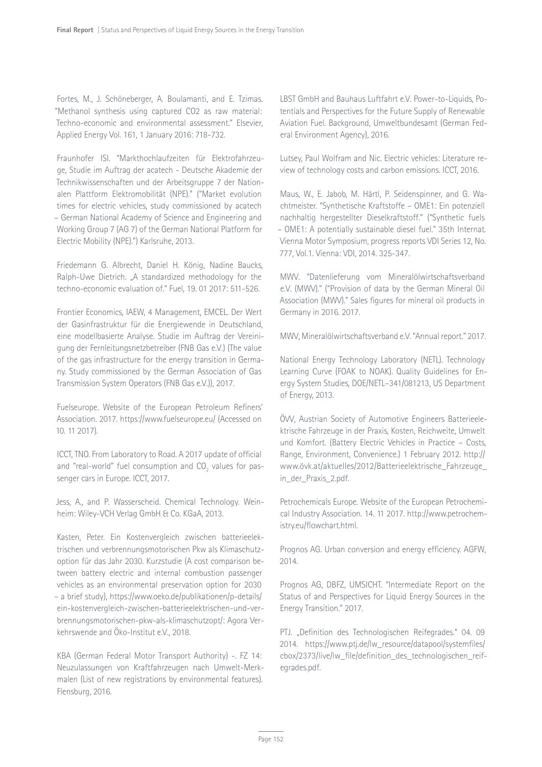Fortes, M., J. Schöneberger, A. Boulamanti, and E. Tzimas. "Methanol synthesis using captured CO2 as raw material: Techno-economic and environmental assessment." Elsevier, Applied Energy Vol. 161, 1 January 2016: 718-732.

Fraunhofer ISI. "Markthochlaufzeiten für Elektrofahrzeuge, Studie im Auftrag der acatech - Deutsche Akademie der Technikwissenschaften und der Arbeitsgruppe 7 der Nationalen Plattform Elektromobilität (NPE)." ("Market evolution times for electric vehicles, study commissioned by acatech – German National Academy of Science and Engineering and Working Group 7 (AG 7) of the German National Platform for Electric Mobility (NPE).") Karlsruhe, 2013.

Friedemann G. Albrecht, Daniel H. König, Nadine Baucks, Ralph-Uwe Dietrich. „A standardized methodology for the techno-economic evaluation of." Fuel, 19. 01 2017: 511-526.

Frontier Economics, IAEW, 4 Management, EMCEL. Der Wert der Gasinfrastruktur für die Energiewende in Deutschland, eine modellbasierte Analyse. Studie im Auftrag der Vereinigung der Fernleitungsnetzbetreiber (FNB Gas e.V.) (The value of the gas infrastructure for the energy transition in Germany. Study commissioned by the German Association of Gas Transmission System Operators (FNB Gas e.V.)), 2017.

Fuelseurope. Website of the European Petroleum Refiners' Association. 2017. https://www.fuelseurope.eu/ (Accessed on 10. 11 2017).

ICCT, TNO. From Laboratory to Road. A 2017 update of official and "real-world" fuel consumption and $CO_2$ values for passenger cars in Europe. ICCT, 2017.

Jess, A., and P. Wasserscheid. Chemical Technology. Weinheim: Wiley-VCH Verlag GmbH & Co. KGaA, 2013.

Kasten, Peter. Ein Kostenvergleich zwischen batterieelektrischen und verbrennungsmotorischen Pkw als Klimaschutzoption für das Jahr 2030. Kurzstudie (A cost comparison between battery electric and internal combustion passenger vehicles as an environmental preservation option for 2030 – a brief study), https://www.oeko.de/publikationen/p-details/ein-kostenvergleich-zwischen-batterieelektrischen-und-verbrennungsmotorischen-pkw-als-klimaschutzopt/: Agora Verkehrswende and Öko-Institut e.V., 2018.

KBA (German Federal Motor Transport Authority) -. FZ 14: Neuzulassungen von Kraftfahrzeugen nach Umwelt-Merkmalen (List of new registrations by environmental features). Flensburg, 2016.

LBST GmbH and Bauhaus Luftfahrt e.V. Power-to-Liquids, Potentials and Perspectives for the Future Supply of Renewable Aviation Fuel. Background, Umweltbundesamt (German Federal Environment Agency), 2016.

Lutsey, Paul Wolfram and Nic. Electric vehicles: Literature review of technology costs and carbon emissions. ICCT, 2016.

Maus, W., E. Jabob, M. Härtl, P. Seidenspinner, and G. Wachtmeister. "Synthetische Kraftstoffe – OME1: Ein potenziell nachhaltig hergestellter Dieselkraftstoff." ("Synthetic fuels – OME1: A potentially sustainable diesel fuel." 35th Internat. Vienna Motor Symposium, progress reports VDI Series 12, No. 777, Vol.1. Vienna: VDI, 2014. 325-347.

MWV. "Datenlieferung vom Mineralölwirtschaftsverband e.V. (MWV)." ("Provision of data by the German Mineral Oil Association (MWV).") Sales figures for mineral oil products in Germany in 2016. 2017.

MWV, Mineralölwirtschaftsverband e.V. "Annual report." 2017.

National Energy Technology Laboratory (NETL). Technology Learning Curve (FOAK to NOAK). Quality Guidelines for Energy System Studies, DOE/NETL–341/081213, US Department of Energy, 2013.

ÖVV, Austrian Society of Automotive Engineers Batterieelektrische Fahrzeuge in der Praxis, Kosten, Reichweite, Umwelt und Komfort. (Battery Electric Vehicles in Practice – Costs, Range, Environment, Convenience.) 1 February 2012. http://www.övk.at/aktuelles/2012/Batterieelektrische_Fahrzeuge_in_der_Praxis_2.pdf.

Petrochemicals Europe. Website of the European Petrochemical Industry Association. 14. 11 2017. http://www.petrochemistry.eu/flowchart.html.

Prognos AG. Urban conversion and energy efficiency. AGFW, 2014.

Prognos AG, DBFZ, UMSICHT. "Intermediate Report on the Status of and Perspectives for Liquid Energy Sources in the Energy Transition." 2017.

PTJ. „Definition des Technologischen Reifegrades." 04. 09 2014. https://www.ptj.de/lw_resource/datapool/systemfiles/cbox/2373/live/lw_file/definition_des_technologischen_reifegrades.pdf.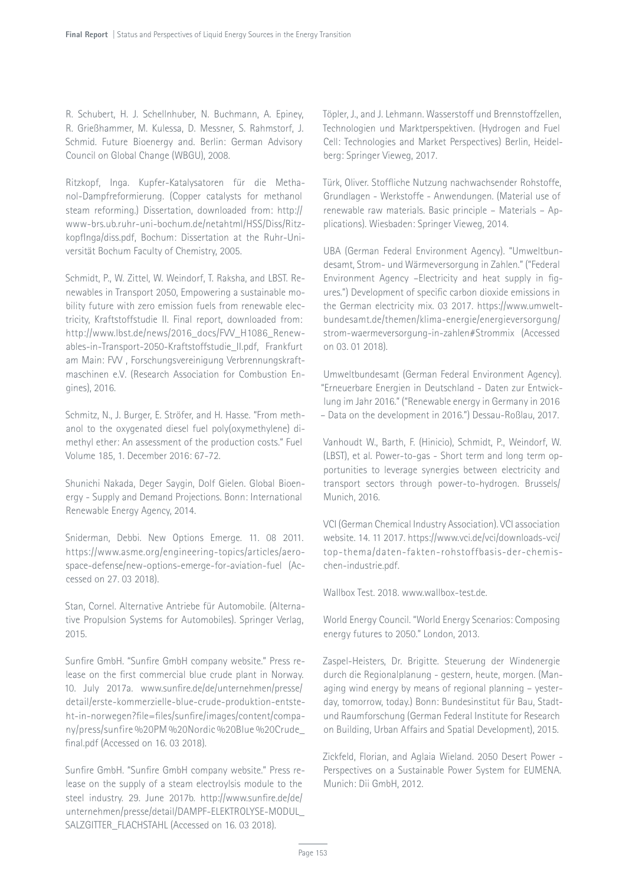R. Schubert, H. J. Schellnhuber, N. Buchmann, A. Epiney, R. Grießhammer, M. Kulessa, D. Messner, S. Rahmstorf, J. Schmid. Future Bioenergy and. Berlin: German Advisory Council on Global Change (WBGU), 2008.

Ritzkopf, Inga. Kupfer-Katalysatoren für die Methanol-Dampfreformierung. (Copper catalysts for methanol steam reforming.) Dissertation, downloaded from: http://www-brs.ub.ruhr-uni-bochum.de/netahtml/HSS/Diss/RitzkopfInga/diss.pdf, Bochum: Dissertation at the Ruhr-Universität Bochum Faculty of Chemistry, 2005.

Schmidt, P., W. Zittel, W. Weindorf, T. Raksha, and LBST. Renewables in Transport 2050, Empowering a sustainable mobility future with zero emission fuels from renewable electricity, Kraftstoffstudie II. Final report, downloaded from: http://www.lbst.de/news/2016_docs/FVV_H1086_Renewables-in-Transport-2050-Kraftstoffstudie_II.pdf, Frankfurt am Main: FVV , Forschungsvereinigung Verbrennungskraftmaschinen e.V. (Research Association for Combustion Engines), 2016.

Schmitz, N., J. Burger, E. Ströfer, and H. Hasse. "From methanol to the oxygenated diesel fuel poly(oxymethylene) dimethyl ether: An assessment of the production costs." Fuel Volume 185, 1. December 2016: 67-72.

Shunichi Nakada, Deger Saygin, Dolf Gielen. Global Bioenergy - Supply and Demand Projections. Bonn: International Renewable Energy Agency, 2014.

Sniderman, Debbi. New Options Emerge. 11. 08 2011. https://www.asme.org/engineering-topics/articles/aerospace-defense/new-options-emerge-for-aviation-fuel (Accessed on 27. 03 2018).

Stan, Cornel. Alternative Antriebe für Automobile. (Alternative Propulsion Systems for Automobiles). Springer Verlag, 2015.

Sunfire GmbH. "Sunfire GmbH company website." Press release on the first commercial blue crude plant in Norway. 10. July 2017a. www.sunfire.de/de/unternehmen/presse/detail/erste-kommerzielle-blue-crude-produktion-entsteht-in-norwegen?file=files/sunfire/images/content/company/press/sunfire%20PM%20Nordic%20Blue%20Crude_final.pdf (Accessed on 16. 03 2018).

Sunfire GmbH. "Sunfire GmbH company website." Press release on the supply of a steam electroylsis module to the steel industry. 29. June 2017b. http://www.sunfire.de/de/unternehmen/presse/detail/DAMPF-ELEKTROLYSE-MODUL_SALZGITTER_FLACHSTAHL (Accessed on 16. 03 2018).

Töpler, J., and J. Lehmann. Wasserstoff und Brennstoffzellen, Technologien und Marktperspektiven. (Hydrogen and Fuel Cell: Technologies and Market Perspectives) Berlin, Heidelberg: Springer Vieweg, 2017.

Türk, Oliver. Stoffliche Nutzung nachwachsender Rohstoffe, Grundlagen - Werkstoffe - Anwendungen. (Material use of renewable raw materials. Basic principle – Materials – Applications). Wiesbaden: Springer Vieweg, 2014.

UBA (German Federal Environment Agency). "Umweltbundesamt, Strom- und Wärmeversorgung in Zahlen." ("Federal Environment Agency –Electricity and heat supply in figures.") Development of specific carbon dioxide emissions in the German electricity mix. 03 2017. https://www.umweltbundesamt.de/themen/klima-energie/energieversorgung/strom-waermeversorgung-in-zahlen#Strommix (Accessed on 03. 01 2018).

Umweltbundesamt (German Federal Environment Agency). "Erneuerbare Energien in Deutschland - Daten zur Entwicklung im Jahr 2016." ("Renewable energy in Germany in 2016 – Data on the development in 2016.") Dessau-Roßlau, 2017.

Vanhoudt W., Barth, F. (Hinicio), Schmidt, P., Weindorf, W. (LBST), et al. Power-to-gas - Short term and long term opportunities to leverage synergies between electricity and transport sectors through power-to-hydrogen. Brussels/Munich, 2016.

VCI (German Chemical Industry Association). VCI association website. 14. 11 2017. https://www.vci.de/vci/downloads-vci/top-thema/daten-fakten-rohstoffbasis-der-chemischen-industrie.pdf.

Wallbox Test. 2018. www.wallbox-test.de.

World Energy Council. "World Energy Scenarios: Composing energy futures to 2050." London, 2013.

Zaspel-Heisters, Dr. Brigitte. Steuerung der Windenergie durch die Regionalplanung - gestern, heute, morgen. (Managing wind energy by means of regional planning – yesterday, tomorrow, today.) Bonn: Bundesinstitut für Bau, Stadt- und Raumforschung (German Federal Institute for Research on Building, Urban Affairs and Spatial Development), 2015.

Zickfeld, Florian, and Aglaia Wieland. 2050 Desert Power - Perspectives on a Sustainable Power System for EUMENA. Munich: Dii GmbH, 2012.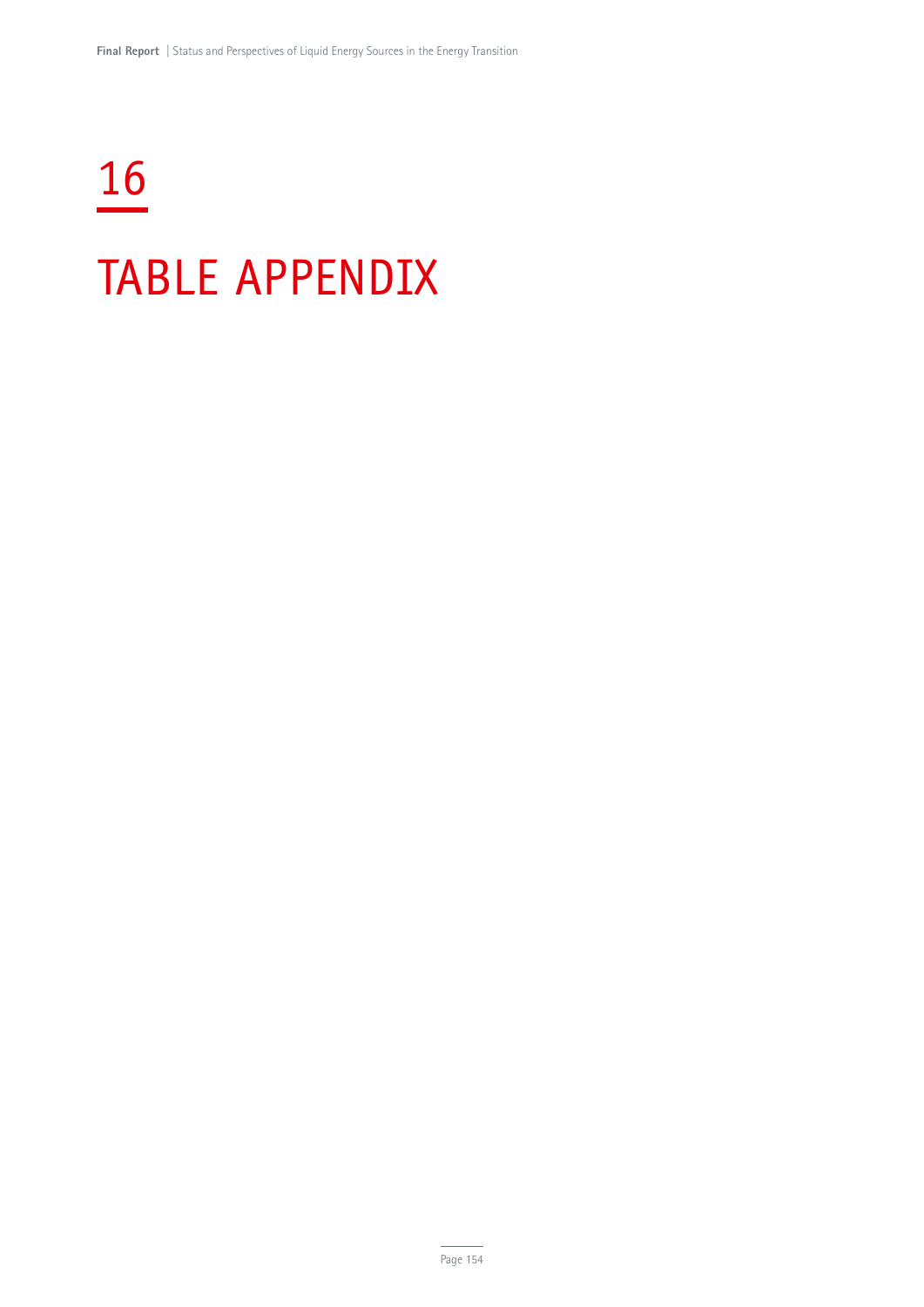# 16

# TABLE APPENDIX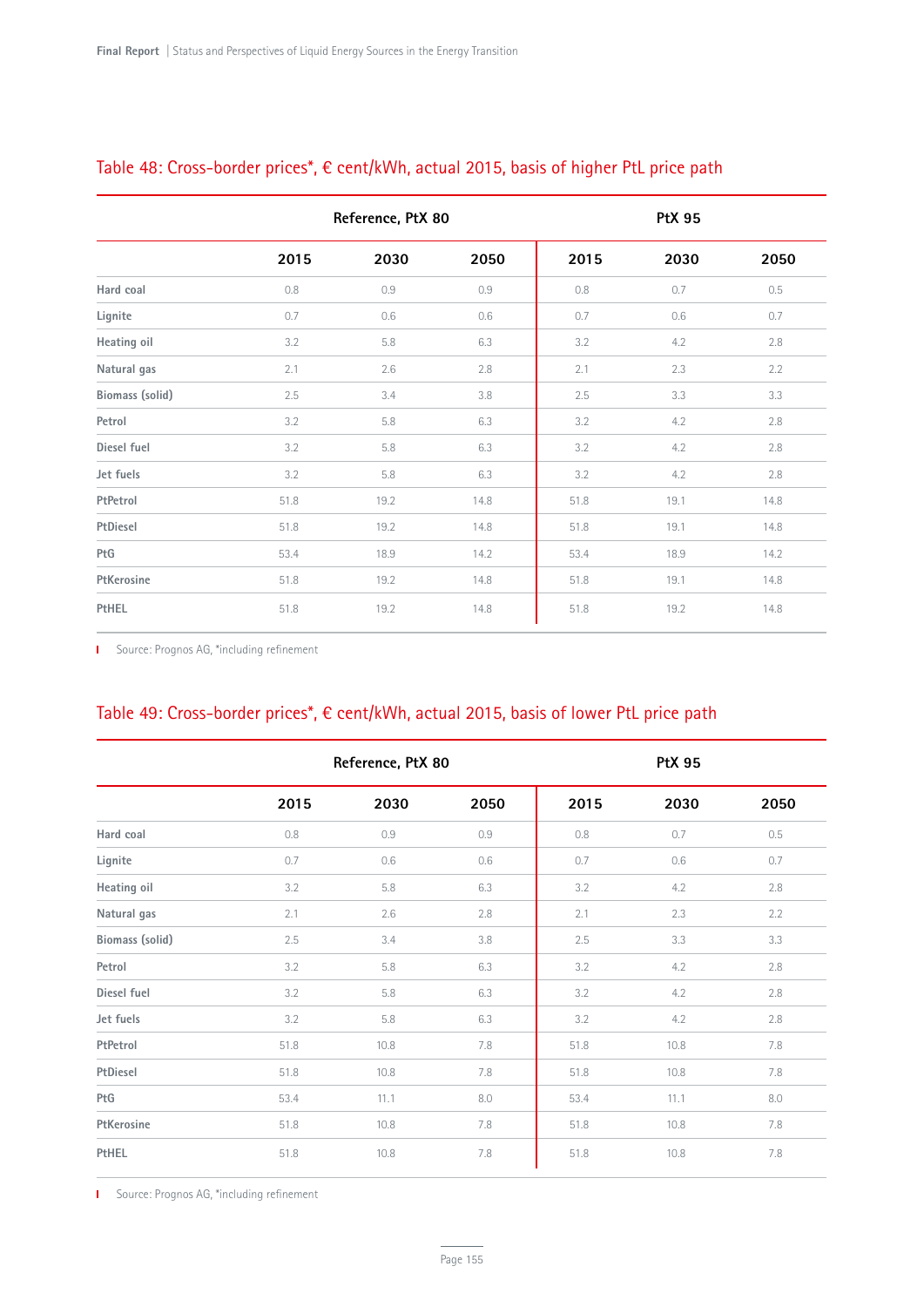## Table 48: Cross-border prices*, € cent/kWh, actual 2015, basis of higher PtL price path

| | Reference, PtX 80 | | | PtX 95 | | |
|---|---|---|---|---|---|---|
| | **2015** | **2030** | **2050** | **2015** | **2030** | **2050** |
| **Hard coal** | 0.8 | 0.9 | 0.9 | 0.8 | 0.7 | 0.5 |
| **Lignite** | 0.7 | 0.6 | 0.6 | 0.7 | 0.6 | 0.7 |
| **Heating oil** | 3.2 | 5.8 | 6.3 | 3.2 | 4.2 | 2.8 |
| **Natural gas** | 2.1 | 2.6 | 2.8 | 2.1 | 2.3 | 2.2 |
| **Biomass (solid)** | 2.5 | 3.4 | 3.8 | 2.5 | 3.3 | 3.3 |
| **Petrol** | 3.2 | 5.8 | 6.3 | 3.2 | 4.2 | 2.8 |
| **Diesel fuel** | 3.2 | 5.8 | 6.3 | 3.2 | 4.2 | 2.8 |
| **Jet fuels** | 3.2 | 5.8 | 6.3 | 3.2 | 4.2 | 2.8 |
| **PtPetrol** | 51.8 | 19.2 | 14.8 | 51.8 | 19.1 | 14.8 |
| **PtDiesel** | 51.8 | 19.2 | 14.8 | 51.8 | 19.1 | 14.8 |
| **PtG** | 53.4 | 18.9 | 14.2 | 53.4 | 18.9 | 14.2 |
| **PtKerosine** | 51.8 | 19.2 | 14.8 | 51.8 | 19.1 | 14.8 |
| **PtHEL** | 51.8 | 19.2 | 14.8 | 51.8 | 19.2 | 14.8 |

Source: Prognos AG, *including refinement

## Table 49: Cross-border prices*, € cent/kWh, actual 2015, basis of lower PtL price path

| | Reference, PtX 80 | | | PtX 95 | | |
|---|---|---|---|---|---|---|
| | **2015** | **2030** | **2050** | **2015** | **2030** | **2050** |
| **Hard coal** | 0.8 | 0.9 | 0.9 | 0.8 | 0.7 | 0.5 |
| **Lignite** | 0.7 | 0.6 | 0.6 | 0.7 | 0.6 | 0.7 |
| **Heating oil** | 3.2 | 5.8 | 6.3 | 3.2 | 4.2 | 2.8 |
| **Natural gas** | 2.1 | 2.6 | 2.8 | 2.1 | 2.3 | 2.2 |
| **Biomass (solid)** | 2.5 | 3.4 | 3.8 | 2.5 | 3.3 | 3.3 |
| **Petrol** | 3.2 | 5.8 | 6.3 | 3.2 | 4.2 | 2.8 |
| **Diesel fuel** | 3.2 | 5.8 | 6.3 | 3.2 | 4.2 | 2.8 |
| **Jet fuels** | 3.2 | 5.8 | 6.3 | 3.2 | 4.2 | 2.8 |
| **PtPetrol** | 51.8 | 10.8 | 7.8 | 51.8 | 10.8 | 7.8 |
| **PtDiesel** | 51.8 | 10.8 | 7.8 | 51.8 | 10.8 | 7.8 |
| **PtG** | 53.4 | 11.1 | 8.0 | 53.4 | 11.1 | 8.0 |
| **PtKerosine** | 51.8 | 10.8 | 7.8 | 51.8 | 10.8 | 7.8 |
| **PtHEL** | 51.8 | 10.8 | 7.8 | 51.8 | 10.8 | 7.8 |

Source: Prognos AG, *including refinement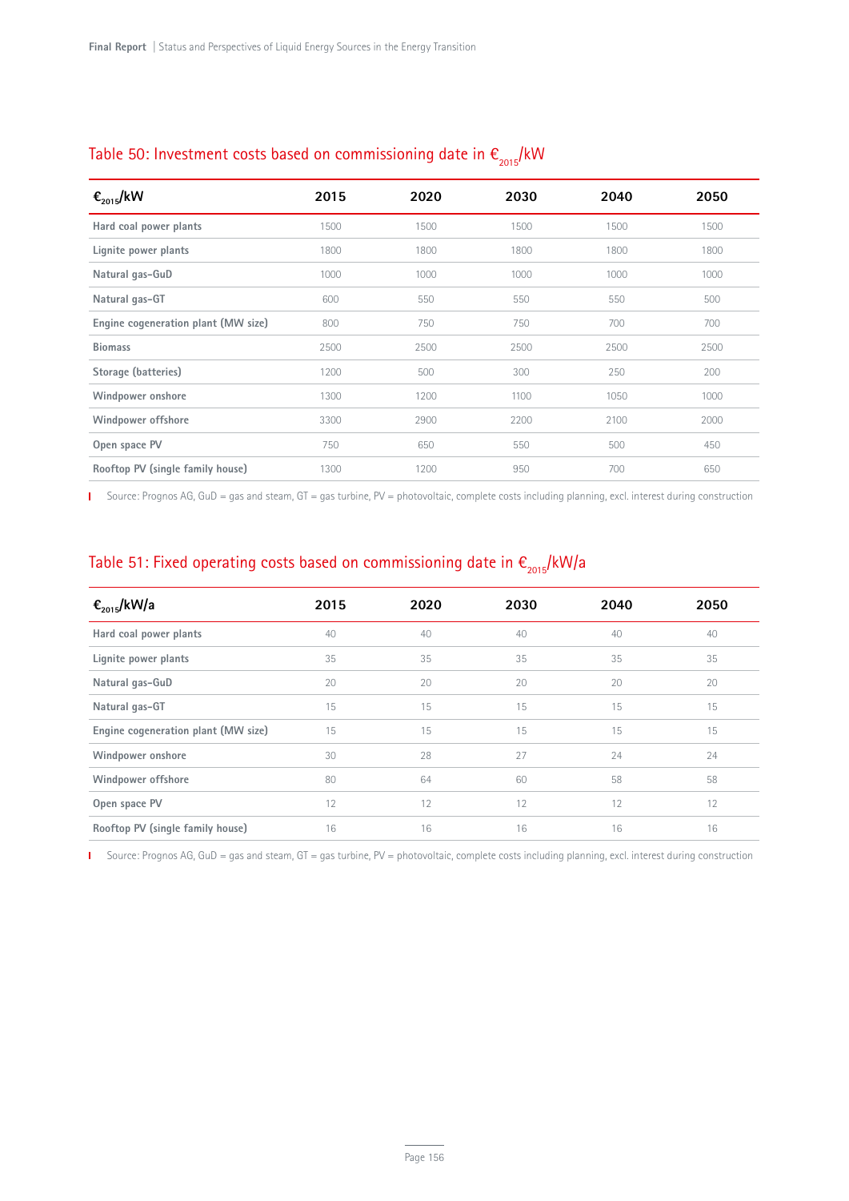## Table 50: Investment costs based on commissioning date in $€_{2015}$/kW

| $€_{2015}$/kW | 2015 | 2020 | 2030 | 2040 | 2050 |
|---|---|---|---|---|---|
| Hard coal power plants | 1500 | 1500 | 1500 | 1500 | 1500 |
| Lignite power plants | 1800 | 1800 | 1800 | 1800 | 1800 |
| Natural gas-GuD | 1000 | 1000 | 1000 | 1000 | 1000 |
| Natural gas-GT | 600 | 550 | 550 | 550 | 500 |
| Engine cogeneration plant (MW size) | 800 | 750 | 750 | 700 | 700 |
| Biomass | 2500 | 2500 | 2500 | 2500 | 2500 |
| Storage (batteries) | 1200 | 500 | 300 | 250 | 200 |
| Windpower onshore | 1300 | 1200 | 1100 | 1050 | 1000 |
| Windpower offshore | 3300 | 2900 | 2200 | 2100 | 2000 |
| Open space PV | 750 | 650 | 550 | 500 | 450 |
| Rooftop PV (single family house) | 1300 | 1200 | 950 | 700 | 650 |

Source: Prognos AG, GuD = gas and steam, GT = gas turbine, PV = photovoltaic, complete costs including planning, excl. interest during construction

## Table 51: Fixed operating costs based on commissioning date in $€_{2015}$/kW/a

| $€_{2015}$/kW/a | 2015 | 2020 | 2030 | 2040 | 2050 |
|---|---|---|---|---|---|
| Hard coal power plants | 40 | 40 | 40 | 40 | 40 |
| Lignite power plants | 35 | 35 | 35 | 35 | 35 |
| Natural gas-GuD | 20 | 20 | 20 | 20 | 20 |
| Natural gas-GT | 15 | 15 | 15 | 15 | 15 |
| Engine cogeneration plant (MW size) | 15 | 15 | 15 | 15 | 15 |
| Windpower onshore | 30 | 28 | 27 | 24 | 24 |
| Windpower offshore | 80 | 64 | 60 | 58 | 58 |
| Open space PV | 12 | 12 | 12 | 12 | 12 |
| Rooftop PV (single family house) | 16 | 16 | 16 | 16 | 16 |

Source: Prognos AG, GuD = gas and steam, GT = gas turbine, PV = photovoltaic, complete costs including planning, excl. interest during construction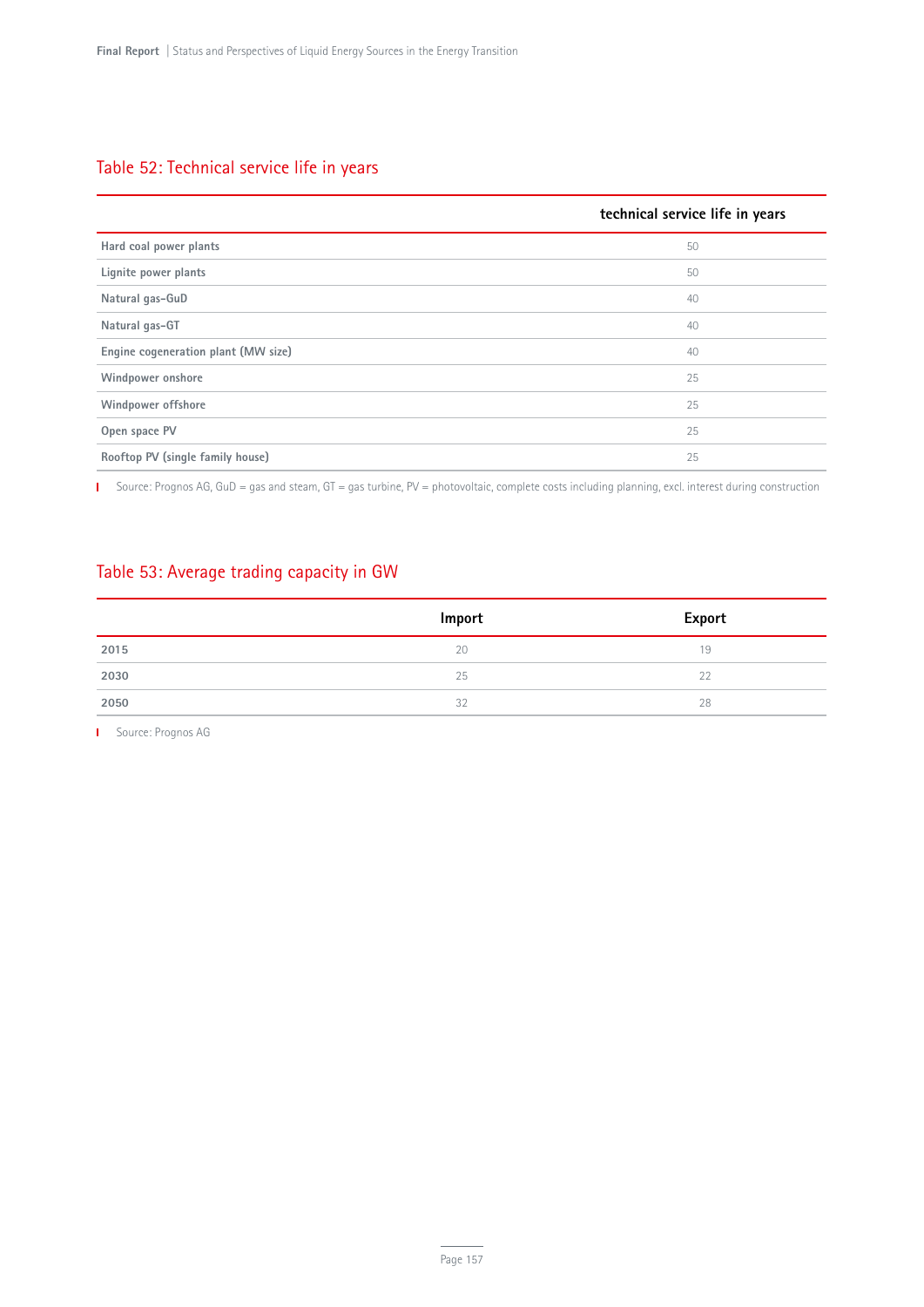## Table 52: Technical service life in years

| | technical service life in years |
|---|---|
| Hard coal power plants | 50 |
| Lignite power plants | 50 |
| Natural gas-GuD | 40 |
| Natural gas-GT | 40 |
| Engine cogeneration plant (MW size) | 40 |
| Windpower onshore | 25 |
| Windpower offshore | 25 |
| Open space PV | 25 |
| Rooftop PV (single family house) | 25 |

Source: Prognos AG, GuD = gas and steam, GT = gas turbine, PV = photovoltaic, complete costs including planning, excl. interest during construction

## Table 53: Average trading capacity in GW

| | Import | Export |
|---|---|---|
| 2015 | 20 | 19 |
| 2030 | 25 | 22 |
| 2050 | 32 | 28 |

Source: Prognos AG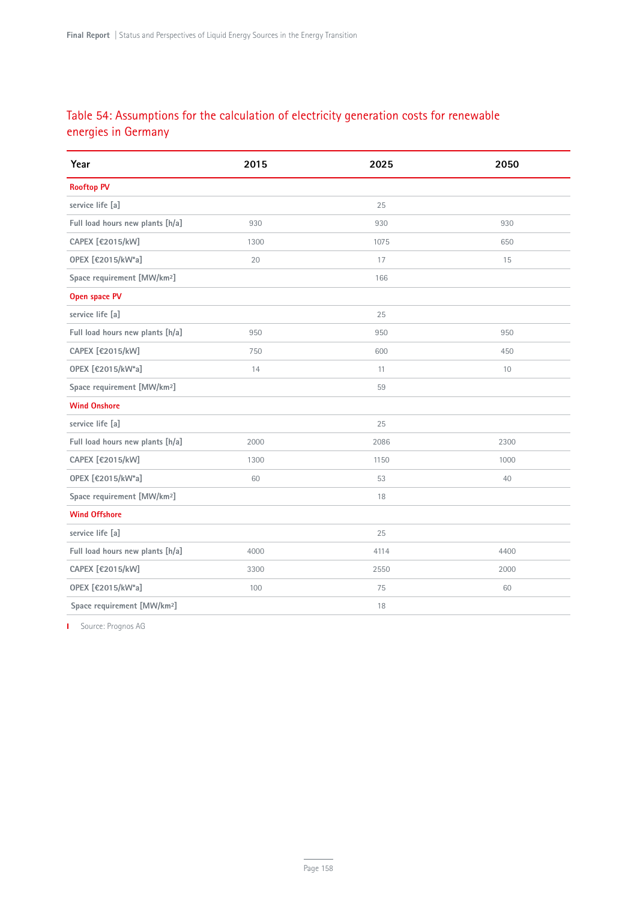## Table 54: Assumptions for the calculation of electricity generation costs for renewable energies in Germany

| Year | 2015 | 2025 | 2050 |
|---|---|---|---|
| **Rooftop PV** | | | |
| service life [a] | | 25 | |
| Full load hours new plants [h/a] | 930 | 930 | 930 |
| CAPEX [€2015/kW] | 1300 | 1075 | 650 |
| OPEX [€2015/kW*a] | 20 | 17 | 15 |
| Space requirement [MW/km²] | | 166 | |
| **Open space PV** | | | |
| service life [a] | | 25 | |
| Full load hours new plants [h/a] | 950 | 950 | 950 |
| CAPEX [€2015/kW] | 750 | 600 | 450 |
| OPEX [€2015/kW*a] | 14 | 11 | 10 |
| Space requirement [MW/km²] | | 59 | |
| **Wind Onshore** | | | |
| service life [a] | | 25 | |
| Full load hours new plants [h/a] | 2000 | 2086 | 2300 |
| CAPEX [€2015/kW] | 1300 | 1150 | 1000 |
| OPEX [€2015/kW*a] | 60 | 53 | 40 |
| Space requirement [MW/km²] | | 18 | |
| **Wind Offshore** | | | |
| service life [a] | | 25 | |
| Full load hours new plants [h/a] | 4000 | 4114 | 4400 |
| CAPEX [€2015/kW] | 3300 | 2550 | 2000 |
| OPEX [€2015/kW*a] | 100 | 75 | 60 |
| Space requirement [MW/km²] | | 18 | |

Source: Prognos AG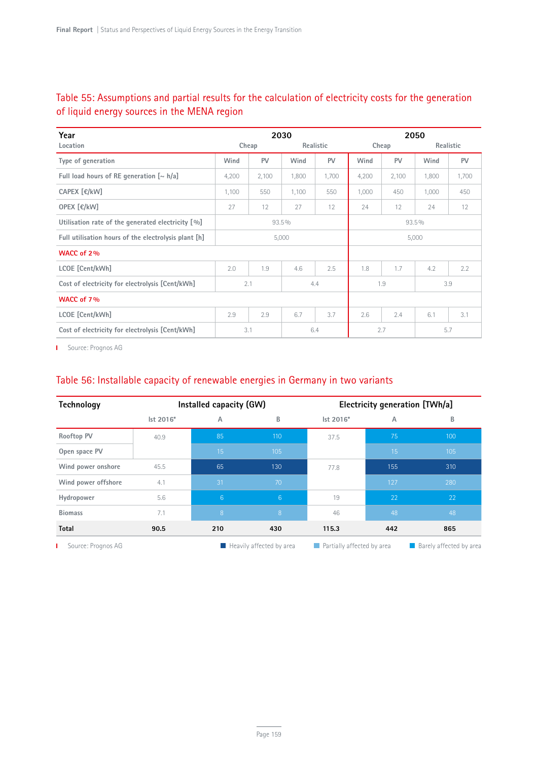### Table 55: Assumptions and partial results for the calculation of electricity costs for the generation of liquid energy sources in the MENA region

| Year | 2030 | | | | 2050 | | | |
|---|---|---|---|---|---|---|---|---|
| Location | Cheap | | Realistic | | Cheap | | Realistic | |
| Type of generation | Wind | PV | Wind | PV | Wind | PV | Wind | PV |
| Full load hours of RE generation [~ h/a] | 4,200 | 2,100 | 1,800 | 1,700 | 4,200 | 2,100 | 1,800 | 1,700 |
| CAPEX [€/kW] | 1,100 | 550 | 1,100 | 550 | 1,000 | 450 | 1,000 | 450 |
| OPEX [€/kW] | 27 | 12 | 27 | 12 | 24 | 12 | 24 | 12 |
| Utilisation rate of the generated electricity [%] | 93.5% | | | | 93.5% | | | |
| Full utilisation hours of the electrolysis plant [h] | 5,000 | | | | 5,000 | | | |
| **WACC of 2%** | | | | | | | | |
| LCOE [Cent/kWh] | 2.0 | 1.9 | 4.6 | 2.5 | 1.8 | 1.7 | 4.2 | 2.2 |
| Cost of electricity for electrolysis [Cent/kWh] | 2.1 | | 4.4 | | 1.9 | | 3.9 | |
| **WACC of 7%** | | | | | | | | |
| LCOE [Cent/kWh] | 2.9 | 2.9 | 6.7 | 3.7 | 2.6 | 2.4 | 6.1 | 3.1 |
| Cost of electricity for electrolysis [Cent/kWh] | 3.1 | | 6.4 | | 2.7 | | 5.7 | |

Source: Prognos AG

### Table 56: Installable capacity of renewable energies in Germany in two variants

| Technology | Installed capacity (GW) | | | Electricity generation [TWh/a] | | |
|---|---|---|---|---|---|---|
| | Ist 2016* | A | B | Ist 2016* | A | B |
| Rooftop PV | 40.9 | 85 | 110 | 37.5 | 75 | 100 |
| Open space PV | | 15 | 105 | | 15 | 105 |
| Wind power onshore | 45.5 | 65 | 130 | 77.8 | 155 | 310 |
| Wind power offshore | 4.1 | 31 | 70 | | 127 | 280 |
| Hydropower | 5.6 | 6 | 6 | 19 | 22 | 22 |
| Biomass | 7.1 | 8 | 8 | 46 | 48 | 48 |
| **Total** | **90.5** | **210** | **430** | **115.3** | **442** | **865** |

Source: Prognos AG

Legend: Heavily affected by area (Wind power onshore) | Partially affected by area (Open space PV, Wind power offshore, Biomass) | Barely affected by area (Rooftop PV, Hydropower)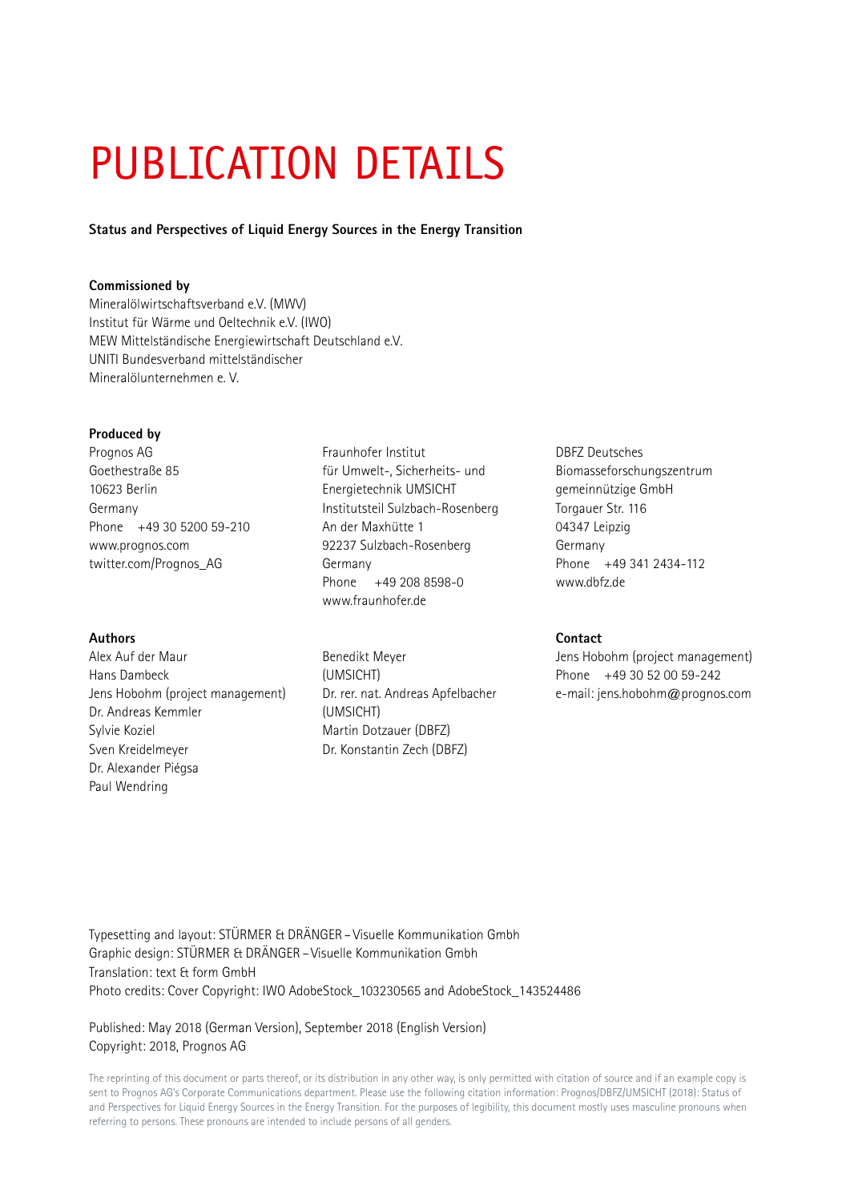# PUBLICATION DETAILS

**Status and Perspectives of Liquid Energy Sources in the Energy Transition**

**Commissioned by**

Mineralölwirtschaftsverband e.V. (MWV)
Institut für Wärme und Oeltechnik e.V. (IWO)
MEW Mittelständische Energiewirtschaft Deutschland e.V.
UNITI Bundesverband mittelständischer
Mineralölunternehmen e. V.

**Produced by**

Prognos AG
Goethestraße 85
10623 Berlin
Germany
Phone +49 30 5200 59-210
www.prognos.com
twitter.com/Prognos_AG

Fraunhofer Institut
für Umwelt-, Sicherheits- und
Energietechnik UMSICHT
Institutsteil Sulzbach-Rosenberg
An der Maxhütte 1
92237 Sulzbach-Rosenberg
Germany
Phone +49 208 8598-0
www.fraunhofer.de

DBFZ Deutsches
Biomasseforschungszentrum
gemeinnützige GmbH
Torgauer Str. 116
04347 Leipzig
Germany
Phone +49 341 2434-112
www.dbfz.de

**Authors**

Alex Auf der Maur
Hans Dambeck
Jens Hobohm (project management)
Dr. Andreas Kemmler
Sylvie Koziel
Sven Kreidelmeyer
Dr. Alexander Piégsa
Paul Wendring

Benedikt Meyer
(UMSICHT)
Dr. rer. nat. Andreas Apfelbacher
(UMSICHT)
Martin Dotzauer (DBFZ)
Dr. Konstantin Zech (DBFZ)

**Contact**

Jens Hobohm (project management)
Phone +49 30 52 00 59-242
e-mail: jens.hobohm@prognos.com

Typesetting and layout: STÜRMER & DRÄNGER – Visuelle Kommunikation Gmbh
Graphic design: STÜRMER & DRÄNGER – Visuelle Kommunikation Gmbh
Translation: text & form GmbH
Photo credits: Cover Copyright: IWO AdobeStock_103230565 and AdobeStock_143524486

Published: May 2018 (German Version), September 2018 (English Version)
Copyright: 2018, Prognos AG

The reprinting of this document or parts thereof, or its distribution in any other way, is only permitted with citation of source and if an example copy is sent to Prognos AG's Corporate Communications department. Please use the following citation information: Prognos/DBFZ/UMSICHT (2018): Status of and Perspectives for Liquid Energy Sources in the Energy Transition. For the purposes of legibility, this document mostly uses masculine pronouns when referring to persons. These pronouns are intended to include persons of all genders.